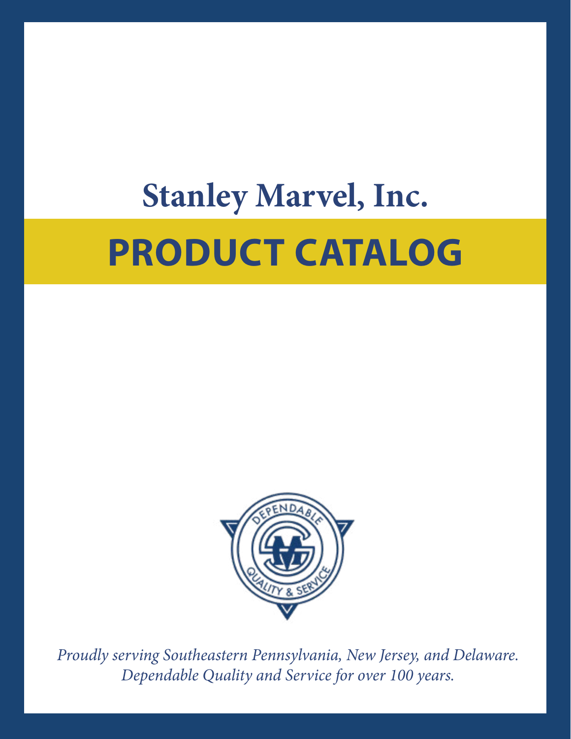# Stanley Marvel, Inc.

# PRODUCT CATALOG

DEPENDABLE QUALITY & SERVICE

*Proudly serving Southeastern Pennsylvania, New Jersey, and Delaware.*
*Dependable Quality and Service for over 100 years.*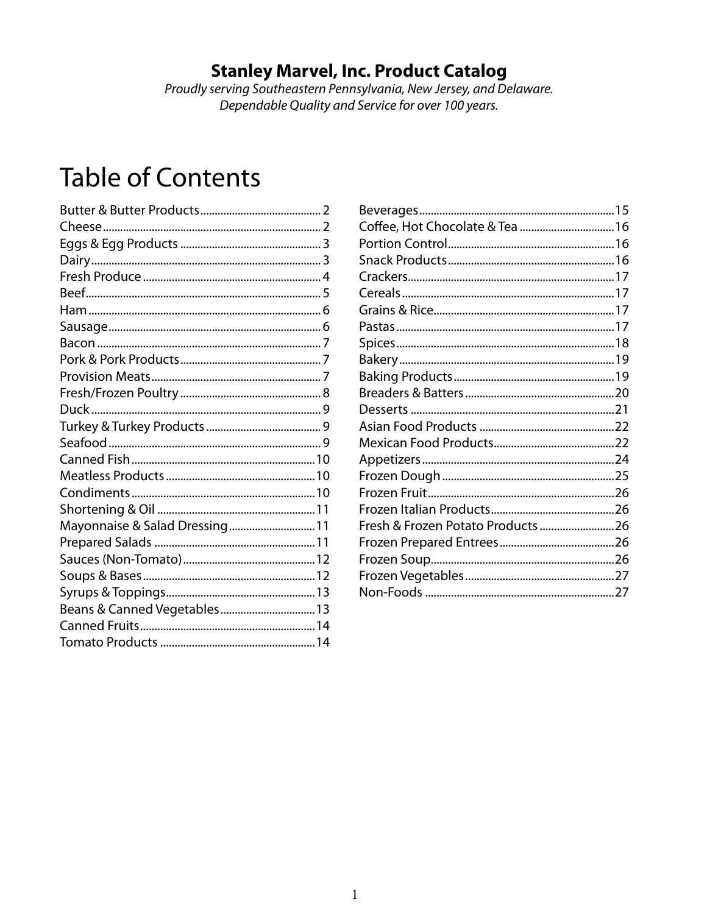**Stanley Marvel, Inc. Product Catalog**

*Proudly serving Southeastern Pennsylvania, New Jersey, and Delaware.*
*Dependable Quality and Service for over 100 years.*

# Table of Contents

| Section | Page |
|---|---|
| Butter & Butter Products | 2 |
| Cheese | 2 |
| Eggs & Egg Products | 3 |
| Dairy | 3 |
| Fresh Produce | 4 |
| Beef | 5 |
| Ham | 6 |
| Sausage | 6 |
| Bacon | 7 |
| Pork & Pork Products | 7 |
| Provision Meats | 7 |
| Fresh/Frozen Poultry | 8 |
| Duck | 9 |
| Turkey & Turkey Products | 9 |
| Seafood | 9 |
| Canned Fish | 10 |
| Meatless Products | 10 |
| Condiments | 10 |
| Shortening & Oil | 11 |
| Mayonnaise & Salad Dressing | 11 |
| Prepared Salads | 11 |
| Sauces (Non-Tomato) | 12 |
| Soups & Bases | 12 |
| Syrups & Toppings | 13 |
| Beans & Canned Vegetables | 13 |
| Canned Fruits | 14 |
| Tomato Products | 14 |
| Beverages | 15 |
| Coffee, Hot Chocolate & Tea | 16 |
| Portion Control | 16 |
| Snack Products | 16 |
| Crackers | 17 |
| Cereals | 17 |
| Grains & Rice | 17 |
| Pastas | 17 |
| Spices | 18 |
| Bakery | 19 |
| Baking Products | 19 |
| Breaders & Batters | 20 |
| Desserts | 21 |
| Asian Food Products | 22 |
| Mexican Food Products | 22 |
| Appetizers | 24 |
| Frozen Dough | 25 |
| Frozen Fruit | 26 |
| Frozen Italian Products | 26 |
| Fresh & Frozen Potato Products | 26 |
| Frozen Prepared Entrees | 26 |
| Frozen Soup | 26 |
| Frozen Vegetables | 27 |
| Non-Foods | 27 |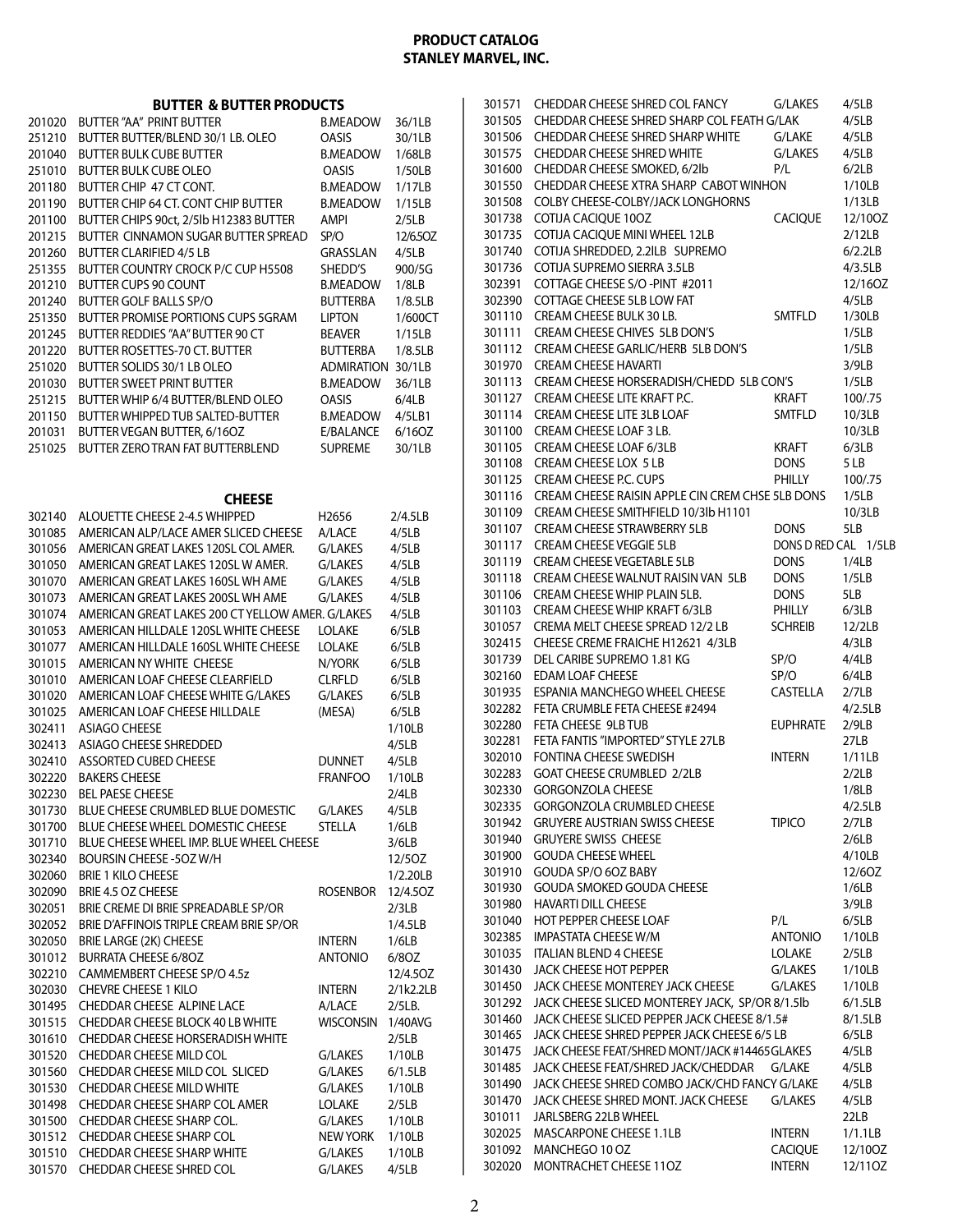# PRODUCT CATALOG
## STANLEY MARVEL, INC.

### BUTTER & BUTTER PRODUCTS

| Code | Description | Brand | Pack |
|---|---|---|---|
| 201020 | BUTTER "AA" PRINT BUTTER | B.MEADOW | 36/1LB |
| 251210 | BUTTER BUTTER/BLEND 30/1 LB. OLEO | OASIS | 30/1LB |
| 201040 | BUTTER BULK CUBE BUTTER | B.MEADOW | 1/68LB |
| 251010 | BUTTER BULK CUBE OLEO | OASIS | 1/50LB |
| 201180 | BUTTER CHIP 47 CT CONT. | B.MEADOW | 1/17LB |
| 201190 | BUTTER CHIP 64 CT. CONT CHIP BUTTER | B.MEADOW | 1/15LB |
| 201100 | BUTTER CHIPS 90ct, 2/5lb H12383 BUTTER | AMPI | 2/5LB |
| 201215 | BUTTER CINNAMON SUGAR BUTTER SPREAD | SP/O | 12/6.5OZ |
| 201260 | BUTTER CLARIFIED 4/5 LB | GRASSLAN | 4/5LB |
| 251355 | BUTTER COUNTRY CROCK P/C CUP H5508 | SHEDD'S | 900/5G |
| 201210 | BUTTER CUPS 90 COUNT | B.MEADOW | 1/8LB |
| 201240 | BUTTER GOLF BALLS SP/O | BUTTERBA | 1/8.5LB |
| 251350 | BUTTER PROMISE PORTIONS CUPS 5GRAM | LIPTON | 1/600CT |
| 201245 | BUTTER REDDIES "AA" BUTTER 90 CT | BEAVER | 1/15LB |
| 201220 | BUTTER ROSETTES-70 CT. BUTTER | BUTTERBA | 1/8.5LB |
| 251020 | BUTTER SOLIDS 30/1 LB OLEO | ADMIRATION | 30/1LB |
| 201030 | BUTTER SWEET PRINT BUTTER | B.MEADOW | 36/1LB |
| 251215 | BUTTER WHIP 6/4 BUTTER/BLEND OLEO | OASIS | 6/4LB |
| 201150 | BUTTER WHIPPED TUB SALTED-BUTTER | B.MEADOW | 4/5LB1 |
| 201031 | BUTTER VEGAN BUTTER, 6/16OZ | E/BALANCE | 6/16OZ |
| 251025 | BUTTER ZERO TRAN FAT BUTTERBLEND | SUPREME | 30/1LB |

### CHEESE

| Code | Description | Brand | Pack |
|---|---|---|---|
| 302140 | ALOUETTE CHEESE 2-4.5 WHIPPED | H2656 | 2/4.5LB |
| 301085 | AMERICAN ALP/LACE AMER SLICED CHEESE | A/LACE | 4/5LB |
| 301056 | AMERICAN GREAT LAKES 120SL COL AMER. | G/LAKES | 4/5LB |
| 301050 | AMERICAN GREAT LAKES 120SL W AMER. | G/LAKES | 4/5LB |
| 301070 | AMERICAN GREAT LAKES 160SL WH AME | G/LAKES | 4/5LB |
| 301073 | AMERICAN GREAT LAKES 200SL WH AME | G/LAKES | 4/5LB |
| 301074 | AMERICAN GREAT LAKES 200 CT YELLOW AMER. G/LAKES | | 4/5LB |
| 301053 | AMERICAN HILLDALE 120SL WHITE CHEESE | LOLAKE | 6/5LB |
| 301077 | AMERICAN HILLDALE 160SL WHITE CHEESE | LOLAKE | 6/5LB |
| 301015 | AMERICAN NY WHITE CHEESE | N/YORK | 6/5LB |
| 301010 | AMERICAN LOAF CHEESE CLEARFIELD | CLRFLD | 6/5LB |
| 301020 | AMERICAN LOAF CHEESE WHITE G/LAKES | G/LAKES | 6/5LB |
| 301025 | AMERICAN LOAF CHEESE HILLDALE | (MESA) | 6/5LB |
| 302411 | ASIAGO CHEESE | | 1/10LB |
| 302413 | ASIAGO CHEESE SHREDDED | | 4/5LB |
| 302410 | ASSORTED CUBED CHEESE | DUNNET | 4/5LB |
| 302220 | BAKERS CHEESE | FRANFOO | 1/10LB |
| 302230 | BEL PAESE CHEESE | | 2/4LB |
| 301730 | BLUE CHEESE CRUMBLED BLUE DOMESTIC | G/LAKES | 4/5LB |
| 301700 | BLUE CHEESE WHEEL DOMESTIC CHEESE | STELLA | 1/6LB |
| 301710 | BLUE CHEESE WHEEL IMP. BLUE WHEEL CHEESE | | 3/6LB |
| 302340 | BOURSIN CHEESE -5OZ W/H | | 12/5OZ |
| 302060 | BRIE 1 KILO CHEESE | | 1/2.20LB |
| 302090 | BRIE 4.5 OZ CHEESE | ROSENBOR | 12/4.5OZ |
| 302051 | BRIE CREME DI BRIE SPREADABLE SP/OR | | 2/3LB |
| 302052 | BRIE D'AFFINOIS TRIPLE CREAM BRIE SP/OR | | 1/4.5LB |
| 302050 | BRIE LARGE (2K) CHEESE | INTERN | 1/6LB |
| 301012 | BURRATA CHEESE 6/8OZ | ANTONIO | 6/8OZ |
| 302210 | CAMMEMBERT CHEESE SP/O 4.5z | | 12/4.5OZ |
| 302030 | CHEVRE CHEESE 1 KILO | INTERN | 2/1k2.2LB |
| 301495 | CHEDDAR CHEESE ALPINE LACE | A/LACE | 2/5LB. |
| 301515 | CHEDDAR CHEESE BLOCK 40 LB WHITE | WISCONSIN | 1/40AVG |
| 301610 | CHEDDAR CHEESE HORSERADISH WHITE | | 2/5LB |
| 301520 | CHEDDAR CHEESE MILD COL | G/LAKES | 1/10LB |
| 301560 | CHEDDAR CHEESE MILD COL SLICED | G/LAKES | 6/1.5LB |
| 301530 | CHEDDAR CHEESE MILD WHITE | G/LAKES | 1/10LB |
| 301498 | CHEDDAR CHEESE SHARP COL AMER | LOLAKE | 2/5LB |
| 301500 | CHEDDAR CHEESE SHARP COL. | G/LAKES | 1/10LB |
| 301512 | CHEDDAR CHEESE SHARP COL | NEW YORK | 1/10LB |
| 301510 | CHEDDAR CHEESE SHARP WHITE | G/LAKES | 1/10LB |
| 301570 | CHEDDAR CHEESE SHRED COL | G/LAKES | 4/5LB |
| 301571 | CHEDDAR CHEESE SHRED COL FANCY | G/LAKES | 4/5LB |
| 301505 | CHEDDAR CHEESE SHRED SHARP COL FEATH G/LAK | | 4/5LB |
| 301506 | CHEDDAR CHEESE SHRED SHARP WHITE | G/LAKE | 4/5LB |
| 301575 | CHEDDAR CHEESE SHRED WHITE | G/LAKES | 4/5LB |
| 301600 | CHEDDAR CHEESE SMOKED, 6/2lb | P/L | 6/2LB |
| 301550 | CHEDDAR CHEESE XTRA SHARP CABOT WINHON | | 1/10LB |
| 301508 | COLBY CHEESE-COLBY/JACK LONGHORNS | | 1/13LB |
| 301738 | COTIJA CACIQUE 10OZ | CACIQUE | 12/10OZ |
| 301735 | COTIJA CACIQUE MINI WHEEL 12LB | | 2/12LB |
| 301740 | COTIJA SHREDDED, 2.2lLB SUPREMO | | 6/2.2LB |
| 301736 | COTIJA SUPREMO SIERRA 3.5LB | | 4/3.5LB |
| 302391 | COTTAGE CHEESE S/O -PINT #2011 | | 12/16OZ |
| 302390 | COTTAGE CHEESE 5LB LOW FAT | | 4/5LB |
| 301110 | CREAM CHEESE BULK 30 LB. | SMTFLD | 1/30LB |
| 301111 | CREAM CHEESE CHIVES 5LB DON'S | | 1/5LB |
| 301112 | CREAM CHEESE GARLIC/HERB 5LB DON'S | | 1/5LB |
| 301970 | CREAM CHEESE HAVARTI | | 3/9LB |
| 301113 | CREAM CHEESE HORSERADISH/CHEDD 5LB CON'S | | 1/5LB |
| 301127 | CREAM CHEESE LITE KRAFT P.C. | KRAFT | 100/.75 |
| 301114 | CREAM CHEESE LITE 3LB LOAF | SMTFLD | 10/3LB |
| 301100 | CREAM CHEESE LOAF 3 LB. | | 10/3LB |
| 301105 | CREAM CHEESE LOAF 6/3LB | KRAFT | 6/3LB |
| 301108 | CREAM CHEESE LOX 5 LB | DONS | 5 LB |
| 301125 | CREAM CHEESE P.C. CUPS | PHILLY | 100/.75 |
| 301116 | CREAM CHEESE RAISIN APPLE CIN CREM CHSE 5LB DONS | | 1/5LB |
| 301109 | CREAM CHEESE SMITHFIELD 10/3lb H1101 | | 10/3LB |
| 301107 | CREAM CHEESE STRAWBERRY 5LB | DONS | 5LB |
| 301117 | CREAM CHEESE VEGGIE 5LB | DONS D RED CAL | 1/5LB |
| 301119 | CREAM CHEESE VEGETABLE 5LB | DONS | 1/4LB |
| 301118 | CREAM CHEESE WALNUT RAISIN VAN 5LB | DONS | 1/5LB |
| 301106 | CREAM CHEESE WHIP PLAIN 5LB. | DONS | 5LB |
| 301103 | CREAM CHEESE WHIP KRAFT 6/3LB | PHILLY | 6/3LB |
| 301057 | CREMA MELT CHEESE SPREAD 12/2 LB | SCHREIB | 12/2LB |
| 302415 | CHEESE CREME FRAICHE H12621 4/3LB | | 4/3LB |
| 301739 | DEL CARIBE SUPREMO 1.81 KG | SP/O | 4/4LB |
| 302160 | EDAM LOAF CHEESE | SP/O | 6/4LB |
| 301935 | ESPANIA MANCHEGO WHEEL CHEESE | CASTELLA | 2/7LB |
| 302282 | FETA CRUMBLE FETA CHEESE #2494 | | 4/2.5LB |
| 302280 | FETA CHEESE 9LB TUB | EUPHRATE | 2/9LB |
| 302281 | FETA FANTIS "IMPORTED" STYLE 27LB | | 27LB |
| 302010 | FONTINA CHEESE SWEDISH | INTERN | 1/11LB |
| 302283 | GOAT CHEESE CRUMBLED 2/2LB | | 2/2LB |
| 302330 | GORGONZOLA CHEESE | | 1/8LB |
| 302335 | GORGONZOLA CRUMBLED CHEESE | | 4/2.5LB |
| 301942 | GRUYERE AUSTRIAN SWISS CHEESE | TIPICO | 2/7LB |
| 301940 | GRUYERE SWISS CHEESE | | 2/6LB |
| 301900 | GOUDA CHEESE WHEEL | | 4/10LB |
| 301910 | GOUDA SP/O 6OZ BABY | | 12/6OZ |
| 301930 | GOUDA SMOKED GOUDA CHEESE | | 1/6LB |
| 301980 | HAVARTI DILL CHEESE | | 3/9LB |
| 301040 | HOT PEPPER CHEESE LOAF | P/L | 6/5LB |
| 302385 | IMPASTATA CHEESE W/M | ANTONIO | 1/10LB |
| 301035 | ITALIAN BLEND 4 CHEESE | LOLAKE | 2/5LB |
| 301430 | JACK CHEESE HOT PEPPER | G/LAKES | 1/10LB |
| 301450 | JACK CHEESE MONTEREY JACK CHEESE | G/LAKES | 1/10LB |
| 301292 | JACK CHEESE SLICED MONTEREY JACK, SP/OR 8/1.5lb | | 6/1.5LB |
| 301460 | JACK CHEESE SLICED PEPPER JACK CHEESE 8/1.5# | | 8/1.5LB |
| 301465 | JACK CHEESE SHRED PEPPER JACK CHEESE 6/5 LB | | 6/5LB |
| 301475 | JACK CHEESE FEAT/SHRED MONT/JACK #14465GLAKES | | 4/5LB |
| 301485 | JACK CHEESE FEAT/SHRED JACK/CHEDDAR | G/LAKE | 4/5LB |
| 301490 | JACK CHEESE SHRED COMBO JACK/CHD FANCY G/LAKE | | 4/5LB |
| 301470 | JACK CHEESE SHRED MONT. JACK CHEESE | G/LAKES | 4/5LB |
| 301011 | JARLSBERG 22LB WHEEL | | 22LB |
| 302025 | MASCARPONE CHEESE 1.1LB | INTERN | 1/1.1LB |
| 301092 | MANCHEGO 10 OZ | CACIQUE | 12/10OZ |
| 302020 | MONTRACHET CHEESE 11OZ | INTERN | 12/11OZ |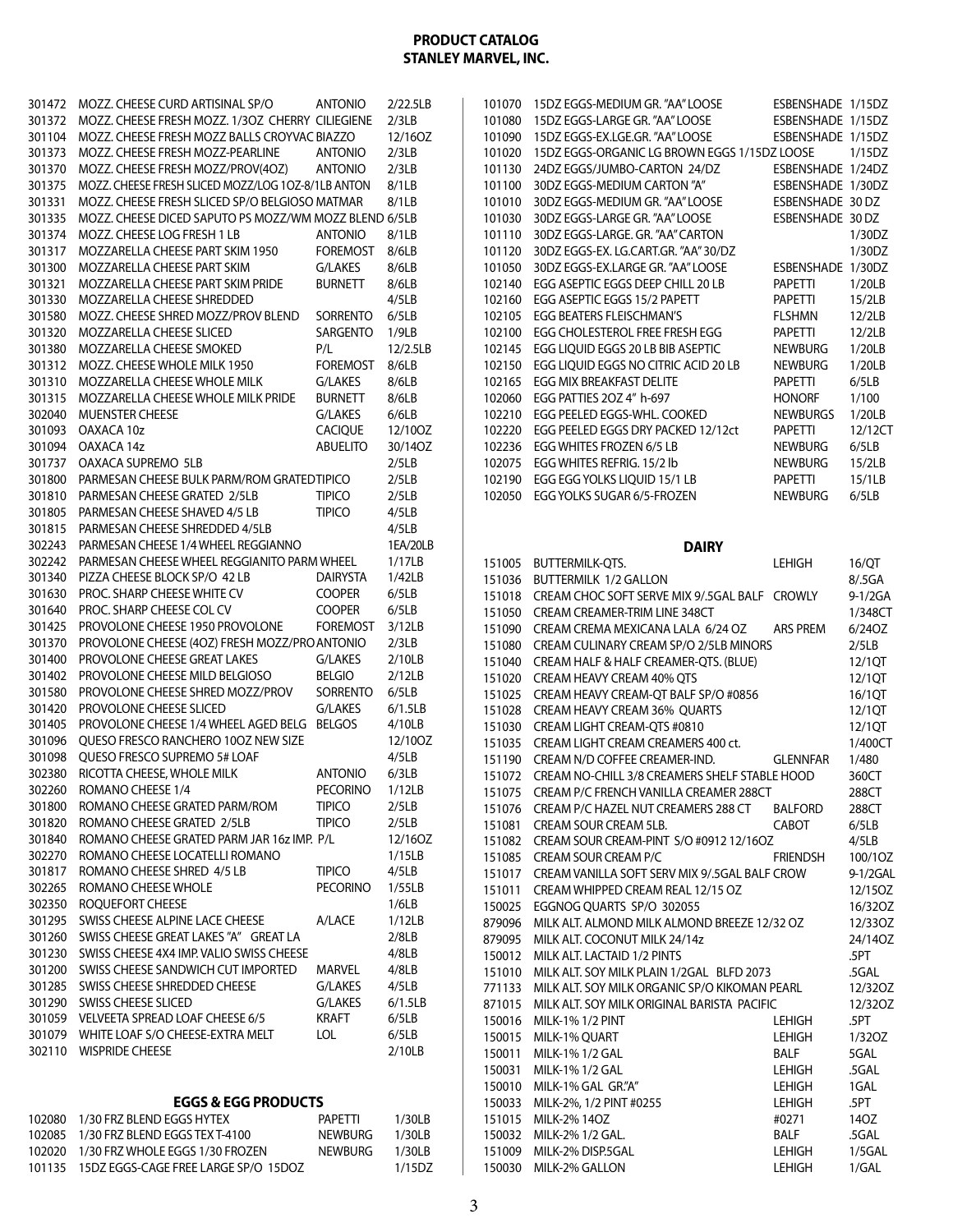# PRODUCT CATALOG
## STANLEY MARVEL, INC.

| Code | Description | Brand | Pack |
|---|---|---|---|
| 301472 | MOZZ. CHEESE CURD ARTISINAL SP/O | ANTONIO | 2/22.5LB |
| 301372 | MOZZ. CHEESE FRESH MOZZ. 1/3OZ CHERRY | CILIEGIENE | 2/3LB |
| 301104 | MOZZ. CHEESE FRESH MOZZ BALLS CROYVAC BIAZZO | | 12/16OZ |
| 301373 | MOZZ. CHEESE FRESH MOZZ-PEARLINE | ANTONIO | 2/3LB |
| 301370 | MOZZ. CHEESE FRESH MOZZ/PROV(4OZ) | ANTONIO | 2/3LB |
| 301375 | MOZZ. CHEESE FRESH SLICED MOZZ/LOG 1OZ-8/1LB ANTON | | 8/1LB |
| 301331 | MOZZ. CHEESE FRESH SLICED SP/O BELGIOSO MATMAR | | 8/1LB |
| 301335 | MOZZ. CHEESE DICED SAPUTO PS MOZZ/WM MOZZ BLEND | | 6/5LB |
| 301374 | MOZZ. CHEESE LOG FRESH 1 LB | ANTONIO | 8/1LB |
| 301317 | MOZZARELLA CHEESE PART SKIM 1950 | FOREMOST | 8/6LB |
| 301300 | MOZZARELLA CHEESE PART SKIM | G/LAKES | 8/6LB |
| 301321 | MOZZARELLA CHEESE PART SKIM PRIDE | BURNETT | 8/6LB |
| 301330 | MOZZARELLA CHEESE SHREDDED | | 4/5LB |
| 301580 | MOZZ. CHEESE SHRED MOZZ/PROV BLEND | SORRENTO | 6/5LB |
| 301320 | MOZZARELLA CHEESE SLICED | SARGENTO | 1/9LB |
| 301380 | MOZZARELLA CHEESE SMOKED | P/L | 12/2.5LB |
| 301312 | MOZZ. CHEESE WHOLE MILK 1950 | FOREMOST | 8/6LB |
| 301310 | MOZZARELLA CHEESE WHOLE MILK | G/LAKES | 8/6LB |
| 301315 | MOZZARELLA CHEESE WHOLE MILK PRIDE | BURNETT | 8/6LB |
| 302040 | MUENSTER CHEESE | G/LAKES | 6/6LB |
| 301093 | OAXACA 10z | CACIQUE | 12/10OZ |
| 301094 | OAXACA 14z | ABUELITO | 30/14OZ |
| 301737 | OAXACA SUPREMO 5LB | | 2/5LB |
| 301800 | PARMESAN CHEESE BULK PARM/ROM GRATED | TIPICO | 2/5LB |
| 301810 | PARMESAN CHEESE GRATED 2/5LB | TIPICO | 2/5LB |
| 301805 | PARMESAN CHEESE SHAVED 4/5 LB | TIPICO | 4/5LB |
| 301815 | PARMESAN CHEESE SHREDDED 4/5LB | | 4/5LB |
| 302243 | PARMESAN CHEESE 1/4 WHEEL REGGIANNO | | 1EA/20LB |
| 302242 | PARMESAN CHEESE WHEEL REGGIANITO PARM WHEEL | | 1/17LB |
| 301340 | PIZZA CHEESE BLOCK SP/O 42 LB | DAIRYSTA | 1/42LB |
| 301630 | PROC. SHARP CHEESE WHITE CV | COOPER | 6/5LB |
| 301640 | PROC. SHARP CHEESE COL CV | COOPER | 6/5LB |
| 301425 | PROVOLONE CHEESE 1950 PROVOLONE | FOREMOST | 3/12LB |
| 301370 | PROVOLONE CHEESE (4OZ) FRESH MOZZ/PRO ANTONIO | | 2/3LB |
| 301400 | PROVOLONE CHEESE GREAT LAKES | G/LAKES | 2/10LB |
| 301402 | PROVOLONE CHEESE MILD BELGIOSO | BELGIO | 2/12LB |
| 301580 | PROVOLONE CHEESE SHRED MOZZ/PROV | SORRENTO | 6/5LB |
| 301420 | PROVOLONE CHEESE SLICED | G/LAKES | 6/1.5LB |
| 301405 | PROVOLONE CHEESE 1/4 WHEEL AGED BELG | BELGOS | 4/10LB |
| 301096 | QUESO FRESCO RANCHERO 10OZ NEW SIZE | | 12/10OZ |
| 301098 | QUESO FRESCO SUPREMO 5# LOAF | | 4/5LB |
| 302380 | RICOTTA CHEESE, WHOLE MILK | ANTONIO | 6/3LB |
| 302260 | ROMANO CHEESE 1/4 | PECORINO | 1/12LB |
| 301800 | ROMANO CHEESE GRATED PARM/ROM | TIPICO | 2/5LB |
| 301820 | ROMANO CHEESE GRATED 2/5LB | TIPICO | 2/5LB |
| 301840 | ROMANO CHEESE GRATED PARM JAR 16z IMP. P/L | | 12/16OZ |
| 302270 | ROMANO CHEESE LOCATELLI ROMANO | | 1/15LB |
| 301817 | ROMANO CHEESE SHRED 4/5 LB | TIPICO | 4/5LB |
| 302265 | ROMANO CHEESE WHOLE | PECORINO | 1/55LB |
| 302350 | ROQUEFORT CHEESE | | 1/6LB |
| 301295 | SWISS CHEESE ALPINE LACE CHEESE | A/LACE | 1/12LB |
| 301260 | SWISS CHEESE GREAT LAKES "A" GREAT LA | | 2/8LB |
| 301230 | SWISS CHEESE 4X4 IMP. VALIO SWISS CHEESE | | 4/8LB |
| 301200 | SWISS CHEESE SANDWICH CUT IMPORTED | MARVEL | 4/8LB |
| 301285 | SWISS CHEESE SHREDDED CHEESE | G/LAKES | 4/5LB |
| 301290 | SWISS CHEESE SLICED | G/LAKES | 6/1.5LB |
| 301059 | VELVEETA SPREAD LOAF CHEESE 6/5 | KRAFT | 6/5LB |
| 301079 | WHITE LOAF S/O CHEESE-EXTRA MELT | LOL | 6/5LB |
| 302110 | WISPRIDE CHEESE | | 2/10LB |

### EGGS & EGG PRODUCTS

| Code | Description | Brand | Pack |
|---|---|---|---|
| 102080 | 1/30 FRZ BLEND EGGS HYTEX | PAPETTI | 1/30LB |
| 102085 | 1/30 FRZ BLEND EGGS TEX T-4100 | NEWBURG | 1/30LB |
| 102020 | 1/30 FRZ WHOLE EGGS 1/30 FROZEN | NEWBURG | 1/30LB |
| 101135 | 15DZ EGGS-CAGE FREE LARGE SP/O 15DOZ | | 1/15DZ |
| 101070 | 15DZ EGGS-MEDIUM GR. "AA" LOOSE | ESBENSHADE | 1/15DZ |
| 101080 | 15DZ EGGS-LARGE GR. "AA" LOOSE | ESBENSHADE | 1/15DZ |
| 101090 | 15DZ EGGS-EX.LGE.GR. "AA" LOOSE | ESBENSHADE | 1/15DZ |
| 101020 | 15DZ EGGS-ORGANIC LG BROWN EGGS 1/15DZ LOOSE | | 1/15DZ |
| 101130 | 24DZ EGGS/JUMBO-CARTON 24/DZ | ESBENSHADE | 1/24DZ |
| 101100 | 30DZ EGGS-MEDIUM CARTON "A" | ESBENSHADE | 1/30DZ |
| 101010 | 30DZ EGGS-MEDIUM GR. "AA" LOOSE | ESBENSHADE | 30 DZ |
| 101030 | 30DZ EGGS-LARGE GR. "AA" LOOSE | ESBENSHADE | 30 DZ |
| 101110 | 30DZ EGGS-LARGE. GR. "AA" CARTON | | 1/30DZ |
| 101120 | 30DZ EGGS-EX. LG.CART.GR. "AA" 30/DZ | | 1/30DZ |
| 101050 | 30DZ EGGS-EX.LARGE GR. "AA" LOOSE | ESBENSHADE | 1/30DZ |
| 102140 | EGG ASEPTIC EGGS DEEP CHILL 20 LB | PAPETTI | 1/20LB |
| 102160 | EGG ASEPTIC EGGS 15/2 PAPETT | PAPETTI | 15/2LB |
| 102105 | EGG BEATERS FLEISCHMAN'S | FLSHMN | 12/2LB |
| 102100 | EGG CHOLESTEROL FREE FRESH EGG | PAPETTI | 12/2LB |
| 102145 | EGG LIQUID EGGS 20 LB BIB ASEPTIC | NEWBURG | 1/20LB |
| 102150 | EGG LIQUID EGGS NO CITRIC ACID 20 LB | NEWBURG | 1/20LB |
| 102165 | EGG MIX BREAKFAST DELITE | PAPETTI | 6/5LB |
| 102060 | EGG PATTIES 2OZ 4" h-697 | HONORF | 1/100 |
| 102210 | EGG PEELED EGGS-WHL. COOKED | NEWBURGS | 1/20LB |
| 102220 | EGG PEELED EGGS DRY PACKED 12/12ct | PAPETTI | 12/12CT |
| 102236 | EGG WHITES FROZEN 6/5 LB | NEWBURG | 6/5LB |
| 102075 | EGG WHITES REFRIG. 15/2 lb | NEWBURG | 15/2LB |
| 102190 | EGG EGG YOLKS LIQUID 15/1 LB | PAPETTI | 15/1LB |
| 102050 | EGG YOLKS SUGAR 6/5-FROZEN | NEWBURG | 6/5LB |

### DAIRY

| Code | Description | Brand | Pack |
|---|---|---|---|
| 151005 | BUTTERMILK-QTS. | LEHIGH | 16/QT |
| 151036 | BUTTERMILK 1/2 GALLON | | 8/.5GA |
| 151018 | CREAM CHOC SOFT SERVE MIX 9/.5GAL BALF | CROWLY | 9-1/2GA |
| 151050 | CREAM CREAMER-TRIM LINE 348CT | | 1/348CT |
| 151090 | CREAM CREMA MEXICANA LALA 6/24 OZ | ARS PREM | 6/24OZ |
| 151080 | CREAM CULINARY CREAM SP/O 2/5LB MINORS | | 2/5LB |
| 151040 | CREAM HALF & HALF CREAMER-QTS. (BLUE) | | 12/1QT |
| 151020 | CREAM HEAVY CREAM 40% QTS | | 12/1QT |
| 151025 | CREAM HEAVY CREAM-QT BALF SP/O #0856 | | 16/1QT |
| 151028 | CREAM HEAVY CREAM 36% QUARTS | | 12/1QT |
| 151030 | CREAM LIGHT CREAM-QTS #0810 | | 12/1QT |
| 151035 | CREAM LIGHT CREAM CREAMERS 400 ct. | | 1/400CT |
| 151190 | CREAM N/D COFFEE CREAMER-IND. | GLENNFAR | 1/480 |
| 151072 | CREAM NO-CHILL 3/8 CREAMERS SHELF STABLE HOOD | | 360CT |
| 151075 | CREAM P/C FRENCH VANILLA CREAMER 288CT | | 288CT |
| 151076 | CREAM P/C HAZEL NUT CREAMERS 288 CT | BALFORD | 288CT |
| 151081 | CREAM SOUR CREAM 5LB. | CABOT | 6/5LB |
| 151082 | CREAM SOUR CREAM-PINT S/O #0912 12/16OZ | | 4/5LB |
| 151085 | CREAM SOUR CREAM P/C | FRIENDSH | 100/1OZ |
| 151017 | CREAM VANILLA SOFT SERV MIX 9/.5GAL BALF CROW | | 9-1/2GAL |
| 151011 | CREAM WHIPPED CREAM REAL 12/15 OZ | | 12/15OZ |
| 150025 | EGGNOG QUARTS SP/O 302055 | | 16/32OZ |
| 879096 | MILK ALT. ALMOND MILK ALMOND BREEZE 12/32 OZ | | 12/33OZ |
| 879095 | MILK ALT. COCONUT MILK 24/14z | | 24/14OZ |
| 150012 | MILK ALT. LACTAID 1/2 PINTS | | .5PT |
| 151010 | MILK ALT. SOY MILK PLAIN 1/2GAL BLFD 2073 | | .5GAL |
| 771133 | MILK ALT. SOY MILK ORGANIC SP/O KIKOMAN PEARL | | 12/32OZ |
| 871015 | MILK ALT. SOY MILK ORIGINAL BARISTA PACIFIC | | 12/32OZ |
| 150016 | MILK-1% 1/2 PINT | LEHIGH | .5PT |
| 150015 | MILK-1% QUART | LEHIGH | 1/32OZ |
| 150011 | MILK-1% 1/2 GAL | BALF | 5GAL |
| 150031 | MILK-1% 1/2 GAL | LEHIGH | .5GAL |
| 150010 | MILK-1% GAL GR."A" | LEHIGH | 1GAL |
| 150033 | MILK-2%, 1/2 PINT #0255 | LEHIGH | .5PT |
| 151015 | MILK-2% 14OZ | #0271 | 14OZ |
| 150032 | MILK-2% 1/2 GAL. | BALF | .5GAL |
| 151009 | MILK-2% DISP.5GAL | LEHIGH | 1/5GAL |
| 150030 | MILK-2% GALLON | LEHIGH | 1/GAL |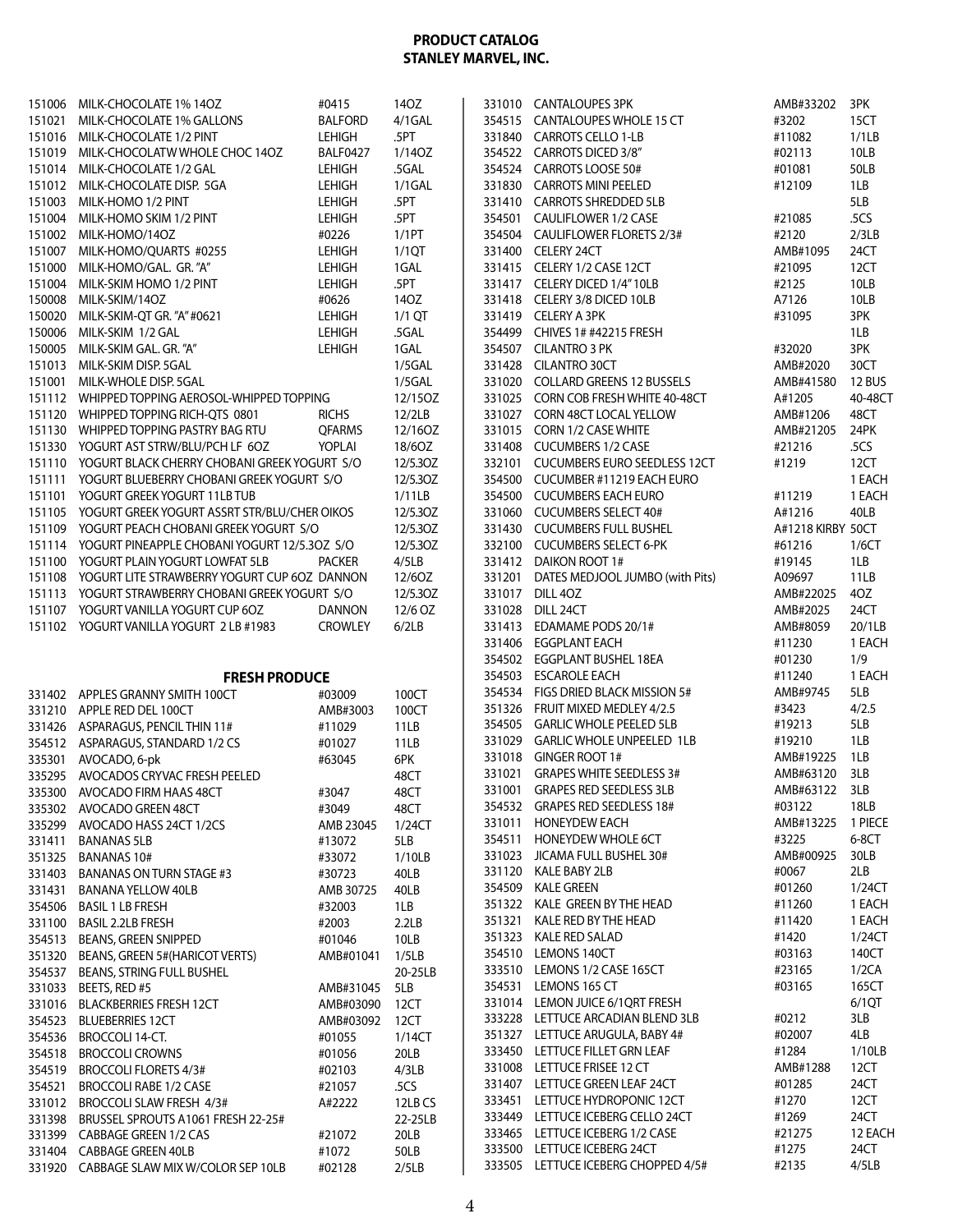# PRODUCT CATALOG
# STANLEY MARVEL, INC.

| | | | |
|---|---|---|---|
| 151006 | MILK-CHOCOLATE 1% 14OZ | #0415 | 14OZ |
| 151021 | MILK-CHOCOLATE 1% GALLONS | BALFORD | 4/1GAL |
| 151016 | MILK-CHOCOLATE 1/2 PINT | LEHIGH | .5PT |
| 151019 | MILK-CHOCOLATW WHOLE CHOC 14OZ | BALF0427 | 1/14OZ |
| 151014 | MILK-CHOCOLATE 1/2 GAL | LEHIGH | .5GAL |
| 151012 | MILK-CHOCOLATE DISP. 5GA | LEHIGH | 1/1GAL |
| 151003 | MILK-HOMO 1/2 PINT | LEHIGH | .5PT |
| 151004 | MILK-HOMO SKIM 1/2 PINT | LEHIGH | .5PT |
| 151002 | MILK-HOMO/14OZ | #0226 | 1/1PT |
| 151007 | MILK-HOMO/QUARTS #0255 | LEHIGH | 1/1QT |
| 151000 | MILK-HOMO/GAL. GR. "A" | LEHIGH | 1GAL |
| 151004 | MILK-SKIM HOMO 1/2 PINT | LEHIGH | .5PT |
| 150008 | MILK-SKIM/14OZ | #0626 | 14OZ |
| 150020 | MILK-SKIM-QT GR. "A" #0621 | LEHIGH | 1/1 QT |
| 150006 | MILK-SKIM 1/2 GAL | LEHIGH | .5GAL |
| 150005 | MILK-SKIM GAL. GR. "A" | LEHIGH | 1GAL |
| 151013 | MILK-SKIM DISP. 5GAL | | 1/5GAL |
| 151001 | MILK-WHOLE DISP. 5GAL | | 1/5GAL |
| 151112 | WHIPPED TOPPING AEROSOL-WHIPPED TOPPING | | 12/15OZ |
| 151120 | WHIPPED TOPPING RICH-QTS 0801 | RICHS | 12/2LB |
| 151130 | WHIPPED TOPPING PASTRY BAG RTU | QFARMS | 12/16OZ |
| 151330 | YOGURT AST STRW/BLU/PCH LF 6OZ | YOPLAI | 18/6OZ |
| 151110 | YOGURT BLACK CHERRY CHOBANI GREEK YOGURT S/O | | 12/5.3OZ |
| 151111 | YOGURT BLUEBERRY CHOBANI GREEK YOGURT S/O | | 12/5.3OZ |
| 151101 | YOGURT GREEK YOGURT 11LB TUB | | 1/11LB |
| 151105 | YOGURT GREEK YOGURT ASSRT STR/BLU/CHER OIKOS | | 12/5.3OZ |
| 151109 | YOGURT PEACH CHOBANI GREEK YOGURT S/O | | 12/5.3OZ |
| 151114 | YOGURT PINEAPPLE CHOBANI YOGURT 12/5.3OZ S/O | | 12/5.3OZ |
| 151100 | YOGURT PLAIN YOGURT LOWFAT 5LB | PACKER | 4/5LB |
| 151108 | YOGURT LITE STRAWBERRY YOGURT CUP 6OZ DANNON | | 12/6OZ |
| 151113 | YOGURT STRAWBERRY CHOBANI GREEK YOGURT S/O | | 12/5.3OZ |
| 151107 | YOGURT VANILLA YOGURT CUP 6OZ | DANNON | 12/6 OZ |
| 151102 | YOGURT VANILLA YOGURT 2 LB #1983 | CROWLEY | 6/2LB |

## FRESH PRODUCE

| | | | |
|---|---|---|---|
| 331402 | APPLES GRANNY SMITH 100CT | #03009 | 100CT |
| 331210 | APPLE RED DEL 100CT | AMB#3003 | 100CT |
| 331426 | ASPARAGUS, PENCIL THIN 11# | #11029 | 11LB |
| 354512 | ASPARAGUS, STANDARD 1/2 CS | #01027 | 11LB |
| 335301 | AVOCADO, 6-pk | #63045 | 6PK |
| 335295 | AVOCADOS CRYVAC FRESH PEELED | | 48CT |
| 335300 | AVOCADO FIRM HAAS 48CT | #3047 | 48CT |
| 335302 | AVOCADO GREEN 48CT | #3049 | 48CT |
| 335299 | AVOCADO HASS 24CT 1/2CS | AMB 23045 | 1/24CT |
| 331411 | BANANAS 5LB | #13072 | 5LB |
| 351325 | BANANAS 10# | #33072 | 1/10LB |
| 331403 | BANANAS ON TURN STAGE #3 | #30723 | 40LB |
| 331431 | BANANA YELLOW 40LB | AMB 30725 | 40LB |
| 354506 | BASIL 1 LB FRESH | #32003 | 1LB |
| 331100 | BASIL 2.2LB FRESH | #2003 | 2.2LB |
| 354513 | BEANS, GREEN SNIPPED | #01046 | 10LB |
| 351320 | BEANS, GREEN 5#(HARICOT VERTS) | AMB#01041 | 1/5LB |
| 354537 | BEANS, STRING FULL BUSHEL | | 20-25LB |
| 331033 | BEETS, RED #5 | AMB#31045 | 5LB |
| 331016 | BLACKBERRIES FRESH 12CT | AMB#03090 | 12CT |
| 354523 | BLUEBERRIES 12CT | AMB#03092 | 12CT |
| 354536 | BROCCOLI 14-CT. | #01055 | 1/14CT |
| 354518 | BROCCOLI CROWNS | #01056 | 20LB |
| 354519 | BROCCOLI FLORETS 4/3# | #02103 | 4/3LB |
| 354521 | BROCCOLI RABE 1/2 CASE | #21057 | .5CS |
| 331012 | BROCCOLI SLAW FRESH 4/3# | A#2222 | 12LB CS |
| 331398 | BRUSSEL SPROUTS A1061 FRESH 22-25# | | 22-25LB |
| 331399 | CABBAGE GREEN 1/2 CAS | #21072 | 20LB |
| 331404 | CABBAGE GREEN 40LB | #1072 | 50LB |
| 331920 | CABBAGE SLAW MIX W/COLOR SEP 10LB | #02128 | 2/5LB |
| 331010 | CANTALOUPES 3PK | AMB#33202 | 3PK |
| 354515 | CANTALOUPES WHOLE 15 CT | #3202 | 15CT |
| 331840 | CARROTS CELLO 1-LB | #11082 | 1/1LB |
| 354522 | CARROTS DICED 3/8" | #02113 | 10LB |
| 354524 | CARROTS LOOSE 50# | #01081 | 50LB |
| 331830 | CARROTS MINI PEELED | #12109 | 1LB |
| 331410 | CARROTS SHREDDED 5LB | | 5LB |
| 354501 | CAULIFLOWER 1/2 CASE | #21085 | .5CS |
| 354504 | CAULIFLOWER FLORETS 2/3# | #2120 | 2/3LB |
| 331400 | CELERY 24CT | AMB#1095 | 24CT |
| 331415 | CELERY 1/2 CASE 12CT | #21095 | 12CT |
| 331417 | CELERY DICED 1/4" 10LB | #2125 | 10LB |
| 331418 | CELERY 3/8 DICED 10LB | A7126 | 10LB |
| 331419 | CELERY A 3PK | #31095 | 3PK |
| 354499 | CHIVES 1# #42215 FRESH | | 1LB |
| 354507 | CILANTRO 3 PK | #32020 | 3PK |
| 331428 | CILANTRO 30CT | AMB#2020 | 30CT |
| 331020 | COLLARD GREENS 12 BUSSELS | AMB#41580 | 12 BUS |
| 331025 | CORN COB FRESH WHITE 40-48CT | A#1205 | 40-48CT |
| 331027 | CORN 48CT LOCAL YELLOW | AMB#1206 | 48CT |
| 331015 | CORN 1/2 CASE WHITE | AMB#21205 | 24PK |
| 331408 | CUCUMBERS 1/2 CASE | #21216 | .5CS |
| 332101 | CUCUMBERS EURO SEEDLESS 12CT | #1219 | 12CT |
| 354500 | CUCUMBER #11219 EACH EURO | | 1 EACH |
| 354500 | CUCUMBERS EACH EURO | #11219 | 1 EACH |
| 331060 | CUCUMBERS SELECT 40# | A#1216 | 40LB |
| 331430 | CUCUMBERS FULL BUSHEL | A#1218 KIRBY | 50CT |
| 332100 | CUCUMBERS SELECT 6-PK | #61216 | 1/6CT |
| 331412 | DAIKON ROOT 1# | #19145 | 1LB |
| 331201 | DATES MEDJOOL JUMBO (with Pits) | A09697 | 11LB |
| 331017 | DILL 4OZ | AMB#22025 | 4OZ |
| 331028 | DILL 24CT | AMB#2025 | 24CT |
| 331413 | EDAMAME PODS 20/1# | AMB#8059 | 20/1LB |
| 331406 | EGGPLANT EACH | #11230 | 1 EACH |
| 354502 | EGGPLANT BUSHEL 18EA | #01230 | 1/9 |
| 354503 | ESCAROLE EACH | #11240 | 1 EACH |
| 354534 | FIGS DRIED BLACK MISSION 5# | AMB#9745 | 5LB |
| 351326 | FRUIT MIXED MEDLEY 4/2.5 | #3423 | 4/2.5 |
| 354505 | GARLIC WHOLE PEELED 5LB | #19213 | 5LB |
| 331029 | GARLIC WHOLE UNPEELED 1LB | #19210 | 1LB |
| 331018 | GINGER ROOT 1# | AMB#19225 | 1LB |
| 331021 | GRAPES WHITE SEEDLESS 3# | AMB#63120 | 3LB |
| 331001 | GRAPES RED SEEDLESS 3LB | AMB#63122 | 3LB |
| 354532 | GRAPES RED SEEDLESS 18# | #03122 | 18LB |
| 331011 | HONEYDEW EACH | AMB#13225 | 1 PIECE |
| 354511 | HONEYDEW WHOLE 6CT | #3225 | 6-8CT |
| 331023 | JICAMA FULL BUSHEL 30# | AMB#00925 | 30LB |
| 331120 | KALE BABY 2LB | #0067 | 2LB |
| 354509 | KALE GREEN | #01260 | 1/24CT |
| 351322 | KALE GREEN BY THE HEAD | #11260 | 1 EACH |
| 351321 | KALE RED BY THE HEAD | #11420 | 1 EACH |
| 351323 | KALE RED SALAD | #1420 | 1/24CT |
| 354510 | LEMONS 140CT | #03163 | 140CT |
| 333510 | LEMONS 1/2 CASE 165CT | #23165 | 1/2CA |
| 354531 | LEMONS 165 CT | #03165 | 165CT |
| 331014 | LEMON JUICE 6/1QRT FRESH | | 6/1QT |
| 333228 | LETTUCE ARCADIAN BLEND 3LB | #0212 | 3LB |
| 351327 | LETTUCE ARUGULA, BABY 4# | #02007 | 4LB |
| 333450 | LETTUCE FILLET GRN LEAF | #1284 | 1/10LB |
| 331008 | LETTUCE FRISEE 12 CT | AMB#1288 | 12CT |
| 331407 | LETTUCE GREEN LEAF 24CT | #01285 | 24CT |
| 333451 | LETTUCE HYDROPONIC 12CT | #1270 | 12CT |
| 333449 | LETTUCE ICEBERG CELLO 24CT | #1269 | 24CT |
| 333465 | LETTUCE ICEBERG 1/2 CASE | #21275 | 12 EACH |
| 333500 | LETTUCE ICEBERG 24CT | #1275 | 24CT |
| 333505 | LETTUCE ICEBERG CHOPPED 4/5# | #2135 | 4/5LB |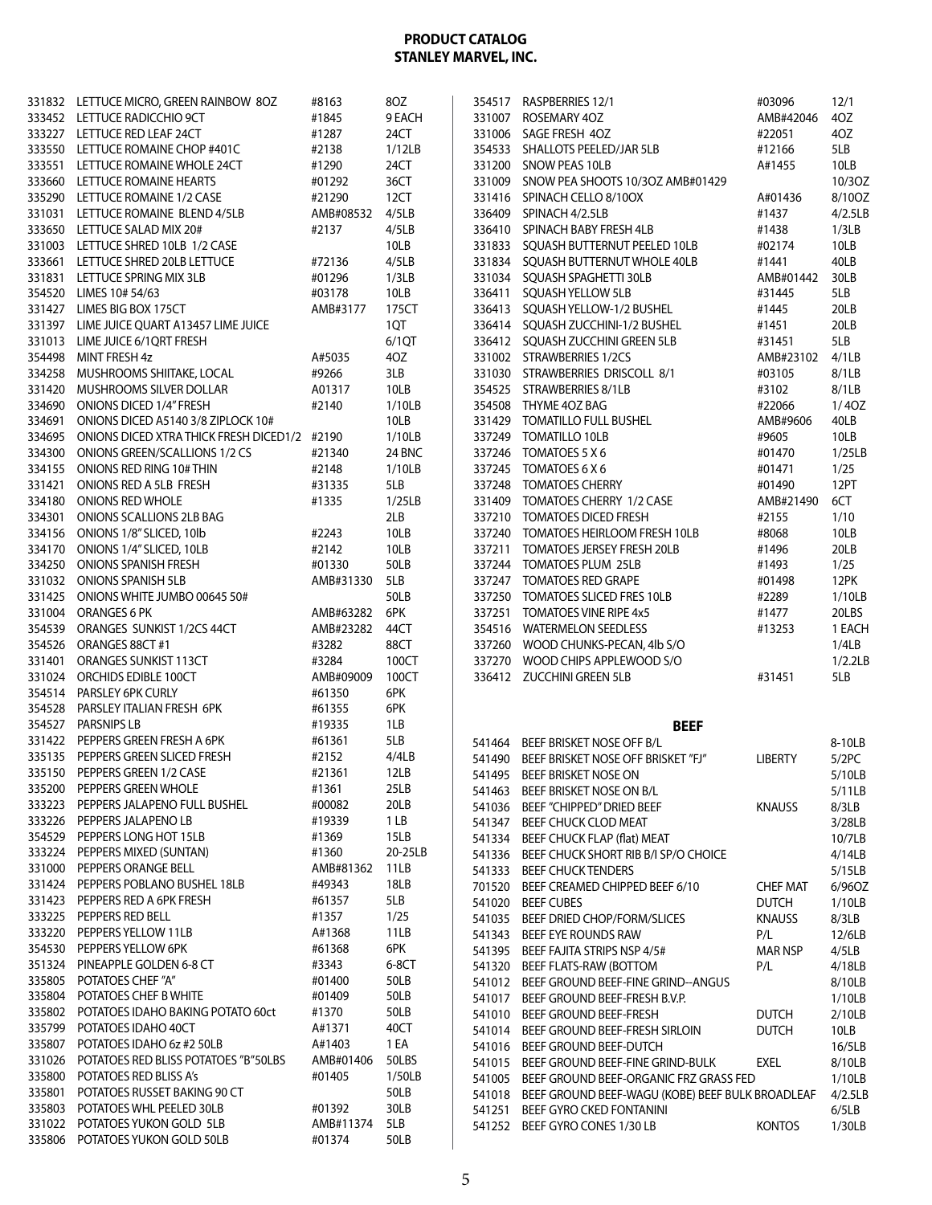# PRODUCT CATALOG
## STANLEY MARVEL, INC.

| | | | |
|---|---|---|---|
| 331832 | LETTUCE MICRO, GREEN RAINBOW 8OZ | #8163 | 8OZ |
| 333452 | LETTUCE RADICCHIO 9CT | #1845 | 9 EACH |
| 333227 | LETTUCE RED LEAF 24CT | #1287 | 24CT |
| 333550 | LETTUCE ROMAINE CHOP #401C | #2138 | 1/12LB |
| 333551 | LETTUCE ROMAINE WHOLE 24CT | #1290 | 24CT |
| 333660 | LETTUCE ROMAINE HEARTS | #01292 | 36CT |
| 335290 | LETTUCE ROMAINE 1/2 CASE | #21290 | 12CT |
| 331031 | LETTUCE ROMAINE BLEND 4/5LB | AMB#08532 | 4/5LB |
| 333650 | LETTUCE SALAD MIX 20# | #2137 | 4/5LB |
| 331003 | LETTUCE SHRED 10LB 1/2 CASE | | 10LB |
| 333661 | LETTUCE SHRED 20LB LETTUCE | #72136 | 4/5LB |
| 331831 | LETTUCE SPRING MIX 3LB | #01296 | 1/3LB |
| 354520 | LIMES 10# 54/63 | #03178 | 10LB |
| 331427 | LIMES BIG BOX 175CT | AMB#3177 | 175CT |
| 331397 | LIME JUICE QUART A13457 LIME JUICE | | 1QT |
| 331013 | LIME JUICE 6/1QRT FRESH | | 6/1QT |
| 354498 | MINT FRESH 4z | A#5035 | 4OZ |
| 334258 | MUSHROOMS SHIITAKE, LOCAL | #9266 | 3LB |
| 331420 | MUSHROOMS SILVER DOLLAR | A01317 | 10LB |
| 334690 | ONIONS DICED 1/4" FRESH | #2140 | 1/10LB |
| 334691 | ONIONS DICED A5140 3/8 ZIPLOCK 10# | | 10LB |
| 334695 | ONIONS DICED XTRA THICK FRESH DICED1/2 | #2190 | 1/10LB |
| 334300 | ONIONS GREEN/SCALLIONS 1/2 CS | #21340 | 24 BNC |
| 334155 | ONIONS RED RING 10# THIN | #2148 | 1/10LB |
| 331421 | ONIONS RED A 5LB FRESH | #31335 | 5LB |
| 334180 | ONIONS RED WHOLE | #1335 | 1/25LB |
| 334301 | ONIONS SCALLIONS 2LB BAG | | 2LB |
| 334156 | ONIONS 1/8" SLICED, 10lb | #2243 | 10LB |
| 334170 | ONIONS 1/4" SLICED, 10LB | #2142 | 10LB |
| 334250 | ONIONS SPANISH FRESH | #01330 | 50LB |
| 331032 | ONIONS SPANISH 5LB | AMB#31330 | 5LB |
| 331425 | ONIONS WHITE JUMBO 00645 50# | | 50LB |
| 331004 | ORANGES 6 PK | AMB#63282 | 6PK |
| 354539 | ORANGES SUNKIST 1/2CS 44CT | AMB#23282 | 44CT |
| 354526 | ORANGES 88CT #1 | #3282 | 88CT |
| 331401 | ORANGES SUNKIST 113CT | #3284 | 100CT |
| 331024 | ORCHIDS EDIBLE 100CT | AMB#09009 | 100CT |
| 354514 | PARSLEY 6PK CURLY | #61350 | 6PK |
| 354528 | PARSLEY ITALIAN FRESH 6PK | #61355 | 6PK |
| 354527 | PARSNIPS LB | #19335 | 1LB |
| 331422 | PEPPERS GREEN FRESH A 6PK | #61361 | 5LB |
| 335135 | PEPPERS GREEN SLICED FRESH | #2152 | 4/4LB |
| 335150 | PEPPERS GREEN 1/2 CASE | #21361 | 12LB |
| 335200 | PEPPERS GREEN WHOLE | #1361 | 25LB |
| 333223 | PEPPERS JALAPENO FULL BUSHEL | #00082 | 20LB |
| 333226 | PEPPERS JALAPENO LB | #19339 | 1 LB |
| 354529 | PEPPERS LONG HOT 15LB | #1369 | 15LB |
| 333224 | PEPPERS MIXED (SUNTAN) | #1360 | 20-25LB |
| 331000 | PEPPERS ORANGE BELL | AMB#81362 | 11LB |
| 331424 | PEPPERS POBLANO BUSHEL 18LB | #49343 | 18LB |
| 331423 | PEPPERS RED A 6PK FRESH | #61357 | 5LB |
| 333225 | PEPPERS RED BELL | #1357 | 1/25 |
| 333220 | PEPPERS YELLOW 11LB | A#1368 | 11LB |
| 354530 | PEPPERS YELLOW 6PK | #61368 | 6PK |
| 351324 | PINEAPPLE GOLDEN 6-8 CT | #3343 | 6-8CT |
| 335805 | POTATOES CHEF "A" | #01400 | 50LB |
| 335804 | POTATOES CHEF B WHITE | #01409 | 50LB |
| 335802 | POTATOES IDAHO BAKING POTATO 60ct | #1370 | 50LB |
| 335799 | POTATOES IDAHO 40CT | A#1371 | 40CT |
| 335807 | POTATOES IDAHO 6z #2 50LB | A#1403 | 1 EA |
| 331026 | POTATOES RED BLISS POTATOES "B"50LBS | AMB#01406 | 50LBS |
| 335800 | POTATOES RED BLISS A's | #01405 | 1/50LB |
| 335801 | POTATOES RUSSET BAKING 90 CT | | 50LB |
| 335803 | POTATOES WHL PEELED 30LB | #01392 | 30LB |
| 331022 | POTATOES YUKON GOLD 5LB | AMB#11374 | 5LB |
| 335806 | POTATOES YUKON GOLD 50LB | #01374 | 50LB |
| 354517 | RASPBERRIES 12/1 | #03096 | 12/1 |
| 331007 | ROSEMARY 4OZ | AMB#42046 | 4OZ |
| 331006 | SAGE FRESH 4OZ | #22051 | 4OZ |
| 354533 | SHALLOTS PEELED/JAR 5LB | #12166 | 5LB |
| 331200 | SNOW PEAS 10LB | A#1455 | 10LB |
| 331009 | SNOW PEA SHOOTS 10/3OZ AMB#01429 | | 10/3OZ |
| 331416 | SPINACH CELLO 8/10OX | A#01436 | 8/10OZ |
| 336409 | SPINACH 4/2.5LB | #1437 | 4/2.5LB |
| 336410 | SPINACH BABY FRESH 4LB | #1438 | 1/3LB |
| 331833 | SQUASH BUTTERNUT PEELED 10LB | #02174 | 10LB |
| 331834 | SQUASH BUTTERNUT WHOLE 40LB | #1441 | 40LB |
| 331034 | SQUASH SPAGHETTI 30LB | AMB#01442 | 30LB |
| 336411 | SQUASH YELLOW 5LB | #31445 | 5LB |
| 336413 | SQUASH YELLOW-1/2 BUSHEL | #1445 | 20LB |
| 336414 | SQUASH ZUCCHINI-1/2 BUSHEL | #1451 | 20LB |
| 336412 | SQUASH ZUCCHINI GREEN 5LB | #31451 | 5LB |
| 331002 | STRAWBERRIES 1/2CS | AMB#23102 | 4/1LB |
| 331030 | STRAWBERRIES DRISCOLL 8/1 | #03105 | 8/1LB |
| 354525 | STRAWBERRIES 8/1LB | #3102 | 8/1LB |
| 354508 | THYME 4OZ BAG | #22066 | 1/ 4OZ |
| 331429 | TOMATILLO FULL BUSHEL | AMB#9606 | 40LB |
| 337249 | TOMATILLO 10LB | #9605 | 10LB |
| 337246 | TOMATOES 5 X 6 | #01470 | 1/25LB |
| 337245 | TOMATOES 6 X 6 | #01471 | 1/25 |
| 337248 | TOMATOES CHERRY | #01490 | 12PT |
| 331409 | TOMATOES CHERRY 1/2 CASE | AMB#21490 | 6CT |
| 337210 | TOMATOES DICED FRESH | #2155 | 1/10 |
| 337240 | TOMATOES HEIRLOOM FRESH 10LB | #8068 | 10LB |
| 337211 | TOMATOES JERSEY FRESH 20LB | #1496 | 20LB |
| 337244 | TOMATOES PLUM 25LB | #1493 | 1/25 |
| 337247 | TOMATOES RED GRAPE | #01498 | 12PK |
| 337250 | TOMATOES SLICED FRES 10LB | #2289 | 1/10LB |
| 337251 | TOMATOES VINE RIPE 4x5 | #1477 | 20LBS |
| 354516 | WATERMELON SEEDLESS | #13253 | 1 EACH |
| 337260 | WOOD CHUNKS-PECAN, 4lb S/O | | 1/4LB |
| 337270 | WOOD CHIPS APPLEWOOD S/O | | 1/2.2LB |
| 336412 | ZUCCHINI GREEN 5LB | #31451 | 5LB |

### BEEF

| | | | |
|---|---|---|---|
| 541464 | BEEF BRISKET NOSE OFF B/L | | 8-10LB |
| 541490 | BEEF BRISKET NOSE OFF BRISKET "FJ" | LIBERTY | 5/2PC |
| 541495 | BEEF BRISKET NOSE ON | | 5/10LB |
| 541463 | BEEF BRISKET NOSE ON B/L | | 5/11LB |
| 541036 | BEEF "CHIPPED" DRIED BEEF | KNAUSS | 8/3LB |
| 541347 | BEEF CHUCK CLOD MEAT | | 3/28LB |
| 541334 | BEEF CHUCK FLAP (flat) MEAT | | 10/7LB |
| 541336 | BEEF CHUCK SHORT RIB B/I SP/O CHOICE | | 4/14LB |
| 541333 | BEEF CHUCK TENDERS | | 5/15LB |
| 701520 | BEEF CREAMED CHIPPED BEEF 6/10 | CHEF MAT | 6/96OZ |
| 541020 | BEEF CUBES | DUTCH | 1/10LB |
| 541035 | BEEF DRIED CHOP/FORM/SLICES | KNAUSS | 8/3LB |
| 541343 | BEEF EYE ROUNDS RAW | P/L | 12/6LB |
| 541395 | BEEF FAJITA STRIPS NSP 4/5# | MAR NSP | 4/5LB |
| 541320 | BEEF FLATS-RAW (BOTTOM | P/L | 4/18LB |
| 541012 | BEEF GROUND BEEF-FINE GRIND--ANGUS | | 8/10LB |
| 541017 | BEEF GROUND BEEF-FRESH B.V.P. | | 1/10LB |
| 541010 | BEEF GROUND BEEF-FRESH | DUTCH | 2/10LB |
| 541014 | BEEF GROUND BEEF-FRESH SIRLOIN | DUTCH | 10LB |
| 541016 | BEEF GROUND BEEF-DUTCH | | 16/5LB |
| 541015 | BEEF GROUND BEEF-FINE GRIND-BULK | EXEL | 8/10LB |
| 541005 | BEEF GROUND BEEF-ORGANIC FRZ GRASS FED | | 1/10LB |
| 541018 | BEEF GROUND BEEF-WAGU (KOBE) BEEF BULK BROADLEAF | | 4/2.5LB |
| 541251 | BEEF GYRO CKED FONTANINI | | 6/5LB |
| 541252 | BEEF GYRO CONES 1/30 LB | KONTOS | 1/30LB |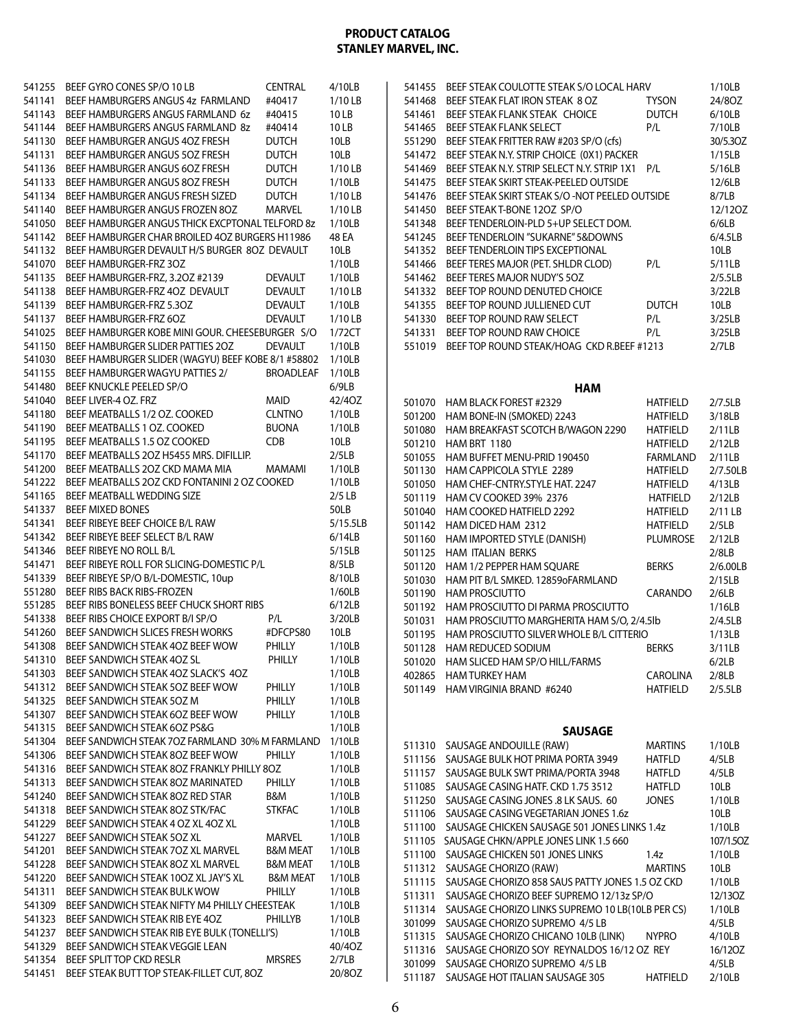# PRODUCT CATALOG
## STANLEY MARVEL, INC.

| Code | Description | Brand | Pack |
|---|---|---|---|
| 541255 | BEEF GYRO CONES SP/O 10 LB | CENTRAL | 4/10LB |
| 541141 | BEEF HAMBURGERS ANGUS 4z FARMLAND | #40417 | 1/10 LB |
| 541143 | BEEF HAMBURGERS ANGUS FARMLAND 6z | #40415 | 10 LB |
| 541144 | BEEF HAMBURGERS ANGUS FARMLAND 8z | #40414 | 10 LB |
| 541130 | BEEF HAMBURGER ANGUS 4OZ FRESH | DUTCH | 10LB |
| 541131 | BEEF HAMBURGER ANGUS 5OZ FRESH | DUTCH | 10LB |
| 541136 | BEEF HAMBURGER ANGUS 6OZ FRESH | DUTCH | 1/10 LB |
| 541133 | BEEF HAMBURGER ANGUS 8OZ FRESH | DUTCH | 1/10LB |
| 541134 | BEEF HAMBURGER ANGUS FRESH SIZED | DUTCH | 1/10 LB |
| 541140 | BEEF HAMBURGER ANGUS FROZEN 8OZ | MARVEL | 1/10 LB |
| 541050 | BEEF HAMBURGER ANGUS THICK EXCPTONAL TELFORD 8z | | 1/10LB |
| 541142 | BEEF HAMBURGER CHAR BROILED 4OZ BURGERS H11986 | | 48 EA |
| 541132 | BEEF HAMBURGER DEVAULT H/S BURGER 8OZ DEVAULT | | 10LB |
| 541070 | BEEF HAMBURGER-FRZ 3OZ | | 1/10LB |
| 541135 | BEEF HAMBURGER-FRZ, 3.2OZ #2139 | DEVAULT | 1/10LB |
| 541138 | BEEF HAMBURGER-FRZ 4OZ DEVAULT | DEVAULT | 1/10 LB |
| 541139 | BEEF HAMBURGER-FRZ 5.3OZ | DEVAULT | 1/10LB |
| 541137 | BEEF HAMBURGER-FRZ 6OZ | DEVAULT | 1/10 LB |
| 541025 | BEEF HAMBURGER KOBE MINI GOUR. CHEESEBURGER S/O | | 1/72CT |
| 541150 | BEEF HAMBURGER SLIDER PATTIES 2OZ | DEVAULT | 1/10LB |
| 541030 | BEEF HAMBURGER SLIDER (WAGYU) BEEF KOBE 8/1 #58802 | | 1/10LB |
| 541155 | BEEF HAMBURGER WAGYU PATTIES 2/ | BROADLEAF | 1/10LB |
| 541480 | BEEF KNUCKLE PEELED SP/O | | 6/9LB |
| 541040 | BEEF LIVER-4 OZ. FRZ | MAID | 42/4OZ |
| 541180 | BEEF MEATBALLS 1/2 OZ. COOKED | CLNTNO | 1/10LB |
| 541190 | BEEF MEATBALLS 1 OZ. COOKED | BUONA | 1/10LB |
| 541195 | BEEF MEATBALLS 1.5 OZ COOKED | CDB | 10LB |
| 541170 | BEEF MEATBALLS 2OZ H5455 MRS. DIFILLIP. | | 2/5LB |
| 541200 | BEEF MEATBALLS 2OZ CKD MAMA MIA | MAMAMI | 1/10LB |
| 541222 | BEEF MEATBALLS 2OZ CKD FONTANINI 2 OZ COOKED | | 1/10LB |
| 541165 | BEEF MEATBALL WEDDING SIZE | | 2/5 LB |
| 541337 | BEEF MIXED BONES | | 50LB |
| 541341 | BEEF RIBEYE BEEF CHOICE B/L RAW | | 5/15.5LB |
| 541342 | BEEF RIBEYE BEEF SELECT B/L RAW | | 6/14LB |
| 541346 | BEEF RIBEYE NO ROLL B/L | | 5/15LB |
| 541471 | BEEF RIBEYE ROLL FOR SLICING-DOMESTIC P/L | | 8/5LB |
| 541339 | BEEF RIBEYE SP/O B/L-DOMESTIC, 10up | | 8/10LB |
| 551280 | BEEF RIBS BACK RIBS-FROZEN | | 1/60LB |
| 551285 | BEEF RIBS BONELESS BEEF CHUCK SHORT RIBS | | 6/12LB |
| 541338 | BEEF RIBS CHOICE EXPORT B/I SP/O | P/L | 3/20LB |
| 541260 | BEEF SANDWICH SLICES FRESH WORKS | #DFCPS80 | 10LB |
| 541308 | BEEF SANDWICH STEAK 4OZ BEEF WOW | PHILLY | 1/10LB |
| 541310 | BEEF SANDWICH STEAK 4OZ SL | PHILLY | 1/10LB |
| 541303 | BEEF SANDWICH STEAK 4OZ SLACK'S 4OZ | | 1/10LB |
| 541312 | BEEF SANDWICH STEAK 5OZ BEEF WOW | PHILLY | 1/10LB |
| 541325 | BEEF SANDWICH STEAK 5OZ M | PHILLY | 1/10LB |
| 541307 | BEEF SANDWICH STEAK 6OZ BEEF WOW | PHILLY | 1/10LB |
| 541315 | BEEF SANDWICH STEAK 6OZ PS&G | | 1/10LB |
| 541304 | BEEF SANDWICH STEAK 7OZ FARMLAND 30% M FARMLAND | | 1/10LB |
| 541306 | BEEF SANDWICH STEAK 8OZ BEEF WOW | PHILLY | 1/10LB |
| 541316 | BEEF SANDWICH STEAK 8OZ FRANKLY PHILLY 8OZ | | 1/10LB |
| 541313 | BEEF SANDWICH STEAK 8OZ MARINATED | PHILLY | 1/10LB |
| 541240 | BEEF SANDWICH STEAK 8OZ RED STAR | B&M | 1/10LB |
| 541318 | BEEF SANDWICH STEAK 8OZ STK/FAC | STKFAC | 1/10LB |
| 541229 | BEEF SANDWICH STEAK 4 OZ XL 4OZ XL | | 1/10LB |
| 541227 | BEEF SANDWICH STEAK 5OZ XL | MARVEL | 1/10LB |
| 541201 | BEEF SANDWICH STEAK 7OZ XL MARVEL | B&M MEAT | 1/10LB |
| 541228 | BEEF SANDWICH STEAK 8OZ XL MARVEL | B&M MEAT | 1/10LB |
| 541220 | BEEF SANDWICH STEAK 10OZ XL JAY'S XL | B&M MEAT | 1/10LB |
| 541311 | BEEF SANDWICH STEAK BULK WOW | PHILLY | 1/10LB |
| 541309 | BEEF SANDWICH STEAK NIFTY M4 PHILLY CHEESTEAK | | 1/10LB |
| 541323 | BEEF SANDWICH STEAK RIB EYE 4OZ | PHILLYB | 1/10LB |
| 541237 | BEEF SANDWICH STEAK RIB EYE BULK (TONELLI'S) | | 1/10LB |
| 541329 | BEEF SANDWICH STEAK VEGGIE LEAN | | 40/4OZ |
| 541354 | BEEF SPLIT TOP CKD RESLR | MRSRES | 2/7LB |
| 541451 | BEEF STEAK BUTT TOP STEAK-FILLET CUT, 8OZ | | 20/8OZ |
| 541455 | BEEF STEAK COULOTTE STEAK S/O LOCAL HARV | | 1/10LB |
| 541468 | BEEF STEAK FLAT IRON STEAK 8 OZ | TYSON | 24/8OZ |
| 541461 | BEEF STEAK FLANK STEAK CHOICE | DUTCH | 6/10LB |
| 541465 | BEEF STEAK FLANK SELECT | P/L | 7/10LB |
| 551290 | BEEF STEAK FRITTER RAW #203 SP/O (cfs) | | 30/5.3OZ |
| 541472 | BEEF STEAK N.Y. STRIP CHOICE (0X1) PACKER | | 1/15LB |
| 541469 | BEEF STEAK N.Y. STRIP SELECT N.Y. STRIP 1X1 | P/L | 5/16LB |
| 541475 | BEEF STEAK SKIRT STEAK-PEELED OUTSIDE | | 12/6LB |
| 541476 | BEEF STEAK SKIRT STEAK S/O -NOT PEELED OUTSIDE | | 8/7LB |
| 541450 | BEEF STEAK T-BONE 12OZ SP/O | | 12/12OZ |
| 541348 | BEEF TENDERLOIN-PLD 5+UP SELECT DOM. | | 6/6LB |
| 541245 | BEEF TENDERLOIN "SUKARNE" 5&DOWNS | | 6/4.5LB |
| 541352 | BEEF TENDERLOIN TIPS EXCEPTIONAL | | 10LB |
| 541466 | BEEF TERES MAJOR (PET. SHLDR CLOD) | P/L | 5/11LB |
| 541462 | BEEF TERES MAJOR NUDY'S 5OZ | | 2/5.5LB |
| 541332 | BEEF TOP ROUND DENUTED CHOICE | | 3/22LB |
| 541355 | BEEF TOP ROUND JULLIENED CUT | DUTCH | 10LB |
| 541330 | BEEF TOP ROUND RAW SELECT | P/L | 3/25LB |
| 541331 | BEEF TOP ROUND RAW CHOICE | P/L | 3/25LB |
| 551019 | BEEF TOP ROUND STEAK/HOAG CKD R.BEEF #1213 | | 2/7LB |

## HAM

| Code | Description | Brand | Pack |
|---|---|---|---|
| 501070 | HAM BLACK FOREST #2329 | HATFIELD | 2/7.5LB |
| 501200 | HAM BONE-IN (SMOKED) 2243 | HATFIELD | 3/18LB |
| 501080 | HAM BREAKFAST SCOTCH B/WAGON 2290 | HATFIELD | 2/11LB |
| 501210 | HAM BRT 1180 | HATFIELD | 2/12LB |
| 501055 | HAM BUFFET MENU-PRID 190450 | FARMLAND | 2/11LB |
| 501130 | HAM CAPPICOLA STYLE 2289 | HATFIELD | 2/7.50LB |
| 501050 | HAM CHEF-CNTRY.STYLE HAT. 2247 | HATFIELD | 4/13LB |
| 501119 | HAM CV COOKED 39% 2376 | HATFIELD | 2/12LB |
| 501040 | HAM COOKED HATFIELD 2292 | HATFIELD | 2/11 LB |
| 501142 | HAM DICED HAM 2312 | HATFIELD | 2/5LB |
| 501160 | HAM IMPORTED STYLE (DANISH) | PLUMROSE | 2/12LB |
| 501125 | HAM ITALIAN BERKS | | 2/8LB |
| 501120 | HAM 1/2 PEPPER HAM SQUARE | BERKS | 2/6.00LB |
| 501030 | HAM PIT B/L SMKED. 12859oFARMLAND | | 2/15LB |
| 501190 | HAM PROSCIUTTO | CARANDO | 2/6LB |
| 501192 | HAM PROSCIUTTO DI PARMA PROSCIUTTO | | 1/16LB |
| 501031 | HAM PROSCIUTTO MARGHERITA HAM S/O, 2/4.5lb | | 2/4.5LB |
| 501195 | HAM PROSCIUTTO SILVER WHOLE B/L CITTERIO | | 1/13LB |
| 501128 | HAM REDUCED SODIUM | BERKS | 3/11LB |
| 501020 | HAM SLICED HAM SP/O HILL/FARMS | | 6/2LB |
| 402865 | HAM TURKEY HAM | CAROLINA | 2/8LB |
| 501149 | HAM VIRGINIA BRAND #6240 | HATFIELD | 2/5.5LB |

## SAUSAGE

| Code | Description | Brand | Pack |
|---|---|---|---|
| 511310 | SAUSAGE ANDOUILLE (RAW) | MARTINS | 1/10LB |
| 511156 | SAUSAGE BULK HOT PRIMA PORTA 3949 | HATFLD | 4/5LB |
| 511157 | SAUSAGE BULK SWT PRIMA/PORTA 3948 | HATFLD | 4/5LB |
| 511085 | SAUSAGE CASING HATF. CKD 1.75 3512 | HATFLD | 10LB |
| 511250 | SAUSAGE CASING JONES .8 LK SAUS. 60 | JONES | 1/10LB |
| 511106 | SAUSAGE CASING VEGETARIAN JONES 1.6z | | 10LB |
| 511100 | SAUSAGE CHICKEN SAUSAGE 501 JONES LINKS 1.4z | | 1/10LB |
| 511105 | SAUSAGE CHKN/APPLE JONES LINK 1.5 660 | | 107/1.5OZ |
| 511100 | SAUSAGE CHICKEN 501 JONES LINKS | 1.4z | 1/10LB |
| 511312 | SAUSAGE CHORIZO (RAW) | MARTINS | 10LB |
| 511115 | SAUSAGE CHORIZO 858 SAUS PATTY JONES 1.5 OZ CKD | | 1/10LB |
| 511311 | SAUSAGE CHORIZO BEEF SUPREMO 12/13z SP/O | | 12/13OZ |
| 511314 | SAUSAGE CHORIZO LINKS SUPREMO 10 LB(10LB PER CS) | | 1/10LB |
| 301099 | SAUSAGE CHORIZO SUPREMO 4/5 LB | | 4/5LB |
| 511315 | SAUSAGE CHORIZO CHICANO 10LB (LINK) | NYPRO | 4/10LB |
| 511316 | SAUSAGE CHORIZO SOY REYNALDOS 16/12 OZ REY | | 16/12OZ |
| 301099 | SAUSAGE CHORIZO SUPREMO 4/5 LB | | 4/5LB |
| 511187 | SAUSAGE HOT ITALIAN SAUSAGE 305 | HATFIELD | 2/10LB |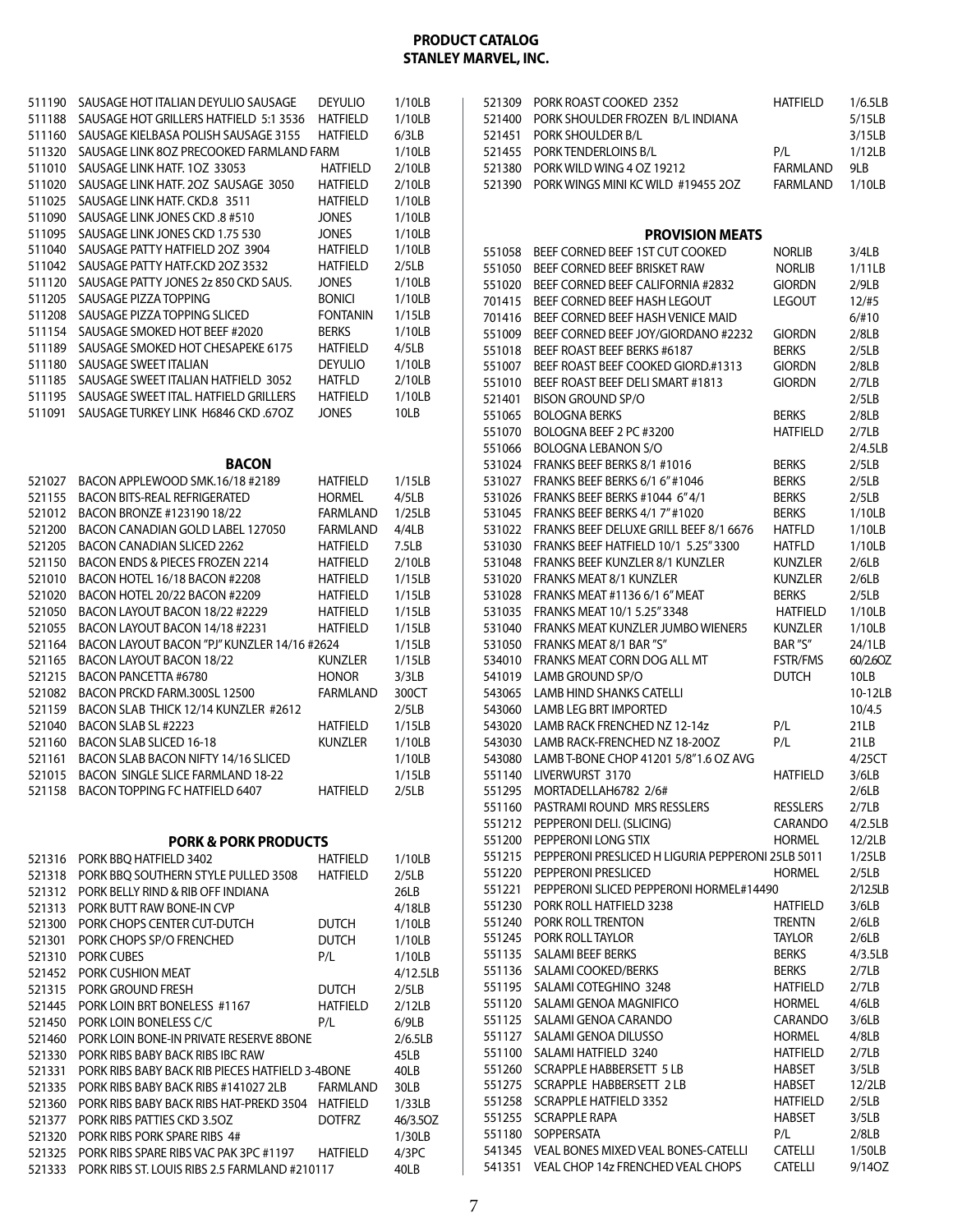# PRODUCT CATALOG
## STANLEY MARVEL, INC.

| | | | |
|---|---|---|---|
| 511190 | SAUSAGE HOT ITALIAN DEYULIO SAUSAGE | DEYULIO | 1/10LB |
| 511188 | SAUSAGE HOT GRILLERS HATFIELD 5:1 3536 | HATFIELD | 1/10LB |
| 511160 | SAUSAGE KIELBASA POLISH SAUSAGE 3155 | HATFIELD | 6/3LB |
| 511320 | SAUSAGE LINK 8OZ PRECOOKED FARMLAND FARM | | 1/10LB |
| 511010 | SAUSAGE LINK HATF. 1OZ 33053 | HATFIELD | 2/10LB |
| 511020 | SAUSAGE LINK HATF. 2OZ SAUSAGE 3050 | HATFIELD | 2/10LB |
| 511025 | SAUSAGE LINK HATF. CKD.8 3511 | HATFIELD | 1/10LB |
| 511090 | SAUSAGE LINK JONES CKD .8 #510 | JONES | 1/10LB |
| 511095 | SAUSAGE LINK JONES CKD 1.75 530 | JONES | 1/10LB |
| 511040 | SAUSAGE PATTY HATFIELD 2OZ 3904 | HATFIELD | 1/10LB |
| 511042 | SAUSAGE PATTY HATF.CKD 2OZ 3532 | HATFIELD | 2/5LB |
| 511120 | SAUSAGE PATTY JONES 2z 850 CKD SAUS. | JONES | 1/10LB |
| 511205 | SAUSAGE PIZZA TOPPING | BONICI | 1/10LB |
| 511208 | SAUSAGE PIZZA TOPPING SLICED | FONTANIN | 1/15LB |
| 511154 | SAUSAGE SMOKED HOT BEEF #2020 | BERKS | 1/10LB |
| 511189 | SAUSAGE SMOKED HOT CHESAPEKE 6175 | HATFIELD | 4/5LB |
| 511180 | SAUSAGE SWEET ITALIAN | DEYULIO | 1/10LB |
| 511185 | SAUSAGE SWEET ITALIAN HATFIELD 3052 | HATFLD | 2/10LB |
| 511195 | SAUSAGE SWEET ITAL. HATFIELD GRILLERS | HATFIELD | 1/10LB |
| 511091 | SAUSAGE TURKEY LINK H6846 CKD .67OZ | JONES | 10LB |

### BACON

| | | | |
|---|---|---|---|
| 521027 | BACON APPLEWOOD SMK.16/18 #2189 | HATFIELD | 1/15LB |
| 521155 | BACON BITS-REAL REFRIGERATED | HORMEL | 4/5LB |
| 521012 | BACON BRONZE #123190 18/22 | FARMLAND | 1/25LB |
| 521200 | BACON CANADIAN GOLD LABEL 127050 | FARMLAND | 4/4LB |
| 521205 | BACON CANADIAN SLICED 2262 | HATFIELD | 7.5LB |
| 521150 | BACON ENDS & PIECES FROZEN 2214 | HATFIELD | 2/10LB |
| 521010 | BACON HOTEL 16/18 BACON #2208 | HATFIELD | 1/15LB |
| 521020 | BACON HOTEL 20/22 BACON #2209 | HATFIELD | 1/15LB |
| 521050 | BACON LAYOUT BACON 18/22 #2229 | HATFIELD | 1/15LB |
| 521055 | BACON LAYOUT BACON 14/18 #2231 | HATFIELD | 1/15LB |
| 521164 | BACON LAYOUT BACON "PJ" KUNZLER 14/16 #2624 | | 1/15LB |
| 521165 | BACON LAYOUT BACON 18/22 | KUNZLER | 1/15LB |
| 521215 | BACON PANCETTA #6780 | HONOR | 3/3LB |
| 521082 | BACON PRCKD FARM.300SL 12500 | FARMLAND | 300CT |
| 521159 | BACON SLAB THICK 12/14 KUNZLER #2612 | | 2/5LB |
| 521040 | BACON SLAB SL #2223 | HATFIELD | 1/15LB |
| 521160 | BACON SLAB SLICED 16-18 | KUNZLER | 1/10LB |
| 521161 | BACON SLAB BACON NIFTY 14/16 SLICED | | 1/10LB |
| 521015 | BACON SINGLE SLICE FARMLAND 18-22 | | 1/15LB |
| 521158 | BACON TOPPING FC HATFIELD 6407 | HATFIELD | 2/5LB |

### PORK & PORK PRODUCTS

| | | | |
|---|---|---|---|
| 521316 | PORK BBQ HATFIELD 3402 | HATFIELD | 1/10LB |
| 521318 | PORK BBQ SOUTHERN STYLE PULLED 3508 | HATFIELD | 2/5LB |
| 521312 | PORK BELLY RIND & RIB OFF INDIANA | | 26LB |
| 521313 | PORK BUTT RAW BONE-IN CVP | | 4/18LB |
| 521300 | PORK CHOPS CENTER CUT-DUTCH | DUTCH | 1/10LB |
| 521301 | PORK CHOPS SP/O FRENCHED | DUTCH | 1/10LB |
| 521310 | PORK CUBES | P/L | 1/10LB |
| 521452 | PORK CUSHION MEAT | | 4/12.5LB |
| 521315 | PORK GROUND FRESH | DUTCH | 2/5LB |
| 521445 | PORK LOIN BRT BONELESS #1167 | HATFIELD | 2/12LB |
| 521450 | PORK LOIN BONELESS C/C | P/L | 6/9LB |
| 521460 | PORK LOIN BONE-IN PRIVATE RESERVE 8BONE | | 2/6.5LB |
| 521330 | PORK RIBS BABY BACK RIBS IBC RAW | | 45LB |
| 521331 | PORK RIBS BABY BACK RIB PIECES HATFIELD 3-4BONE | | 40LB |
| 521335 | PORK RIBS BABY BACK RIBS #141027 2LB | FARMLAND | 30LB |
| 521360 | PORK RIBS BABY BACK RIBS HAT-PREKD 3504 | HATFIELD | 1/33LB |
| 521377 | PORK RIBS PATTIES CKD 3.5OZ | DOTFRZ | 46/3.5OZ |
| 521320 | PORK RIBS PORK SPARE RIBS 4# | | 1/30LB |
| 521325 | PORK RIBS SPARE RIBS VAC PAK 3PC #1197 | HATFIELD | 4/3PC |
| 521333 | PORK RIBS ST. LOUIS RIBS 2.5 FARMLAND #210117 | | 40LB |
| 521309 | PORK ROAST COOKED 2352 | HATFIELD | 1/6.5LB |
| 521400 | PORK SHOULDER FROZEN B/L INDIANA | | 5/15LB |
| 521451 | PORK SHOULDER B/L | | 3/15LB |
| 521455 | PORK TENDERLOINS B/L | P/L | 1/12LB |
| 521380 | PORK WILD WING 4 OZ 19212 | FARMLAND | 9LB |
| 521390 | PORK WINGS MINI KC WILD #19455 2OZ | FARMLAND | 1/10LB |

### PROVISION MEATS

| | | | |
|---|---|---|---|
| 551058 | BEEF CORNED BEEF 1ST CUT COOKED | NORLIB | 3/4LB |
| 551050 | BEEF CORNED BEEF BRISKET RAW | NORLIB | 1/11LB |
| 551020 | BEEF CORNED BEEF CALIFORNIA #2832 | GIORDN | 2/9LB |
| 701415 | BEEF CORNED BEEF HASH LEGOUT | LEGOUT | 12/#5 |
| 701416 | BEEF CORNED BEEF HASH VENICE MAID | | 6/#10 |
| 551009 | BEEF CORNED BEEF JOY/GIORDANO #2232 | GIORDN | 2/8LB |
| 551018 | BEEF ROAST BEEF BERKS #6187 | BERKS | 2/5LB |
| 551007 | BEEF ROAST BEEF COOKED GIORD.#1313 | GIORDN | 2/8LB |
| 551010 | BEEF ROAST BEEF DELI SMART #1813 | GIORDN | 2/7LB |
| 521401 | BISON GROUND SP/O | | 2/5LB |
| 551065 | BOLOGNA BERKS | BERKS | 2/8LB |
| 551070 | BOLOGNA BEEF 2 PC #3200 | HATFIELD | 2/7LB |
| 551066 | BOLOGNA LEBANON S/O | | 2/4.5LB |
| 531024 | FRANKS BEEF BERKS 8/1 #1016 | BERKS | 2/5LB |
| 531027 | FRANKS BEEF BERKS 6/1 6" #1046 | BERKS | 2/5LB |
| 531026 | FRANKS BEEF BERKS #1044 6" 4/1 | BERKS | 2/5LB |
| 531045 | FRANKS BEEF BERKS 4/1 7" #1020 | BERKS | 1/10LB |
| 531022 | FRANKS BEEF DELUXE GRILL BEEF 8/1 6676 | HATFLD | 1/10LB |
| 531030 | FRANKS BEEF HATFIELD 10/1 5.25" 3300 | HATFLD | 1/10LB |
| 531048 | FRANKS BEEF KUNZLER 8/1 KUNZLER | KUNZLER | 2/6LB |
| 531020 | FRANKS MEAT 8/1 KUNZLER | KUNZLER | 2/6LB |
| 531028 | FRANKS MEAT #1136 6/1 6" MEAT | BERKS | 2/5LB |
| 531035 | FRANKS MEAT 10/1 5.25" 3348 | HATFIELD | 1/10LB |
| 531040 | FRANKS MEAT KUNZLER JUMBO WIENERS | KUNZLER | 1/10LB |
| 531050 | FRANKS MEAT 8/1 BAR "S" | BAR "S" | 24/1LB |
| 534010 | FRANKS MEAT CORN DOG ALL MT | FSTR/FMS | 60/2.6OZ |
| 541019 | LAMB GROUND SP/O | DUTCH | 10LB |
| 543065 | LAMB HIND SHANKS CATELLI | | 10-12LB |
| 543060 | LAMB LEG BRT IMPORTED | | 10/4.5 |
| 543020 | LAMB RACK FRENCHED NZ 12-14z | P/L | 21LB |
| 543030 | LAMB RACK-FRENCHED NZ 18-20OZ | P/L | 21LB |
| 543080 | LAMB T-BONE CHOP 41201 5/8" 1.6 OZ AVG | | 4/25CT |
| 551140 | LIVERWURST 3170 | HATFIELD | 3/6LB |
| 551295 | MORTADELLAH6782 2/6# | | 2/6LB |
| 551160 | PASTRAMI ROUND MRS RESSLERS | RESSLERS | 2/7LB |
| 551212 | PEPPERONI DELI. (SLICING) | CARANDO | 4/2.5LB |
| 551200 | PEPPERONI LONG STIX | HORMEL | 12/2LB |
| 551215 | PEPPERONI PRESLICED H LIGURIA PEPPERONI 25LB 5011 | | 1/25LB |
| 551220 | PEPPERONI PRESLICED | HORMEL | 2/5LB |
| 551221 | PEPPERONI SLICED PEPPERONI HORMEL#14490 | | 2/12.5LB |
| 551230 | PORK ROLL HATFIELD 3238 | HATFIELD | 3/6LB |
| 551240 | PORK ROLL TRENTON | TRENTN | 2/6LB |
| 551245 | PORK ROLL TAYLOR | TAYLOR | 2/6LB |
| 551135 | SALAMI BEEF BERKS | BERKS | 4/3.5LB |
| 551136 | SALAMI COOKED/BERKS | BERKS | 2/7LB |
| 551195 | SALAMI COTEGHINO 3248 | HATFIELD | 2/7LB |
| 551120 | SALAMI GENOA MAGNIFICO | HORMEL | 4/6LB |
| 551125 | SALAMI GENOA CARANDO | CARANDO | 3/6LB |
| 551127 | SALAMI GENOA DILUSSO | HORMEL | 4/8LB |
| 551100 | SALAMI HATFIELD 3240 | HATFIELD | 2/7LB |
| 551260 | SCRAPPLE HABBERSETT 5 LB | HABSET | 3/5LB |
| 551275 | SCRAPPLE HABBERSETT 2 LB | HABSET | 12/2LB |
| 551258 | SCRAPPLE HATFIELD 3352 | HATFIELD | 2/5LB |
| 551255 | SCRAPPLE RAPA | HABSET | 3/5LB |
| 551180 | SOPPERSATA | P/L | 2/8LB |
| 541345 | VEAL BONES MIXED VEAL BONES-CATELLI | CATELLI | 1/50LB |
| 541351 | VEAL CHOP 14z FRENCHED VEAL CHOPS | CATELLI | 9/14OZ |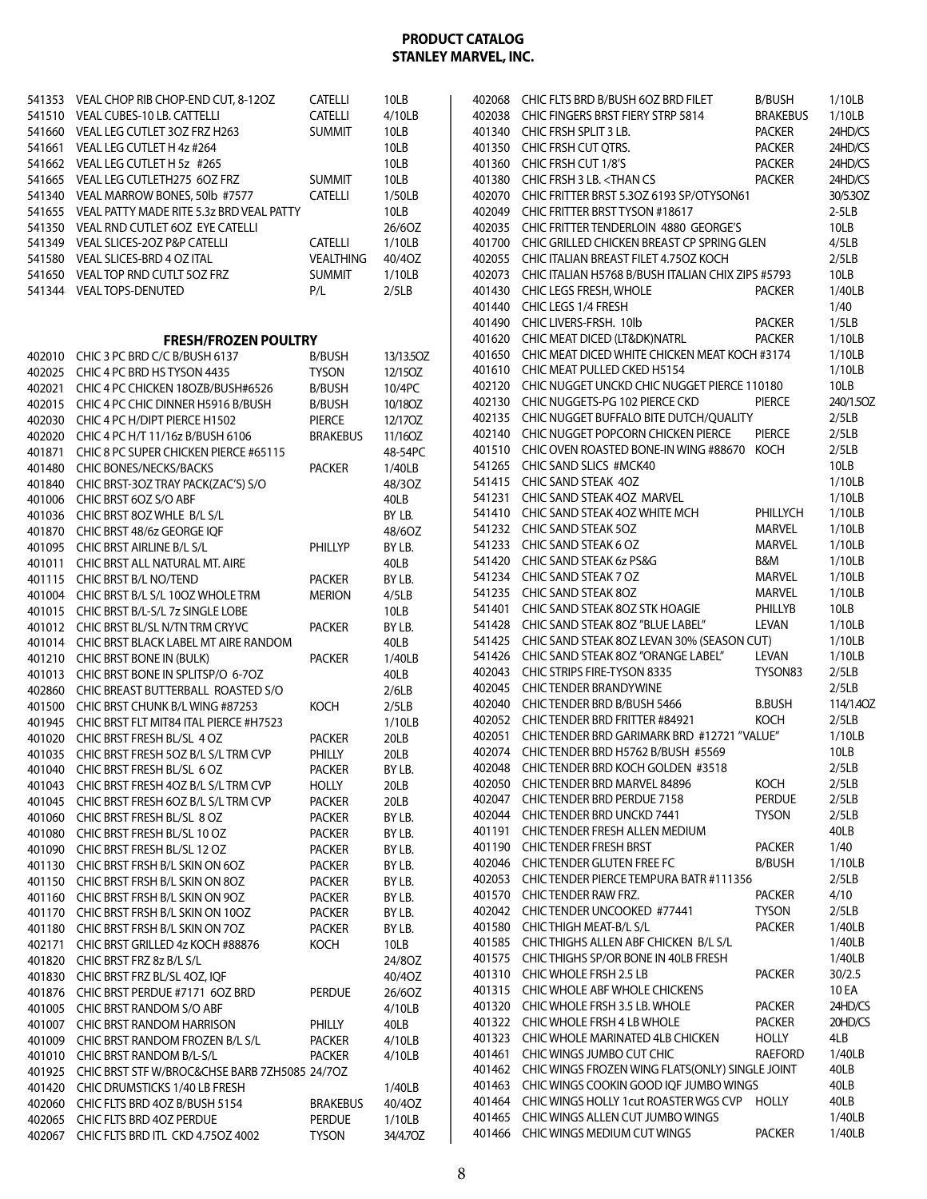# PRODUCT CATALOG
## STANLEY MARVEL, INC.

| Code | Description | Brand | Pack |
|---|---|---|---|
| 541353 | VEAL CHOP RIB CHOP-END CUT, 8-12OZ | CATELLI | 10LB |
| 541510 | VEAL CUBES-10 LB. CATTELLI | CATELLI | 4/10LB |
| 541660 | VEAL LEG CUTLET 3OZ FRZ H263 | SUMMIT | 10LB |
| 541661 | VEAL LEG CUTLET H 4z #264 | | 10LB |
| 541662 | VEAL LEG CUTLET H 5z #265 | | 10LB |
| 541665 | VEAL LEG CUTLETH275 6OZ FRZ | SUMMIT | 10LB |
| 541340 | VEAL MARROW BONES, 50lb #7577 | CATELLI | 1/50LB |
| 541655 | VEAL PATTY MADE RITE 5.3z BRD VEAL PATTY | | 10LB |
| 541350 | VEAL RND CUTLET 6OZ EYE CATELLI | | 26/6OZ |
| 541349 | VEAL SLICES-2OZ P&P CATELLI | CATELLI | 1/10LB |
| 541580 | VEAL SLICES-BRD 4 OZ ITAL | VEALTHING | 40/4OZ |
| 541650 | VEAL TOP RND CUTLT 5OZ FRZ | SUMMIT | 1/10LB |
| 541344 | VEAL TOPS-DENUTED | P/L | 2/5LB |

### FRESH/FROZEN POULTRY

| Code | Description | Brand | Pack |
|---|---|---|---|
| 402010 | CHIC 3 PC BRD C/C B/BUSH 6137 | B/BUSH | 13/13.5OZ |
| 402025 | CHIC 4 PC BRD HS TYSON 4435 | TYSON | 12/15OZ |
| 402021 | CHIC 4 PC CHICKEN 18OZB/BUSH#6526 | B/BUSH | 10/4PC |
| 402015 | CHIC 4 PC CHIC DINNER H5916 B/BUSH | B/BUSH | 10/18OZ |
| 402030 | CHIC 4 PC H/DIPT PIERCE H1502 | PIERCE | 12/17OZ |
| 402020 | CHIC 4 PC H/T 11/16z B/BUSH 6106 | BRAKEBUS | 11/16OZ |
| 401871 | CHIC 8 PC SUPER CHICKEN PIERCE #65115 | | 48-54PC |
| 401480 | CHIC BONES/NECKS/BACKS | PACKER | 1/40LB |
| 401840 | CHIC BRST-3OZ TRAY PACK(ZAC'S) S/O | | 48/3OZ |
| 401006 | CHIC BRST 6OZ S/O ABF | | 40LB |
| 401036 | CHIC BRST 8OZ WHLE B/L S/L | | BY LB. |
| 401870 | CHIC BRST 48/6z GEORGE IQF | | 48/6OZ |
| 401095 | CHIC BRST AIRLINE B/L S/L | PHILLYP | BY LB. |
| 401011 | CHIC BRST ALL NATURAL MT. AIRE | | 40LB |
| 401115 | CHIC BRST B/L NO/TEND | PACKER | BY LB. |
| 401004 | CHIC BRST B/L S/L 10OZ WHOLE TRM | MERION | 4/5LB |
| 401015 | CHIC BRST B/L-S/L 7z SINGLE LOBE | | 10LB |
| 401012 | CHIC BRST BL/SL N/TN TRM CRYVC | PACKER | BY LB. |
| 401014 | CHIC BRST BLACK LABEL MT AIRE RANDOM | | 40LB |
| 401210 | CHIC BRST BONE IN (BULK) | PACKER | 1/40LB |
| 401013 | CHIC BRST BONE IN SPLITSP/O 6-7OZ | | 40LB |
| 402860 | CHIC BREAST BUTTERBALL ROASTED S/O | | 2/6LB |
| 401500 | CHIC BRST CHUNK B/L WING #87253 | KOCH | 2/5LB |
| 401945 | CHIC BRST FLT MIT84 ITAL PIERCE #H7523 | | 1/10LB |
| 401020 | CHIC BRST FRESH BL/SL 4 OZ | PACKER | 20LB |
| 401035 | CHIC BRST FRESH 5OZ B/L S/L TRM CVP | PHILLY | 20LB |
| 401040 | CHIC BRST FRESH BL/SL 6 OZ | PACKER | BY LB. |
| 401043 | CHIC BRST FRESH 4OZ B/L S/L TRM CVP | HOLLY | 20LB |
| 401045 | CHIC BRST FRESH 6OZ B/L S/L TRM CVP | PACKER | 20LB |
| 401060 | CHIC BRST FRESH BL/SL 8 OZ | PACKER | BY LB. |
| 401080 | CHIC BRST FRESH BL/SL 10 OZ | PACKER | BY LB. |
| 401090 | CHIC BRST FRESH BL/SL 12 OZ | PACKER | BY LB. |
| 401130 | CHIC BRST FRSH B/L SKIN ON 6OZ | PACKER | BY LB. |
| 401150 | CHIC BRST FRSH B/L SKIN ON 8OZ | PACKER | BY LB. |
| 401160 | CHIC BRST FRSH B/L SKIN ON 9OZ | PACKER | BY LB. |
| 401170 | CHIC BRST FRSH B/L SKIN ON 10OZ | PACKER | BY LB. |
| 401180 | CHIC BRST FRSH B/L SKIN ON 7OZ | PACKER | BY LB. |
| 402171 | CHIC BRST GRILLED 4z KOCH #88876 | KOCH | 10LB |
| 401820 | CHIC BRST FRZ 8z B/L S/L | | 24/8OZ |
| 401830 | CHIC BRST FRZ BL/SL 4OZ, IQF | | 40/4OZ |
| 401876 | CHIC BRST PERDUE #7171 6OZ BRD | PERDUE | 26/6OZ |
| 401005 | CHIC BRST RANDOM S/O ABF | | 4/10LB |
| 401007 | CHIC BRST RANDOM HARRISON | PHILLY | 40LB |
| 401009 | CHIC BRST RANDOM FROZEN B/L S/L | PACKER | 4/10LB |
| 401010 | CHIC BRST RANDOM B/L-S/L | PACKER | 4/10LB |
| 401925 | CHIC BRST STF W/BROC&CHSE BARB 7ZH5085 24/7OZ | | |
| 401420 | CHIC DRUMSTICKS 1/40 LB FRESH | | 1/40LB |
| 402060 | CHIC FLTS BRD 4OZ B/BUSH 5154 | BRAKEBUS | 40/4OZ |
| 402065 | CHIC FLTS BRD 4OZ PERDUE | PERDUE | 1/10LB |
| 402067 | CHIC FLTS BRD ITL CKD 4.75OZ 4002 | TYSON | 34/4.7OZ |
| 402068 | CHIC FLTS BRD B/BUSH 6OZ BRD FILET | B/BUSH | 1/10LB |
| 402038 | CHIC FINGERS BRST FIERY STRP 5814 | BRAKEBUS | 1/10LB |
| 401340 | CHIC FRSH SPLIT 3 LB. | PACKER | 24HD/CS |
| 401350 | CHIC FRSH CUT QTRS. | PACKER | 24HD/CS |
| 401360 | CHIC FRSH CUT 1/8'S | PACKER | 24HD/CS |
| 401380 | CHIC FRSH 3 LB. <THAN CS | PACKER | 24HD/CS |
| 402070 | CHIC FRITTER BRST 5.3OZ 6193 SP/OTYSON61 | | 30/5.3OZ |
| 402049 | CHIC FRITTER BRST TYSON #18617 | | 2-5LB |
| 402035 | CHIC FRITTER TENDERLOIN 4880 GEORGE'S | | 10LB |
| 401700 | CHIC GRILLED CHICKEN BREAST CP SPRING GLEN | | 4/5LB |
| 402055 | CHIC ITALIAN BREAST FILET 4.75OZ KOCH | | 2/5LB |
| 402073 | CHIC ITALIAN H5768 B/BUSH ITALIAN CHIX ZIPS #5793 | | 10LB |
| 401430 | CHIC LEGS FRESH, WHOLE | PACKER | 1/40LB |
| 401440 | CHIC LEGS 1/4 FRESH | | 1/40 |
| 401490 | CHIC LIVERS-FRSH. 10lb | PACKER | 1/5LB |
| 401620 | CHIC MEAT DICED (LT&DK)NATRL | PACKER | 1/10LB |
| 401650 | CHIC MEAT DICED WHITE CHICKEN MEAT KOCH #3174 | | 1/10LB |
| 401610 | CHIC MEAT PULLED CKED H5154 | | 1/10LB |
| 402120 | CHIC NUGGET UNCKD CHIC NUGGET PIERCE 110180 | | 10LB |
| 402130 | CHIC NUGGETS-PG 102 PIERCE CKD | PIERCE | 240/1.5OZ |
| 402135 | CHIC NUGGET BUFFALO BITE DUTCH/QUALITY | | 2/5LB |
| 402140 | CHIC NUGGET POPCORN CHICKEN PIERCE | PIERCE | 2/5LB |
| 401510 | CHIC OVEN ROASTED BONE-IN WING #88670 | KOCH | 2/5LB |
| 541265 | CHIC SAND SLICS #MCK40 | | 10LB |
| 541415 | CHIC SAND STEAK 4OZ | | 1/10LB |
| 541231 | CHIC SAND STEAK 4OZ MARVEL | | 1/10LB |
| 541410 | CHIC SAND STEAK 4OZ WHITE MCH | PHILLYCH | 1/10LB |
| 541232 | CHIC SAND STEAK 5OZ | MARVEL | 1/10LB |
| 541233 | CHIC SAND STEAK 6 OZ | MARVEL | 1/10LB |
| 541420 | CHIC SAND STEAK 6z PS&G | B&M | 1/10LB |
| 541234 | CHIC SAND STEAK 7 OZ | MARVEL | 1/10LB |
| 541235 | CHIC SAND STEAK 8OZ | MARVEL | 1/10LB |
| 541401 | CHIC SAND STEAK 8OZ STK HOAGIE | PHILLYB | 10LB |
| 541428 | CHIC SAND STEAK 8OZ "BLUE LABEL" | LEVAN | 1/10LB |
| 541425 | CHIC SAND STEAK 8OZ LEVAN 30% (SEASON CUT) | | 1/10LB |
| 541426 | CHIC SAND STEAK 8OZ "ORANGE LABEL" | LEVAN | 1/10LB |
| 402043 | CHIC STRIPS FIRE-TYSON 8335 | TYSON83 | 2/5LB |
| 402045 | CHIC TENDER BRANDYWINE | | 2/5LB |
| 402040 | CHIC TENDER BRD B/BUSH 5466 | B.BUSH | 114/1.4OZ |
| 402052 | CHIC TENDER BRD FRITTER #84921 | KOCH | 2/5LB |
| 402051 | CHIC TENDER BRD GARIMARK BRD #12721 "VALUE" | | 1/10LB |
| 402074 | CHIC TENDER BRD H5762 B/BUSH #5569 | | 10LB |
| 402048 | CHIC TENDER BRD KOCH GOLDEN #3518 | | 2/5LB |
| 402050 | CHIC TENDER BRD MARVEL 84896 | KOCH | 2/5LB |
| 402047 | CHIC TENDER BRD PERDUE 7158 | PERDUE | 2/5LB |
| 402044 | CHIC TENDER BRD UNCKD 7441 | TYSON | 2/5LB |
| 401191 | CHIC TENDER FRESH ALLEN MEDIUM | | 40LB |
| 401190 | CHIC TENDER FRESH BRST | PACKER | 1/40 |
| 402046 | CHIC TENDER GLUTEN FREE FC | B/BUSH | 1/10LB |
| 402053 | CHIC TENDER PIERCE TEMPURA BATR #111356 | | 2/5LB |
| 401570 | CHIC TENDER RAW FRZ. | PACKER | 4/10 |
| 402042 | CHIC TENDER UNCOOKED #77441 | TYSON | 2/5LB |
| 401580 | CHIC THIGH MEAT-B/L S/L | PACKER | 1/40LB |
| 401585 | CHIC THIGHS ALLEN ABF CHICKEN B/L S/L | | 1/40LB |
| 401575 | CHIC THIGHS SP/OR BONE IN 40LB FRESH | | 1/40LB |
| 401310 | CHIC WHOLE FRSH 2.5 LB | PACKER | 30/2.5 |
| 401315 | CHIC WHOLE ABF WHOLE CHICKENS | | 10 EA |
| 401320 | CHIC WHOLE FRSH 3.5 LB. WHOLE | PACKER | 24HD/CS |
| 401322 | CHIC WHOLE FRSH 4 LB WHOLE | PACKER | 20HD/CS |
| 401323 | CHIC WHOLE MARINATED 4LB CHICKEN | HOLLY | 4LB |
| 401461 | CHIC WINGS JUMBO CUT CHIC | RAEFORD | 1/40LB |
| 401462 | CHIC WINGS FROZEN WING FLATS(ONLY) SINGLE JOINT | | 40LB |
| 401463 | CHIC WINGS COOKIN GOOD IQF JUMBO WINGS | | 40LB |
| 401464 | CHIC WINGS HOLLY 1cut ROASTER WGS CVP | HOLLY | 40LB |
| 401465 | CHIC WINGS ALLEN CUT JUMBO WINGS | | 1/40LB |
| 401466 | CHIC WINGS MEDIUM CUT WINGS | PACKER | 1/40LB |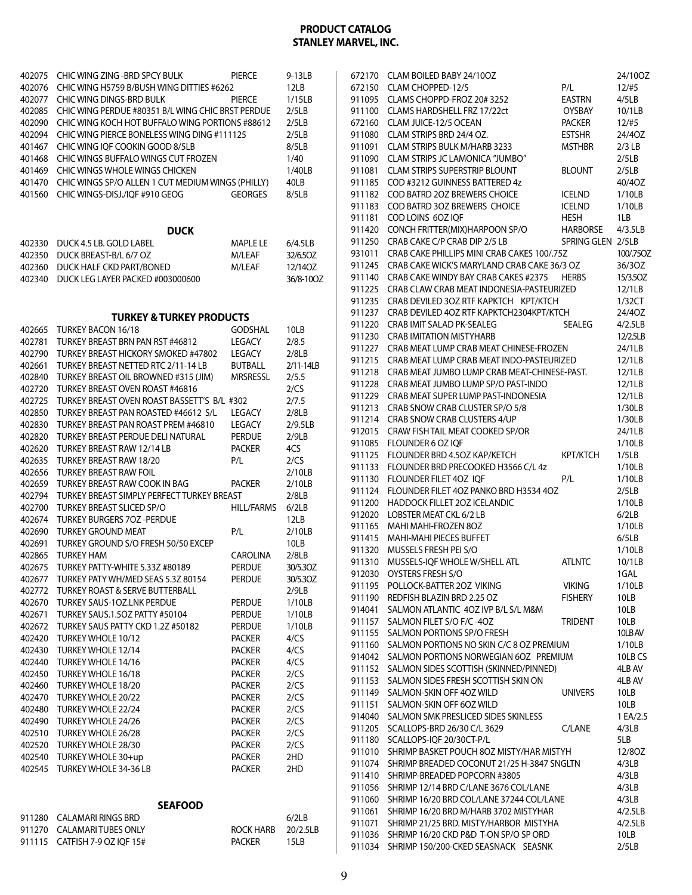# PRODUCT CATALOG
## STANLEY MARVEL, INC.

| Code | Description | Brand | Pack |
|---|---|---|---|
| 402075 | CHIC WING ZING -BRD SPCY BULK | PIERCE | 9-13LB |
| 402076 | CHIC WING H5759 B/BUSH WING DITTIES #6262 | | 12LB |
| 402077 | CHIC WING DINGS-BRD BULK | PIERCE | 1/15LB |
| 402085 | CHIC WING PERDUE #80351 B/L WING CHIC BRST PERDUE | | 2/5LB |
| 402090 | CHIC WING KOCH HOT BUFFALO WING PORTIONS #88612 | | 2/5LB |
| 402094 | CHIC WING PIERCE BONELESS WING DING #111125 | | 2/5LB |
| 401467 | CHIC WING IQF COOKIN GOOD 8/5LB | | 8/5LB |
| 401468 | CHIC WINGS BUFFALO WINGS CUT FROZEN | | 1/40 |
| 401469 | CHIC WINGS WHOLE WINGS CHICKEN | | 1/40LB |
| 401470 | CHIC WINGS SP/O ALLEN 1 CUT MEDIUM WINGS (PHILLY) | | 40LB |
| 401560 | CHIC WINGS-DISJ./IQF #910 GEOG | GEORGES | 8/5LB |

### DUCK

| Code | Description | Brand | Pack |
|---|---|---|---|
| 402330 | DUCK 4.5 LB. GOLD LABEL | MAPLE LE | 6/4.5LB |
| 402350 | DUCK BREAST-B/L 6/7 OZ | M/LEAF | 32/6.5OZ |
| 402360 | DUCK HALF CKD PART/BONED | M/LEAF | 12/14OZ |
| 402340 | DUCK LEG LAYER PACKED #003000600 | | 36/8-10OZ |

### TURKEY & TURKEY PRODUCTS

| Code | Description | Brand | Pack |
|---|---|---|---|
| 402665 | TURKEY BACON 16/18 | GODSHAL | 10LB |
| 402781 | TURKEY BREAST BRN PAN RST #46812 | LEGACY | 2/8.5 |
| 402790 | TURKEY BREAST HICKORY SMOKED #47802 | LEGACY | 2/8LB |
| 402661 | TURKEY BREAST NETTED RTC 2/11-14 LB | BUTBALL | 2/11-14LB |
| 402840 | TURKEY BREAST OIL BROWNED #315 (JIM) | MRSRESSL | 2/5.5 |
| 402720 | TURKEY BREAST OVEN ROAST #46816 | | 2/CS |
| 402725 | TURKEY BREAST OVEN ROAST BASSETT'S B/L #302 | | 2/7.5 |
| 402850 | TURKEY BREAST PAN ROASTED #46612 S/L | LEGACY | 2/8LB |
| 402830 | TURKEY BREAST PAN ROAST PREM #46810 | LEGACY | 2/9.5LB |
| 402820 | TURKEY BREAST PERDUE DELI NATURAL | PERDUE | 2/9LB |
| 402620 | TURKEY BREAST RAW 12/14 LB | PACKER | 4CS |
| 402635 | TURKEY BREAST RAW 18/20 | P/L | 2/CS |
| 402656 | TURKEY BREAST RAW FOIL | | 2/10LB |
| 402659 | TURKEY BREAST RAW COOK IN BAG | PACKER | 2/10LB |
| 402794 | TURKEY BREAST SIMPLY PERFECT TURKEY BREAST | | 2/8LB |
| 402700 | TURKEY BREAST SLICED SP/O | HILL/FARMS | 6/2LB |
| 402674 | TURKEY BURGERS 7OZ -PERDUE | | 12LB |
| 402690 | TURKEY GROUND MEAT | P/L | 2/10LB |
| 402691 | TURKEY GROUND S/O FRESH 50/50 EXCEP | | 10LB |
| 402865 | TURKEY HAM | CAROLINA | 2/8LB |
| 402675 | TURKEY PATTY-WHITE 5.33Z #80189 | PERDUE | 30/5.3OZ |
| 402677 | TURKEY PATY WH/MED SEAS 5.3Z 80154 | PERDUE | 30/5.3OZ |
| 402772 | TURKEY ROAST & SERVE BUTTERBALL | | 2/9LB |
| 402670 | TURKEY SAUS-1OZ.LNK PERDUE | PERDUE | 1/10LB |
| 402671 | TURKEY SAUS.1.5OZ PATTY #50104 | PERDUE | 1/10LB |
| 402672 | TURKEY SAUS PATTY CKD 1.2Z #50182 | PERDUE | 1/10LB |
| 402420 | TURKEY WHOLE 10/12 | PACKER | 4/CS |
| 402430 | TURKEY WHOLE 12/14 | PACKER | 4/CS |
| 402440 | TURKEY WHOLE 14/16 | PACKER | 4/CS |
| 402450 | TURKEY WHOLE 16/18 | PACKER | 2/CS |
| 402460 | TURKEY WHOLE 18/20 | PACKER | 2/CS |
| 402470 | TURKEY WHOLE 20/22 | PACKER | 2/CS |
| 402480 | TURKEY WHOLE 22/24 | PACKER | 2/CS |
| 402490 | TURKEY WHOLE 24/26 | PACKER | 2/CS |
| 402510 | TURKEY WHOLE 26/28 | PACKER | 2/CS |
| 402520 | TURKEY WHOLE 28/30 | PACKER | 2/CS |
| 402540 | TURKEY WHOLE 30+up | PACKER | 2HD |
| 402545 | TURKEY WHOLE 34-36 LB | PACKER | 2HD |

### SEAFOOD

| Code | Description | Brand | Pack |
|---|---|---|---|
| 911280 | CALAMARI RINGS BRD | | 6/2LB |
| 911270 | CALAMARI TUBES ONLY | ROCK HARB | 20/2.5LB |
| 911115 | CATFISH 7-9 OZ IQF 15# | PACKER | 15LB |
| 672170 | CLAM BOILED BABY 24/10OZ | | 24/10OZ |
| 672150 | CLAM CHOPPED-12/5 | P/L | 12/#5 |
| 911095 | CLAMS CHOPPD-FROZ 20# 3252 | EASTRN | 4/5LB |
| 911100 | CLAMS HARDSHELL FRZ 17/22ct | OYSBAY | 10/1LB |
| 672160 | CLAM JUICE-12/5 OCEAN | PACKER | 12/#5 |
| 911080 | CLAM STRIPS BRD 24/4 OZ. | ESTSHR | 24/4OZ |
| 911091 | CLAM STRIPS BULK M/HARB 3233 | MSTHBR | 2/3 LB |
| 911090 | CLAM STRIPS JC LAMONICA "JUMBO" | | 2/5LB |
| 911081 | CLAM STRIPS SUPERSTRIP BLOUNT | BLOUNT | 2/5LB |
| 911185 | COD #3212 GUINNESS BATTERED 4z | | 40/4OZ |
| 911182 | COD BATRD 2OZ BREWERS CHOICE | ICELND | 1/10LB |
| 911183 | COD BATRD 3OZ BREWERS CHOICE | ICELND | 1/10LB |
| 911181 | COD LOINS 6OZ IQF | HESH | 1LB |
| 911420 | CONCH FRITTER(MIX)HARPOON SP/O | HARBORSE | 4/3.5LB |
| 911250 | CRAB CAKE C/P CRAB DIP 2/5 LB | SPRING GLEN | 2/5LB |
| 931011 | CRAB CAKE PHILLIPS MINI CRAB CAKES 100/.75Z | | 100/.75OZ |
| 911245 | CRAB CAKE WICK'S MARYLAND CRAB CAKE 36/3 OZ | | 36/3OZ |
| 911140 | CRAB CAKE WINDY BAY CRAB CAKES #2375 | HERBS | 15/3.5OZ |
| 911225 | CRAB CLAW CRAB MEAT INDONESIA-PASTEURIZED | | 12/1LB |
| 911235 | CRAB DEVILED 3OZ RTF KAPKTCH KPT/KTCH | | 1/32CT |
| 911237 | CRAB DEVILED 4OZ RTF KAPKTCH2304KPT/KTCH | | 24/4OZ |
| 911220 | CRAB IMIT SALAD PK-SEALEG | SEALEG | 4/2.5LB |
| 911230 | CRAB IMITATION MISTYHARB | | 12/2.5LB |
| 911227 | CRAB MEAT LUMP CRAB MEAT CHINESE-FROZEN | | 24/1LB |
| 911215 | CRAB MEAT LUMP CRAB MEAT INDO-PASTEURIZED | | 12/1LB |
| 911218 | CRAB MEAT JUMBO LUMP CRAB MEAT-CHINESE-PAST. | | 12/1LB |
| 911228 | CRAB MEAT JUMBO LUMP SP/O PAST-INDO | | 12/1LB |
| 911229 | CRAB MEAT SUPER LUMP PAST-INDONESIA | | 12/1LB |
| 911213 | CRAB SNOW CRAB CLUSTER SP/O 5/8 | | 1/30LB |
| 911214 | CRAB SNOW CRAB CLUSTERS 4/UP | | 1/30LB |
| 912015 | CRAW FISH TAIL MEAT COOKED SP/OR | | 24/1LB |
| 911085 | FLOUNDER 6 OZ IQF | | 1/10LB |
| 911125 | FLOUNDER BRD 4.5OZ KAP/KETCH | KPT/KTCH | 1/5LB |
| 911133 | FLOUNDER BRD PRECOOKED H3566 C/L 4z | | 1/10LB |
| 911130 | FLOUNDER FILET 4OZ IQF | P/L | 1/10LB |
| 911124 | FLOUNDER FILET 4OZ PANKO BRD H3534 4OZ | | 2/5LB |
| 911200 | HADDOCK FILLET 2OZ ICELANDIC | | 1/10LB |
| 912020 | LOBSTER MEAT CKL 6/2 LB | | 6/2LB |
| 911165 | MAHI MAHI-FROZEN 8OZ | | 1/10LB |
| 911415 | MAHI-MAHI PIECES BUFFET | | 6/5LB |
| 911320 | MUSSELS FRESH PEI S/O | | 1/10LB |
| 911310 | MUSSELS-IQF WHOLE W/SHELL ATL | ATLNTC | 10/1LB |
| 912030 | OYSTERS FRESH S/O | | 1GAL |
| 911195 | POLLOCK-BATTER 2OZ VIKING | VIKING | 1/10LB |
| 911190 | REDFISH BLAZIN BRD 2.25 OZ | FISHERY | 10LB |
| 914041 | SALMON ATLANTIC 4OZ IVP B/L S/L M&M | | 10LB |
| 911157 | SALMON FILET S/O F/C -4OZ | TRIDENT | 10LB |
| 911155 | SALMON PORTIONS SP/O FRESH | | 10LB AV |
| 911160 | SALMON PORTIONS NO SKIN C/C 8 OZ PREMIUM | | 1/10LB |
| 914042 | SALMON PORTIONS NORWEGIAN 6OZ PREMIUM | | 10LB CS |
| 911152 | SALMON SIDES SCOTTISH (SKINNED/PINNED) | | 4LB AV |
| 911153 | SALMON SIDES FRESH SCOTTISH SKIN ON | | 4LB AV |
| 911149 | SALMON-SKIN OFF 4OZ WILD | UNIVERS | 10LB |
| 911151 | SALMON-SKIN OFF 6OZ WILD | | 10LB |
| 914040 | SALMON SMK PRESLICED SIDES SKINLESS | | 1 EA/2.5 |
| 911205 | SCALLOPS-BRD 26/30 C/L 3629 | C/LANE | 4/3LB |
| 911180 | SCALLOPS-IQF 20/30CT-P/L | | 5LB |
| 911010 | SHRIMP BASKET POUCH 8OZ MISTY/HAR MISTYH | | 12/8OZ |
| 911074 | SHRIMP BREADED COCONUT 21/25 H-3847 SNGLTN | | 4/3LB |
| 911410 | SHRIMP-BREADED POPCORN #3805 | | 4/3LB |
| 911056 | SHRIMP 12/14 BRD C/LANE 3676 COL/LANE | | 4/3LB |
| 911060 | SHRIMP 16/20 BRD COL/LANE 37244 COL/LANE | | 4/3LB |
| 911061 | SHRIMP 16/20 BRD M/HARB 3702 MISTYHAR | | 4/2.5LB |
| 911071 | SHRIMP 21/25 BRD. MISTY/HARBOR MISTYHA | | 4/2.5LB |
| 911036 | SHRIMP 16/20 CKD P&D T-ON SP/O SP ORD | | 10LB |
| 911034 | SHRIMP 150/200-CKED SEASNACK SEASNK | | 2/5LB |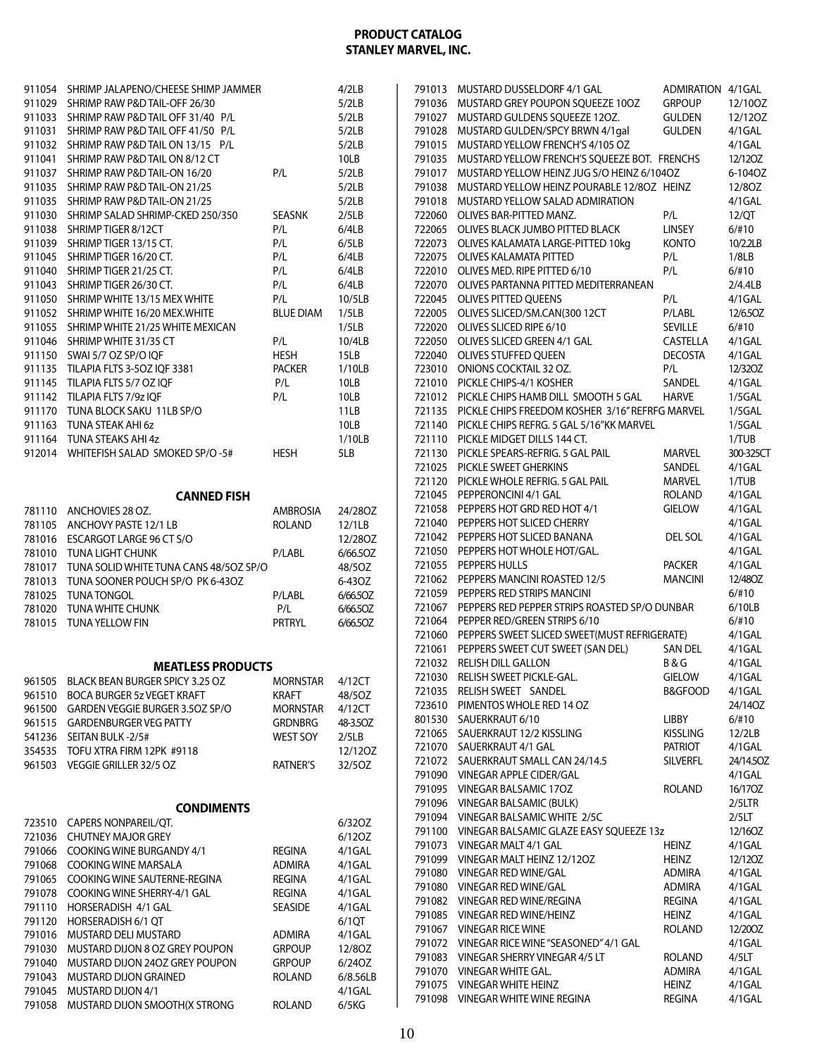# PRODUCT CATALOG
## STANLEY MARVEL, INC.

| Code | Description | Brand | Pack |
|---|---|---|---|
| 911054 | SHRIMP JALAPENO/CHEESE SHIMP JAMMER | | 4/2LB |
| 911029 | SHRIMP RAW P&D TAIL-OFF 26/30 | | 5/2LB |
| 911033 | SHRIMP RAW P&D TAIL OFF 31/40 P/L | | 5/2LB |
| 911031 | SHRIMP RAW P&D TAIL OFF 41/50 P/L | | 5/2LB |
| 911032 | SHRIMP RAW P&D TAIL ON 13/15 P/L | | 5/2LB |
| 911041 | SHRIMP RAW P&D TAIL ON 8/12 CT | | 10LB |
| 911037 | SHRIMP RAW P&D TAIL-ON 16/20 | P/L | 5/2LB |
| 911035 | SHRIMP RAW P&D TAIL-ON 21/25 | | 5/2LB |
| 911035 | SHRIMP RAW P&D TAIL-ON 21/25 | | 5/2LB |
| 911030 | SHRIMP SALAD SHRIMP-CKED 250/350 | SEASNK | 2/5LB |
| 911038 | SHRIMP TIGER 8/12CT | P/L | 6/4LB |
| 911039 | SHRIMP TIGER 13/15 CT. | P/L | 6/5LB |
| 911045 | SHRIMP TIGER 16/20 CT. | P/L | 6/4LB |
| 911040 | SHRIMP TIGER 21/25 CT. | P/L | 6/4LB |
| 911043 | SHRIMP TIGER 26/30 CT. | P/L | 6/4LB |
| 911050 | SHRIMP WHITE 13/15 MEX WHITE | P/L | 10/5LB |
| 911052 | SHRIMP WHITE 16/20 MEX.WHITE | BLUE DIAM | 1/5LB |
| 911055 | SHRIMP WHITE 21/25 WHITE MEXICAN | | 1/5LB |
| 911046 | SHRIMP WHITE 31/35 CT | P/L | 10/4LB |
| 911150 | SWAI 5/7 OZ SP/O IQF | HESH | 15LB |
| 911135 | TILAPIA FLTS 3-5OZ IQF 3381 | PACKER | 1/10LB |
| 911145 | TILAPIA FLTS 5/7 OZ IQF | P/L | 10LB |
| 911142 | TILAPIA FLTS 7/9z IQF | P/L | 10LB |
| 911170 | TUNA BLOCK SAKU 11LB SP/O | | 11LB |
| 911163 | TUNA STEAK AHI 6z | | 10LB |
| 911164 | TUNA STEAKS AHI 4z | | 1/10LB |
| 912014 | WHITEFISH SALAD SMOKED SP/O -5# | HESH | 5LB |

### CANNED FISH

| Code | Description | Brand | Pack |
|---|---|---|---|
| 781110 | ANCHOVIES 28 OZ. | AMBROSIA | 24/28OZ |
| 781105 | ANCHOVY PASTE 12/1 LB | ROLAND | 12/1LB |
| 781016 | ESCARGOT LARGE 96 CT S/O | | 12/28OZ |
| 781010 | TUNA LIGHT CHUNK | P/LABL | 6/66.5OZ |
| 781017 | TUNA SOLID WHITE TUNA CANS 48/5OZ SP/O | | 48/5OZ |
| 781013 | TUNA SOONER POUCH SP/O PK 6-43OZ | | 6-43OZ |
| 781025 | TUNA TONGOL | P/LABL | 6/66.5OZ |
| 781020 | TUNA WHITE CHUNK | P/L | 6/66.5OZ |
| 781015 | TUNA YELLOW FIN | PRTRYL | 6/66.5OZ |

### MEATLESS PRODUCTS

| Code | Description | Brand | Pack |
|---|---|---|---|
| 961505 | BLACK BEAN BURGER SPICY 3.25 OZ | MORNSTAR | 4/12CT |
| 961510 | BOCA BURGER 5z VEGET KRAFT | KRAFT | 48/5OZ |
| 961500 | GARDEN VEGGIE BURGER 3.5OZ SP/O | MORNSTAR | 4/12CT |
| 961515 | GARDENBURGER VEG PATTY | GRDNBRG | 48-3.5OZ |
| 541236 | SEITAN BULK -2/5# | WEST SOY | 2/5LB |
| 354535 | TOFU XTRA FIRM 12PK #9118 | | 12/12OZ |
| 961503 | VEGGIE GRILLER 32/5 OZ | RATNER'S | 32/5OZ |

### CONDIMENTS

| Code | Description | Brand | Pack |
|---|---|---|---|
| 723510 | CAPERS NONPAREIL/QT. | | 6/32OZ |
| 721036 | CHUTNEY MAJOR GREY | | 6/12OZ |
| 791066 | COOKING WINE BURGANDY 4/1 | REGINA | 4/1GAL |
| 791068 | COOKING WINE MARSALA | ADMIRA | 4/1GAL |
| 791065 | COOKING WINE SAUTERNE-REGINA | REGINA | 4/1GAL |
| 791078 | COOKING WINE SHERRY-4/1 GAL | REGINA | 4/1GAL |
| 791110 | HORSERADISH 4/1 GAL | SEASIDE | 4/1GAL |
| 791120 | HORSERADISH 6/1 QT | | 6/1QT |
| 791016 | MUSTARD DELI MUSTARD | ADMIRA | 4/1GAL |
| 791030 | MUSTARD DIJON 8 OZ GREY POUPON | GRPOUP | 12/8OZ |
| 791040 | MUSTARD DIJON 24OZ GREY POUPON | GRPOUP | 6/24OZ |
| 791043 | MUSTARD DIJON GRAINED | ROLAND | 6/8.56LB |
| 791045 | MUSTARD DIJON 4/1 | | 4/1GAL |
| 791058 | MUSTARD DIJON SMOOTH(X STRONG | ROLAND | 6/5KG |
| 791013 | MUSTARD DUSSELDORF 4/1 GAL | ADMIRATION | 4/1GAL |
| 791036 | MUSTARD GREY POUPON SQUEEZE 10OZ | GRPOUP | 12/10OZ |
| 791027 | MUSTARD GULDENS SQUEEZE 12OZ. | GULDEN | 12/12OZ |
| 791028 | MUSTARD GULDEN/SPCY BRWN 4/1gal | GULDEN | 4/1GAL |
| 791015 | MUSTARD YELLOW FRENCH'S 4/105 OZ | | 4/1GAL |
| 791035 | MUSTARD YELLOW FRENCH'S SQUEEZE BOT. FRENCHS | | 12/12OZ |
| 791017 | MUSTARD YELLOW HEINZ JUG S/O HEINZ 6/104OZ | | 6-104OZ |
| 791038 | MUSTARD YELLOW HEINZ POURABLE 12/8OZ HEINZ | | 12/8OZ |
| 791018 | MUSTARD YELLOW SALAD ADMIRATION | | 4/1GAL |
| 722060 | OLIVES BAR-PITTED MANZ. | P/L | 12/QT |
| 722065 | OLIVES BLACK JUMBO PITTED BLACK | LINSEY | 6/#10 |
| 722073 | OLIVES KALAMATA LARGE-PITTED 10kg | KONTO | 10/2.2LB |
| 722075 | OLIVES KALAMATA PITTED | P/L | 1/8LB |
| 722010 | OLIVES MED. RIPE PITTED 6/10 | P/L | 6/#10 |
| 722070 | OLIVES PARTANNA PITTED MEDITERRANEAN | | 2/4.4LB |
| 722045 | OLIVES PITTED QUEENS | P/L | 4/1GAL |
| 722005 | OLIVES SLICED/SM.CAN(300 12CT | P/LABL | 12/6.5OZ |
| 722020 | OLIVES SLICED RIPE 6/10 | SEVILLE | 6/#10 |
| 722050 | OLIVES SLICED GREEN 4/1 GAL | CASTELLA | 4/1GAL |
| 722040 | OLIVES STUFFED QUEEN | DECOSTA | 4/1GAL |
| 723010 | ONIONS COCKTAIL 32 OZ. | P/L | 12/32OZ |
| 721010 | PICKLE CHIPS-4/1 KOSHER | SANDEL | 4/1GAL |
| 721012 | PICKLE CHIPS HAMB DILL SMOOTH 5 GAL | HARVE | 1/5GAL |
| 721135 | PICKLE CHIPS FREEDOM KOSHER 3/16" REFRFG MARVEL | | 1/5GAL |
| 721140 | PICKLE CHIPS REFRG. 5 GAL 5/16"KK MARVEL | | 1/5GAL |
| 721110 | PICKLE MIDGET DILLS 144 CT. | | 1/TUB |
| 721130 | PICKLE SPEARS-REFRIG. 5 GAL PAIL | MARVEL | 300-325CT |
| 721025 | PICKLE SWEET GHERKINS | SANDEL | 4/1GAL |
| 721120 | PICKLE WHOLE REFRIG. 5 GAL PAIL | MARVEL | 1/TUB |
| 721045 | PEPPERONCINI 4/1 GAL | ROLAND | 4/1GAL |
| 721058 | PEPPERS HOT GRD RED HOT 4/1 | GIELOW | 4/1GAL |
| 721040 | PEPPERS HOT SLICED CHERRY | | 4/1GAL |
| 721042 | PEPPERS HOT SLICED BANANA | DEL SOL | 4/1GAL |
| 721050 | PEPPERS HOT WHOLE HOT/GAL. | | 4/1GAL |
| 721055 | PEPPERS HULLS | PACKER | 4/1GAL |
| 721062 | PEPPERS MANCINI ROASTED 12/5 | MANCINI | 12/48OZ |
| 721059 | PEPPERS RED STRIPS MANCINI | | 6/#10 |
| 721067 | PEPPERS RED PEPPER STRIPS ROASTED SP/O DUNBAR | | 6/10LB |
| 721064 | PEPPER RED/GREEN STRIPS 6/10 | | 6/#10 |
| 721060 | PEPPERS SWEET SLICED SWEET(MUST REFRIGERATE) | | 4/1GAL |
| 721061 | PEPPERS SWEET CUT SWEET (SAN DEL) | SAN DEL | 4/1GAL |
| 721032 | RELISH DILL GALLON | B & G | 4/1GAL |
| 721030 | RELISH SWEET PICKLE-GAL. | GIELOW | 4/1GAL |
| 721035 | RELISH SWEET SANDEL | B&GFOOD | 4/1GAL |
| 723610 | PIMENTOS WHOLE RED 14 OZ | | 24/14OZ |
| 801530 | SAUERKRAUT 6/10 | LIBBY | 6/#10 |
| 721065 | SAUERKRAUT 12/2 KISSLING | KISSLING | 12/2LB |
| 721070 | SAUERKRAUT 4/1 GAL | PATRIOT | 4/1GAL |
| 721072 | SAUERKRAUT SMALL CAN 24/14.5 | SILVERFL | 24/14.5OZ |
| 791090 | VINEGAR APPLE CIDER/GAL | | 4/1GAL |
| 791095 | VINEGAR BALSAMIC 17OZ | ROLAND | 16/17OZ |
| 791096 | VINEGAR BALSAMIC (BULK) | | 2/5LTR |
| 791094 | VINEGAR BALSAMIC WHITE 2/5C | | 2/5LT |
| 791100 | VINEGAR BALSAMIC GLAZE EASY SQUEEZE 13z | | 12/16OZ |
| 791073 | VINEGAR MALT 4/1 GAL | HEINZ | 4/1GAL |
| 791099 | VINEGAR MALT HEINZ 12/12OZ | HEINZ | 12/12OZ |
| 791080 | VINEGAR RED WINE/GAL | ADMIRA | 4/1GAL |
| 791080 | VINEGAR RED WINE/GAL | ADMIRA | 4/1GAL |
| 791082 | VINEGAR RED WINE/REGINA | REGINA | 4/1GAL |
| 791085 | VINEGAR RED WINE/HEINZ | HEINZ | 4/1GAL |
| 791067 | VINEGAR RICE WINE | ROLAND | 12/20OZ |
| 791072 | VINEGAR RICE WINE "SEASONED" 4/1 GAL | | 4/1GAL |
| 791083 | VINEGAR SHERRY VINEGAR 4/5 LT | ROLAND | 4/5LT |
| 791070 | VINEGAR WHITE GAL. | ADMIRA | 4/1GAL |
| 791075 | VINEGAR WHITE HEINZ | HEINZ | 4/1GAL |
| 791098 | VINEGAR WHITE WINE REGINA | REGINA | 4/1GAL |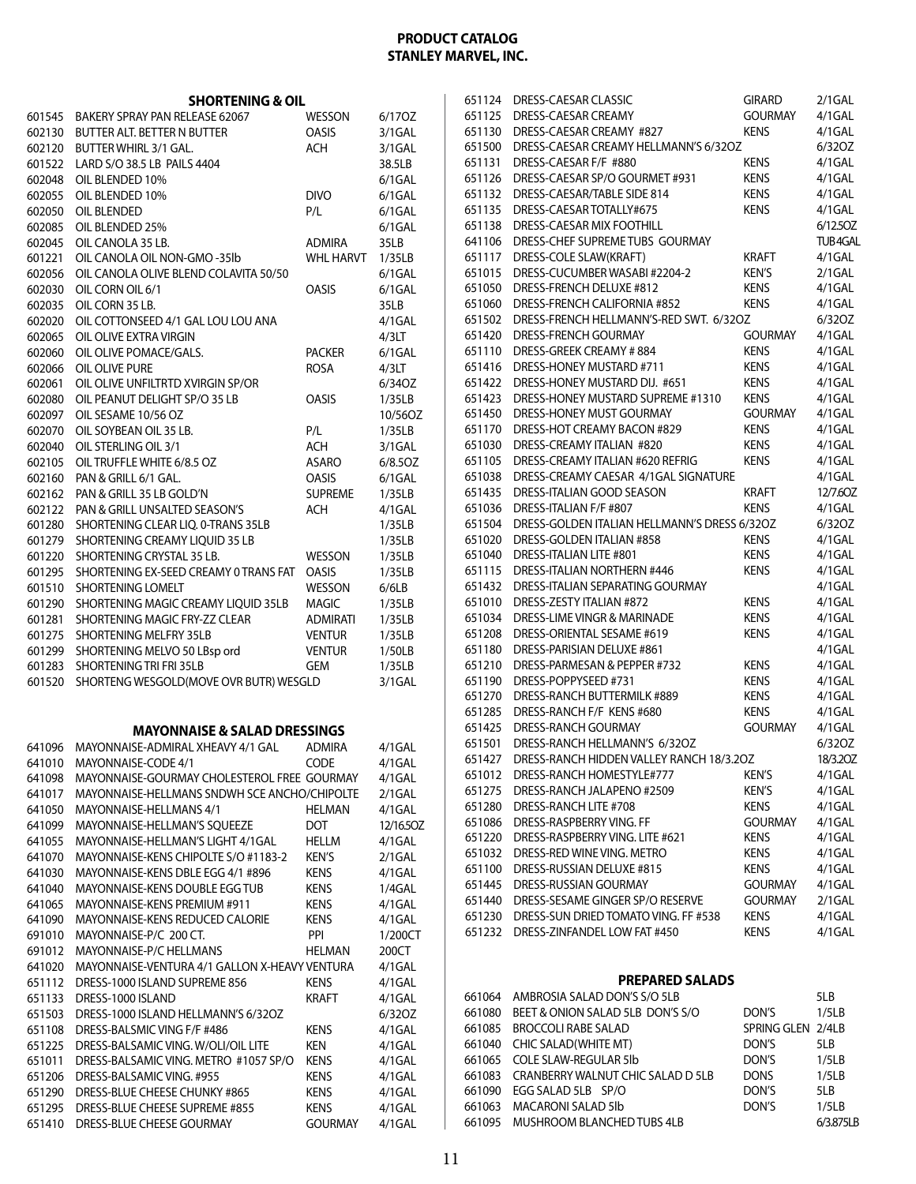# PRODUCT CATALOG
# STANLEY MARVEL, INC.

## SHORTENING & OIL

| Item # | Description | Brand | Pack |
|---|---|---|---|
| 601545 | BAKERY SPRAY PAN RELEASE 62067 | WESSON | 6/17OZ |
| 602130 | BUTTER ALT. BETTER N BUTTER | OASIS | 3/1GAL |
| 602120 | BUTTER WHIRL 3/1 GAL. | ACH | 3/1GAL |
| 601522 | LARD S/O 38.5 LB PAILS 4404 | | 38.5LB |
| 602048 | OIL BLENDED 10% | | 6/1GAL |
| 602055 | OIL BLENDED 10% | DIVO | 6/1GAL |
| 602050 | OIL BLENDED | P/L | 6/1GAL |
| 602085 | OIL BLENDED 25% | | 6/1GAL |
| 602045 | OIL CANOLA 35 LB. | ADMIRA | 35LB |
| 601221 | OIL CANOLA OIL NON-GMO -35lb | WHL HARVT | 1/35LB |
| 602056 | OIL CANOLA OLIVE BLEND COLAVITA 50/50 | | 6/1GAL |
| 602030 | OIL CORN OIL 6/1 | OASIS | 6/1GAL |
| 602035 | OIL CORN 35 LB. | | 35LB |
| 602020 | OIL COTTONSEED 4/1 GAL LOU LOU ANA | | 4/1GAL |
| 602065 | OIL OLIVE EXTRA VIRGIN | | 4/3LT |
| 602060 | OIL OLIVE POMACE/GALS. | PACKER | 6/1GAL |
| 602066 | OIL OLIVE PURE | ROSA | 4/3LT |
| 602061 | OIL OLIVE UNFILTRTD XVIRGIN SP/OR | | 6/34OZ |
| 602080 | OIL PEANUT DELIGHT SP/O 35 LB | OASIS | 1/35LB |
| 602097 | OIL SESAME 10/56 OZ | | 10/56OZ |
| 602070 | OIL SOYBEAN OIL 35 LB. | P/L | 1/35LB |
| 602040 | OIL STERLING OIL 3/1 | ACH | 3/1GAL |
| 602105 | OIL TRUFFLE WHITE 6/8.5 OZ | ASARO | 6/8.5OZ |
| 602160 | PAN & GRILL 6/1 GAL. | OASIS | 6/1GAL |
| 602162 | PAN & GRILL 35 LB GOLD'N | SUPREME | 1/35LB |
| 602122 | PAN & GRILL UNSALTED SEASON'S | ACH | 4/1GAL |
| 601280 | SHORTENING CLEAR LIQ. 0-TRANS 35LB | | 1/35LB |
| 601279 | SHORTENING CREAMY LIQUID 35 LB | | 1/35LB |
| 601220 | SHORTENING CRYSTAL 35 LB. | WESSON | 1/35LB |
| 601295 | SHORTENING EX-SEED CREAMY 0 TRANS FAT | OASIS | 1/35LB |
| 601510 | SHORTENING LOMELT | WESSON | 6/6LB |
| 601290 | SHORTENING MAGIC CREAMY LIQUID 35LB | MAGIC | 1/35LB |
| 601281 | SHORTENING MAGIC FRY-ZZ CLEAR | ADMIRATI | 1/35LB |
| 601275 | SHORTENING MELFRY 35LB | VENTUR | 1/35LB |
| 601299 | SHORTENING MELVO 50 LBsp ord | VENTUR | 1/50LB |
| 601283 | SHORTENING TRI FRI 35LB | GEM | 1/35LB |
| 601520 | SHORTENG WESGOLD(MOVE OVR BUTR) WESGLD | | 3/1GAL |

## MAYONNAISE & SALAD DRESSINGS

| Item # | Description | Brand | Pack |
|---|---|---|---|
| 641096 | MAYONNAISE-ADMIRAL XHEAVY 4/1 GAL | ADMIRA | 4/1GAL |
| 641010 | MAYONNAISE-CODE 4/1 | CODE | 4/1GAL |
| 641098 | MAYONNAISE-GOURMAY CHOLESTEROL FREE | GOURMAY | 4/1GAL |
| 641017 | MAYONNAISE-HELLMANS SNDWH SCE ANCHO/CHIPOLTE | | 2/1GAL |
| 641050 | MAYONNAISE-HELLMANS 4/1 | HELMAN | 4/1GAL |
| 641099 | MAYONNAISE-HELLMAN'S SQUEEZE | DOT | 12/16.5OZ |
| 641055 | MAYONNAISE-HELLMAN'S LIGHT 4/1GAL | HELLM | 4/1GAL |
| 641070 | MAYONNAISE-KENS CHIPOLTE S/O #1183-2 | KEN'S | 2/1GAL |
| 641030 | MAYONNAISE-KENS DBLE EGG 4/1 #896 | KENS | 4/1GAL |
| 641040 | MAYONNAISE-KENS DOUBLE EGG TUB | KENS | 1/4GAL |
| 641065 | MAYONNAISE-KENS PREMIUM #911 | KENS | 4/1GAL |
| 641090 | MAYONNAISE-KENS REDUCED CALORIE | KENS | 4/1GAL |
| 691010 | MAYONNAISE-P/C 200 CT. | PPI | 1/200CT |
| 691012 | MAYONNAISE-P/C HELLMANS | HELMAN | 200CT |
| 641020 | MAYONNAISE-VENTURA 4/1 GALLON X-HEAVY | VENTURA | 4/1GAL |
| 651112 | DRESS-1000 ISLAND SUPREME 856 | KENS | 4/1GAL |
| 651133 | DRESS-1000 ISLAND | KRAFT | 4/1GAL |
| 651503 | DRESS-1000 ISLAND HELLMANN'S 6/32OZ | | 6/32OZ |
| 651108 | DRESS-BALSMIC VING F/F #486 | KENS | 4/1GAL |
| 651225 | DRESS-BALSAMIC VING. W/OLI/OIL LITE | KEN | 4/1GAL |
| 651011 | DRESS-BALSAMIC VING. METRO #1057 SP/O | KENS | 4/1GAL |
| 651206 | DRESS-BALSAMIC VING. #955 | KENS | 4/1GAL |
| 651290 | DRESS-BLUE CHEESE CHUNKY #865 | KENS | 4/1GAL |
| 651295 | DRESS-BLUE CHEESE SUPREME #855 | KENS | 4/1GAL |
| 651410 | DRESS-BLUE CHEESE GOURMAY | GOURMAY | 4/1GAL |
| 651124 | DRESS-CAESAR CLASSIC | GIRARD | 2/1GAL |
| 651125 | DRESS-CAESAR CREAMY | GOURMAY | 4/1GAL |
| 651130 | DRESS-CAESAR CREAMY #827 | KENS | 4/1GAL |
| 651500 | DRESS-CAESAR CREAMY HELLMANN'S 6/32OZ | | 6/32OZ |
| 651131 | DRESS-CAESAR F/F #880 | KENS | 4/1GAL |
| 651126 | DRESS-CAESAR SP/O GOURMET #931 | KENS | 4/1GAL |
| 651132 | DRESS-CAESAR/TABLE SIDE 814 | KENS | 4/1GAL |
| 651135 | DRESS-CAESAR TOTALLY#675 | KENS | 4/1GAL |
| 651138 | DRESS-CAESAR MIX FOOTHILL | | 6/12.5OZ |
| 641106 | DRESS-CHEF SUPREME TUBS GOURMAY | | TUB 4GAL |
| 651117 | DRESS-COLE SLAW(KRAFT) | KRAFT | 4/1GAL |
| 651015 | DRESS-CUCUMBER WASABI #2204-2 | KEN'S | 2/1GAL |
| 651050 | DRESS-FRENCH DELUXE #812 | KENS | 4/1GAL |
| 651060 | DRESS-FRENCH CALIFORNIA #852 | KENS | 4/1GAL |
| 651502 | DRESS-FRENCH HELLMANN'S-RED SWT. 6/32OZ | | 6/32OZ |
| 651420 | DRESS-FRENCH GOURMAY | GOURMAY | 4/1GAL |
| 651110 | DRESS-GREEK CREAMY # 884 | KENS | 4/1GAL |
| 651416 | DRESS-HONEY MUSTARD #711 | KENS | 4/1GAL |
| 651422 | DRESS-HONEY MUSTARD DIJ. #651 | KENS | 4/1GAL |
| 651423 | DRESS-HONEY MUSTARD SUPREME #1310 | KENS | 4/1GAL |
| 651450 | DRESS-HONEY MUST GOURMAY | GOURMAY | 4/1GAL |
| 651170 | DRESS-HOT CREAMY BACON #829 | KENS | 4/1GAL |
| 651030 | DRESS-CREAMY ITALIAN #820 | KENS | 4/1GAL |
| 651105 | DRESS-CREAMY ITALIAN #620 REFRIG | KENS | 4/1GAL |
| 651038 | DRESS-CREAMY CAESAR 4/1GAL SIGNATURE | | 4/1GAL |
| 651435 | DRESS-ITALIAN GOOD SEASON | KRAFT | 12/7.6OZ |
| 651036 | DRESS-ITALIAN F/F #807 | KENS | 4/1GAL |
| 651504 | DRESS-GOLDEN ITALIAN HELLMANN'S DRESS 6/32OZ | | 6/32OZ |
| 651020 | DRESS-GOLDEN ITALIAN #858 | KENS | 4/1GAL |
| 651040 | DRESS-ITALIAN LITE #801 | KENS | 4/1GAL |
| 651115 | DRESS-ITALIAN NORTHERN #446 | KENS | 4/1GAL |
| 651432 | DRESS-ITALIAN SEPARATING GOURMAY | | 4/1GAL |
| 651010 | DRESS-ZESTY ITALIAN #872 | KENS | 4/1GAL |
| 651034 | DRESS-LIME VINGR & MARINADE | KENS | 4/1GAL |
| 651208 | DRESS-ORIENTAL SESAME #619 | KENS | 4/1GAL |
| 651180 | DRESS-PARISIAN DELUXE #861 | | 4/1GAL |
| 651210 | DRESS-PARMESAN & PEPPER #732 | KENS | 4/1GAL |
| 651190 | DRESS-POPPYSEED #731 | KENS | 4/1GAL |
| 651270 | DRESS-RANCH BUTTERMILK #889 | KENS | 4/1GAL |
| 651285 | DRESS-RANCH F/F KENS #680 | KENS | 4/1GAL |
| 651425 | DRESS-RANCH GOURMAY | GOURMAY | 4/1GAL |
| 651501 | DRESS-RANCH HELLMANN'S 6/32OZ | | 6/32OZ |
| 651427 | DRESS-RANCH HIDDEN VALLEY RANCH 18/3.2OZ | | 18/3.2OZ |
| 651012 | DRESS-RANCH HOMESTYLE#777 | KEN'S | 4/1GAL |
| 651275 | DRESS-RANCH JALAPENO #2509 | KEN'S | 4/1GAL |
| 651280 | DRESS-RANCH LITE #708 | KENS | 4/1GAL |
| 651086 | DRESS-RASPBERRY VING. FF | GOURMAY | 4/1GAL |
| 651220 | DRESS-RASPBERRY VING. LITE #621 | KENS | 4/1GAL |
| 651032 | DRESS-RED WINE VING. METRO | KENS | 4/1GAL |
| 651100 | DRESS-RUSSIAN DELUXE #815 | KENS | 4/1GAL |
| 651445 | DRESS-RUSSIAN GOURMAY | GOURMAY | 4/1GAL |
| 651440 | DRESS-SESAME GINGER SP/O RESERVE | GOURMAY | 2/1GAL |
| 651230 | DRESS-SUN DRIED TOMATO VING. FF #538 | KENS | 4/1GAL |
| 651232 | DRESS-ZINFANDEL LOW FAT #450 | KENS | 4/1GAL |

## PREPARED SALADS

| Item # | Description | Brand | Pack |
|---|---|---|---|
| 661064 | AMBROSIA SALAD DON'S S/O 5LB | | 5LB |
| 661080 | BEET & ONION SALAD 5LB DON'S S/O | DON'S | 1/5LB |
| 661085 | BROCCOLI RABE SALAD | SPRING GLEN | 2/4LB |
| 661040 | CHIC SALAD(WHITE MT) | DON'S | 5LB |
| 661065 | COLE SLAW-REGULAR 5lb | DON'S | 1/5LB |
| 661083 | CRANBERRY WALNUT CHIC SALAD D 5LB | DONS | 1/5LB |
| 661090 | EGG SALAD 5LB SP/O | DON'S | 5LB |
| 661063 | MACARONI SALAD 5lb | DON'S | 1/5LB |
| 661095 | MUSHROOM BLANCHED TUBS 4LB | | 6/3.875LB |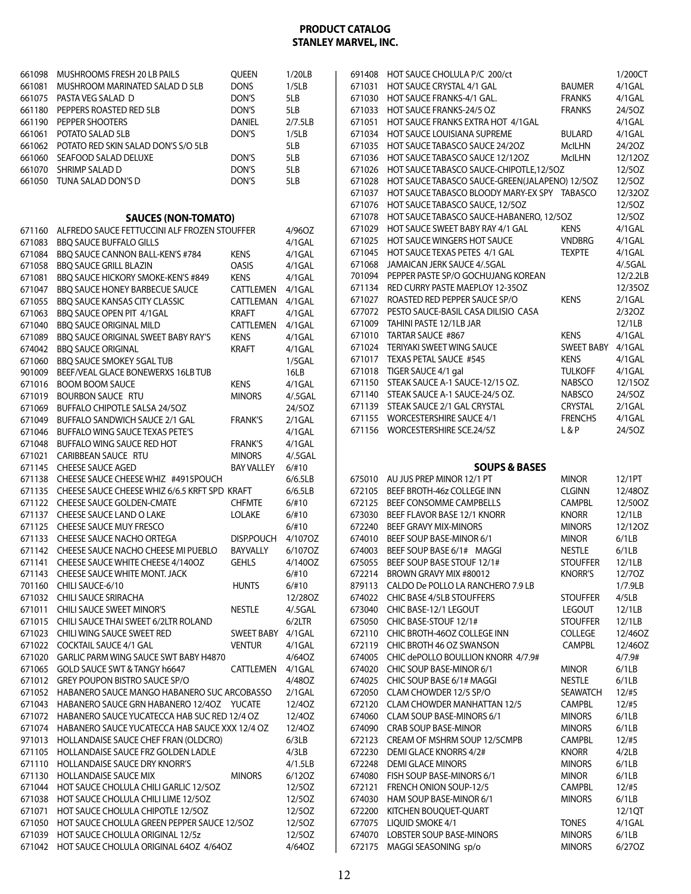# PRODUCT CATALOG
## STANLEY MARVEL, INC.

| | | | |
|---|---|---|---|
| 661098 | MUSHROOMS FRESH 20 LB PAILS | QUEEN | 1/20LB |
| 661081 | MUSHROOM MARINATED SALAD D 5LB | DONS | 1/5LB |
| 661075 | PASTA VEG SALAD D | DON'S | 5LB |
| 661180 | PEPPERS ROASTED RED 5LB | DON'S | 5LB |
| 661190 | PEPPER SHOOTERS | DANIEL | 2/7.5LB |
| 661061 | POTATO SALAD 5LB | DON'S | 1/5LB |
| 661062 | POTATO RED SKIN SALAD DON'S S/O 5LB | | 5LB |
| 661060 | SEAFOOD SALAD DELUXE | DON'S | 5LB |
| 661070 | SHRIMP SALAD D | DON'S | 5LB |
| 661050 | TUNA SALAD DON'S D | DON'S | 5LB |

### SAUCES (NON-TOMATO)

| | | | |
|---|---|---|---|
| 671160 | ALFREDO SAUCE FETTUCCINI ALF FROZEN STOUFFER | | 4/96OZ |
| 671083 | BBQ SAUCE BUFFALO GILLS | | 4/1GAL |
| 671084 | BBQ SAUCE CANNON BALL-KEN'S #784 | KENS | 4/1GAL |
| 671058 | BBQ SAUCE GRILL BLAZIN | OASIS | 4/1GAL |
| 671081 | BBQ SAUCE HICKORY SMOKE-KEN'S #849 | KENS | 4/1GAL |
| 671047 | BBQ SAUCE HONEY BARBECUE SAUCE | CATTLEMEN | 4/1GAL |
| 671055 | BBQ SAUCE KANSAS CITY CLASSIC | CATTLEMAN | 4/1GAL |
| 671063 | BBQ SAUCE OPEN PIT 4/1GAL | KRAFT | 4/1GAL |
| 671040 | BBQ SAUCE ORIGINAL MILD | CATTLEMEN | 4/1GAL |
| 671089 | BBQ SAUCE ORIGINAL SWEET BABY RAY'S | KENS | 4/1GAL |
| 674042 | BBQ SAUCE ORIGINAL | KRAFT | 4/1GAL |
| 671060 | BBQ SAUCE SMOKEY 5GAL TUB | | 1/5GAL |
| 901009 | BEEF/VEAL GLACE BONEWERXS 16LB TUB | | 16LB |
| 671016 | BOOM BOOM SAUCE | KENS | 4/1GAL |
| 671019 | BOURBON SAUCE RTU | MINORS | 4/.5GAL |
| 671069 | BUFFALO CHIPOTLE SALSA 24/5OZ | | 24/5OZ |
| 671049 | BUFFALO SANDWICH SAUCE 2/1 GAL | FRANK'S | 2/1GAL |
| 671046 | BUFFALO WING SAUCE TEXAS PETE'S | | 4/1GAL |
| 671048 | BUFFALO WING SAUCE RED HOT | FRANK'S | 4/1GAL |
| 671021 | CARIBBEAN SAUCE RTU | MINORS | 4/.5GAL |
| 671145 | CHEESE SAUCE AGED | BAY VALLEY | 6/#10 |
| 671138 | CHEESE SAUCE CHEESE WHIZ #4915POUCH | | 6/6.5LB |
| 671135 | CHEESE SAUCE CHEESE WHIZ 6/6.5 KRFT SPD KRAFT | | 6/6.5LB |
| 671122 | CHEESE SAUCE GOLDEN-CMATE | CHFMTE | 6/#10 |
| 671137 | CHEESE SAUCE LAND O LAKE | LOLAKE | 6/#10 |
| 671125 | CHEESE SAUCE MUY FRESCO | | 6/#10 |
| 671133 | CHEESE SAUCE NACHO ORTEGA | DISP.POUCH | 4/107OZ |
| 671142 | CHEESE SAUCE NACHO CHEESE MI PUEBLO | BAYVALLY | 6/107OZ |
| 671141 | CHEESE SAUCE WHITE CHEESE 4/140OZ | GEHLS | 4/140OZ |
| 671143 | CHEESE SAUCE WHITE MONT. JACK | | 6/#10 |
| 701160 | CHILI SAUCE-6/10 | HUNTS | 6/#10 |
| 671032 | CHILI SAUCE SRIRACHA | | 12/28OZ |
| 671011 | CHILI SAUCE SWEET MINOR'S | NESTLE | 4/.5GAL |
| 671015 | CHILI SAUCE THAI SWEET 6/2LTR ROLAND | | 6/2LTR |
| 671023 | CHILI WING SAUCE SWEET RED | SWEET BABY | 4/1GAL |
| 671022 | COCKTAIL SAUCE 4/1 GAL | VENTUR | 4/1GAL |
| 671020 | GARLIC PARM WING SAUCE SWT BABY H4870 | | 4/64OZ |
| 671065 | GOLD SAUCE SWT & TANGY h6647 | CATTLEMEN | 4/1GAL |
| 671012 | GREY POUPON BISTRO SAUCE SP/O | | 4/48OZ |
| 671052 | HABANERO SAUCE MANGO HABANERO SUC ARCOBASSO | | 2/1GAL |
| 671043 | HABANERO SAUCE GRN HABANERO 12/4OZ | YUCATE | 12/4OZ |
| 671072 | HABANERO SAUCE YUCATECCA HAB SUC RED 12/4 OZ | | 12/4OZ |
| 671074 | HABANERO SAUCE YUCATECCA HAB SAUCE XXX 12/4 OZ | | 12/4OZ |
| 971013 | HOLLANDAISE SAUCE CHEF FRAN (OLDCRO) | | 6/3LB |
| 671105 | HOLLANDAISE SAUCE FRZ GOLDEN LADLE | | 4/3LB |
| 671110 | HOLLANDAISE SAUCE DRY KNORR'S | | 4/1.5LB |
| 671130 | HOLLANDAISE SAUCE MIX | MINORS | 6/12OZ |
| 671044 | HOT SAUCE CHOLULA CHILI GARLIC 12/5OZ | | 12/5OZ |
| 671038 | HOT SAUCE CHOLULA CHILI LIME 12/5OZ | | 12/5OZ |
| 671071 | HOT SAUCE CHOLULA CHIPOTLE 12/5OZ | | 12/5OZ |
| 671050 | HOT SAUCE CHOLULA GREEN PEPPER SAUCE 12/5OZ | | 12/5OZ |
| 671039 | HOT SAUCE CHOLULA ORIGINAL 12/5z | | 12/5OZ |
| 671042 | HOT SAUCE CHOLULA ORIGINAL 64OZ 4/64OZ | | 4/64OZ |
| 691408 | HOT SAUCE CHOLULA P/C 200/ct | | 1/200CT |
| 671031 | HOT SAUCE CRYSTAL 4/1 GAL | BAUMER | 4/1GAL |
| 671030 | HOT SAUCE FRANKS-4/1 GAL. | FRANKS | 4/1GAL |
| 671033 | HOT SAUCE FRANKS-24/5 OZ | FRANKS | 24/5OZ |
| 671051 | HOT SAUCE FRANKS EXTRA HOT 4/1GAL | | 4/1GAL |
| 671034 | HOT SAUCE LOUISIANA SUPREME | BULARD | 4/1GAL |
| 671035 | HOT SAUCE TABASCO SAUCE 24/2OZ | McILHN | 24/2OZ |
| 671036 | HOT SAUCE TABASCO SAUCE 12/12OZ | McILHN | 12/12OZ |
| 671026 | HOT SAUCE TABASCO SAUCE-CHIPOTLE,12/5OZ | | 12/5OZ |
| 671028 | HOT SAUCE TABASCO SAUCE-GREEN(JALAPENO) 12/5OZ | | 12/5OZ |
| 671037 | HOT SAUCE TABASCO BLOODY MARY-EX SPY TABASCO | | 12/32OZ |
| 671076 | HOT SAUCE TABASCO SAUCE, 12/5OZ | | 12/5OZ |
| 671078 | HOT SAUCE TABASCO SAUCE-HABANERO, 12/5OZ | | 12/5OZ |
| 671029 | HOT SAUCE SWEET BABY RAY 4/1 GAL | KENS | 4/1GAL |
| 671025 | HOT SAUCE WINGERS HOT SAUCE | VNDBRG | 4/1GAL |
| 671045 | HOT SAUCE TEXAS PETES 4/1 GAL | TEXPTE | 4/1GAL |
| 671068 | JAMAICAN JERK SAUCE 4/.5GAL | | 4/.5GAL |
| 701094 | PEPPER PASTE SP/O GOCHUJANG KOREAN | | 12/2.2LB |
| 671134 | RED CURRY PASTE MAEPLOY 12-35OZ | | 12/35OZ |
| 671027 | ROASTED RED PEPPER SAUCE SP/O | KENS | 2/1GAL |
| 677072 | PESTO SAUCE-BASIL CASA DILISIO CASA | | 2/32OZ |
| 671009 | TAHINI PASTE 12/1LB JAR | | 12/1LB |
| 671010 | TARTAR SAUCE #867 | KENS | 4/1GAL |
| 671024 | TERIYAKI SWEET WING SAUCE | SWEET BABY | 4/1GAL |
| 671017 | TEXAS PETAL SAUCE #545 | KENS | 4/1GAL |
| 671018 | TIGER SAUCE 4/1 gal | TULKOFF | 4/1GAL |
| 671150 | STEAK SAUCE A-1 SAUCE-12/15 OZ. | NABSCO | 12/15OZ |
| 671140 | STEAK SAUCE A-1 SAUCE-24/5 OZ. | NABSCO | 24/5OZ |
| 671139 | STEAK SAUCE 2/1 GAL CRYSTAL | CRYSTAL | 2/1GAL |
| 671155 | WORCESTERSHIRE SAUCE 4/1 | FRENCHS | 4/1GAL |
| 671156 | WORCESTERSHIRE SCE.24/5Z | L & P | 24/5OZ |

### SOUPS & BASES

| | | | |
|---|---|---|---|
| 675010 | AU JUS PREP MINOR 12/1 PT | MINOR | 12/1PT |
| 672105 | BEEF BROTH-46z COLLEGE INN | CLGINN | 12/48OZ |
| 672125 | BEEF CONSOMME CAMPBELLS | CAMPBL | 12/50OZ |
| 673030 | BEEF FLAVOR BASE 12/1 KNORR | KNORR | 12/1LB |
| 672240 | BEEF GRAVY MIX-MINORS | MINORS | 12/12OZ |
| 674010 | BEEF SOUP BASE-MINOR 6/1 | MINOR | 6/1LB |
| 674003 | BEEF SOUP BASE 6/1# MAGGI | NESTLE | 6/1LB |
| 675055 | BEEF SOUP BASE STOUF 12/1# | STOUFFER | 12/1LB |
| 672214 | BROWN GRAVY MIX #80012 | KNORR'S | 12/7OZ |
| 879113 | CALDO De POLLO LA RANCHERO 7.9 LB | | 1/7.9LB |
| 674022 | CHIC BASE 4/5LB STOUFFERS | STOUFFER | 4/5LB |
| 673040 | CHIC BASE-12/1 LEGOUT | LEGOUT | 12/1LB |
| 675050 | CHIC BASE-STOUF 12/1# | STOUFFER | 12/1LB |
| 672110 | CHIC BROTH-46OZ COLLEGE INN | COLLEGE | 12/46OZ |
| 672119 | CHIC BROTH 46 OZ SWANSON | CAMPBL | 12/46OZ |
| 674005 | CHIC dePOLLO BOULLION KNORR 4/7.9# | | 4/7.9# |
| 674020 | CHIC SOUP BASE-MINOR 6/1 | MINOR | 6/1LB |
| 674025 | CHIC SOUP BASE 6/1# MAGGI | NESTLE | 6/1LB |
| 672050 | CLAM CHOWDER 12/5 SP/O | SEAWATCH | 12/#5 |
| 672120 | CLAM CHOWDER MANHATTAN 12/5 | CAMPBL | 12/#5 |
| 674060 | CLAM SOUP BASE-MINORS 6/1 | MINORS | 6/1LB |
| 674090 | CRAB SOUP BASE-MINOR | MINORS | 6/1LB |
| 672123 | CREAM OF MSHRM SOUP 12/5CMPB | CAMPBL | 12/#5 |
| 672230 | DEMI GLACE KNORRS 4/2# | KNORR | 4/2LB |
| 672248 | DEMI GLACE MINORS | MINORS | 6/1LB |
| 674080 | FISH SOUP BASE-MINORS 6/1 | MINOR | 6/1LB |
| 672121 | FRENCH ONION SOUP-12/5 | CAMPBL | 12/#5 |
| 674030 | HAM SOUP BASE-MINOR 6/1 | MINORS | 6/1LB |
| 672200 | KITCHEN BOUQUET-QUART | | 12/1QT |
| 677075 | LIQUID SMOKE 4/1 | TONES | 4/1GAL |
| 674070 | LOBSTER SOUP BASE-MINORS | MINORS | 6/1LB |
| 672175 | MAGGI SEASONING sp/o | MINORS | 6/27OZ |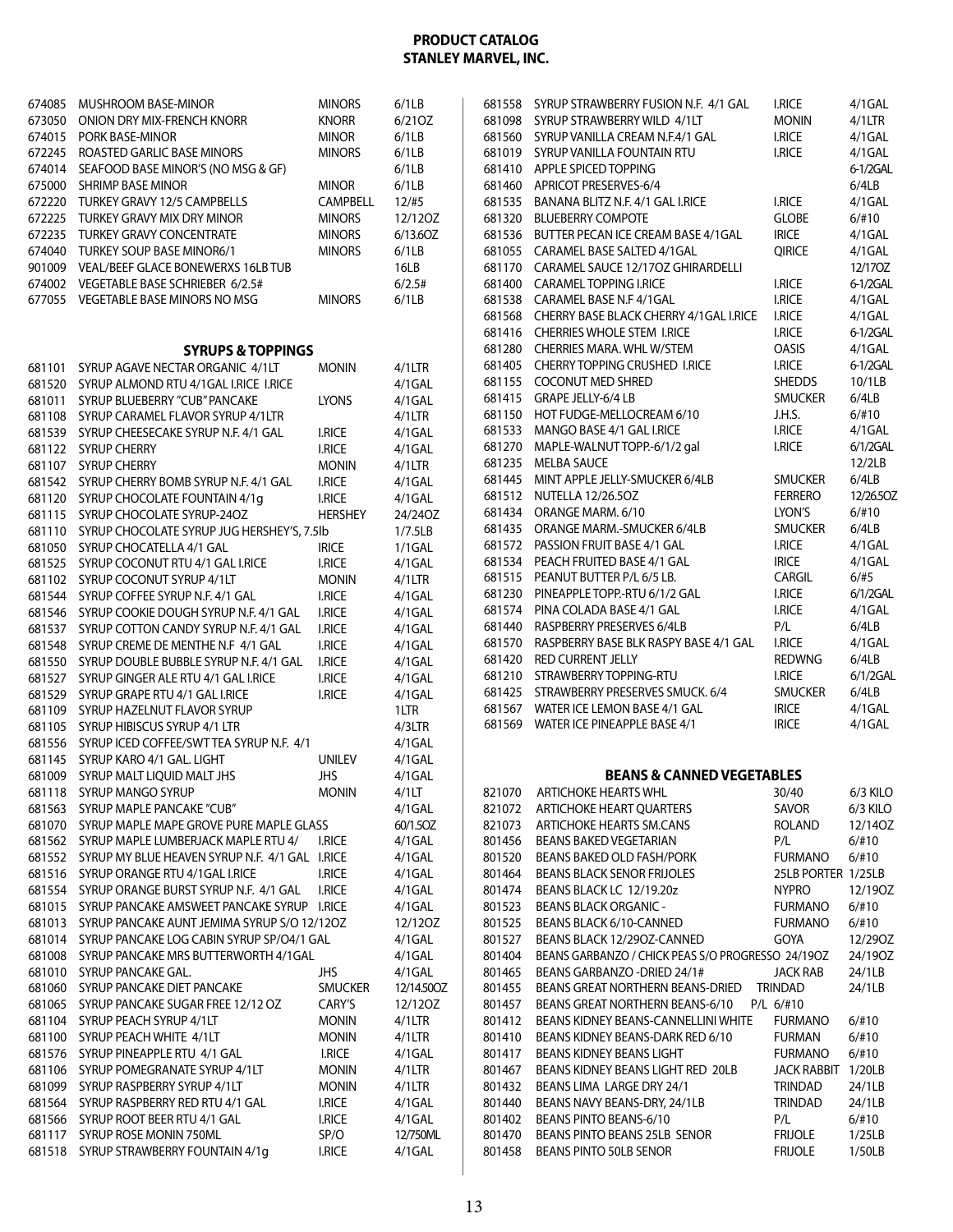# PRODUCT CATALOG
# STANLEY MARVEL, INC.

| Code | Description | Brand | Pack |
|---|---|---|---|
| 674085 | MUSHROOM BASE-MINOR | MINORS | 6/1LB |
| 673050 | ONION DRY MIX-FRENCH KNORR | KNORR | 6/21OZ |
| 674015 | PORK BASE-MINOR | MINOR | 6/1LB |
| 672245 | ROASTED GARLIC BASE MINORS | MINORS | 6/1LB |
| 674014 | SEAFOOD BASE MINOR'S (NO MSG & GF) | | 6/1LB |
| 675000 | SHRIMP BASE MINOR | MINOR | 6/1LB |
| 672220 | TURKEY GRAVY 12/5 CAMPBELLS | CAMPBELL | 12/#5 |
| 672225 | TURKEY GRAVY MIX DRY MINOR | MINORS | 12/12OZ |
| 672235 | TURKEY GRAVY CONCENTRATE | MINORS | 6/13.6OZ |
| 674040 | TURKEY SOUP BASE MINOR6/1 | MINORS | 6/1LB |
| 901009 | VEAL/BEEF GLACE BONEWERXS 16LB TUB | | 16LB |
| 674002 | VEGETABLE BASE SCHRIEBER 6/2.5# | | 6/2.5# |
| 677055 | VEGETABLE BASE MINORS NO MSG | MINORS | 6/1LB |

## SYRUPS & TOPPINGS

| Code | Description | Brand | Pack |
|---|---|---|---|
| 681101 | SYRUP AGAVE NECTAR ORGANIC 4/1LT | MONIN | 4/1LTR |
| 681520 | SYRUP ALMOND RTU 4/1GAL I.RICE I.RICE | | 4/1GAL |
| 681011 | SYRUP BLUEBERRY "CUB" PANCAKE | LYONS | 4/1GAL |
| 681108 | SYRUP CARAMEL FLAVOR SYRUP 4/1LTR | | 4/1LTR |
| 681539 | SYRUP CHEESECAKE SYRUP N.F. 4/1 GAL | I.RICE | 4/1GAL |
| 681122 | SYRUP CHERRY | I.RICE | 4/1GAL |
| 681107 | SYRUP CHERRY | MONIN | 4/1LTR |
| 681542 | SYRUP CHERRY BOMB SYRUP N.F. 4/1 GAL | I.RICE | 4/1GAL |
| 681120 | SYRUP CHOCOLATE FOUNTAIN 4/1g | I.RICE | 4/1GAL |
| 681115 | SYRUP CHOCOLATE SYRUP-24OZ | HERSHEY | 24/24OZ |
| 681110 | SYRUP CHOCOLATE SYRUP JUG HERSHEY'S, 7.5lb | | 1/7.5LB |
| 681050 | SYRUP CHOCATELLA 4/1 GAL | IRICE | 1/1GAL |
| 681525 | SYRUP COCONUT RTU 4/1 GAL I.RICE | I.RICE | 4/1GAL |
| 681102 | SYRUP COCONUT SYRUP 4/1LT | MONIN | 4/1LTR |
| 681544 | SYRUP COFFEE SYRUP N.F. 4/1 GAL | I.RICE | 4/1GAL |
| 681546 | SYRUP COOKIE DOUGH SYRUP N.F. 4/1 GAL | I.RICE | 4/1GAL |
| 681537 | SYRUP COTTON CANDY SYRUP N.F. 4/1 GAL | I.RICE | 4/1GAL |
| 681548 | SYRUP CREME DE MENTHE N.F 4/1 GAL | I.RICE | 4/1GAL |
| 681550 | SYRUP DOUBLE BUBBLE SYRUP N.F. 4/1 GAL | I.RICE | 4/1GAL |
| 681527 | SYRUP GINGER ALE RTU 4/1 GAL I.RICE | I.RICE | 4/1GAL |
| 681529 | SYRUP GRAPE RTU 4/1 GAL I.RICE | I.RICE | 4/1GAL |
| 681109 | SYRUP HAZELNUT FLAVOR SYRUP | | 1LTR |
| 681105 | SYRUP HIBISCUS SYRUP 4/1 LTR | | 4/3LTR |
| 681556 | SYRUP ICED COFFEE/SWT TEA SYRUP N.F. 4/1 | | 4/1GAL |
| 681145 | SYRUP KARO 4/1 GAL. LIGHT | UNILEV | 4/1GAL |
| 681009 | SYRUP MALT LIQUID MALT JHS | JHS | 4/1GAL |
| 681118 | SYRUP MANGO SYRUP | MONIN | 4/1LT |
| 681563 | SYRUP MAPLE PANCAKE "CUB" | | 4/1GAL |
| 681070 | SYRUP MAPLE MAPE GROVE PURE MAPLE GLASS | | 60/1.5OZ |
| 681562 | SYRUP MAPLE LUMBERJACK MAPLE RTU 4/ | I.RICE | 4/1GAL |
| 681552 | SYRUP MY BLUE HEAVEN SYRUP N.F. 4/1 GAL | I.RICE | 4/1GAL |
| 681516 | SYRUP ORANGE RTU 4/1GAL I.RICE | I.RICE | 4/1GAL |
| 681554 | SYRUP ORANGE BURST SYRUP N.F. 4/1 GAL | I.RICE | 4/1GAL |
| 681015 | SYRUP PANCAKE AMSWEET PANCAKE SYRUP | I.RICE | 4/1GAL |
| 681013 | SYRUP PANCAKE AUNT JEMIMA SYRUP S/O 12/12OZ | | 12/12OZ |
| 681014 | SYRUP PANCAKE LOG CABIN SYRUP SP/O4/1 GAL | | 4/1GAL |
| 681008 | SYRUP PANCAKE MRS BUTTERWORTH 4/1GAL | | 4/1GAL |
| 681010 | SYRUP PANCAKE GAL. | JHS | 4/1GAL |
| 681060 | SYRUP PANCAKE DIET PANCAKE | SMUCKER | 12/14.50OZ |
| 681065 | SYRUP PANCAKE SUGAR FREE 12/12 OZ | CARY'S | 12/12OZ |
| 681104 | SYRUP PEACH SYRUP 4/1LT | MONIN | 4/1LTR |
| 681100 | SYRUP PEACH WHITE 4/1LT | MONIN | 4/1LTR |
| 681576 | SYRUP PINEAPPLE RTU 4/1 GAL | I.RICE | 4/1GAL |
| 681106 | SYRUP POMEGRANATE SYRUP 4/1LT | MONIN | 4/1LTR |
| 681099 | SYRUP RASPBERRY SYRUP 4/1LT | MONIN | 4/1LTR |
| 681564 | SYRUP RASPBERRY RED RTU 4/1 GAL | I.RICE | 4/1GAL |
| 681566 | SYRUP ROOT BEER RTU 4/1 GAL | I.RICE | 4/1GAL |
| 681117 | SYRUP ROSE MONIN 750ML | SP/O | 12/750ML |
| 681518 | SYRUP STRAWBERRY FOUNTAIN 4/1g | I.RICE | 4/1GAL |
| 681558 | SYRUP STRAWBERRY FUSION N.F. 4/1 GAL | I.RICE | 4/1GAL |
| 681098 | SYRUP STRAWBERRY WILD 4/1LT | MONIN | 4/1LTR |
| 681560 | SYRUP VANILLA CREAM N.F.4/1 GAL | I.RICE | 4/1GAL |
| 681019 | SYRUP VANILLA FOUNTAIN RTU | I.RICE | 4/1GAL |
| 681410 | APPLE SPICED TOPPING | | 6-1/2GAL |
| 681460 | APRICOT PRESERVES-6/4 | | 6/4LB |
| 681535 | BANANA BLITZ N.F. 4/1 GAL I.RICE | I.RICE | 4/1GAL |
| 681320 | BLUEBERRY COMPOTE | GLOBE | 6/#10 |
| 681536 | BUTTER PECAN ICE CREAM BASE 4/1GAL | IRICE | 4/1GAL |
| 681055 | CARAMEL BASE SALTED 4/1GAL | QIRICE | 4/1GAL |
| 681170 | CARAMEL SAUCE 12/17OZ GHIRARDELLI | | 12/17OZ |
| 681400 | CARAMEL TOPPING I.RICE | I.RICE | 6-1/2GAL |
| 681538 | CARAMEL BASE N.F 4/1GAL | I.RICE | 4/1GAL |
| 681568 | CHERRY BASE BLACK CHERRY 4/1GAL I.RICE | I.RICE | 4/1GAL |
| 681416 | CHERRIES WHOLE STEM I.RICE | I.RICE | 6-1/2GAL |
| 681280 | CHERRIES MARA. WHL W/STEM | OASIS | 4/1GAL |
| 681405 | CHERRY TOPPING CRUSHED I.RICE | I.RICE | 6-1/2GAL |
| 681155 | COCONUT MED SHRED | SHEDDS | 10/1LB |
| 681415 | GRAPE JELLY-6/4 LB | SMUCKER | 6/4LB |
| 681150 | HOT FUDGE-MELLOCREAM 6/10 | J.H.S. | 6/#10 |
| 681533 | MANGO BASE 4/1 GAL I.RICE | I.RICE | 4/1GAL |
| 681270 | MAPLE-WALNUT TOPP.-6/1/2 gal | I.RICE | 6/1/2GAL |
| 681235 | MELBA SAUCE | | 12/2LB |
| 681445 | MINT APPLE JELLY-SMUCKER 6/4LB | SMUCKER | 6/4LB |
| 681512 | NUTELLA 12/26.5OZ | FERRERO | 12/26.5OZ |
| 681434 | ORANGE MARM. 6/10 | LYON'S | 6/#10 |
| 681435 | ORANGE MARM.-SMUCKER 6/4LB | SMUCKER | 6/4LB |
| 681572 | PASSION FRUIT BASE 4/1 GAL | I.RICE | 4/1GAL |
| 681534 | PEACH FRUITED BASE 4/1 GAL | IRICE | 4/1GAL |
| 681515 | PEANUT BUTTER P/L 6/5 LB. | CARGIL | 6/#5 |
| 681230 | PINEAPPLE TOPP.-RTU 6/1/2 GAL | I.RICE | 6/1/2GAL |
| 681574 | PINA COLADA BASE 4/1 GAL | I.RICE | 4/1GAL |
| 681440 | RASPBERRY PRESERVES 6/4LB | P/L | 6/4LB |
| 681570 | RASPBERRY BASE BLK RASPY BASE 4/1 GAL | I.RICE | 4/1GAL |
| 681420 | RED CURRENT JELLY | REDWNG | 6/4LB |
| 681210 | STRAWBERRY TOPPING-RTU | I.RICE | 6/1/2GAL |
| 681425 | STRAWBERRY PRESERVES SMUCK. 6/4 | SMUCKER | 6/4LB |
| 681567 | WATER ICE LEMON BASE 4/1 GAL | IRICE | 4/1GAL |
| 681569 | WATER ICE PINEAPPLE BASE 4/1 | IRICE | 4/1GAL |

## BEANS & CANNED VEGETABLES

| Code | Description | Brand | Pack |
|---|---|---|---|
| 821070 | ARTICHOKE HEARTS WHL | 30/40 | 6/3 KILO |
| 821072 | ARTICHOKE HEART QUARTERS | SAVOR | 6/3 KILO |
| 821073 | ARTICHOKE HEARTS SM.CANS | ROLAND | 12/14OZ |
| 801456 | BEANS BAKED VEGETARIAN | P/L | 6/#10 |
| 801520 | BEANS BAKED OLD FASH/PORK | FURMANO | 6/#10 |
| 801464 | BEANS BLACK SENOR FRIJOLES | 25LB PORTER | 1/25LB |
| 801474 | BEANS BLACK LC 12/19.20z | NYPRO | 12/19OZ |
| 801523 | BEANS BLACK ORGANIC - | FURMANO | 6/#10 |
| 801525 | BEANS BLACK 6/10-CANNED | FURMANO | 6/#10 |
| 801527 | BEANS BLACK 12/29OZ-CANNED | GOYA | 12/29OZ |
| 801404 | BEANS GARBANZO / CHICK PEAS S/O PROGRESSO 24/19OZ | | 24/19OZ |
| 801465 | BEANS GARBANZO -DRIED 24/1# | JACK RAB | 24/1LB |
| 801455 | BEANS GREAT NORTHERN BEANS-DRIED | TRINDAD | 24/1LB |
| 801457 | BEANS GREAT NORTHERN BEANS-6/10 | P/L | 6/#10 |
| 801412 | BEANS KIDNEY BEANS-CANNELLINI WHITE | FURMANO | 6/#10 |
| 801410 | BEANS KIDNEY BEANS-DARK RED 6/10 | FURMAN | 6/#10 |
| 801417 | BEANS KIDNEY BEANS LIGHT | FURMANO | 6/#10 |
| 801467 | BEANS KIDNEY BEANS LIGHT RED 20LB | JACK RABBIT | 1/20LB |
| 801432 | BEANS LIMA LARGE DRY 24/1 | TRINDAD | 24/1LB |
| 801440 | BEANS NAVY BEANS-DRY, 24/1LB | TRINDAD | 24/1LB |
| 801402 | BEANS PINTO BEANS-6/10 | P/L | 6/#10 |
| 801470 | BEANS PINTO BEANS 25LB SENOR | FRIJOLE | 1/25LB |
| 801458 | BEANS PINTO 50LB SENOR | FRIJOLE | 1/50LB |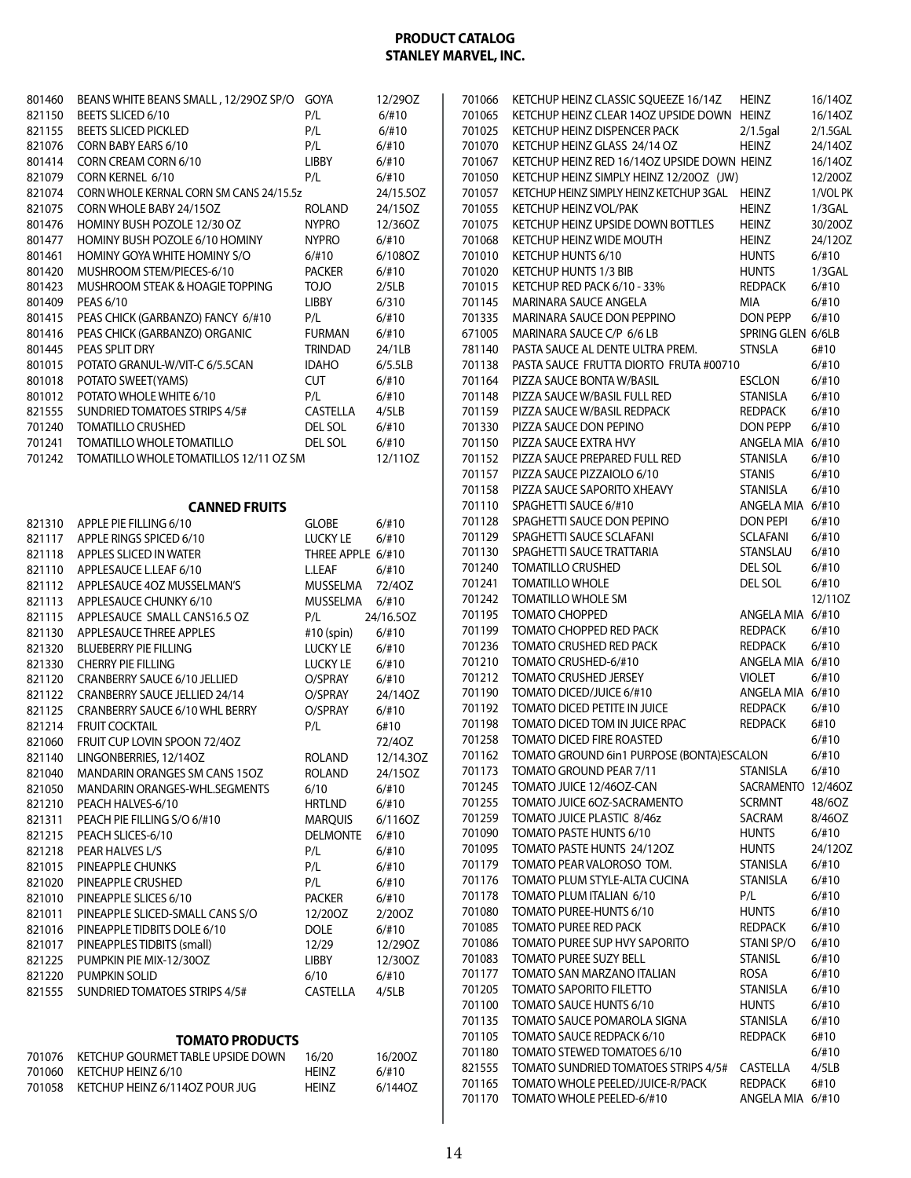# PRODUCT CATALOG
## STANLEY MARVEL, INC.

| | | | |
|---|---|---|---|
| 801460 | BEANS WHITE BEANS SMALL , 12/29OZ SP/O | GOYA | 12/29OZ |
| 821150 | BEETS SLICED 6/10 | P/L | 6/#10 |
| 821155 | BEETS SLICED PICKLED | P/L | 6/#10 |
| 821076 | CORN BABY EARS 6/10 | P/L | 6/#10 |
| 801414 | CORN CREAM CORN 6/10 | LIBBY | 6/#10 |
| 821079 | CORN KERNEL 6/10 | P/L | 6/#10 |
| 821074 | CORN WHOLE KERNAL CORN SM CANS 24/15.5z | | 24/15.5OZ |
| 821075 | CORN WHOLE BABY 24/15OZ | ROLAND | 24/15OZ |
| 801476 | HOMINY BUSH POZOLE 12/30 OZ | NYPRO | 12/36OZ |
| 801477 | HOMINY BUSH POZOLE 6/10 HOMINY | NYPRO | 6/#10 |
| 801461 | HOMINY GOYA WHITE HOMINY S/O | 6/#10 | 6/108OZ |
| 801420 | MUSHROOM STEM/PIECES-6/10 | PACKER | 6/#10 |
| 801423 | MUSHROOM STEAK & HOAGIE TOPPING | TOJO | 2/5LB |
| 801409 | PEAS 6/10 | LIBBY | 6/310 |
| 801415 | PEAS CHICK (GARBANZO) FANCY 6/#10 | P/L | 6/#10 |
| 801416 | PEAS CHICK (GARBANZO) ORGANIC | FURMAN | 6/#10 |
| 801445 | PEAS SPLIT DRY | TRINDAD | 24/1LB |
| 801015 | POTATO GRANUL-W/VIT-C 6/5.5CAN | IDAHO | 6/5.5LB |
| 801018 | POTATO SWEET(YAMS) | CUT | 6/#10 |
| 801012 | POTATO WHOLE WHITE 6/10 | P/L | 6/#10 |
| 821555 | SUNDRIED TOMATOES STRIPS 4/5# | CASTELLA | 4/5LB |
| 701240 | TOMATILLO CRUSHED | DEL SOL | 6/#10 |
| 701241 | TOMATILLO WHOLE TOMATILLO | DEL SOL | 6/#10 |
| 701242 | TOMATILLO WHOLE TOMATILLOS 12/11 OZ SM | | 12/11OZ |

### CANNED FRUITS

| | | | |
|---|---|---|---|
| 821310 | APPLE PIE FILLING 6/10 | GLOBE | 6/#10 |
| 821117 | APPLE RINGS SPICED 6/10 | LUCKY LE | 6/#10 |
| 821118 | APPLES SLICED IN WATER | THREE APPLE | 6/#10 |
| 821110 | APPLESAUCE L.LEAF 6/10 | L.LEAF | 6/#10 |
| 821112 | APPLESAUCE 4OZ MUSSELMAN'S | MUSSELMA | 72/4OZ |
| 821113 | APPLESAUCE CHUNKY 6/10 | MUSSELMA | 6/#10 |
| 821115 | APPLESAUCE SMALL CANS16.5 OZ | P/L | 24/16.5OZ |
| 821130 | APPLESAUCE THREE APPLES | #10 (spin) | 6/#10 |
| 821320 | BLUEBERRY PIE FILLING | LUCKY LE | 6/#10 |
| 821330 | CHERRY PIE FILLING | LUCKY LE | 6/#10 |
| 821120 | CRANBERRY SAUCE 6/10 JELLIED | O/SPRAY | 6/#10 |
| 821122 | CRANBERRY SAUCE JELLIED 24/14 | O/SPRAY | 24/14OZ |
| 821125 | CRANBERRY SAUCE 6/10 WHL BERRY | O/SPRAY | 6/#10 |
| 821214 | FRUIT COCKTAIL | P/L | 6#10 |
| 821060 | FRUIT CUP LOVIN SPOON 72/4OZ | | 72/4OZ |
| 821140 | LINGONBERRIES, 12/14OZ | ROLAND | 12/14.3OZ |
| 821040 | MANDARIN ORANGES SM CANS 15OZ | ROLAND | 24/15OZ |
| 821050 | MANDARIN ORANGES-WHL.SEGMENTS | 6/10 | 6/#10 |
| 821210 | PEACH HALVES-6/10 | HRTLND | 6/#10 |
| 821311 | PEACH PIE FILLING S/O 6/#10 | MARQUIS | 6/116OZ |
| 821215 | PEACH SLICES-6/10 | DELMONTE | 6/#10 |
| 821218 | PEAR HALVES L/S | P/L | 6/#10 |
| 821015 | PINEAPPLE CHUNKS | P/L | 6/#10 |
| 821020 | PINEAPPLE CRUSHED | P/L | 6/#10 |
| 821010 | PINEAPPLE SLICES 6/10 | PACKER | 6/#10 |
| 821011 | PINEAPPLE SLICED-SMALL CANS S/O | 12/20OZ | 2/20OZ |
| 821016 | PINEAPPLE TIDBITS DOLE 6/10 | DOLE | 6/#10 |
| 821017 | PINEAPPLES TIDBITS (small) | 12/29 | 12/29OZ |
| 821225 | PUMPKIN PIE MIX-12/30OZ | LIBBY | 12/30OZ |
| 821220 | PUMPKIN SOLID | 6/10 | 6/#10 |
| 821555 | SUNDRIED TOMATOES STRIPS 4/5# | CASTELLA | 4/5LB |

### TOMATO PRODUCTS

| | | | |
|---|---|---|---|
| 701076 | KETCHUP GOURMET TABLE UPSIDE DOWN | 16/20 | 16/20OZ |
| 701060 | KETCHUP HEINZ 6/10 | HEINZ | 6/#10 |
| 701058 | KETCHUP HEINZ 6/114OZ POUR JUG | HEINZ | 6/144OZ |
| 701066 | KETCHUP HEINZ CLASSIC SQUEEZE 16/14Z | HEINZ | 16/14OZ |
| 701065 | KETCHUP HEINZ CLEAR 14OZ UPSIDE DOWN | HEINZ | 16/14OZ |
| 701025 | KETCHUP HEINZ DISPENCER PACK | 2/1.5gal | 2/1.5GAL |
| 701070 | KETCHUP HEINZ GLASS 24/14 OZ | HEINZ | 24/14OZ |
| 701067 | KETCHUP HEINZ RED 16/14OZ UPSIDE DOWN | HEINZ | 16/14OZ |
| 701050 | KETCHUP HEINZ SIMPLY HEINZ 12/20OZ (JW) | | 12/20OZ |
| 701057 | KETCHUP HEINZ SIMPLY HEINZ KETCHUP 3GAL | HEINZ | 1/VOL PK |
| 701055 | KETCHUP HEINZ VOL/PAK | HEINZ | 1/3GAL |
| 701075 | KETCHUP HEINZ UPSIDE DOWN BOTTLES | HEINZ | 30/20OZ |
| 701068 | KETCHUP HEINZ WIDE MOUTH | HEINZ | 24/12OZ |
| 701010 | KETCHUP HUNTS 6/10 | HUNTS | 6/#10 |
| 701020 | KETCHUP HUNTS 1/3 BIB | HUNTS | 1/3GAL |
| 701015 | KETCHUP RED PACK 6/10 - 33% | REDPACK | 6/#10 |
| 701145 | MARINARA SAUCE ANGELA | MIA | 6/#10 |
| 701335 | MARINARA SAUCE DON PEPPINO | DON PEPP | 6/#10 |
| 671005 | MARINARA SAUCE C/P 6/6 LB | SPRING GLEN | 6/6LB |
| 781140 | PASTA SAUCE AL DENTE ULTRA PREM. | STNSLA | 6#10 |
| 701138 | PASTA SAUCE FRUTTA DIORTO FRUTA #00710 | | 6/#10 |
| 701164 | PIZZA SAUCE BONTA W/BASIL | ESCLON | 6/#10 |
| 701148 | PIZZA SAUCE W/BASIL FULL RED | STANISLA | 6/#10 |
| 701159 | PIZZA SAUCE W/BASIL REDPACK | REDPACK | 6/#10 |
| 701330 | PIZZA SAUCE DON PEPINO | DON PEPP | 6/#10 |
| 701150 | PIZZA SAUCE EXTRA HVY | ANGELA MIA | 6/#10 |
| 701152 | PIZZA SAUCE PREPARED FULL RED | STANISLA | 6/#10 |
| 701157 | PIZZA SAUCE PIZZAIOLO 6/10 | STANIS | 6/#10 |
| 701158 | PIZZA SAUCE SAPORITO XHEAVY | STANISLA | 6/#10 |
| 701110 | SPAGHETTI SAUCE 6/#10 | ANGELA MIA | 6/#10 |
| 701128 | SPAGHETTI SAUCE DON PEPINO | DON PEPI | 6/#10 |
| 701129 | SPAGHETTI SAUCE SCLAFANI | SCLAFANI | 6/#10 |
| 701130 | SPAGHETTI SAUCE TRATTARIA | STANSLAU | 6/#10 |
| 701240 | TOMATILLO CRUSHED | DEL SOL | 6/#10 |
| 701241 | TOMATILLO WHOLE | DEL SOL | 6/#10 |
| 701242 | TOMATILLO WHOLE SM | | 12/11OZ |
| 701195 | TOMATO CHOPPED | ANGELA MIA | 6/#10 |
| 701199 | TOMATO CHOPPED RED PACK | REDPACK | 6/#10 |
| 701236 | TOMATO CRUSHED RED PACK | REDPACK | 6/#10 |
| 701210 | TOMATO CRUSHED-6/#10 | ANGELA MIA | 6/#10 |
| 701212 | TOMATO CRUSHED JERSEY | VIOLET | 6/#10 |
| 701190 | TOMATO DICED/JUICE 6/#10 | ANGELA MIA | 6/#10 |
| 701192 | TOMATO DICED PETITE IN JUICE | REDPACK | 6/#10 |
| 701198 | TOMATO DICED TOM IN JUICE RPAC | REDPACK | 6#10 |
| 701258 | TOMATO DICED FIRE ROASTED | | 6/#10 |
| 701162 | TOMATO GROUND 6in1 PURPOSE (BONTA)ESCALON | | 6/#10 |
| 701173 | TOMATO GROUND PEAR 7/11 | STANISLA | 6/#10 |
| 701245 | TOMATO JUICE 12/46OZ-CAN | SACRAMENTO | 12/46OZ |
| 701255 | TOMATO JUICE 6OZ-SACRAMENTO | SCRMNT | 48/6OZ |
| 701259 | TOMATO JUICE PLASTIC 8/46z | SACRAM | 8/46OZ |
| 701090 | TOMATO PASTE HUNTS 6/10 | HUNTS | 6/#10 |
| 701095 | TOMATO PASTE HUNTS 24/12OZ | HUNTS | 24/12OZ |
| 701179 | TOMATO PEAR VALOROSO TOM. | STANISLA | 6/#10 |
| 701176 | TOMATO PLUM STYLE-ALTA CUCINA | STANISLA | 6/#10 |
| 701178 | TOMATO PLUM ITALIAN 6/10 | P/L | 6/#10 |
| 701080 | TOMATO PUREE-HUNTS 6/10 | HUNTS | 6/#10 |
| 701085 | TOMATO PUREE RED PACK | REDPACK | 6/#10 |
| 701086 | TOMATO PUREE SUP HVY SAPORITO | STANI SP/O | 6/#10 |
| 701083 | TOMATO PUREE SUZY BELL | STANISL | 6/#10 |
| 701177 | TOMATO SAN MARZANO ITALIAN | ROSA | 6/#10 |
| 701205 | TOMATO SAPORITO FILETTO | STANISLA | 6/#10 |
| 701100 | TOMATO SAUCE HUNTS 6/10 | HUNTS | 6/#10 |
| 701135 | TOMATO SAUCE POMAROLA SIGNA | STANISLA | 6/#10 |
| 701105 | TOMATO SAUCE REDPACK 6/10 | REDPACK | 6#10 |
| 701180 | TOMATO STEWED TOMATOES 6/10 | | 6/#10 |
| 821555 | TOMATO SUNDRIED TOMATOES STRIPS 4/5# | CASTELLA | 4/5LB |
| 701165 | TOMATO WHOLE PEELED/JUICE-R/PACK | REDPACK | 6#10 |
| 701170 | TOMATO WHOLE PEELED-6/#10 | ANGELA MIA | 6/#10 |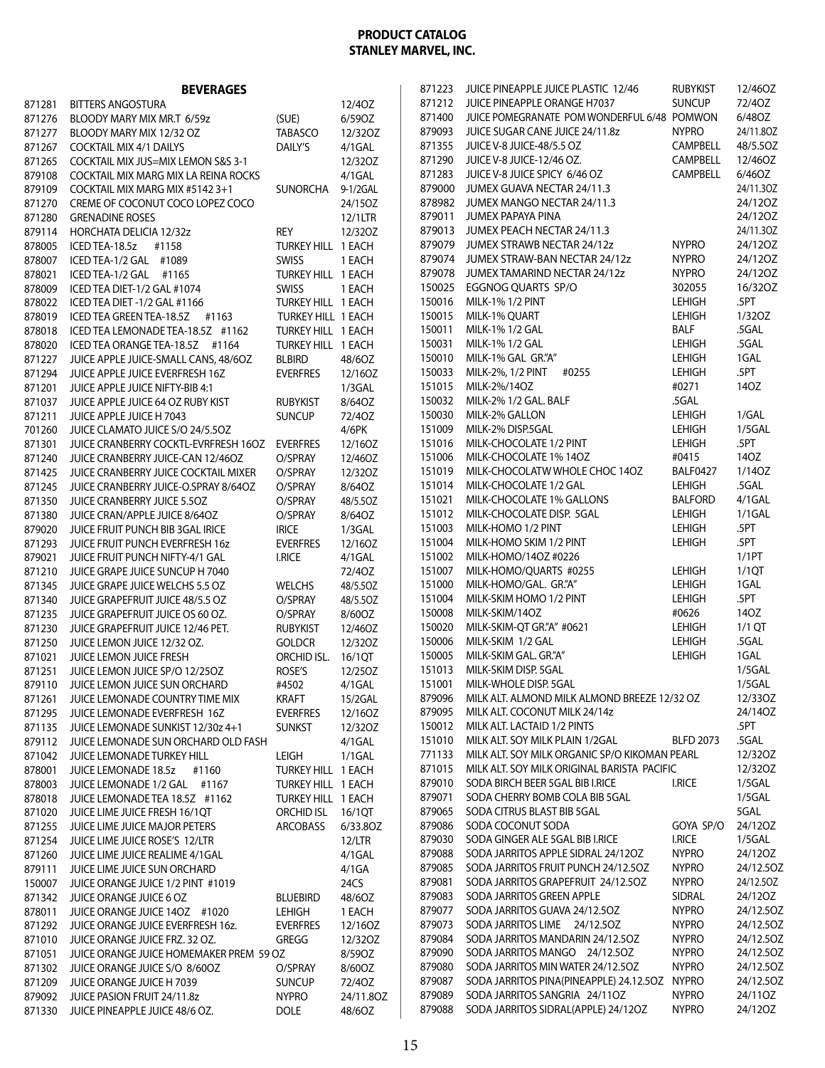# PRODUCT CATALOG
## STANLEY MARVEL, INC.

### BEVERAGES

| Item # | Description | Brand | Pack |
|---|---|---|---|
| 871281 | BITTERS ANGOSTURA | | 12/4OZ |
| 871276 | BLOODY MARY MIX MR.T 6/59z | (SUE) | 6/59OZ |
| 871277 | BLOODY MARY MIX 12/32 OZ | TABASCO | 12/32OZ |
| 871267 | COCKTAIL MIX 4/1 DAILYS | DAILY'S | 4/1GAL |
| 871265 | COCKTAIL MIX JUS=MIX LEMON S&S 3-1 | | 12/32OZ |
| 879108 | COCKTAIL MIX MARG MIX LA REINA ROCKS | | 4/1GAL |
| 879109 | COCKTAIL MIX MARG MIX #5142 3+1 | SUNORCHA | 9-1/2GAL |
| 871270 | CREME OF COCONUT COCO LOPEZ COCO | | 24/15OZ |
| 871280 | GRENADINE ROSES | | 12/1LTR |
| 879114 | HORCHATA DELICIA 12/32z | REY | 12/32OZ |
| 878005 | ICED TEA-18.5z #1158 | TURKEY HILL | 1 EACH |
| 878007 | ICED TEA-1/2 GAL #1089 | SWISS | 1 EACH |
| 878021 | ICED TEA-1/2 GAL #1165 | TURKEY HILL | 1 EACH |
| 878009 | ICED TEA DIET-1/2 GAL #1074 | SWISS | 1 EACH |
| 878022 | ICED TEA DIET -1/2 GAL #1166 | TURKEY HILL | 1 EACH |
| 878019 | ICED TEA GREEN TEA-18.5Z #1163 | TURKEY HILL | 1 EACH |
| 878018 | ICED TEA LEMONADE TEA-18.5Z #1162 | TURKEY HILL | 1 EACH |
| 878020 | ICED TEA ORANGE TEA-18.5Z #1164 | TURKEY HILL | 1 EACH |
| 871227 | JUICE APPLE JUICE-SMALL CANS, 48/6OZ | BLBIRD | 48/6OZ |
| 871294 | JUICE APPLE JUICE EVERFRESH 16Z | EVERFRES | 12/16OZ |
| 871201 | JUICE APPLE JUICE NIFTY-BIB 4:1 | | 1/3GAL |
| 871037 | JUICE APPLE JUICE 64 OZ RUBY KIST | RUBYKIST | 8/64OZ |
| 871211 | JUICE APPLE JUICE H 7043 | SUNCUP | 72/4OZ |
| 701260 | JUICE CLAMATO JUICE S/O 24/5.5OZ | | 4/6PK |
| 871301 | JUICE CRANBERRY COCKTL-EVRFRESH 16OZ | EVERFRES | 12/16OZ |
| 871240 | JUICE CRANBERRY JUICE-CAN 12/46OZ | O/SPRAY | 12/46OZ |
| 871425 | JUICE CRANBERRY JUICE COCKTAIL MIXER | O/SPRAY | 12/32OZ |
| 871245 | JUICE CRANBERRY JUICE-O.SPRAY 8/64OZ | O/SPRAY | 8/64OZ |
| 871350 | JUICE CRANBERRY JUICE 5.5OZ | O/SPRAY | 48/5.5OZ |
| 871380 | JUICE CRAN/APPLE JUICE 8/64OZ | O/SPRAY | 8/64OZ |
| 879020 | JUICE FRUIT PUNCH BIB 3GAL IRICE | IRICE | 1/3GAL |
| 871293 | JUICE FRUIT PUNCH EVERFRESH 16z | EVERFRES | 12/16OZ |
| 879021 | JUICE FRUIT PUNCH NIFTY-4/1 GAL | I.RICE | 4/1GAL |
| 871210 | JUICE GRAPE JUICE SUNCUP H 7040 | | 72/4OZ |
| 871345 | JUICE GRAPE JUICE WELCHS 5.5 OZ | WELCHS | 48/5.5OZ |
| 871340 | JUICE GRAPEFRUIT JUICE 48/5.5 OZ | O/SPRAY | 48/5.5OZ |
| 871235 | JUICE GRAPEFRUIT JUICE OS 60 OZ. | O/SPRAY | 8/60OZ |
| 871230 | JUICE GRAPEFRUIT JUICE 12/46 PET. | RUBYKIST | 12/46OZ |
| 871250 | JUICE LEMON JUICE 12/32 OZ. | GOLDCR | 12/32OZ |
| 871021 | JUICE LEMON JUICE FRESH | ORCHID ISL. | 16/1QT |
| 871251 | JUICE LEMON JUICE SP/O 12/25OZ | ROSE'S | 12/25OZ |
| 879110 | JUICE LEMON JUICE SUN ORCHARD | #4502 | 4/1GAL |
| 871261 | JUICE LEMONADE COUNTRY TIME MIX | KRAFT | 15/2GAL |
| 871295 | JUICE LEMONADE EVERFRESH 16Z | EVERFRES | 12/16OZ |
| 871135 | JUICE LEMONADE SUNKIST 12/30z 4+1 | SUNKST | 12/32OZ |
| 879112 | JUICE LEMONADE SUN ORCHARD OLD FASH | | 4/1GAL |
| 871042 | JUICE LEMONADE TURKEY HILL | LEIGH | 1/1GAL |
| 878001 | JUICE LEMONADE 18.5z #1160 | TURKEY HILL | 1 EACH |
| 878003 | JUICE LEMONADE 1/2 GAL #1167 | TURKEY HILL | 1 EACH |
| 878018 | JUICE LEMONADE TEA 18.5Z #1162 | TURKEY HILL | 1 EACH |
| 871020 | JUICE LIME JUICE FRESH 16/1QT | ORCHID ISL | 16/1QT |
| 871255 | JUICE LIME JUICE MAJOR PETERS | ARCOBASS | 6/33.8OZ |
| 871254 | JUICE LIME JUICE ROSE'S 12/LTR | | 12/LTR |
| 871260 | JUICE LIME JUICE REALIME 4/1GAL | | 4/1GAL |
| 879111 | JUICE LIME JUICE SUN ORCHARD | | 4/1GA |
| 150007 | JUICE ORANGE JUICE 1/2 PINT #1019 | | 24CS |
| 871342 | JUICE ORANGE JUICE 6 OZ | BLUEBIRD | 48/6OZ |
| 878011 | JUICE ORANGE JUICE 14OZ #1020 | LEHIGH | 1 EACH |
| 871292 | JUICE ORANGE JUICE EVERFRESH 16z. | EVERFRES | 12/16OZ |
| 871010 | JUICE ORANGE JUICE FRZ. 32 OZ. | GREGG | 12/32OZ |
| 871051 | JUICE ORANGE JUICE HOMEMAKER PREM 59 OZ | | 8/59OZ |
| 871302 | JUICE ORANGE JUICE S/O 8/60OZ | O/SPRAY | 8/60OZ |
| 871209 | JUICE ORANGE JUICE H 7039 | SUNCUP | 72/4OZ |
| 879092 | JUICE PASION FRUIT 24/11.8z | NYPRO | 24/11.8OZ |
| 871330 | JUICE PINEAPPLE JUICE 48/6 OZ. | DOLE | 48/6OZ |
| 871223 | JUICE PINEAPPLE JUICE PLASTIC 12/46 | RUBYKIST | 12/46OZ |
| 871212 | JUICE PINEAPPLE ORANGE H7037 | SUNCUP | 72/4OZ |
| 871400 | JUICE POMEGRANATE POM WONDERFUL 6/48 | POMWON | 6/48OZ |
| 879093 | JUICE SUGAR CANE JUICE 24/11.8z | NYPRO | 24/11.8OZ |
| 871355 | JUICE V-8 JUICE-48/5.5 OZ | CAMPBELL | 48/5.5OZ |
| 871290 | JUICE V-8 JUICE-12/46 OZ. | CAMPBELL | 12/46OZ |
| 871283 | JUICE V-8 JUICE SPICY 6/46 OZ | CAMPBELL | 6/46OZ |
| 879000 | JUMEX GUAVA NECTAR 24/11.3 | | 24/11.3OZ |
| 878982 | JUMEX MANGO NECTAR 24/11.3 | | 24/12OZ |
| 879011 | JUMEX PAPAYA PINA | | 24/12OZ |
| 879013 | JUMEX PEACH NECTAR 24/11.3 | | 24/11.3OZ |
| 879079 | JUMEX STRAWB NECTAR 24/12z | NYPRO | 24/12OZ |
| 879074 | JUMEX STRAW-BAN NECTAR 24/12z | NYPRO | 24/12OZ |
| 879078 | JUMEX TAMARIND NECTAR 24/12z | NYPRO | 24/12OZ |
| 150025 | EGGNOG QUARTS SP/O | 302055 | 16/32OZ |
| 150016 | MILK-1% 1/2 PINT | LEHIGH | .5PT |
| 150015 | MILK-1% QUART | LEHIGH | 1/32OZ |
| 150011 | MILK-1% 1/2 GAL | BALF | .5GAL |
| 150031 | MILK-1% 1/2 GAL | LEHIGH | .5GAL |
| 150010 | MILK-1% GAL GR."A" | LEHIGH | 1GAL |
| 150033 | MILK-2%, 1/2 PINT #0255 | LEHIGH | .5PT |
| 151015 | MILK-2%/14OZ | #0271 | 14OZ |
| 150032 | MILK-2% 1/2 GAL. BALF | .5GAL | |
| 150030 | MILK-2% GALLON | LEHIGH | 1/GAL |
| 151009 | MILK-2% DISP.5GAL | LEHIGH | 1/5GAL |
| 151016 | MILK-CHOCOLATE 1/2 PINT | LEHIGH | .5PT |
| 151006 | MILK-CHOCOLATE 1% 14OZ | #0415 | 14OZ |
| 151019 | MILK-CHOCOLATW WHOLE CHOC 14OZ | BALF0427 | 1/14OZ |
| 151014 | MILK-CHOCOLATE 1/2 GAL | LEHIGH | .5GAL |
| 151021 | MILK-CHOCOLATE 1% GALLONS | BALFORD | 4/1GAL |
| 151012 | MILK-CHOCOLATE DISP. 5GAL | LEHIGH | 1/1GAL |
| 151003 | MILK-HOMO 1/2 PINT | LEHIGH | .5PT |
| 151004 | MILK-HOMO SKIM 1/2 PINT | LEHIGH | .5PT |
| 151002 | MILK-HOMO/14OZ #0226 | | 1/1PT |
| 151007 | MILK-HOMO/QUARTS #0255 | LEHIGH | 1/1QT |
| 151000 | MILK-HOMO/GAL. GR."A" | LEHIGH | 1GAL |
| 151004 | MILK-SKIM HOMO 1/2 PINT | LEHIGH | .5PT |
| 150008 | MILK-SKIM/14OZ | #0626 | 14OZ |
| 150020 | MILK-SKIM-QT GR."A" #0621 | LEHIGH | 1/1 QT |
| 150006 | MILK-SKIM 1/2 GAL | LEHIGH | .5GAL |
| 150005 | MILK-SKIM GAL. GR."A" | LEHIGH | 1GAL |
| 151013 | MILK-SKIM DISP. 5GAL | | 1/5GAL |
| 151001 | MILK-WHOLE DISP. 5GAL | | 1/5GAL |
| 879096 | MILK ALT. ALMOND MILK ALMOND BREEZE 12/32 OZ | | 12/33OZ |
| 879095 | MILK ALT. COCONUT MILK 24/14z | | 24/14OZ |
| 150012 | MILK ALT. LACTAID 1/2 PINTS | | .5PT |
| 151010 | MILK ALT. SOY MILK PLAIN 1/2GAL | BLFD 2073 | .5GAL |
| 771133 | MILK ALT. SOY MILK ORGANIC SP/O KIKOMAN PEARL | | 12/32OZ |
| 871015 | MILK ALT. SOY MILK ORIGINAL BARISTA PACIFIC | | 12/32OZ |
| 879010 | SODA BIRCH BEER 5GAL BIB I.RICE | I.RICE | 1/5GAL |
| 879071 | SODA CHERRY BOMB COLA BIB 5GAL | | 1/5GAL |
| 879065 | SODA CITRUS BLAST BIB 5GAL | | 5GAL |
| 879086 | SODA COCONUT SODA | GOYA SP/O | 24/12OZ |
| 879030 | SODA GINGER ALE 5GAL BIB I.RICE | I.RICE | 1/5GAL |
| 879088 | SODA JARRITOS APPLE SIDRAL 24/12OZ | NYPRO | 24/12OZ |
| 879085 | SODA JARRITOS FRUIT PUNCH 24/12.5OZ | NYPRO | 24/12.5OZ |
| 879081 | SODA JARRITOS GRAPEFRUIT 24/12.5OZ | NYPRO | 24/12.5OZ |
| 879083 | SODA JARRITOS GREEN APPLE | SIDRAL | 24/12OZ |
| 879077 | SODA JARRITOS GUAVA 24/12.5OZ | NYPRO | 24/12.5OZ |
| 879073 | SODA JARRITOS LIME 24/12.5OZ | NYPRO | 24/12.5OZ |
| 879084 | SODA JARRITOS MANDARIN 24/12.5OZ | NYPRO | 24/12.5OZ |
| 879090 | SODA JARRITOS MANGO 24/12.5OZ | NYPRO | 24/12.5OZ |
| 879080 | SODA JARRITOS MIN WATER 24/12.5OZ | NYPRO | 24/12.5OZ |
| 879087 | SODA JARRITOS PINA(PINEAPPLE) 24.12.5OZ | NYPRO | 24/12.5OZ |
| 879089 | SODA JARRITOS SANGRIA 24/11OZ | NYPRO | 24/11OZ |
| 879088 | SODA JARRITOS SIDRAL(APPLE) 24/12OZ | NYPRO | 24/12OZ |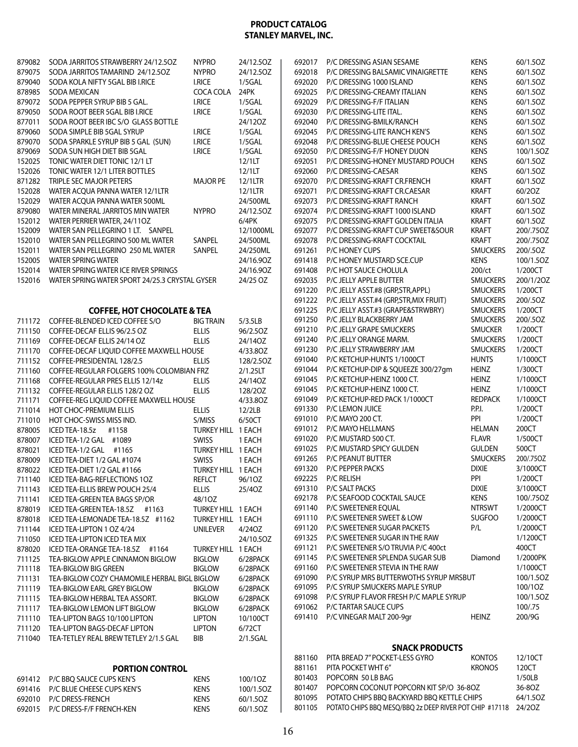# PRODUCT CATALOG
## STANLEY MARVEL, INC.

| | | | |
|---|---|---|---|
| 879082 | SODA JARRITOS STRAWBERRY 24/12.5OZ | NYPRO | 24/12.5OZ |
| 879075 | SODA JARRITOS TAMARIND 24/12.5OZ | NYPRO | 24/12.5OZ |
| 879040 | SODA KOLA NIFTY 5GAL BIB I.RICE | I.RICE | 1/5GAL |
| 878985 | SODA MEXICAN | COCA COLA | 24PK |
| 879072 | SODA PEPPER SYRUP BIB 5 GAL. | I.RICE | 1/5GAL |
| 879050 | SODA ROOT BEER 5GAL BIB I.RICE | I.RICE | 1/5GAL |
| 877011 | SODA ROOT BEER IBC S/O GLASS BOTTLE | | 24/12OZ |
| 879060 | SODA SIMPLE BIB 5GAL SYRUP | I.RICE | 1/5GAL |
| 879070 | SODA SPARKLE SYRUP BIB 5 GAL (SUN) | I.RICE | 1/5GAL |
| 879069 | SODA SUN HIGH DIET BIB 5GAL | I.RICE | 1/5GAL |
| 152025 | TONIC WATER DIET TONIC 12/1 LT | | 12/1LT |
| 152026 | TONIC WATER 12/1 LITER BOTTLES | | 12/1LT |
| 871282 | TRIPLE SEC MAJOR PETERS | MAJOR PE | 12/1LTR |
| 152028 | WATER ACQUA PANNA WATER 12/1LTR | | 12/1LTR |
| 152029 | WATER ACQUA PANNA WATER 500ML | | 24/500ML |
| 879080 | WATER MINERAL JARRITOS MIN WATER | NYPRO | 24/12.5OZ |
| 152012 | WATER PERRIER WATER, 24/11OZ | | 6/4PK |
| 152009 | WATER SAN PELLEGRINO 1 LT. SANPEL | | 12/1000ML |
| 152010 | WATER SAN PELLEGRINO 500 ML WATER | SANPEL | 24/500ML |
| 152011 | WATER SAN PELLEGRINO 250 ML WATER | SANPEL | 24/250ML |
| 152005 | WATER SPRING WATER | | 24/16.9OZ |
| 152014 | WATER SPRING WATER ICE RIVER SPRINGS | | 24/16.9OZ |
| 152016 | WATER SPRING WATER SPORT 24/25.3 CRYSTAL GYSER | | 24/25 OZ |

### COFFEE, HOT CHOCOLATE & TEA

| | | | |
|---|---|---|---|
| 711172 | COFFEE-BLENDED ICED COFFEE S/O | BIG TRAIN | 5/3.5LB |
| 711150 | COFFEE-DECAF ELLIS 96/2.5 OZ | ELLIS | 96/2.5OZ |
| 711169 | COFFEE-DECAF ELLIS 24/14 OZ | ELLIS | 24/14OZ |
| 711170 | COFFEE-DECAF LIQUID COFFEE MAXWELL HOUSE | | 4/33.8OZ |
| 711152 | COFFEE-PRESIDENTAL 128/2.5 | ELLIS | 128/2.5OZ |
| 711160 | COFFEE-REGULAR FOLGERS 100% COLOMBIAN FRZ | | 2/1.25LT |
| 711168 | COFFEE-REGULAR PRES ELLIS 12/14z | ELLIS | 24/14OZ |
| 711132 | COFFEE-REGULAR ELLIS 128/2 OZ | ELLIS | 128/2OZ |
| 711171 | COFFEE-REG LIQUID COFFEE MAXWELL HOUSE | | 4/33.8OZ |
| 711014 | HOT CHOC-PREMIUM ELLIS | ELLIS | 12/2LB |
| 711010 | HOT CHOC-SWISS MISS IND. | S/MISS | 6/50CT |
| 878005 | ICED TEA-18.5z #1158 | TURKEY HILL | 1 EACH |
| 878007 | ICED TEA-1/2 GAL #1089 | SWISS | 1 EACH |
| 878021 | ICED TEA-1/2 GAL #1165 | TURKEY HILL | 1 EACH |
| 878009 | ICED TEA-DIET 1/2 GAL #1074 | SWISS | 1 EACH |
| 878022 | ICED TEA-DIET 1/2 GAL #1166 | TURKEY HILL | 1 EACH |
| 711140 | ICED TEA-BAG-REFLECTIONS 1OZ | REFLCT | 96/1OZ |
| 711143 | ICED TEA-ELLIS BREW POUCH 25/4 | ELLIS | 25/4OZ |
| 711141 | ICED TEA-GREEN TEA BAGS SP/OR | 48/1OZ | |
| 878019 | ICED TEA-GREEN TEA-18.5Z #1163 | TURKEY HILL | 1 EACH |
| 878018 | ICED TEA-LEMONADE TEA-18.5Z #1162 | TURKEY HILL | 1 EACH |
| 711144 | ICED TEA-LIPTON 1 OZ 4/24 | UNILEVER | 4/24OZ |
| 711050 | ICED TEA-LIPTON ICED TEA MIX | | 24/10.5OZ |
| 878020 | ICED TEA-ORANGE TEA-18.5Z #1164 | TURKEY HILL | 1 EACH |
| 711125 | TEA-BIGLOW APPLE CINNAMON BIGLOW | BIGLOW | 6/28PACK |
| 711118 | TEA-BIGLOW BIG GREEN | BIGLOW | 6/28PACK |
| 711131 | TEA-BIGLOW COZY CHAMOMILE HERBAL BIGL | BIGLOW | 6/28PACK |
| 711119 | TEA-BIGLOW EARL GREY BIGLOW | BIGLOW | 6/28PACK |
| 711115 | TEA-BIGLOW HERBAL TEA ASSORT. | BIGLOW | 6/28PACK |
| 711117 | TEA-BIGLOW LEMON LIFT BIGLOW | BIGLOW | 6/28PACK |
| 711110 | TEA-LIPTON BAGS 10/100 LIPTON | LIPTON | 10/100CT |
| 711120 | TEA-LIPTON BAGS-DECAF LIPTON | LIPTON | 6/72CT |
| 711040 | TEA-TETLEY REAL BREW TETLEY 2/1.5 GAL | BIB | 2/1.5GAL |

### PORTION CONTROL

| | | | |
|---|---|---|---|
| 691412 | P/C BBQ SAUCE CUPS KEN'S | KENS | 100/1OZ |
| 691416 | P/C BLUE CHEESE CUPS KEN'S | KENS | 100/1.5OZ |
| 692010 | P/C DRESS-FRENCH | KENS | 60/1.5OZ |
| 692015 | P/C DRESS-F/F FRENCH-KEN | KENS | 60/1.5OZ |
| 692017 | P/C DRESSING ASIAN SESAME | KENS | 60/1.5OZ |
| 692018 | P/C DRESSING BALSAMIC VINAIGRETTE | KENS | 60/1.5OZ |
| 692020 | P/C DRESSING 1000 ISLAND | KENS | 60/1.5OZ |
| 692025 | P/C DRESSING-CREAMY ITALIAN | KENS | 60/1.5OZ |
| 692029 | P/C DRESSING-F/F ITALIAN | KENS | 60/1.5OZ |
| 692030 | P/C DRESSING-LITE ITAL. | KENS | 60/1.5OZ |
| 692040 | P/C DRESSING-BMILK/RANCH | KENS | 60/1.5OZ |
| 692045 | P/C DRESSING-LITE RANCH KEN'S | KENS | 60/1.5OZ |
| 692048 | P/C DRESSING-BLUE CHEESE POUCH | KENS | 60/1.5OZ |
| 692050 | P/C DRESSING-F/F HONEY DIJON | KENS | 100/1.5OZ |
| 692051 | P/C DRESSING-HONEY MUSTARD POUCH | KENS | 60/1.5OZ |
| 692060 | P/C DRESSING-CAESAR | KENS | 60/1.5OZ |
| 692070 | P/C DRESSING-KRAFT CR.FRENCH | KRAFT | 60/1.5OZ |
| 692071 | P/C DRESSING-KRAFT CR.CAESAR | KRAFT | 60/2OZ |
| 692073 | P/C DRESSING-KRAFT RANCH | KRAFT | 60/1.5OZ |
| 692074 | P/C DRESSING-KRAFT 1000 ISLAND | KRAFT | 60/1.5OZ |
| 692075 | P/C DRESSING-KRAFT GOLDEN ITALIA | KRAFT | 60/1.5OZ |
| 692077 | P/C DRESSING-KRAFT CUP SWEET&SOUR | KRAFT | 200/.75OZ |
| 692078 | P/C DRESSING-KRAFT COCKTAIL | KRAFT | 200/.75OZ |
| 691261 | P/C HONEY CUPS | SMUCKERS | 200/.5OZ |
| 691418 | P/C HONEY MUSTARD SCE.CUP | KENS | 100/1.5OZ |
| 691408 | P/C HOT SAUCE CHOLULA | 200/ct | 1/200CT |
| 692035 | P/C JELLY APPLE BUTTER | SMUCKERS | 200/1/2OZ |
| 691220 | P/C JELLY ASST.#8 (GRP,STR,APPL) | SMUCKERS | 1/200CT |
| 691222 | P/C JELLY ASST.#4 (GRP,STR,MIX FRUIT) | SMUCKERS | 200/.5OZ |
| 691225 | P/C JELLY ASST.#3 (GRAPE&STRWBRY) | SMUCKERS | 1/200CT |
| 691250 | P/C JELLY BLACKBERRY JAM | SMUCKERS | 200/.5OZ |
| 691210 | P/C JELLY GRAPE SMUCKERS | SMUCKER | 1/200CT |
| 691240 | P/C JELLY ORANGE MARM. | SMUCKERS | 1/200CT |
| 691230 | P/C JELLY STRAWBERRY JAM | SMUCKERS | 1/200CT |
| 691040 | P/C KETCHUP-HUNTS 1/1000CT | HUNTS | 1/1000CT |
| 691044 | P/C KETCHUP-DIP & SQUEEZE 300/27gm | HEINZ | 1/300CT |
| 691045 | P/C KETCHUP-HEINZ 1000 CT. | HEINZ | 1/1000CT |
| 691045 | P/C KETCHUP-HEINZ 1000 CT. | HEINZ | 1/1000CT |
| 691049 | P/C KETCHUP-RED PACK 1/1000CT | REDPACK | 1/1000CT |
| 691330 | P/C LEMON JUICE | P.P.I. | 1/200CT |
| 691010 | P/C MAYO 200 CT. | PPI | 1/200CT |
| 691012 | P/C MAYO HELLMANS | HELMAN | 200CT |
| 691020 | P/C MUSTARD 500 CT. | FLAVR | 1/500CT |
| 691025 | P/C MUSTARD SPICY GULDEN | GULDEN | 500CT |
| 691265 | P/C PEANUT BUTTER | SMUCKERS | 200/.75OZ |
| 691320 | P/C PEPPER PACKS | DIXIE | 3/1000CT |
| 692225 | P/C RELISH | PPI | 1/200CT |
| 691310 | P/C SALT PACKS | DIXIE | 3/1000CT |
| 692178 | P/C SEAFOOD COCKTAIL SAUCE | KENS | 100/.75OZ |
| 691140 | P/C SWEETENER EQUAL | NTRSWT | 1/2000CT |
| 691110 | P/C SWEETENER SWEET & LOW | SUGFOO | 1/2000CT |
| 691120 | P/C SWEETENER SUGAR PACKETS | P/L | 1/2000CT |
| 691325 | P/C SWEETENER SUGAR IN THE RAW | | 1/1200CT |
| 691121 | P/C SWEETENER S/O TRUVIA P/C 400ct | | 400CT |
| 691145 | P/C SWEETENER SPLENDA SUGAR SUB | Diamond | 1/2000PK |
| 691160 | P/C SWEETENER STEVIA IN THE RAW | | 1/1000CT |
| 691090 | P/C SYRUP MRS BUTTERWOTHS SYRUP MRSBUT | | 100/1.5OZ |
| 691095 | P/C SYRUP SMUCKERS MAPLE SYRUP | | 100/1OZ |
| 691098 | P/C SYRUP FLAVOR FRESH P/C MAPLE SYRUP | | 100/1.5OZ |
| 691062 | P/C TARTAR SAUCE CUPS | | 100/.75 |
| 691410 | P/C VINEGAR MALT 200-9gr | HEINZ | 200/9G |

### SNACK PRODUCTS

| | | | |
|---|---|---|---|
| 881160 | PITA BREAD 7" POCKET-LESS GYRO | KONTOS | 12/10CT |
| 881161 | PITA POCKET WHT 6" | KRONOS | 120CT |
| 801403 | POPCORN 50 LB BAG | | 1/50LB |
| 801407 | POPCORN COCONUT POPCORN KIT SP/O 36-8OZ | | 36-8OZ |
| 801095 | POTATO CHIPS BBQ BACKYARD BBQ KETTLE CHIPS | | 64/1.5OZ |
| 801105 | POTATO CHIPS BBQ MESQ/BBQ 2z DEEP RIVER POT CHIP #17118 | | 24/2OZ |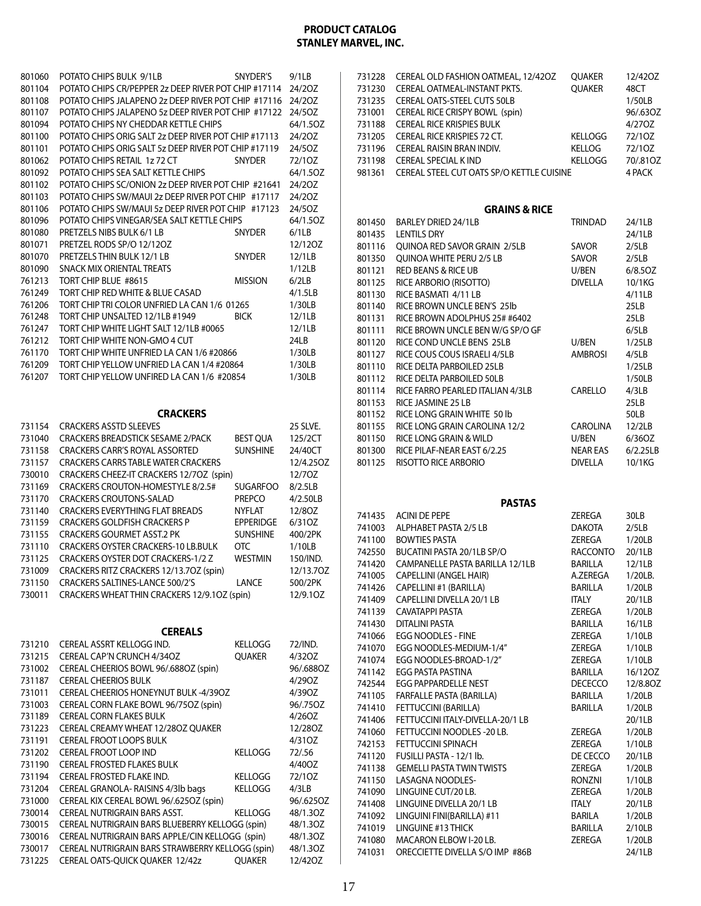# PRODUCT CATALOG
## STANLEY MARVEL, INC.

| | | | |
|---|---|---|---|
| 801060 | POTATO CHIPS BULK 9/1LB | SNYDER'S | 9/1LB |
| 801104 | POTATO CHIPS CR/PEPPER 2z DEEP RIVER POT CHIP #17114 | | 24/2OZ |
| 801108 | POTATO CHIPS JALAPENO 2z DEEP RIVER POT CHIP #17116 | | 24/2OZ |
| 801107 | POTATO CHIPS JALAPENO 5z DEEP RIVER POT CHIP #17122 | | 24/5OZ |
| 801094 | POTATO CHIPS NY CHEDDAR KETTLE CHIPS | | 64/1.5OZ |
| 801100 | POTATO CHIPS ORIG SALT 2z DEEP RIVER POT CHIP #17113 | | 24/2OZ |
| 801101 | POTATO CHIPS ORIG SALT 5z DEEP RIVER POT CHIP #17119 | | 24/5OZ |
| 801062 | POTATO CHIPS RETAIL 1z 72 CT | SNYDER | 72/1OZ |
| 801092 | POTATO CHIPS SEA SALT KETTLE CHIPS | | 64/1.5OZ |
| 801102 | POTATO CHIPS SC/ONION 2z DEEP RIVER POT CHIP #21641 | | 24/2OZ |
| 801103 | POTATO CHIPS SW/MAUI 2z DEEP RIVER POT CHIP #17117 | | 24/2OZ |
| 801106 | POTATO CHIPS SW/MAUI 5z DEEP RIVER POT CHIP #17123 | | 24/5OZ |
| 801096 | POTATO CHIPS VINEGAR/SEA SALT KETTLE CHIPS | | 64/1.5OZ |
| 801080 | PRETZELS NIBS BULK 6/1 LB | SNYDER | 6/1LB |
| 801071 | PRETZEL RODS SP/O 12/12OZ | | 12/12OZ |
| 801070 | PRETZELS THIN BULK 12/1 LB | SNYDER | 12/1LB |
| 801090 | SNACK MIX ORIENTAL TREATS | | 1/12LB |
| 761213 | TORT CHIP BLUE #8615 | MISSION | 6/2LB |
| 761249 | TORT CHIP RED WHITE & BLUE CASAD | | 4/1.5LB |
| 761206 | TORT CHIP TRI COLOR UNFRIED LA CAN 1/6 01265 | | 1/30LB |
| 761248 | TORT CHIP UNSALTED 12/1LB #1949 | BICK | 12/1LB |
| 761247 | TORT CHIP WHITE LIGHT SALT 12/1LB #0065 | | 12/1LB |
| 761212 | TORT CHIP WHITE NON-GMO 4 CUT | | 24LB |
| 761170 | TORT CHIP WHITE UNFRIED LA CAN 1/6 #20866 | | 1/30LB |
| 761209 | TORT CHIP YELLOW UNFRIED LA CAN 1/4 #20864 | | 1/30LB |
| 761207 | TORT CHIP YELLOW UNFIRED LA CAN 1/6 #20854 | | 1/30LB |

## CRACKERS

| | | | |
|---|---|---|---|
| 731154 | CRACKERS ASSTD SLEEVES | | 25 SLVE. |
| 731040 | CRACKERS BREADSTICK SESAME 2/PACK | BEST QUA | 125/2CT |
| 731158 | CRACKERS CARR'S ROYAL ASSORTED | SUNSHINE | 24/40CT |
| 731157 | CRACKERS CARRS TABLE WATER CRACKERS | | 12/4.25OZ |
| 730010 | CRACKERS CHEEZ-IT CRACKERS 12/7OZ (spin) | | 12/7OZ |
| 731169 | CRACKERS CROUTON-HOMESTYLE 8/2.5# | SUGARFOO | 8/2.5LB |
| 731170 | CRACKERS CROUTONS-SALAD | PREPCO | 4/2.50LB |
| 731140 | CRACKERS EVERYTHING FLAT BREADS | NYFLAT | 12/8OZ |
| 731159 | CRACKERS GOLDFISH CRACKERS P | EPPERIDGE | 6/31OZ |
| 731155 | CRACKERS GOURMET ASST.2 PK | SUNSHINE | 400/2PK |
| 731110 | CRACKERS OYSTER CRACKERS-10 LB.BULK | OTC | 1/10LB |
| 731125 | CRACKERS OYSTER DOT CRACKERS-1/2 Z | WESTMIN | 150/IND. |
| 731009 | CRACKERS RITZ CRACKERS 12/13.7OZ (spin) | | 12/13.7OZ |
| 731150 | CRACKERS SALTINES-LANCE 500/2'S | LANCE | 500/2PK |
| 730011 | CRACKERS WHEAT THIN CRACKERS 12/9.1OZ (spin) | | 12/9.1OZ |

## CEREALS

| | | | |
|---|---|---|---|
| 731210 | CEREAL ASSRT KELLOGG IND. | KELLOGG | 72/IND. |
| 731215 | CEREAL CAP'N CRUNCH 4/34OZ | QUAKER | 4/32OZ |
| 731002 | CEREAL CHEERIOS BOWL 96/.688OZ (spin) | | 96/.688OZ |
| 731187 | CEREAL CHEERIOS BULK | | 4/29OZ |
| 731011 | CEREAL CHEERIOS HONEYNUT BULK -4/39OZ | | 4/39OZ |
| 731003 | CEREAL CORN FLAKE BOWL 96/75OZ (spin) | | 96/.75OZ |
| 731189 | CEREAL CORN FLAKES BULK | | 4/26OZ |
| 731223 | CEREAL CREAMY WHEAT 12/28OZ QUAKER | | 12/28OZ |
| 731191 | CEREAL FROOT LOOPS BULK | | 4/31OZ |
| 731202 | CEREAL FROOT LOOP IND | KELLOGG | 72/.56 |
| 731190 | CEREAL FROSTED FLAKES BULK | | 4/40OZ |
| 731194 | CEREAL FROSTED FLAKE IND. | KELLOGG | 72/1OZ |
| 731204 | CEREAL GRANOLA- RAISINS 4/3lb bags | KELLOGG | 4/3LB |
| 731000 | CEREAL KIX CEREAL BOWL 96/.625OZ (spin) | | 96/.625OZ |
| 730014 | CEREAL NUTRIGRAIN BARS ASST. | KELLOGG | 48/1.3OZ |
| 730015 | CEREAL NUTRIGRAIN BARS BLUEBERRY KELLOGG (spin) | | 48/1.3OZ |
| 730016 | CEREAL NUTRIGRAIN BARS APPLE/CIN KELLOGG (spin) | | 48/1.3OZ |
| 730017 | CEREAL NUTRIGRAIN BARS STRAWBERRY KELLOGG (spin) | | 48/1.3OZ |
| 731225 | CEREAL OATS-QUICK QUAKER 12/42z | QUAKER | 12/42OZ |
| 731228 | CEREAL OLD FASHION OATMEAL, 12/42OZ | QUAKER | 12/42OZ |
| 731230 | CEREAL OATMEAL-INSTANT PKTS. | QUAKER | 48CT |
| 731235 | CEREAL OATS-STEEL CUTS 50LB | | 1/50LB |
| 731001 | CEREAL RICE CRISPY BOWL (spin) | | 96/.63OZ |
| 731188 | CEREAL RICE KRISPIES BULK | | 4/27OZ |
| 731205 | CEREAL RICE KRISPIES 72 CT. | KELLOGG | 72/1OZ |
| 731196 | CEREAL RAISIN BRAN INDIV. | KELLOG | 72/1OZ |
| 731198 | CEREAL SPECIAL K IND | KELLOGG | 70/.81OZ |
| 981361 | CEREAL STEEL CUT OATS SP/O KETTLE CUISINE | | 4 PACK |

## GRAINS & RICE

| | | | |
|---|---|---|---|
| 801450 | BARLEY DRIED 24/1LB | TRINDAD | 24/1LB |
| 801435 | LENTILS DRY | | 24/1LB |
| 801116 | QUINOA RED SAVOR GRAIN 2/5LB | SAVOR | 2/5LB |
| 801350 | QUINOA WHITE PERU 2/5 LB | SAVOR | 2/5LB |
| 801121 | RED BEANS & RICE UB | U/BEN | 6/8.5OZ |
| 801125 | RICE ARBORIO (RISOTTO) | DIVELLA | 10/1KG |
| 801130 | RICE BASMATI 4/11 LB | | 4/11LB |
| 801140 | RICE BROWN UNCLE BEN'S 25lb | | 25LB |
| 801131 | RICE BROWN ADOLPHUS 25# #6402 | | 25LB |
| 801111 | RICE BROWN UNCLE BEN W/G SP/O GF | | 6/5LB |
| 801120 | RICE COND UNCLE BENS 25LB | U/BEN | 1/25LB |
| 801127 | RICE COUS COUS ISRAELI 4/5LB | AMBROSI | 4/5LB |
| 801110 | RICE DELTA PARBOILED 25LB | | 1/25LB |
| 801112 | RICE DELTA PARBOILED 50LB | | 1/50LB |
| 801114 | RICE FARRO PEARLED ITALIAN 4/3LB | CARELLO | 4/3LB |
| 801153 | RICE JASMINE 25 LB | | 25LB |
| 801152 | RICE LONG GRAIN WHITE 50 lb | | 50LB |
| 801155 | RICE LONG GRAIN CAROLINA 12/2 | CAROLINA | 12/2LB |
| 801150 | RICE LONG GRAIN & WILD | U/BEN | 6/36OZ |
| 801300 | RICE PILAF-NEAR EAST 6/2.25 | NEAR EAS | 6/2.25LB |
| 801125 | RISOTTO RICE ARBORIO | DIVELLA | 10/1KG |

## PASTAS

| | | | |
|---|---|---|---|
| 741435 | ACINI DE PEPE | ZEREGA | 30LB |
| 741003 | ALPHABET PASTA 2/5 LB | DAKOTA | 2/5LB |
| 741100 | BOWTIES PASTA | ZEREGA | 1/20LB |
| 742550 | BUCATINI PASTA 20/1LB SP/O | RACCONTO | 20/1LB |
| 741420 | CAMPANELLE PASTA BARILLA 12/1LB | BARILLA | 12/1LB |
| 741005 | CAPELLINI (ANGEL HAIR) | A.ZEREGA | 1/20LB. |
| 741426 | CAPELLINI #1 (BARILLA) | BARILLA | 1/20LB |
| 741409 | CAPELLINI DIVELLA 20/1 LB | ITALY | 20/1LB |
| 741139 | CAVATAPPI PASTA | ZEREGA | 1/20LB |
| 741430 | DITALINI PASTA | BARILLA | 16/1LB |
| 741066 | EGG NOODLES - FINE | ZEREGA | 1/10LB |
| 741070 | EGG NOODLES-MEDIUM-1/4" | ZEREGA | 1/10LB |
| 741074 | EGG NOODLES-BROAD-1/2" | ZEREGA | 1/10LB |
| 741142 | EGG PASTA PASTINA | BARILLA | 16/12OZ |
| 742544 | EGG PAPPARDELLE NEST | DECECCO | 12/8.8OZ |
| 741105 | FARFALLE PASTA (BARILLA) | BARILLA | 1/20LB |
| 741410 | FETTUCCINI (BARILLA) | BARILLA | 1/20LB |
| 741406 | FETTUCCINI ITALY-DIVELLA-20/1 LB | | 20/1LB |
| 741060 | FETTUCCINI NOODLES -20 LB. | ZEREGA | 1/20LB |
| 742153 | FETTUCCINI SPINACH | ZEREGA | 1/10LB |
| 741120 | FUSILLI PASTA - 12/1 lb. | DE CECCO | 20/1LB |
| 741138 | GEMELLI PASTA TWIN TWISTS | ZEREGA | 1/20LB |
| 741150 | LASAGNA NOODLES- | RONZNI | 1/10LB |
| 741090 | LINGUINE CUT/20 LB. | ZEREGA | 1/20LB |
| 741408 | LINGUINE DIVELLA 20/1 LB | ITALY | 20/1LB |
| 741092 | LINGUINI FINI(BARILLA) #11 | BARILA | 1/20LB |
| 741019 | LINGUINE #13 THICK | BARILLA | 2/10LB |
| 741080 | MACARON ELBOW I-20 LB. | ZEREGA | 1/20LB |
| 741031 | ORECCIETTE DIVELLA S/O IMP #86B | | 24/1LB |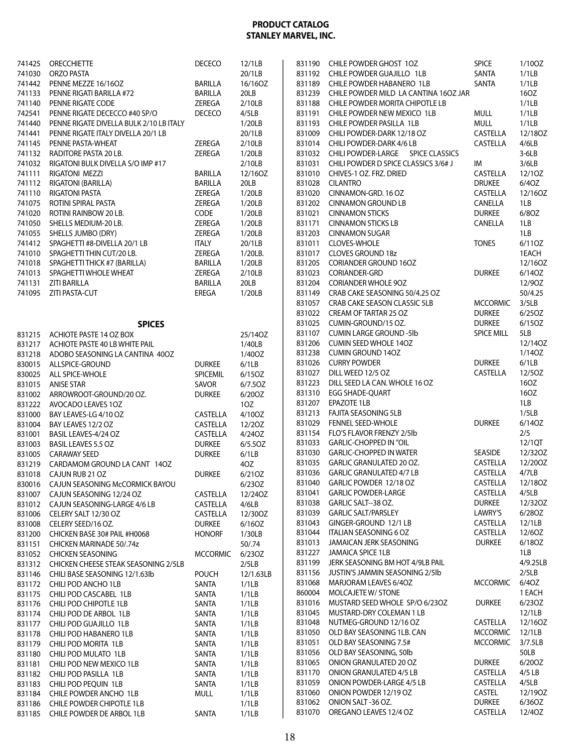# PRODUCT CATALOG
## STANLEY MARVEL, INC.

| Item # | Description | Brand | Pack |
|---|---|---|---|
| 741425 | ORECCHIETTE | DECECO | 12/1LB |
| 741030 | ORZO PASTA | | 20/1LB |
| 741442 | PENNE MEZZE 16/16OZ | BARILLA | 16/16OZ |
| 741133 | PENNE RIGATI BARILLA #72 | BARILLA | 20LB |
| 741140 | PENNE RIGATE CODE | ZEREGA | 2/10LB |
| 742541 | PENNE RIGATE DECECCO #40 SP/O | DECECO | 4/5LB |
| 741440 | PENNE RIGATE DIVELLA BULK 2/10 LB ITALY | | 1/20LB |
| 741441 | PENNE RIGATE ITALY DIVELLA 20/1 LB | | 20/1LB |
| 741145 | PENNE PASTA-WHEAT | ZEREGA | 2/10LB |
| 741132 | RADITORE PASTA 20 LB. | ZEREGA | 1/20LB |
| 741032 | RIGATONI BULK DIVELLA S/O IMP #17 | | 2/10LB |
| 741111 | RIGATONI MEZZI | BARILLA | 12/16OZ |
| 741112 | RIGATONI (BARILLA) | BARILLA | 20LB |
| 741110 | RIGATONI PASTA | ZEREGA | 1/20LB |
| 741075 | ROTINI SPIRAL PASTA | ZEREGA | 1/20LB |
| 741020 | ROTINI RAINBOW 20 LB. | CODE | 1/20LB |
| 741050 | SHELLS MEDIUM-20 LB. | ZEREGA | 1/20LB |
| 741055 | SHELLS JUMBO (DRY) | ZEREGA | 1/20LB |
| 741412 | SPAGHETTI #8-DIVELLA 20/1 LB | ITALY | 20/1LB |
| 741010 | SPAGHETTI THIN CUT/20 LB. | ZEREGA | 1/20LB. |
| 741018 | SPAGHETTI THICK #7 (BARILLA) | BARILLA | 1/20LB |
| 741013 | SPAGHETTI WHOLE WHEAT | ZEREGA | 2/10LB |
| 741131 | ZITI BARILLA | BARILLA | 20LB |
| 741095 | ZITI PASTA-CUT | EREGA | 1/20LB |

### SPICES

| Item # | Description | Brand | Pack |
|---|---|---|---|
| 831215 | ACHIOTE PASTE 14 OZ BOX | | 25/14OZ |
| 831217 | ACHIOTE PASTE 40 LB WHITE PAIL | | 1/40LB |
| 831218 | ADOBO SEASONING LA CANTINA 40OZ | | 1/40OZ |
| 830015 | ALLSPICE-GROUND | DURKEE | 6/1LB |
| 830025 | ALL SPICE-WHOLE | SPICEMIL | 6/15OZ |
| 831015 | ANISE STAR | SAVOR | 6/7.5OZ |
| 831002 | ARROWROOT-GROUND/20 OZ. | DURKEE | 6/20OZ |
| 831222 | AVOCADO LEAVES 1OZ | | 1OZ |
| 831000 | BAY LEAVES-LG 4/10 OZ | CASTELLA | 4/10OZ |
| 831004 | BAY LEAVES 12/2 OZ | CASTELLA | 12/2OZ |
| 831001 | BASIL LEAVES-4/24 OZ | CASTELLA | 4/24OZ |
| 831003 | BASIL LEAVES 5.5 OZ | DURKEE | 6/5.5OZ |
| 831005 | CARAWAY SEED | DURKEE | 6/1LB |
| 831219 | CARDAMOM GROUND LA CANT 14OZ | | 4OZ |
| 831018 | CAJUN RUB 21 OZ | DURKEE | 6/21OZ |
| 830016 | CAJUN SEASONING McCORMICK BAYOU | | 6/23OZ |
| 831007 | CAJUN SEASONING 12/24 OZ | CASTELLA | 12/24OZ |
| 831012 | CAJUN SEASONING-LARGE 4/6 LB | CASTELLA | 4/6LB |
| 831006 | CELERY SALT 12/30 OZ | CASTELLA | 12/30OZ |
| 831008 | CELERY SEED/16 OZ. | DURKEE | 6/16OZ |
| 831200 | CHICKEN BASE 30# PAIL #H0068 | HONORF | 1/30LB |
| 831151 | CHICKEN MARINADE 50/.74z | | 50/.74 |
| 831052 | CHICKEN SEASONING | MCCORMIC | 6/23OZ |
| 831312 | CHICKEN CHEESE STEAK SEASONING 2/5LB | | 2/5LB |
| 831146 | CHILI BASE SEASONING 12/1.63lb | POUCH | 12/1.63LB |
| 831172 | CHILI POD ANCHO 1LB | SANTA | 1/1LB |
| 831175 | CHILI POD CASCABEL 1LB | SANTA | 1/1LB |
| 831176 | CHILI POD CHIPOTLE 1LB | SANTA | 1/1LB |
| 831174 | CHILI POD DE ARBOL 1LB | SANTA | 1/1LB |
| 831177 | CHILI POD GUAJILLO 1LB | SANTA | 1/1LB |
| 831178 | CHILI POD HABANERO 1LB | SANTA | 1/1LB |
| 831179 | CHILI POD MORITA 1LB | SANTA | 1/1LB |
| 831180 | CHILI POD MULATO 1LB | SANTA | 1/1LB |
| 831181 | CHILI POD NEW MEXICO 1LB | SANTA | 1/1LB |
| 831182 | CHILI POD PASILLA 1LB | SANTA | 1/1LB |
| 831183 | CHILI POD PEQUIN 1LB | SANTA | 1/1LB |
| 831184 | CHILE POWDER ANCHO 1LB | MULL | 1/1LB |
| 831186 | CHILE POWDER CHIPOTLE 1LB | | 1/1LB |
| 831185 | CHILE POWDER DE ARBOL 1LB | SANTA | 1/1LB |
| 831190 | CHILE POWDER GHOST 1OZ | SPICE | 1/10OZ |
| 831192 | CHILE POWDER GUAJILLO 1LB | SANTA | 1/1LB |
| 831189 | CHILE POWDER HABANERO 1LB | SANTA | 1/1LB |
| 831239 | CHILE POWDER MILD LA CANTINA 16OZ JAR | | 16OZ |
| 831188 | CHILE POWDER MORITA CHIPOTLE LB | | 1/1LB |
| 831191 | CHILE POWDER NEW MEXICO 1LB | MULL | 1/1LB |
| 831193 | CHILE POWDER PASILLA 1LB | MULL | 1/1LB |
| 831009 | CHILI POWDER-DARK 12/18 OZ | CASTELLA | 12/18OZ |
| 831014 | CHILI POWDER-DARK 4/6 LB | CASTELLA | 4/6LB |
| 831032 | CHILI POWDER-LARGE SPICE CLASSICS | | 3-6LB |
| 831031 | CHILI POWDER D SPICE CLASSICS 3/6# J | IM | 3/6LB |
| 831010 | CHIVES-1 OZ. FRZ. DRIED | CASTELLA | 12/1OZ |
| 831028 | CILANTRO | DRUKEE | 6/4OZ |
| 831020 | CINNAMON-GRD. 16 OZ | CASTELLA | 12/16OZ |
| 831202 | CINNAMON GROUND LB | CANELLA | 1LB |
| 831021 | CINNAMON STICKS | DURKEE | 6/8OZ |
| 831171 | CINNAMON STICKS LB | CANELLA | 1LB |
| 831203 | CINNAMON SUGAR | | 1LB |
| 831011 | CLOVES-WHOLE | TONES | 6/11OZ |
| 831017 | CLOVES GROUND 18z | | 1EACH |
| 831205 | CORIANDER GROUND 16OZ | | 12/16OZ |
| 831023 | CORIANDER-GRD | DURKEE | 6/14OZ |
| 831204 | CORIANDER WHOLE 9OZ | | 12/9OZ |
| 831149 | CRAB CAKE SEASONING 50/4.25 OZ | | 50/4.25 |
| 831057 | CRAB CAKE SEASON CLASSIC 5LB | MCCORMIC | 3/5LB |
| 831022 | CREAM OF TARTAR 25 OZ | DURKEE | 6/25OZ |
| 831025 | CUMIN-GROUND/15 OZ. | DURKEE | 6/15OZ |
| 831107 | CUMIN LARGE GROUND -5lb | SPICE MILL | 5LB |
| 831206 | CUMIN SEED WHOLE 14OZ | | 12/14OZ |
| 831238 | CUMIN GROUND 14OZ | | 1/14OZ |
| 831026 | CURRY POWDER | DURKEE | 6/1LB |
| 831027 | DILL WEED 12/5 OZ | CASTELLA | 12/5OZ |
| 831223 | DILL SEED LA CAN. WHOLE 16 OZ | | 16OZ |
| 831310 | EGG SHADE-QUART | | 16OZ |
| 831207 | EPAZOTE 1LB | | 1LB |
| 831213 | FAJITA SEASONING 5LB | | 1/5LB |
| 831029 | FENNEL SEED-WHOLE | DURKEE | 6/14OZ |
| 831154 | FLO'S FLAVOR FRENZY 2/5lb | | 2/5 |
| 831033 | GARLIC-CHOPPED IN "OIL | | 12/1QT |
| 831030 | GARLIC-CHOPPED IN WATER | SEASIDE | 12/32OZ |
| 831035 | GARLIC GRANULATED 20 OZ. | CASTELLA | 12/20OZ |
| 831036 | GARLIC GRANULATED 4/7 LB | CASTELLA | 4/7LB |
| 831040 | GARLIC POWDER 12/18 OZ | CASTELLA | 12/18OZ |
| 831041 | GARLIC POWDER-LARGE | CASTELLA | 4/5LB |
| 831038 | GARLIC SALT--38 OZ. | DURKEE | 12/32OZ |
| 831039 | GARLIC SALT/PARSLEY | LAWRY'S | 6/28OZ |
| 831043 | GINGER-GROUND 12/1 LB | CASTELLA | 12/1LB |
| 831044 | ITALIAN SEASONING 6 OZ | CASTELLA | 12/6OZ |
| 831013 | JAMAICAN JERK SEASONING | DURKEE | 6/18OZ |
| 831227 | JAMAICA SPICE 1LB | | 1LB |
| 831199 | JERK SEASONING BM HOT 4/9LB PAIL | | 4/9.25LB |
| 831156 | JUSTIN'S JAMMIN SEASONING 2/5lb | | 2/5LB |
| 831068 | MARJORAM LEAVES 6/4OZ | MCCORMIC | 6/4OZ |
| 860004 | MOLCAJETE W/ STONE | | 1 EACH |
| 831016 | MUSTARD SEED WHOLE SP/O 6/23OZ | DURKEE | 6/23OZ |
| 831045 | MUSTARD-DRY COLEMAN 1 LB | | 12/1LB |
| 831048 | NUTMEG-GROUND 12/16 OZ | CASTELLA | 12/16OZ |
| 831050 | OLD BAY SEASONING 1LB. CAN | MCCORMIC | 12/1LB |
| 831051 | OLD BAY SEASONING 7.5# | MCCORMIC | 3/7.5LB |
| 831056 | OLD BAY SEASONING, 50lb | | 50LB |
| 831065 | ONION GRANULATED 20 OZ | DURKEE | 6/20OZ |
| 831170 | ONION GRANULATED 4/5 LB | CASTELLA | 4/5 LB |
| 831059 | ONION POWDER-LARGE 4/5 LB | CASTELLA | 4/5LB |
| 831060 | ONION POWDER 12/19 OZ | CASTEL | 12/19OZ |
| 831062 | ONION SALT -36 OZ. | DURKEE | 6/36OZ |
| 831070 | OREGANO LEAVES 12/4 OZ | CASTELLA | 12/4OZ |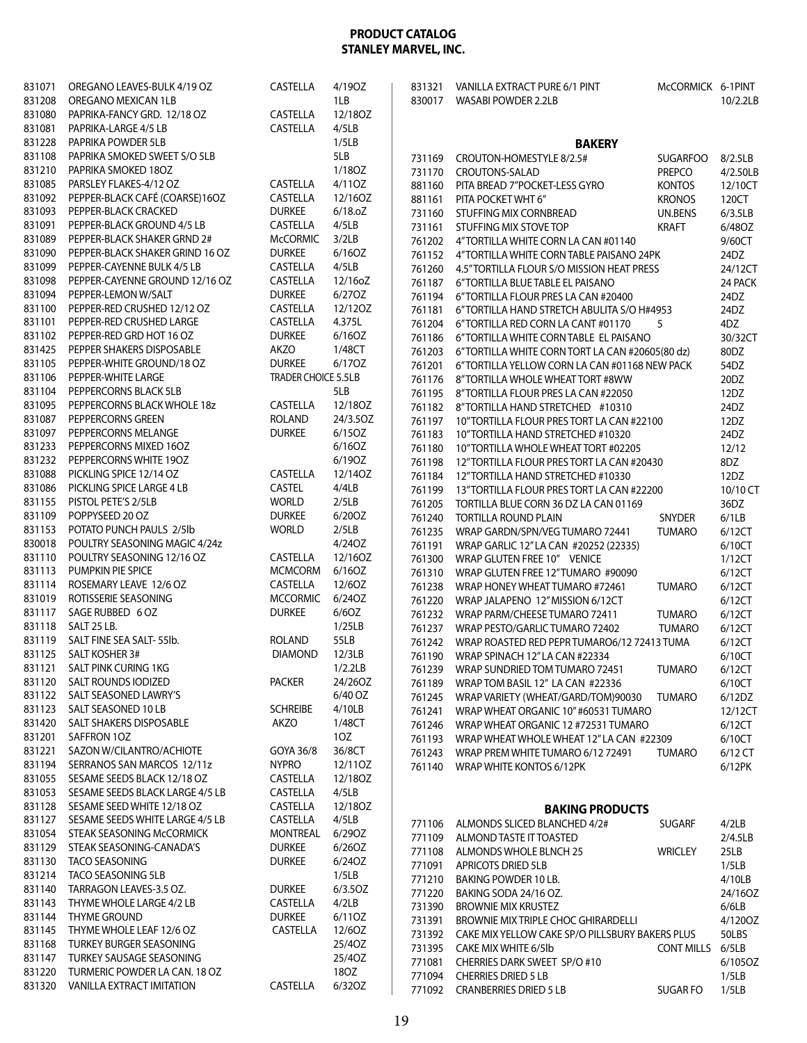# PRODUCT CATALOG
## STANLEY MARVEL, INC.

| Item # | Description | Brand | Pack |
|---|---|---|---|
| 831071 | OREGANO LEAVES-BULK 4/19 OZ | CASTELLA | 4/19OZ |
| 831208 | OREGANO MEXICAN 1LB | | 1LB |
| 831080 | PAPRIKA-FANCY GRD. 12/18 OZ | CASTELLA | 12/18OZ |
| 831081 | PAPRIKA-LARGE 4/5 LB | CASTELLA | 4/5LB |
| 831228 | PAPRIKA POWDER 5LB | | 1/5LB |
| 831108 | PAPRIKA SMOKED SWEET S/O 5LB | | 5LB |
| 831210 | PAPRIKA SMOKED 18OZ | | 1/18OZ |
| 831085 | PARSLEY FLAKES-4/12 OZ | CASTELLA | 4/11OZ |
| 831092 | PEPPER-BLACK CAFÉ (COARSE)16OZ | CASTELLA | 12/16OZ |
| 831093 | PEPPER-BLACK CRACKED | DURKEE | 6/18.oZ |
| 831091 | PEPPER-BLACK GROUND 4/5 LB | CASTELLA | 4/5LB |
| 831089 | PEPPER-BLACK SHAKER GRND 2# | McCORMIC | 3/2LB |
| 831090 | PEPPER-BLACK SHAKER GRIND 16 OZ | DURKEE | 6/16OZ |
| 831099 | PEPPER-CAYENNE BULK 4/5 LB | CASTELLA | 4/5LB |
| 831098 | PEPPER-CAYENNE GROUND 12/16 OZ | CASTELLA | 12/16oZ |
| 831094 | PEPPER-LEMON W/SALT | DURKEE | 6/27OZ |
| 831100 | PEPPER-RED CRUSHED 12/12 OZ | CASTELLA | 12/12OZ |
| 831101 | PEPPER-RED CRUSHED LARGE | CASTELLA | 4.375L |
| 831102 | PEPPER-RED GRD HOT 16 OZ | DURKEE | 6/16OZ |
| 831425 | PEPPER SHAKERS DISPOSABLE | AKZO | 1/48CT |
| 831105 | PEPPER-WHITE GROUND/18 OZ | DURKEE | 6/17OZ |
| 831106 | PEPPER-WHITE LARGE | TRADER CHOICE | 5.5LB |
| 831104 | PEPPERCORNS BLACK 5LB | | 5LB |
| 831095 | PEPPERCORNS BLACK WHOLE 18z | CASTELLA | 12/18OZ |
| 831087 | PEPPERCORNS GREEN | ROLAND | 24/3.5OZ |
| 831097 | PEPPERCORNS MELANGE | DURKEE | 6/15OZ |
| 831233 | PEPPERCORNS MIXED 16OZ | | 6/16OZ |
| 831232 | PEPPERCORNS WHITE 19OZ | | 6/19OZ |
| 831088 | PICKLING SPICE 12/14 OZ | CASTELLA | 12/14OZ |
| 831086 | PICKLING SPICE LARGE 4 LB | CASTEL | 4/4LB |
| 831155 | PISTOL PETE'S 2/5LB | WORLD | 2/5LB |
| 831109 | POPPYSEED 20 OZ | DURKEE | 6/20OZ |
| 831153 | POTATO PUNCH PAULS 2/5lb | WORLD | 2/5LB |
| 830018 | POULTRY SEASONING MAGIC 4/24z | | 4/24OZ |
| 831110 | POULTRY SEASONING 12/16 OZ | CASTELLA | 12/16OZ |
| 831113 | PUMPKIN PIE SPICE | MCMCORM | 6/16OZ |
| 831114 | ROSEMARY LEAVE 12/6 OZ | CASTELLA | 12/6OZ |
| 831019 | ROTISSERIE SEASONING | MCCORMIC | 6/24OZ |
| 831117 | SAGE RUBBED 6 OZ | DURKEE | 6/6OZ |
| 831118 | SALT 25 LB. | | 1/25LB |
| 831119 | SALT FINE SEA SALT- 55lb. | ROLAND | 55LB |
| 831125 | SALT KOSHER 3# | DIAMOND | 12/3LB |
| 831121 | SALT PINK CURING 1KG | | 1/2.2LB |
| 831120 | SALT ROUNDS IODIZED | PACKER | 24/26OZ |
| 831122 | SALT SEASONED LAWRY'S | | 6/40 OZ |
| 831123 | SALT SEASONED 10 LB | SCHREIBE | 4/10LB |
| 831420 | SALT SHAKERS DISPOSABLE | AKZO | 1/48CT |
| 831201 | SAFFRON 1OZ | | 1OZ |
| 831221 | SAZON W/CILANTRO/ACHIOTE | GOYA 36/8 | 36/8CT |
| 831194 | SERRANOS SAN MARCOS 12/11z | NYPRO | 12/11OZ |
| 831055 | SESAME SEEDS BLACK 12/18 OZ | CASTELLA | 12/18OZ |
| 831053 | SESAME SEEDS BLACK LARGE 4/5 LB | CASTELLA | 4/5LB |
| 831128 | SESAME SEED WHITE 12/18 OZ | CASTELLA | 12/18OZ |
| 831127 | SESAME SEEDS WHITE LARGE 4/5 LB | CASTELLA | 4/5LB |
| 831054 | STEAK SEASONING McCORMICK | MONTREAL | 6/29OZ |
| 831129 | STEAK SEASONING-CANADA'S | DURKEE | 6/26OZ |
| 831130 | TACO SEASONING | DURKEE | 6/24OZ |
| 831214 | TACO SEASONING 5LB | | 1/5LB |
| 831140 | TARRAGON LEAVES-3.5 OZ. | DURKEE | 6/3.5OZ |
| 831143 | THYME WHOLE LARGE 4/2 LB | CASTELLA | 4/2LB |
| 831144 | THYME GROUND | DURKEE | 6/11OZ |
| 831145 | THYME WHOLE LEAF 12/6 OZ | CASTELLA | 12/6OZ |
| 831168 | TURKEY BURGER SEASONING | | 25/4OZ |
| 831147 | TURKEY SAUSAGE SEASONING | | 25/4OZ |
| 831220 | TURMERIC POWDER LA CAN. 18 OZ | | 18OZ |
| 831320 | VANILLA EXTRACT IMITATION | CASTELLA | 6/32OZ |
| 831321 | VANILLA EXTRACT PURE 6/1 PINT | McCORMICK | 6-1PINT |
| 830017 | WASABI POWDER 2.2LB | | 10/2.2LB |

## BAKERY

| Item # | Description | Brand | Pack |
|---|---|---|---|
| 731169 | CROUTON-HOMESTYLE 8/2.5# | SUGARFOO | 8/2.5LB |
| 731170 | CROUTONS-SALAD | PREPCO | 4/2.50LB |
| 881160 | PITA BREAD 7"POCKET-LESS GYRO | KONTOS | 12/10CT |
| 881161 | PITA POCKET WHT 6" | KRONOS | 120CT |
| 731160 | STUFFING MIX CORNBREAD | UN.BENS | 6/3.5LB |
| 731161 | STUFFING MIX STOVE TOP | KRAFT | 6/48OZ |
| 761202 | 4"TORTILLA WHITE CORN LA CAN #01140 | | 9/60CT |
| 761152 | 4"TORTILLA WHITE CORN TABLE PAISANO 24PK | | 24DZ |
| 761260 | 4.5"TORTILLA FLOUR S/O MISSION HEAT PRESS | | 24/12CT |
| 761187 | 6"TORTILLA BLUE TABLE EL PAISANO | | 24 PACK |
| 761194 | 6"TORTILLA FLOUR PRES LA CAN #20400 | | 24DZ |
| 761181 | 6"TORTILLA HAND STRETCH ABULITA S/O H#4953 | | 24DZ |
| 761204 | 6"TORTILLA RED CORN LA CANT #01170 | 5 | 4DZ |
| 761186 | 6"TORTILLA WHITE CORN TABLE EL PAISANO | | 30/32CT |
| 761203 | 6"TORTILLA WHITE CORN TORT LA CAN #20605(80 dz) | | 80DZ |
| 761201 | 6"TORTILLA YELLOW CORN LA CAN #01168 NEW PACK | | 54DZ |
| 761176 | 8"TORTILLA WHOLE WHEAT TORT #8WW | | 20DZ |
| 761195 | 8"TORTILLA FLOUR PRES LA CAN #22050 | | 12DZ |
| 761182 | 8"TORTILLA HAND STRETCHED #10310 | | 24DZ |
| 761197 | 10"TORTILLA FLOUR PRES TORT LA CAN #22100 | | 12DZ |
| 761183 | 10"TORTILLA HAND STRETCHED #10320 | | 24DZ |
| 761180 | 10"TORTILLA WHOLE WHEAT TORT #02205 | | 12/12 |
| 761198 | 12"TORTILLA FLOUR PRES TORT LA CAN #20430 | | 8DZ |
| 761184 | 12"TORTILLA HAND STRETCHED #10330 | | 12DZ |
| 761199 | 13"TORTILLA FLOUR PRES TORT LA CAN #22200 | | 10/10 CT |
| 761205 | TORTILLA BLUE CORN 36 DZ LA CAN 01169 | | 36DZ |
| 761240 | TORTILLA ROUND PLAIN | SNYDER | 6/1LB |
| 761235 | WRAP GARDN/SPN/VEG TUMARO 72441 | TUMARO | 6/12CT |
| 761191 | WRAP GARLIC 12" LA CAN #20252 (22335) | | 6/10CT |
| 761300 | WRAP GLUTEN FREE 10" VENICE | | 1/12CT |
| 761310 | WRAP GLUTEN FREE 12"TUMARO #90090 | | 6/12CT |
| 761238 | WRAP HONEY WHEAT TUMARO #72461 | TUMARO | 6/12CT |
| 761220 | WRAP JALAPENO 12" MISSION 6/12CT | | 6/12CT |
| 761232 | WRAP PARM/CHEESE TUMARO 72411 | TUMARO | 6/12CT |
| 761237 | WRAP PESTO/GARLIC TUMARO 72402 | TUMARO | 6/12CT |
| 761242 | WRAP ROASTED RED PEPR TUMARO6/12 72413 TUMA | | 6/12CT |
| 761190 | WRAP SPINACH 12" LA CAN #22334 | | 6/10CT |
| 761239 | WRAP SUNDRIED TOM TUMARO 72451 | TUMARO | 6/12CT |
| 761189 | WRAP TOM BASIL 12" LA CAN #22336 | | 6/10CT |
| 761245 | WRAP VARIETY (WHEAT/GARD/TOM)90030 | TUMARO | 6/12DZ |
| 761241 | WRAP WHEAT ORGANIC 10" #60531 TUMARO | | 12/12CT |
| 761246 | WRAP WHEAT ORGANIC 12 #72531 TUMARO | | 6/12CT |
| 761193 | WRAP WHEAT WHOLE WHEAT 12" LA CAN #22309 | | 6/10CT |
| 761243 | WRAP PREM WHITE TUMARO 6/12 72491 | TUMARO | 6/12 CT |
| 761140 | WRAP WHITE KONTOS 6/12PK | | 6/12PK |

## BAKING PRODUCTS

| Item # | Description | Brand | Pack |
|---|---|---|---|
| 771106 | ALMONDS SLICED BLANCHED 4/2# | SUGARF | 4/2LB |
| 771109 | ALMOND TASTE IT TOASTED | | 2/4.5LB |
| 771108 | ALMONDS WHOLE BLNCH 25 | WRICLEY | 25LB |
| 771091 | APRICOTS DRIED 5LB | | 1/5LB |
| 771210 | BAKING POWDER 10 LB. | | 4/10LB |
| 771220 | BAKING SODA 24/16 OZ. | | 24/16OZ |
| 731390 | BROWNIE MIX KRUSTEZ | | 6/6LB |
| 731391 | BROWNIE MIX TRIPLE CHOC GHIRARDELLI | | 4/120OZ |
| 731392 | CAKE MIX YELLOW CAKE SP/O PILLSBURY BAKERS PLUS | | 50LBS |
| 731395 | CAKE MIX WHITE 6/5lb | CONT MILLS | 6/5LB |
| 771081 | CHERRIES DARK SWEET SP/O #10 | | 6/105OZ |
| 771094 | CHERRIES DRIED 5 LB | | 1/5LB |
| 771092 | CRANBERRIES DRIED 5 LB | SUGAR FO | 1/5LB |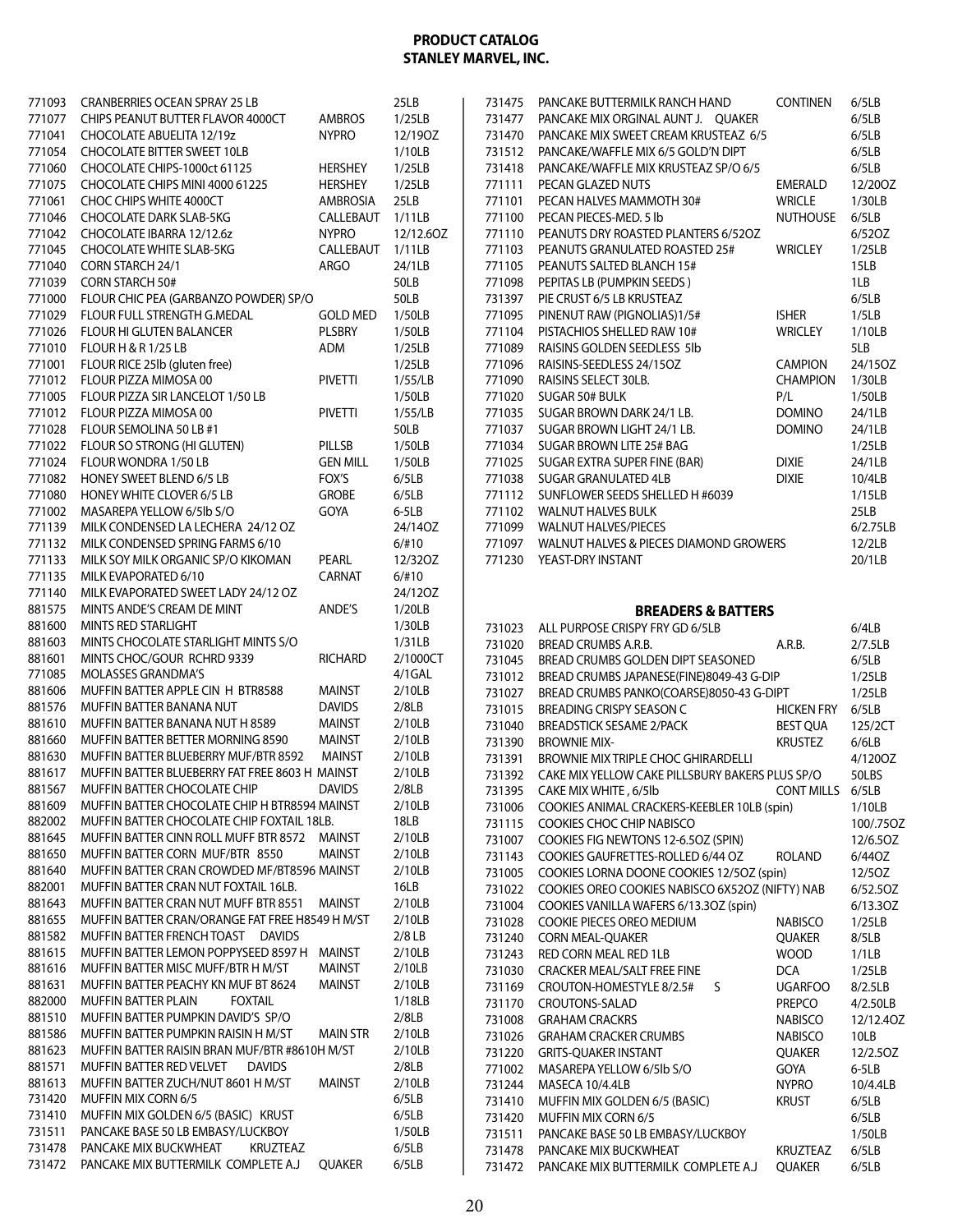# PRODUCT CATALOG
## STANLEY MARVEL, INC.

| Item # | Description | Brand | Pack |
|---|---|---|---|
| 771093 | CRANBERRIES OCEAN SPRAY 25 LB | | 25LB |
| 771077 | CHIPS PEANUT BUTTER FLAVOR 4000CT | AMBROS | 1/25LB |
| 771041 | CHOCOLATE ABUELITA 12/19z | NYPRO | 12/19OZ |
| 771054 | CHOCOLATE BITTER SWEET 10LB | | 1/10LB |
| 771060 | CHOCOLATE CHIPS-1000ct 61125 | HERSHEY | 1/25LB |
| 771075 | CHOCOLATE CHIPS MINI 4000 61225 | HERSHEY | 1/25LB |
| 771061 | CHOC CHIPS WHITE 4000CT | AMBROSIA | 25LB |
| 771046 | CHOCOLATE DARK SLAB-5KG | CALLEBAUT | 1/11LB |
| 771042 | CHOCOLATE IBARRA 12/12.6z | NYPRO | 12/12.6OZ |
| 771045 | CHOCOLATE WHITE SLAB-5KG | CALLEBAUT | 1/11LB |
| 771040 | CORN STARCH 24/1 | ARGO | 24/1LB |
| 771039 | CORN STARCH 50# | | 50LB |
| 771000 | FLOUR CHIC PEA (GARBANZO POWDER) SP/O | | 50LB |
| 771029 | FLOUR FULL STRENGTH G.MEDAL | GOLD MED | 1/50LB |
| 771026 | FLOUR HI GLUTEN BALANCER | PLSBRY | 1/50LB |
| 771010 | FLOUR H & R 1/25 LB | ADM | 1/25LB |
| 771001 | FLOUR RICE 25lb (gluten free) | | 1/25LB |
| 771012 | FLOUR PIZZA MIMOSA 00 | PIVETTI | 1/55/LB |
| 771005 | FLOUR PIZZA SIR LANCELOT 1/50 LB | | 1/50LB |
| 771012 | FLOUR PIZZA MIMOSA 00 | PIVETTI | 1/55/LB |
| 771028 | FLOUR SEMOLINA 50 LB #1 | | 50LB |
| 771022 | FLOUR SO STRONG (HI GLUTEN) | PILLSB | 1/50LB |
| 771024 | FLOUR WONDRA 1/50 LB | GEN MILL | 1/50LB |
| 771082 | HONEY SWEET BLEND 6/5 LB | FOX'S | 6/5LB |
| 771080 | HONEY WHITE CLOVER 6/5 LB | GROBE | 6/5LB |
| 771002 | MASAREPA YELLOW 6/5lb S/O | GOYA | 6-5LB |
| 771139 | MILK CONDENSED LA LECHERA 24/12 OZ | | 24/14OZ |
| 771132 | MILK CONDENSED SPRING FARMS 6/10 | | 6/#10 |
| 771133 | MILK SOY MILK ORGANIC SP/O KIKOMAN | PEARL | 12/32OZ |
| 771135 | MILK EVAPORATED 6/10 | CARNAT | 6/#10 |
| 771140 | MILK EVAPORATED SWEET LADY 24/12 OZ | | 24/12OZ |
| 881575 | MINTS ANDE'S CREAM DE MINT | ANDE'S | 1/20LB |
| 881600 | MINTS RED STARLIGHT | | 1/30LB |
| 881603 | MINTS CHOCOLATE STARLIGHT MINTS S/O | | 1/31LB |
| 881601 | MINTS CHOC/GOUR RCHRD 9339 | RICHARD | 2/1000CT |
| 771085 | MOLASSES GRANDMA'S | | 4/1GAL |
| 881606 | MUFFIN BATTER APPLE CIN H BTR8588 | MAINST | 2/10LB |
| 881576 | MUFFIN BATTER BANANA NUT | DAVIDS | 2/8LB |
| 881610 | MUFFIN BATTER BANANA NUT H 8589 | MAINST | 2/10LB |
| 881660 | MUFFIN BATTER BETTER MORNING 8590 | MAINST | 2/10LB |
| 881630 | MUFFIN BATTER BLUEBERRY MUF/BTR 8592 | MAINST | 2/10LB |
| 881617 | MUFFIN BATTER BLUEBERRY FAT FREE 8603 H | MAINST | 2/10LB |
| 881567 | MUFFIN BATTER CHOCOLATE CHIP | DAVIDS | 2/8LB |
| 881609 | MUFFIN BATTER CHOCOLATE CHIP H BTR8594 | MAINST | 2/10LB |
| 882002 | MUFFIN BATTER CHOCOLATE CHIP FOXTAIL 18LB. | | 18LB |
| 881645 | MUFFIN BATTER CINN ROLL MUFF BTR 8572 | MAINST | 2/10LB |
| 881650 | MUFFIN BATTER CORN MUF/BTR 8550 | MAINST | 2/10LB |
| 881640 | MUFFIN BATTER CRAN CROWDED MF/BT8596 | MAINST | 2/10LB |
| 882001 | MUFFIN BATTER CRAN NUT FOXTAIL 16LB. | | 16LB |
| 881643 | MUFFIN BATTER CRAN NUT MUFF BTR 8551 | MAINST | 2/10LB |
| 881655 | MUFFIN BATTER CRAN/ORANGE FAT FREE H8549 H M/ST | | 2/10LB |
| 881582 | MUFFIN BATTER FRENCH TOAST | DAVIDS | 2/8 LB |
| 881615 | MUFFIN BATTER LEMON POPPYSEED 8597 H | MAINST | 2/10LB |
| 881616 | MUFFIN BATTER MISC MUFF/BTR H M/ST | MAINST | 2/10LB |
| 881631 | MUFFIN BATTER PEACHY KN MUF BT 8624 | MAINST | 2/10LB |
| 882000 | MUFFIN BATTER PLAIN | FOXTAIL | 1/18LB |
| 881510 | MUFFIN BATTER PUMPKIN DAVID'S SP/O | | 2/8LB |
| 881586 | MUFFIN BATTER PUMPKIN RAISIN H M/ST | MAIN STR | 2/10LB |
| 881623 | MUFFIN BATTER RAISIN BRAN MUF/BTR #8610H M/ST | | 2/10LB |
| 881571 | MUFFIN BATTER RED VELVET | DAVIDS | 2/8LB |
| 881613 | MUFFIN BATTER ZUCH/NUT 8601 H M/ST | MAINST | 2/10LB |
| 731420 | MUFFIN MIX CORN 6/5 | | 6/5LB |
| 731410 | MUFFIN MIX GOLDEN 6/5 (BASIC) | KRUST | 6/5LB |
| 731511 | PANCAKE BASE 50 LB EMBASY/LUCKBOY | | 1/50LB |
| 731478 | PANCAKE MIX BUCKWHEAT | KRUZTEAZ | 6/5LB |
| 731472 | PANCAKE MIX BUTTERMILK COMPLETE A.J | QUAKER | 6/5LB |
| 731475 | PANCAKE BUTTERMILK RANCH HAND | CONTINEN | 6/5LB |
| 731477 | PANCAKE MIX ORGINAL AUNT J. | QUAKER | 6/5LB |
| 731470 | PANCAKE MIX SWEET CREAM KRUSTEAZ 6/5 | | 6/5LB |
| 731512 | PANCAKE/WAFFLE MIX 6/5 GOLD'N DIPT | | 6/5LB |
| 731418 | PANCAKE/WAFFLE MIX KRUSTEAZ SP/O 6/5 | | 6/5LB |
| 771111 | PECAN GLAZED NUTS | EMERALD | 12/20OZ |
| 771101 | PECAN HALVES MAMMOTH 30# | WRICLE | 1/30LB |
| 771100 | PECAN PIECES-MED. 5 lb | NUTHOUSE | 6/5LB |
| 771110 | PEANUTS DRY ROASTED PLANTERS 6/52OZ | | 6/52OZ |
| 771103 | PEANUTS GRANULATED ROASTED 25# | WRICLEY | 1/25LB |
| 771105 | PEANUTS SALTED BLANCH 15# | | 15LB |
| 771098 | PEPITAS LB (PUMPKIN SEEDS ) | | 1LB |
| 731397 | PIE CRUST 6/5 LB KRUSTEAZ | | 6/5LB |
| 771095 | PINENUT RAW (PIGNOLIAS)1/5# | ISHER | 1/5LB |
| 771104 | PISTACHIOS SHELLED RAW 10# | WRICLEY | 1/10LB |
| 771089 | RAISINS GOLDEN SEEDLESS 5lb | | 5LB |
| 771096 | RAISINS-SEEDLESS 24/15OZ | CAMPION | 24/15OZ |
| 771090 | RAISINS SELECT 30LB. | CHAMPION | 1/30LB |
| 771020 | SUGAR 50# BULK | P/L | 1/50LB |
| 771035 | SUGAR BROWN DARK 24/1 LB. | DOMINO | 24/1LB |
| 771037 | SUGAR BROWN LIGHT 24/1 LB. | DOMINO | 24/1LB |
| 771034 | SUGAR BROWN LITE 25# BAG | | 1/25LB |
| 771025 | SUGAR EXTRA SUPER FINE (BAR) | DIXIE | 24/1LB |
| 771038 | SUGAR GRANULATED 4LB | DIXIE | 10/4LB |
| 771112 | SUNFLOWER SEEDS SHELLED H #6039 | | 1/15LB |
| 771102 | WALNUT HALVES BULK | | 25LB |
| 771099 | WALNUT HALVES/PIECES | | 6/2.75LB |
| 771097 | WALNUT HALVES & PIECES DIAMOND GROWERS | | 12/2LB |
| 771230 | YEAST-DRY INSTANT | | 20/1LB |

## BREADERS & BATTERS

| Item # | Description | Brand | Pack |
|---|---|---|---|
| 731023 | ALL PURPOSE CRISPY FRY GD 6/5LB | | 6/4LB |
| 731020 | BREAD CRUMBS A.R.B. | A.R.B. | 2/7.5LB |
| 731045 | BREAD CRUMBS GOLDEN DIPT SEASONED | | 6/5LB |
| 731012 | BREAD CRUMBS JAPANESE(FINE)8049-43 G-DIP | | 1/25LB |
| 731027 | BREAD CRUMBS PANKO(COARSE)8050-43 G-DIPT | | 1/25LB |
| 731015 | BREADING CRISPY SEASON C | HICKEN FRY | 6/5LB |
| 731040 | BREADSTICK SESAME 2/PACK | BEST QUA | 125/2CT |
| 731390 | BROWNIE MIX- | KRUSTEZ | 6/6LB |
| 731391 | BROWNIE MIX TRIPLE CHOC GHIRARDELLI | | 4/120OZ |
| 731392 | CAKE MIX YELLOW CAKE PILLSBURY BAKERS PLUS SP/O | | 50LBS |
| 731395 | CAKE MIX WHITE , 6/5lb | CONT MILLS | 6/5LB |
| 731006 | COOKIES ANIMAL CRACKERS-KEEBLER 10LB (spin) | | 1/10LB |
| 731115 | COOKIES CHOC CHIP NABISCO | | 100/.75OZ |
| 731007 | COOKIES FIG NEWTONS 12-6.5OZ (SPIN) | | 12/6.5OZ |
| 731143 | COOKIES GAUFRETTES-ROLLED 6/44 OZ | ROLAND | 6/44OZ |
| 731005 | COOKIES LORNA DOONE COOKIES 12/5OZ (spin) | | 12/5OZ |
| 731022 | COOKIES OREO COOKIES NABISCO 6X52OZ (NIFTY) NAB | | 6/52.5OZ |
| 731004 | COOKIES VANILLA WAFERS 6/13.3OZ (spin) | | 6/13.3OZ |
| 731028 | COOKIE PIECES OREO MEDIUM | NABISCO | 1/25LB |
| 731240 | CORN MEAL-QUAKER | QUAKER | 8/5LB |
| 731243 | RED CORN MEAL RED 1LB | WOOD | 1/1LB |
| 731030 | CRACKER MEAL/SALT FREE FINE | DCA | 1/25LB |
| 731169 | CROUTON-HOMESTYLE 8/2.5# S | UGARFOO | 8/2.5LB |
| 731170 | CROUTONS-SALAD | PREPCO | 4/2.50LB |
| 731008 | GRAHAM CRACKRS | NABISCO | 12/12.4OZ |
| 731026 | GRAHAM CRACKER CRUMBS | NABISCO | 10LB |
| 731220 | GRITS-QUAKER INSTANT | QUAKER | 12/2.5OZ |
| 771002 | MASAREPA YELLOW 6/5lb S/O | GOYA | 6-5LB |
| 731244 | MASECA 10/4.4LB | NYPRO | 10/4.4LB |
| 731410 | MUFFIN MIX GOLDEN 6/5 (BASIC) | KRUST | 6/5LB |
| 731420 | MUFFIN MIX CORN 6/5 | | 6/5LB |
| 731511 | PANCAKE BASE 50 LB EMBASY/LUCKBOY | | 1/50LB |
| 731478 | PANCAKE MIX BUCKWHEAT | KRUZTEAZ | 6/5LB |
| 731472 | PANCAKE MIX BUTTERMILK COMPLETE A.J | QUAKER | 6/5LB |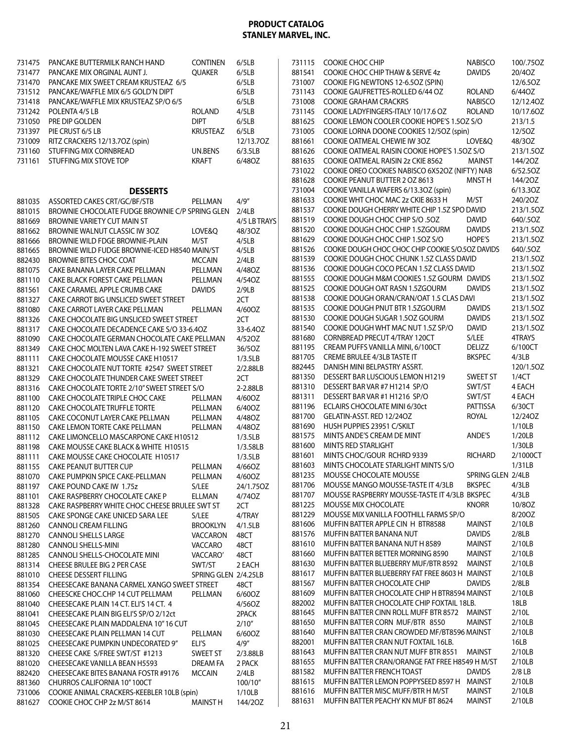# PRODUCT CATALOG
## STANLEY MARVEL, INC.

| | | | |
|---|---|---|---|
| 731475 | PANCAKE BUTTERMILK RANCH HAND | CONTINEN | 6/5LB |
| 731477 | PANCAKE MIX ORGINAL AUNT J. | QUAKER | 6/5LB |
| 731470 | PANCAKE MIX SWEET CREAM KRUSTEAZ 6/5 | | 6/5LB |
| 731512 | PANCAKE/WAFFLE MIX 6/5 GOLD'N DIPT | | 6/5LB |
| 731418 | PANCAKE/WAFFLE MIX KRUSTEAZ SP/O 6/5 | | 6/5LB |
| 731242 | POLENTA 4/5 LB | ROLAND | 4/5LB |
| 731050 | PRE DIP GOLDEN | DIPT | 6/5LB |
| 731397 | PIE CRUST 6/5 LB | KRUSTEAZ | 6/5LB |
| 731009 | RITZ CRACKERS 12/13.7OZ (spin) | | 12/13.7OZ |
| 731160 | STUFFING MIX CORNBREAD | UN.BENS | 6/3.5LB |
| 731161 | STUFFING MIX STOVE TOP | KRAFT | 6/48OZ |

### DESSERTS

| | | | |
|---|---|---|---|
| 881035 | ASSORTED CAKES CRT/GC/BF/STB | PELLMAN | 4/9" |
| 881015 | BROWNIE CHOCOLATE FUDGE BROWNIE C/P SPRING GLEN | | 2/4LB |
| 881669 | BROWNIE VARIETY CUT MAIN ST | | 4/5 LB TRAYS |
| 881662 | BROWNIE WALNUT CLASSIC IW 3OZ | LOVE&Q | 48/3OZ |
| 881666 | BROWNIE WILD FDGE BROWNIE-PLAIN | M/ST | 4/5LB |
| 881665 | BROWNIE WILD FUDGE BROWNIE-ICED H8540 MAIN/ST | | 4/5LB |
| 882430 | BROWNIE BITES CHOC COAT | MCCAIN | 2/4LB |
| 881075 | CAKE BANANA LAYER CAKE PELLMAN | PELLMAN | 4/48OZ |
| 881110 | CAKE BLACK FOREST CAKE PELLMAN | PELLMAN | 4/54OZ |
| 881561 | CAKE CARAMEL APPLE CRUMB CAKE | DAVIDS | 2/9LB |
| 881327 | CAKE CARROT BIG UNSLICED SWEET STREET | | 2CT |
| 881080 | CAKE CARROT LAYER CAKE PELLMAN | PELLMAN | 4/60OZ |
| 881326 | CAKE CHOCOLATE BIG UNSLICED SWEET STREET | | 2CT |
| 881317 | CAKE CHOCOLATE DECADENCE CAKE S/O 33-6.4OZ | | 33-6.4OZ |
| 881090 | CAKE CHOCOLATE GERMAN CHOCOLATE CAKE PELLMAN | | 4/52OZ |
| 881349 | CAKE CHOC MOLTEN LAVA CAKE H-192 SWEET STREET | | 36/5OZ |
| 881111 | CAKE CHOCOLATE MOUSSE CAKE H10517 | | 1/3.5LB |
| 881321 | CAKE CHOCOLATE NUT TORTE #2547 SWEET STREET | | 2/2.88LB |
| 881329 | CAKE CHOCOLATE THUNDER CAKE SWEET STREET | | 2CT |
| 881316 | CAKE CHOCOLATE TORTE 2/10" SWEET STREET S/O | | 2-2.88LB |
| 881100 | CAKE CHOCOLATE TRIPLE CHOC CAKE | PELLMAN | 4/60OZ |
| 881120 | CAKE CHOCOLATE TRUFFLE TORTE | PELLMAN | 6/40OZ |
| 881105 | CAKE COCONUT LAYER CAKE PELLMAN | PELLMAN | 4/48OZ |
| 881150 | CAKE LEMON TORTE CAKE PELLMAN | PELLMAN | 4/48OZ |
| 881112 | CAKE LIMONCELLO MASCARPONE CAKE H10512 | | 1/3.5LB |
| 881198 | CAKE MOUSSE CAKE BLACK & WHITE H10515 | | 1/3.58LB |
| 881111 | CAKE MOUSSE CAKE CHOCOLATE H10517 | | 1/3.5LB |
| 881155 | CAKE PEANUT BUTTER CUP | PELLMAN | 4/66OZ |
| 881070 | CAKE PUMPKIN SPICE CAKE-PELLMAN | PELLMAN | 4/60OZ |
| 881197 | CAKE POUND CAKE IW 1.75z | S/LEE | 24/1.75OZ |
| 881101 | CAKE RASPBERRY CHOCOLATE CAKE P | ELLMAN | 4/74OZ |
| 881328 | CAKE RASPBERRY WHITE CHOC CHEESE BRULEE SWT ST | | 2CT |
| 881505 | CAKE SPONGE CAKE UNICED SARA LEE | S/LEE | 4/TRAY |
| 881260 | CANNOLI CREAM FILLING | BROOKLYN | 4/1.5LB |
| 881270 | CANNOLI SHELLS LARGE | VACCARON | 48CT |
| 881280 | CANNOLI SHELLS-MINI | VACCARO | 48CT |
| 881285 | CANNOLI SHELLS-CHOCOLATE MINI | VACCARO' | 48CT |
| 881314 | CHEESE BRULEE BIG 2 PER CASE | SWT/ST | 2 EACH |
| 881010 | CHEESE DESSERT FILLING | SPRING GLEN | 2/4.25LB |
| 881354 | CHEESECAKE BANANA CARMEL XANGO SWEET STREET | | 48CT |
| 881060 | CHEESCKE CHOC.CHP 14 CUT PELLMAM | PELLMAN | 6/60OZ |
| 881040 | CHEESECAKE PLAIN 14 CT. ELI'S 14 CT. 4 | | 4/56OZ |
| 881041 | CHEESECAKE PLAIN BIG ELI'S SP/O 2/12ct | | 2PACK |
| 881045 | CHEESECAKE PLAIN MADDALENA 10" 16 CUT | | 2/10" |
| 881030 | CHEESECAKE PLAIN PELLMAN 14 CUT | PELLMAN | 6/60OZ |
| 881025 | CHEESECAKE PUMPKIN UNDECORATED 9" | ELI'S | 4/9" |
| 881320 | CHEESE CAKE S/FREE SWT/ST #1213 | SWEET ST | 2/3.88LB |
| 881020 | CHEESECAKE VANILLA BEAN H5593 | DREAM FA | 2 PACK |
| 882420 | CHEESECAKE BITES BANANA FOSTR #9176 | MCCAIN | 2/4LB |
| 881360 | CHURROS CALIFORNIA 10" 100CT | | 100/10" |
| 731006 | COOKIE ANIMAL CRACKERS-KEEBLER 10LB (spin) | | 1/10LB |
| 881627 | COOKIE CHOC CHP 2z M/ST 8614 | MAINST H | 144/2OZ |
| 731115 | COOKIE CHOC CHIP | NABISCO | 100/.75OZ |
| 881541 | COOKIE CHOC CHIP THAW & SERVE 4z | DAVIDS | 20/4OZ |
| 731007 | COOKIE FIG NEWTONS 12-6.5OZ (SPIN) | | 12/6.5OZ |
| 731143 | COOKIE GAUFRETTES-ROLLED 6/44 OZ | ROLAND | 6/44OZ |
| 731008 | COOKIE GRAHAM CRACKRS | NABISCO | 12/12.4OZ |
| 731145 | COOKIE LADYFINGERS-ITALY 10/17.6 OZ | ROLAND | 10/17.6OZ |
| 881625 | COOKIE LEMON COOLER COOKIE HOPE'S 1.5OZ S/O | | 213/1.5 |
| 731005 | COOKIE LORNA DOONE COOKIES 12/5OZ (spin) | | 12/5OZ |
| 881661 | COOKIE OATMEAL CHEWIE IW 3OZ | LOVE&Q | 48/3OZ |
| 881626 | COOKIE OATMEAL RAISIN COOKIE HOPE'S 1.5OZ S/O | | 213/1.5OZ |
| 881635 | COOKIE OATMEAL RAISIN 2z CKIE 8562 | MAINST | 144/2OZ |
| 731022 | COOKIE OREO COOKIES NABISCO 6X52OZ (NIFTY) NAB | | 6/52.5OZ |
| 881628 | COOKIE PEANUT BUTTER 2 OZ 8613 | MNST H | 144/2OZ |
| 731004 | COOKIE VANILLA WAFERS 6/13.3OZ (spin) | | 6/13.3OZ |
| 881633 | COOKIE WHT CHOC MAC 2z CKIE 8633 H | M/ST | 240/2OZ |
| 881537 | COOKIE DOUGH CHERRY WHITE CHIP 1.5Z SPO DAVID | | 213/1.5OZ |
| 881519 | COOKIE DOUGH CHOC CHIP S/O .5OZ | DAVID | 640/.5OZ |
| 881520 | COOKIE DOUGH CHOC CHIP 1.5ZGOURM | DAVIDS | 213/1.5OZ |
| 881629 | COOKIE DOUGH CHOC CHIP 1.5OZ S/O | HOPE'S | 213/1.5OZ |
| 881526 | COOKIE DOUGH CHOC CHOC CHIP COOKIE S/O.5OZ DAVIDS | | 640/.5OZ |
| 881539 | COOKIE DOUGH CHOC CHUNK 1.5Z CLASS DAVID | | 213/1.5OZ |
| 881536 | COOKIE DOUGH COCO PECAN 1.5Z CLASS DAVID | | 213/1.5OZ |
| 881555 | COOKIE DOUGH M&M COOKIES 1.5Z GOURM | DAVIDS | 213/1.5OZ |
| 881525 | COOKIE DOUGH OAT RASN 1.5ZGOURM | DAVIDS | 213/1.5OZ |
| 881538 | COOKIE DOUGH ORAN/CRAN/OAT 1.5 CLAS DAVI | | 213/1.5OZ |
| 881535 | COOKIE DOUGH PNUT BTR 1.5ZGOURM | DAVIDS | 213/1.5OZ |
| 881530 | COOKIE DOUGH SUGAR 1.5OZ GOURM | DAVIDS | 213/1.5OZ |
| 881540 | COOKIE DOUGH WHT MAC NUT 1.5Z SP/O | DAVID | 213/1.5OZ |
| 881680 | CORNBREAD PRECUT 4/TRAY 120CT | S/LEE | 4TRAYS |
| 881195 | CREAM PUFFS VANILLA MINI, 6/100CT | DELIZZ | 6/100CT |
| 881705 | CREME BRULEE 4/3LB TASTE IT | BKSPEC | 4/3LB |
| 882445 | DANISH MINI BELPASTRY ASSRT. | | 120/1.5OZ |
| 881350 | DESSERT BAR LUSCIOUS LEMON H1219 | SWEET ST | 1/4CT |
| 881310 | DESSERT BAR VAR #7 H1214 SP/O | SWT/ST | 4 EACH |
| 881311 | DESSERT BAR VAR #1 H1216 SP/O | SWT/ST | 4 EACH |
| 881196 | ECLAIRS CHOCOLATE MINI 6/30ct | PATTISSA | 6/30CT |
| 881700 | GELATIN-ASST. RED 12/24OZ | ROYAL | 12/24OZ |
| 881690 | HUSH PUPPIES 23951 C/SKILT | | 1/10LB |
| 881575 | MINTS ANDE'S CREAM DE MINT | ANDE'S | 1/20LB |
| 881600 | MINTS RED STARLIGHT | | 1/30LB |
| 881601 | MINTS CHOC/GOUR RCHRD 9339 | RICHARD | 2/1000CT |
| 881603 | MINTS CHOCOLATE STARLIGHT MINTS S/O | | 1/31LB |
| 881235 | MOUSSE CHOCOLATE MOUSSE | SPRING GLEN | 2/4LB |
| 881706 | MOUSSE MANGO MOUSSE-TASTE IT 4/3LB | BKSPEC | 4/3LB |
| 881707 | MOUSSE RASPBERRY MOUSSE-TASTE IT 4/3LB | BKSPEC | 4/3LB |
| 881225 | MOUSSE MIX CHOCOLATE | KNORR | 10/8OZ |
| 881229 | MOUSSE MIX VANILLA FOOTHILL FARMS SP/O | | 8/20OZ |
| 881606 | MUFFIN BATTER APPLE CIN H BTR8588 | MAINST | 2/10LB |
| 881576 | MUFFIN BATTER BANANA NUT | DAVIDS | 2/8LB |
| 881610 | MUFFIN BATTER BANANA NUT H 8589 | MAINST | 2/10LB |
| 881660 | MUFFIN BATTER BETTER MORNING 8590 | MAINST | 2/10LB |
| 881630 | MUFFIN BATTER BLUEBERRY MUF/BTR 8592 | MAINST | 2/10LB |
| 881617 | MUFFIN BATTER BLUEBERRY FAT FREE 8603 H | MAINST | 2/10LB |
| 881567 | MUFFIN BATTER CHOCOLATE CHIP | DAVIDS | 2/8LB |
| 881609 | MUFFIN BATTER CHOCOLATE CHIP H BTR8594 | MAINST | 2/10LB |
| 882002 | MUFFIN BATTER CHOCOLATE CHIP FOXTAIL 18LB. | | 18LB |
| 881645 | MUFFIN BATTER CINN ROLL MUFF BTR 8572 | MAINST | 2/10L |
| 881650 | MUFFIN BATTER CORN MUF/BTR 8550 | MAINST | 2/10LB |
| 881640 | MUFFIN BATTER CRAN CROWDED MF/BT8596 | MAINST | 2/10LB |
| 882001 | MUFFIN BATTER CRAN NUT FOXTAIL 16LB. | | 16LB |
| 881643 | MUFFIN BATTER CRAN NUT MUFF BTR 8551 | MAINST | 2/10LB |
| 881655 | MUFFIN BATTER CRAN/ORANGE FAT FREE H8549 H M/ST | | 2/10LB |
| 881582 | MUFFIN BATTER FRENCH TOAST | DAVIDS | 2/8 LB |
| 881615 | MUFFIN BATTER LEMON POPPYSEED 8597 H | MAINST | 2/10LB |
| 881616 | MUFFIN BATTER MISC MUFF/BTR H M/ST | MAINST | 2/10LB |
| 881631 | MUFFIN BATTER PEACHY KN MUF BT 8624 | MAINST | 2/10LB |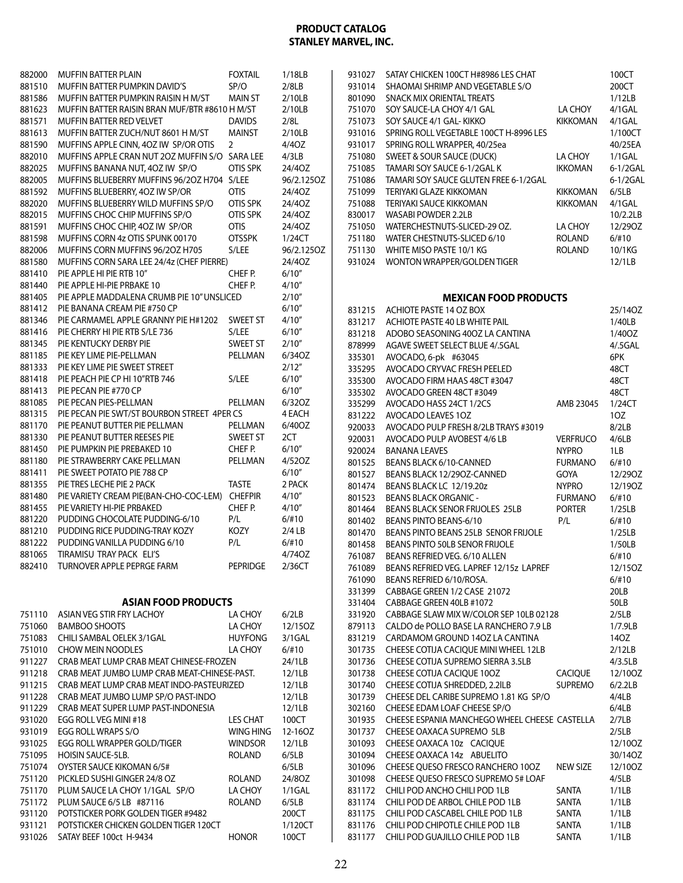# PRODUCT CATALOG
## STANLEY MARVEL, INC.

| | | | |
|---|---|---|---|
| 882000 | MUFFIN BATTER PLAIN | FOXTAIL | 1/18LB |
| 881510 | MUFFIN BATTER PUMPKIN DAVID'S | SP/O | 2/8LB |
| 881586 | MUFFIN BATTER PUMPKIN RAISIN H M/ST | MAIN ST | 2/10LB |
| 881623 | MUFFIN BATTER RAISIN BRAN MUF/BTR #8610 H M/ST | | 2/10LB |
| 881571 | MUFFIN BATTER RED VELVET | DAVIDS | 2/8L |
| 881613 | MUFFIN BATTER ZUCH/NUT 8601 H M/ST | MAINST | 2/10LB |
| 881590 | MUFFINS APPLE CINN, 4OZ IW SP/OR OTIS | 2 | 4/4OZ |
| 882010 | MUFFINS APPLE CRAN NUT 2OZ MUFFIN S/O | SARA LEE | 4/3LB |
| 882025 | MUFFINS BANANA NUT, 4OZ IW SP/O | OTIS SPK | 24/4OZ |
| 882005 | MUFFINS BLUEBERRY MUFFINS 96/2OZ H704 | S/LEE | 96/2.125OZ |
| 881592 | MUFFINS BLUEBERRY, 4OZ IW SP/OR | OTIS | 24/4OZ |
| 882020 | MUFFINS BLUEBERRY WILD MUFFINS SP/O | OTIS SPK | 24/4OZ |
| 882015 | MUFFINS CHOC CHIP MUFFINS SP/O | OTIS SPK | 24/4OZ |
| 881591 | MUFFINS CHOC CHIP, 4OZ IW SP/OR | OTIS | 24/4OZ |
| 881598 | MUFFINS CORN 4z OTIS SPUNK 00170 | OTSSPK | 1/24CT |
| 882006 | MUFFINS CORN MUFFINS 96/2OZ H705 | S/LEE | 96/2.125OZ |
| 881580 | MUFFINS CORN SARA LEE 24/4z (CHEF PIERRE) | | 24/4OZ |
| 881410 | PIE APPLE HI PIE RTB 10" | CHEF P. | 6/10" |
| 881440 | PIE APPLE HI-PIE PRBAKE 10 | CHEF P. | 4/10" |
| 881405 | PIE APPLE MADDALENA CRUMB PIE 10" UNSLICED | | 2/10" |
| 881412 | PIE BANANA CREAM PIE #750 CP | | 6/10" |
| 881346 | PIE CARMAMEL APPLE GRANNY PIE H#1202 | SWEET ST | 4/10" |
| 881416 | PIE CHERRY HI PIE RTB S/LE 736 | S/LEE | 6/10" |
| 881345 | PIE KENTUCKY DERBY PIE | SWEET ST | 2/10" |
| 881185 | PIE KEY LIME PIE-PELLMAN | PELLMAN | 6/34OZ |
| 881333 | PIE KEY LIME PIE SWEET STREET | | 2/12" |
| 881418 | PIE PEACH PIE CP HI 10"RTB 746 | S/LEE | 6/10" |
| 881413 | PIE PECAN PIE #770 CP | | 6/10" |
| 881085 | PIE PECAN PIES-PELLMAN | PELLMAN | 6/32OZ |
| 881315 | PIE PECAN PIE SWT/ST BOURBON STREET 4PER CS | | 4 EACH |
| 881170 | PIE PEANUT BUTTER PIE PELLMAN | PELLMAN | 6/40OZ |
| 881330 | PIE PEANUT BUTTER REESES PIE | SWEET ST | 2CT |
| 881450 | PIE PUMPKIN PIE PREBAKED 10 | CHEF P. | 6/10" |
| 881180 | PIE STRAWBERRY CAKE PELLMAN | PELLMAN | 4/52OZ |
| 881411 | PIE SWEET POTATO PIE 788 CP | | 6/10" |
| 881355 | PIE TRES LECHE PIE 2 PACK | TASTE | 2 PACK |
| 881480 | PIE VARIETY CREAM PIE(BAN-CHO-COC-LEM) | CHEFPIR | 4/10" |
| 881455 | PIE VARIETY HI-PIE PRBAKED | CHEF P. | 4/10" |
| 881220 | PUDDING CHOCOLATE PUDDING-6/10 | P/L | 6/#10 |
| 881210 | PUDDING RICE PUDDING-TRAY KOZY | KOZY | 2/4 LB |
| 881222 | PUDDING VANILLA PUDDING 6/10 | P/L | 6/#10 |
| 881065 | TIRAMISU TRAY PACK ELI'S | | 4/74OZ |
| 882410 | TURNOVER APPLE PEPRGE FARM | PEPRIDGE | 2/36CT |

### ASIAN FOOD PRODUCTS

| | | | |
|---|---|---|---|
| 751110 | ASIAN VEG STIR FRY LACHOY | LA CHOY | 6/2LB |
| 751060 | BAMBOO SHOOTS | LA CHOY | 12/15OZ |
| 751083 | CHILI SAMBAL OELEK 3/1GAL | HUYFONG | 3/1GAL |
| 751010 | CHOW MEIN NOODLES | LA CHOY | 6/#10 |
| 911227 | CRAB MEAT LUMP CRAB MEAT CHINESE-FROZEN | | 24/1LB |
| 911218 | CRAB MEAT JUMBO LUMP CRAB MEAT-CHINESE-PAST. | | 12/1LB |
| 911215 | CRAB MEAT LUMP CRAB MEAT INDO-PASTEURIZED | | 12/1LB |
| 911228 | CRAB MEAT JUMBO LUMP SP/O PAST-INDO | | 12/1LB |
| 911229 | CRAB MEAT SUPER LUMP PAST-INDONESIA | | 12/1LB |
| 931020 | EGG ROLL VEG MINI #18 | LES CHAT | 100CT |
| 931019 | EGG ROLL WRAPS S/O | WING HING | 12-16OZ |
| 931025 | EGG ROLL WRAPPER GOLD/TIGER | WINDSOR | 12/1LB |
| 751095 | HOISIN SAUCE-5LB. | ROLAND | 6/5LB |
| 751074 | OYSTER SAUCE KIKOMAN 6/5# | | 6/5LB |
| 751120 | PICKLED SUSHI GINGER 24/8 OZ | ROLAND | 24/8OZ |
| 751170 | PLUM SAUCE LA CHOY 1/1GAL SP/O | LA CHOY | 1/1GAL |
| 751172 | PLUM SAUCE 6/5 LB #87116 | ROLAND | 6/5LB |
| 931120 | POTSTICKER PORK GOLDEN TIGER #9482 | | 200CT |
| 931121 | POTSTICKER CHICKEN GOLDEN TIGER 120CT | | 1/120CT |
| 931026 | SATAY BEEF 100ct H-9434 | HONOR | 100CT |
| 931027 | SATAY CHICKEN 100CT H#8986 LES CHAT | | 100CT |
| 931014 | SHAOMAI SHRIMP AND VEGETABLE S/O | | 200CT |
| 801090 | SNACK MIX ORIENTAL TREATS | | 1/12LB |
| 751070 | SOY SAUCE-LA CHOY 4/1 GAL | LA CHOY | 4/1GAL |
| 751073 | SOY SAUCE 4/1 GAL- KIKKO | KIKKOMAN | 4/1GAL |
| 931016 | SPRING ROLL VEGETABLE 100CT H-8996 LES | | 1/100CT |
| 931017 | SPRING ROLL WRAPPER, 40/25ea | | 40/25EA |
| 751080 | SWEET & SOUR SAUCE (DUCK) | LA CHOY | 1/1GAL |
| 751085 | TAMARI SOY SAUCE 6-1/2GAL K | IKKOMAN | 6-1/2GAL |
| 751086 | TAMARI SOY SAUCE GLUTEN FREE 6-1/2GAL | | 6-1/2GAL |
| 751099 | TERIYAKI GLAZE KIKKOMAN | KIKKOMAN | 6/5LB |
| 751088 | TERIYAKI SAUCE KIKKOMAN | KIKKOMAN | 4/1GAL |
| 830017 | WASABI POWDER 2.2LB | | 10/2.2LB |
| 751050 | WATERCHESTNUTS-SLICED-29 OZ. | LA CHOY | 12/29OZ |
| 751180 | WATER CHESTNUTS-SLICED 6/10 | ROLAND | 6/#10 |
| 751130 | WHITE MISO PASTE 10/1 KG | ROLAND | 10/1KG |
| 931024 | WONTON WRAPPER/GOLDEN TIGER | | 12/1LB |

### MEXICAN FOOD PRODUCTS

| | | | |
|---|---|---|---|
| 831215 | ACHIOTE PASTE 14 OZ BOX | | 25/14OZ |
| 831217 | ACHIOTE PASTE 40 LB WHITE PAIL | | 1/40LB |
| 831218 | ADOBO SEASONING 40OZ LA CANTINA | | 1/40OZ |
| 878999 | AGAVE SWEET SELECT BLUE 4/.5GAL | | 4/.5GAL |
| 335301 | AVOCADO, 6-pk #63045 | | 6PK |
| 335295 | AVOCADO CRYVAC FRESH PEELED | | 48CT |
| 335300 | AVOCADO FIRM HAAS 48CT #3047 | | 48CT |
| 335302 | AVOCADO GREEN 48CT #3049 | | 48CT |
| 335299 | AVOCADO HASS 24CT 1/2CS | AMB 23045 | 1/24CT |
| 831222 | AVOCADO LEAVES 1OZ | | 1OZ |
| 920033 | AVOCADO PULP FRESH 8/2LB TRAYS #3019 | | 8/2LB |
| 920031 | AVOCADO PULP AVOBEST 4/6 LB | VERFRUCO | 4/6LB |
| 920024 | BANANA LEAVES | NYPRO | 1LB |
| 801525 | BEANS BLACK 6/10-CANNED | FURMANO | 6/#10 |
| 801527 | BEANS BLACK 12/29OZ-CANNED | GOYA | 12/29OZ |
| 801474 | BEANS BLACK LC 12/19.20z | NYPRO | 12/19OZ |
| 801523 | BEANS BLACK ORGANIC - | FURMANO | 6/#10 |
| 801464 | BEANS BLACK SENOR FRIJOLES 25LB | PORTER | 1/25LB |
| 801402 | BEANS PINTO BEANS-6/10 | P/L | 6/#10 |
| 801470 | BEANS PINTO BEANS 25LB SENOR FRIJOLE | | 1/25LB |
| 801458 | BEANS PINTO 50LB SENOR FRIJOLE | | 1/50LB |
| 761087 | BEANS REFRIED VEG. 6/10 ALLEN | | 6/#10 |
| 761089 | BEANS REFRIED VEG. LAPREF 12/15z LAPREF | | 12/15OZ |
| 761090 | BEANS REFRIED 6/10/ROSA. | | 6/#10 |
| 331399 | CABBAGE GREEN 1/2 CASE 21072 | | 20LB |
| 331404 | CABBAGE GREEN 40LB #1072 | | 50LB |
| 331920 | CABBAGE SLAW MIX W/COLOR SEP 10LB 02128 | | 2/5LB |
| 879113 | CALDO de POLLO BASE LA RANCHERO 7.9 LB | | 1/7.9LB |
| 831219 | CARDAMOM GROUND 14OZ LA CANTINA | | 14OZ |
| 301735 | CHEESE COTIJA CACIQUE MINI WHEEL 12LB | | 2/12LB |
| 301736 | CHEESE COTIJA SUPREMO SIERRA 3.5LB | | 4/3.5LB |
| 301738 | CHEESE COTIJA CACIQUE 10OZ | CACIQUE | 12/10OZ |
| 301740 | CHEESE COTIJA SHREDDED, 2.2lLB | SUPREMO | 6/2.2LB |
| 301739 | CHEESE DEL CARIBE SUPREMO 1.81 KG SP/O | | 4/4LB |
| 302160 | CHEESE EDAM LOAF CHEESE SP/O | | 6/4LB |
| 301935 | CHEESE ESPANIA MANCHEGO WHEEL CHEESE CASTELLA | | 2/7LB |
| 301737 | CHEESE OAXACA SUPREMO 5LB | | 2/5LB |
| 301093 | CHEESE OAXACA 10z CACIQUE | | 12/10OZ |
| 301094 | CHEESE OAXACA 14z ABUELITO | | 30/14OZ |
| 301096 | CHEESE QUESO FRESCO RANCHERO 10OZ | NEW SIZE | 12/10OZ |
| 301098 | CHEESE QUESO FRESCO SUPREMO 5# LOAF | | 4/5LB |
| 831172 | CHILI POD ANCHO CHILI POD 1LB | SANTA | 1/1LB |
| 831174 | CHILI POD DE ARBOL CHILE POD 1LB | SANTA | 1/1LB |
| 831175 | CHILI POD CASCABEL CHILE POD 1LB | SANTA | 1/1LB |
| 831176 | CHILI POD CHIPOTLE CHILE POD 1LB | SANTA | 1/1LB |
| 831177 | CHILI POD GUAJILLO CHILE POD 1LB | SANTA | 1/1LB |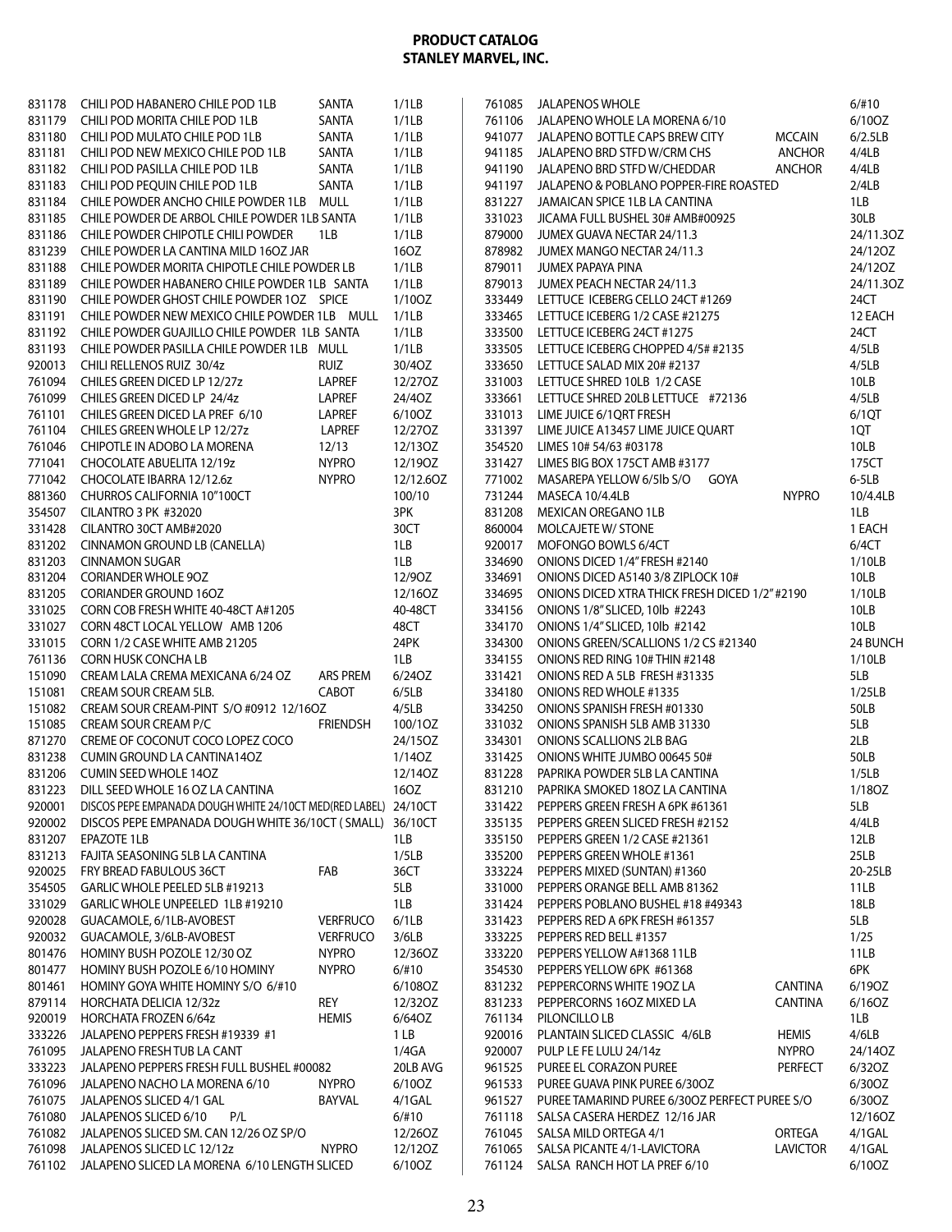# PRODUCT CATALOG
## STANLEY MARVEL, INC.

| Code | Description | Brand | Pack |
|---|---|---|---|
| 831178 | CHILI POD HABANERO CHILE POD 1LB | SANTA | 1/1LB |
| 831179 | CHILI POD MORITA CHILE POD 1LB | SANTA | 1/1LB |
| 831180 | CHILI POD MULATO CHILE POD 1LB | SANTA | 1/1LB |
| 831181 | CHILI POD NEW MEXICO CHILE POD 1LB | SANTA | 1/1LB |
| 831182 | CHILI POD PASILLA CHILE POD 1LB | SANTA | 1/1LB |
| 831183 | CHILI POD PEQUIN CHILE POD 1LB | SANTA | 1/1LB |
| 831184 | CHILE POWDER ANCHO CHILE POWDER 1LB | MULL | 1/1LB |
| 831185 | CHILE POWDER DE ARBOL CHILE POWDER 1LB SANTA | | 1/1LB |
| 831186 | CHILE POWDER CHIPOTLE CHILI POWDER | 1LB | 1/1LB |
| 831239 | CHILE POWDER LA CANTINA MILD 16OZ JAR | | 16OZ |
| 831188 | CHILE POWDER MORITA CHIPOTLE CHILE POWDER LB | | 1/1LB |
| 831189 | CHILE POWDER HABANERO CHILE POWDER 1LB SANTA | | 1/1LB |
| 831190 | CHILE POWDER GHOST CHILE POWDER 1OZ SPICE | | 1/10OZ |
| 831191 | CHILE POWDER NEW MEXICO CHILE POWDER 1LB MULL | | 1/1LB |
| 831192 | CHILE POWDER GUAJILLO CHILE POWDER 1LB SANTA | | 1/1LB |
| 831193 | CHILE POWDER PASILLA CHILE POWDER 1LB MULL | | 1/1LB |
| 920013 | CHILI RELLENOS RUIZ 30/4z | RUIZ | 30/4OZ |
| 761094 | CHILES GREEN DICED LP 12/27z | LAPREF | 12/27OZ |
| 761099 | CHILES GREEN DICED LP 24/4z | LAPREF | 24/4OZ |
| 761101 | CHILES GREEN DICED LA PREF 6/10 | LAPREF | 6/10OZ |
| 761104 | CHILES GREEN WHOLE LP 12/27z | LAPREF | 12/27OZ |
| 761046 | CHIPOTLE IN ADOBO LA MORENA | 12/13 | 12/13OZ |
| 771041 | CHOCOLATE ABUELITA 12/19z | NYPRO | 12/19OZ |
| 771042 | CHOCOLATE IBARRA 12/12.6z | NYPRO | 12/12.6OZ |
| 881360 | CHURROS CALIFORNIA 10"100CT | | 100/10 |
| 354507 | CILANTRO 3 PK #32020 | | 3PK |
| 331428 | CILANTRO 30CT AMB#2020 | | 30CT |
| 831202 | CINNAMON GROUND LB (CANELLA) | | 1LB |
| 831203 | CINNAMON SUGAR | | 1LB |
| 831204 | CORIANDER WHOLE 9OZ | | 12/9OZ |
| 831205 | CORIANDER GROUND 16OZ | | 12/16OZ |
| 331025 | CORN COB FRESH WHITE 40-48CT A#1205 | | 40-48CT |
| 331027 | CORN 48CT LOCAL YELLOW AMB 1206 | | 48CT |
| 331015 | CORN 1/2 CASE WHITE AMB 21205 | | 24PK |
| 761136 | CORN HUSK CONCHA LB | | 1LB |
| 151090 | CREAM LALA CREMA MEXICANA 6/24 OZ | ARS PREM | 6/24OZ |
| 151081 | CREAM SOUR CREAM 5LB. | CABOT | 6/5LB |
| 151082 | CREAM SOUR CREAM-PINT S/O #0912 12/16OZ | | 4/5LB |
| 151085 | CREAM SOUR CREAM P/C | FRIENDSH | 100/1OZ |
| 871270 | CREME OF COCONUT COCO LOPEZ COCO | | 24/15OZ |
| 831238 | CUMIN GROUND LA CANTINA14OZ | | 1/14OZ |
| 831206 | CUMIN SEED WHOLE 14OZ | | 12/14OZ |
| 831223 | DILL SEED WHOLE 16 OZ LA CANTINA | | 16OZ |
| 920001 | DISCOS PEPE EMPANADA DOUGH WHITE 24/10CT MED(RED LABEL) | | 24/10CT |
| 920002 | DISCOS PEPE EMPANADA DOUGH WHITE 36/10CT ( SMALL) | | 36/10CT |
| 831207 | EPAZOTE 1LB | | 1LB |
| 831213 | FAJITA SEASONING 5LB LA CANTINA | | 1/5LB |
| 920025 | FRY BREAD FABULOUS 36CT | FAB | 36CT |
| 354505 | GARLIC WHOLE PEELED 5LB #19213 | | 5LB |
| 331029 | GARLIC WHOLE UNPEELED 1LB #19210 | | 1LB |
| 920028 | GUACAMOLE, 6/1LB-AVOBEST | VERFRUCO | 6/1LB |
| 920032 | GUACAMOLE, 3/6LB-AVOBEST | VERFRUCO | 3/6LB |
| 801476 | HOMINY BUSH POZOLE 12/30 OZ | NYPRO | 12/36OZ |
| 801477 | HOMINY BUSH POZOLE 6/10 HOMINY | NYPRO | 6/#10 |
| 801461 | HOMINY GOYA WHITE HOMINY S/O 6/#10 | | 6/108OZ |
| 879114 | HORCHATA DELICIA 12/32z | REY | 12/32OZ |
| 920019 | HORCHATA FROZEN 6/64z | HEMIS | 6/64OZ |
| 333226 | JALAPENO PEPPERS FRESH #19339 #1 | | 1 LB |
| 761095 | JALAPENO FRESH TUB LA CANT | | 1/4GA |
| 333223 | JALAPENO PEPPERS FRESH FULL BUSHEL #00082 | | 20LB AVG |
| 761096 | JALAPENO NACHO LA MORENA 6/10 | NYPRO | 6/10OZ |
| 761075 | JALAPENOS SLICED 4/1 GAL | BAYVAL | 4/1GAL |
| 761080 | JALAPENOS SLICED 6/10 P/L | | 6/#10 |
| 761082 | JALAPENOS SLICED SM. CAN 12/26 OZ SP/O | | 12/26OZ |
| 761098 | JALAPENOS SLICED LC 12/12z | NYPRO | 12/12OZ |
| 761102 | JALAPENO SLICED LA MORENA 6/10 LENGTH SLICED | | 6/10OZ |
| 761085 | JALAPENOS WHOLE | | 6/#10 |
| 761106 | JALAPENO WHOLE LA MORENA 6/10 | | 6/10OZ |
| 941077 | JALAPENO BOTTLE CAPS BREW CITY | MCCAIN | 6/2.5LB |
| 941185 | JALAPENO BRD STFD W/CRM CHS | ANCHOR | 4/4LB |
| 941190 | JALAPENO BRD STFD W/CHEDDAR | ANCHOR | 4/4LB |
| 941197 | JALAPENO & POBLANO POPPER-FIRE ROASTED | | 2/4LB |
| 831227 | JAMAICAN SPICE 1LB LA CANTINA | | 1LB |
| 331023 | JICAMA FULL BUSHEL 30# AMB#00925 | | 30LB |
| 879000 | JUMEX GUAVA NECTAR 24/11.3 | | 24/11.3OZ |
| 878982 | JUMEX MANGO NECTAR 24/11.3 | | 24/12OZ |
| 879011 | JUMEX PAPAYA PINA | | 24/12OZ |
| 879013 | JUMEX PEACH NECTAR 24/11.3 | | 24/11.3OZ |
| 333449 | LETTUCE ICEBERG CELLO 24CT #1269 | | 24CT |
| 333465 | LETTUCE ICEBERG 1/2 CASE #21275 | | 12 EACH |
| 333500 | LETTUCE ICEBERG 24CT #1275 | | 24CT |
| 333505 | LETTUCE ICEBERG CHOPPED 4/5# #2135 | | 4/5LB |
| 333650 | LETTUCE SALAD MIX 20# #2137 | | 4/5LB |
| 331003 | LETTUCE SHRED 10LB 1/2 CASE | | 10LB |
| 333661 | LETTUCE SHRED 20LB LETTUCE #72136 | | 4/5LB |
| 331013 | LIME JUICE 6/1QRT FRESH | | 6/1QT |
| 331397 | LIME JUICE A13457 LIME JUICE QUART | | 1QT |
| 354520 | LIMES 10# 54/63 #03178 | | 10LB |
| 331427 | LIMES BIG BOX 175CT AMB #3177 | | 175CT |
| 771002 | MASAREPA YELLOW 6/5lb S/O GOYA | | 6-5LB |
| 731244 | MASECA 10/4.4LB | NYPRO | 10/4.4LB |
| 831208 | MEXICAN OREGANO 1LB | | 1LB |
| 860004 | MOLCAJETE W/ STONE | | 1 EACH |
| 920017 | MOFONGO BOWLS 6/4CT | | 6/4CT |
| 334690 | ONIONS DICED 1/4" FRESH #2140 | | 1/10LB |
| 334691 | ONIONS DICED A5140 3/8 ZIPLOCK 10# | | 10LB |
| 334695 | ONIONS DICED XTRA THICK FRESH DICED 1/2" #2190 | | 1/10LB |
| 334156 | ONIONS 1/8" SLICED, 10lb #2243 | | 10LB |
| 334170 | ONIONS 1/4" SLICED, 10lb #2142 | | 10LB |
| 334300 | ONIONS GREEN/SCALLIONS 1/2 CS #21340 | | 24 BUNCH |
| 334155 | ONIONS RED RING 10# THIN #2148 | | 1/10LB |
| 331421 | ONIONS RED A 5LB FRESH #31335 | | 5LB |
| 334180 | ONIONS RED WHOLE #1335 | | 1/25LB |
| 334250 | ONIONS SPANISH FRESH #01330 | | 50LB |
| 331032 | ONIONS SPANISH 5LB AMB 31330 | | 5LB |
| 334301 | ONIONS SCALLIONS 2LB BAG | | 2LB |
| 331425 | ONIONS WHITE JUMBO 00645 50# | | 50LB |
| 831228 | PAPRIKA POWDER 5LB LA CANTINA | | 1/5LB |
| 831210 | PAPRIKA SMOKED 18OZ LA CANTINA | | 1/18OZ |
| 331422 | PEPPERS GREEN FRESH A 6PK #61361 | | 5LB |
| 335135 | PEPPERS GREEN SLICED FRESH #2152 | | 4/4LB |
| 335150 | PEPPERS GREEN 1/2 CASE #21361 | | 12LB |
| 335200 | PEPPERS GREEN WHOLE #1361 | | 25LB |
| 333224 | PEPPERS MIXED (SUNTAN) #1360 | | 20-25LB |
| 331000 | PEPPERS ORANGE BELL AMB 81362 | | 11LB |
| 331424 | PEPPERS POBLANO BUSHEL #18 #49343 | | 18LB |
| 331423 | PEPPERS RED A 6PK FRESH #61357 | | 5LB |
| 333225 | PEPPERS RED BELL #1357 | | 1/25 |
| 333220 | PEPPERS YELLOW A#1368 11LB | | 11LB |
| 354530 | PEPPERS YELLOW 6PK #61368 | | 6PK |
| 831232 | PEPPERCORNS WHITE 19OZ LA | CANTINA | 6/19OZ |
| 831233 | PEPPERCORNS 16OZ MIXED LA | CANTINA | 6/16OZ |
| 761134 | PILONCILLO LB | | 1LB |
| 920016 | PLANTAIN SLICED CLASSIC 4/6LB | HEMIS | 4/6LB |
| 920007 | PULP LE FE LULU 24/14z | NYPRO | 24/14OZ |
| 961525 | PUREE EL CORAZON PUREE | PERFECT | 6/32OZ |
| 961533 | PUREE GUAVA PINK PUREE 6/30OZ | | 6/30OZ |
| 961527 | PUREE TAMARIND PUREE 6/30OZ PERFECT PUREE S/O | | 6/30OZ |
| 761118 | SALSA CASERA HERDEZ 12/16 JAR | | 12/16OZ |
| 761045 | SALSA MILD ORTEGA 4/1 | ORTEGA | 4/1GAL |
| 761065 | SALSA PICANTE 4/1-LAVICTORA | LAVICTOR | 4/1GAL |
| 761124 | SALSA RANCH HOT LA PREF 6/10 | | 6/10OZ |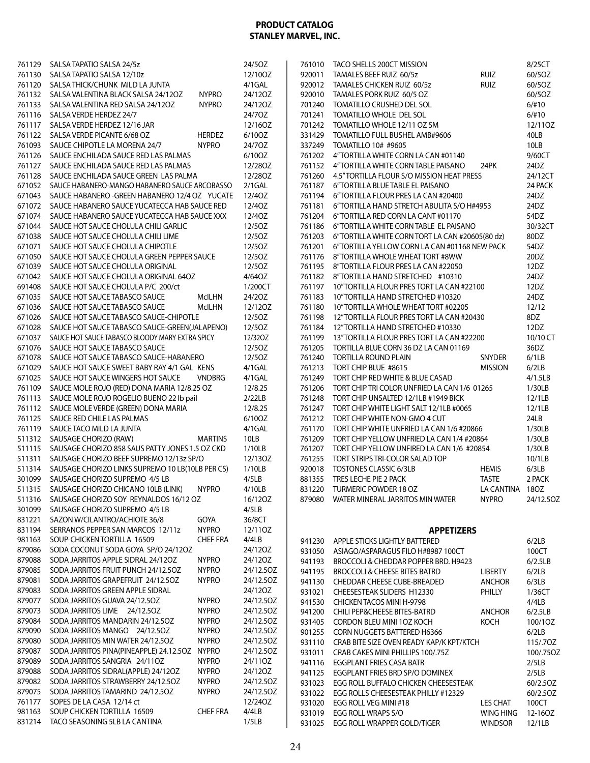# PRODUCT CATALOG
## STANLEY MARVEL, INC.

| Code | Description | Brand | Pack |
|---|---|---|---|
| 761129 | SALSA TAPATIO SALSA 24/5z | | 24/5OZ |
| 761130 | SALSA TAPATIO SALSA 12/10z | | 12/10OZ |
| 761120 | SALSA THICK/CHUNK MILD LA JUNTA | | 4/1GAL |
| 761132 | SALSA VALENTINA BLACK SALSA 24/12OZ | NYPRO | 24/12OZ |
| 761133 | SALSA VALENTINA RED SALSA 24/12OZ | NYPRO | 24/12OZ |
| 761116 | SALSA VERDE HERDEZ 24/7 | | 24/7OZ |
| 761117 | SALSA VERDE HERDEZ 12/16 JAR | | 12/16OZ |
| 761122 | SALSA VERDE PICANTE 6/68 OZ | HERDEZ | 6/10OZ |
| 761093 | SAUCE CHIPOTLE LA MORENA 24/7 | NYPRO | 24/7OZ |
| 761126 | SAUCE ENCHILADA SAUCE RED LAS PALMAS | | 6/10OZ |
| 761127 | SAUCE ENCHILADA SAUCE RED LAS PALMAS | | 12/28OZ |
| 761128 | SAUCE ENCHILADA SAUCE GREEN LAS PALMA | | 12/28OZ |
| 671052 | SAUCE HABANERO-MANGO HABANERO SAUCE ARCOBASSO | | 2/1GAL |
| 671043 | SAUCE HABANERO -GREEN HABANERO 12/4 OZ YUCATE | | 12/4OZ |
| 671072 | SAUCE HABANERO SAUCE YUCATECCA HAB SAUCE RED | | 12/4OZ |
| 671074 | SAUCE HABANERO SAUCE YUCATECCA HAB SAUCE XXX | | 12/4OZ |
| 671044 | SAUCE HOT SAUCE CHOLULA CHILI GARLIC | | 12/5OZ |
| 671038 | SAUCE HOT SAUCE CHOLULA CHILI LIME | | 12/5OZ |
| 671071 | SAUCE HOT SAUCE CHOLULA CHIPOTLE | | 12/5OZ |
| 671050 | SAUCE HOT SAUCE CHOLULA GREEN PEPPER SAUCE | | 12/5OZ |
| 671039 | SAUCE HOT SAUCE CHOLULA ORIGINAL | | 12/5OZ |
| 671042 | SAUCE HOT SAUCE CHOLULA ORIGINAL 64OZ | | 4/64OZ |
| 691408 | SAUCE HOT SAUCE CHOLULA P/C 200/ct | | 1/200CT |
| 671035 | SAUCE HOT SAUCE TABASCO SAUCE | McILHN | 24/2OZ |
| 671036 | SAUCE HOT SAUCE TABASCO SAUCE | McILHN | 12/12OZ |
| 671026 | SAUCE HOT SAUCE TABASCO SAUCE-CHIPOTLE | | 12/5OZ |
| 671028 | SAUCE HOT SAUCE TABASCO SAUCE-GREEN(JALAPENO) | | 12/5OZ |
| 671037 | SAUCE HOT SAUCE TABASCO BLOODY MARY-EXTRA SPICY | | 12/32OZ |
| 671076 | SAUCE HOT SAUCE TABASCO SAUCE | | 12/5OZ |
| 671078 | SAUCE HOT SAUCE TABASCO SAUCE-HABANERO | | 12/5OZ |
| 671029 | SAUCE HOT SAUCE SWEET BABY RAY 4/1 GAL KENS | | 4/1GAL |
| 671025 | SAUCE HOT SAUCE WINGERS HOT SAUCE | VNDBRG | 4/1GAL |
| 761109 | SAUCE MOLE ROJO (RED) DONA MARIA 12/8.25 OZ | | 12/8.25 |
| 761113 | SAUCE MOLE ROJO ROGELIO BUENO 22 lb pail | | 2/22LB |
| 761112 | SAUCE MOLE VERDE (GREEN) DONA MARIA | | 12/8.25 |
| 761125 | SAUCE RED CHILE LAS PALMAS | | 6/10OZ |
| 761119 | SAUCE TACO MILD LA JUNTA | | 4/1GAL |
| 511312 | SAUSAGE CHORIZO (RAW) | MARTINS | 10LB |
| 511115 | SAUSAGE CHORIZO 858 SAUS PATTY JONES 1.5 OZ CKD | | 1/10LB |
| 511311 | SAUSAGE CHORIZO BEEF SUPREMO 12/13z SP/O | | 12/13OZ |
| 511314 | SAUSAGE CHORIZO LINKS SUPREMO 10 LB(10LB PER CS) | | 1/10LB |
| 301099 | SAUSAGE CHORIZO SUPREMO 4/5 LB | | 4/5LB |
| 511315 | SAUSAGE CHORIZO CHICANO 10LB (LINK) | NYPRO | 4/10LB |
| 511316 | SAUSAGE CHORIZO SOY REYNALDOS 16/12 OZ | | 16/12OZ |
| 301099 | SAUSAGE CHORIZO SUPREMO 4/5 LB | | 4/5LB |
| 831221 | SAZON W/CILANTRO/ACHIOTE 36/8 | GOYA | 36/8CT |
| 831194 | SERRANOS PEPPER SAN MARCOS 12/11z | NYPRO | 12/11OZ |
| 981163 | SOUP-CHICKEN TORTILLA 16509 | CHEF FRA | 4/4LB |
| 879086 | SODA COCONUT SODA GOYA SP/O 24/12OZ | | 24/12OZ |
| 879088 | SODA JARRITOS APPLE SIDRAL 24/12OZ | NYPRO | 24/12OZ |
| 879085 | SODA JARRITOS FRUIT PUNCH 24/12.5OZ | NYPRO | 24/12.5OZ |
| 879081 | SODA JARRITOS GRAPEFRUIT 24/12.5OZ | NYPRO | 24/12.5OZ |
| 879083 | SODA JARRITOS GREEN APPLE SIDRAL | | 24/12OZ |
| 879077 | SODA JARRITOS GUAVA 24/12.5OZ | NYPRO | 24/12.5OZ |
| 879073 | SODA JARRITOS LIME 24/12.5OZ | NYPRO | 24/12.5OZ |
| 879084 | SODA JARRITOS MANDARIN 24/12.5OZ | NYPRO | 24/12.5OZ |
| 879090 | SODA JARRITOS MANGO 24/12.5OZ | NYPRO | 24/12.5OZ |
| 879080 | SODA JARRITOS MIN WATER 24/12.5OZ | NYPRO | 24/12.5OZ |
| 879087 | SODA JARRITOS PINA(PINEAPPLE) 24.12.5OZ | NYPRO | 24/12.5OZ |
| 879089 | SODA JARRITOS SANGRIA 24/11OZ | NYPRO | 24/11OZ |
| 879088 | SODA JARRITOS SIDRAL(APPLE) 24/12OZ | NYPRO | 24/12OZ |
| 879082 | SODA JARRITOS STRAWBERRY 24/12.5OZ | NYPRO | 24/12.5OZ |
| 879075 | SODA JARRITOS TAMARIND 24/12.5OZ | NYPRO | 24/12.5OZ |
| 761177 | SOPES DE LA CASA 12/14 ct | | 12/24OZ |
| 981163 | SOUP CHICKEN TORTILLA 16509 | CHEF FRA | 4/4LB |
| 831214 | TACO SEASONING 5LB LA CANTINA | | 1/5LB |
| 761010 | TACO SHELLS 200CT MISSION | | 8/25CT |
| 920011 | TAMALES BEEF RUIZ 60/5z | RUIZ | 60/5OZ |
| 920012 | TAMALES CHICKEN RUIZ 60/5z | RUIZ | 60/5OZ |
| 920010 | TAMALES PORK RUIZ 60/5 OZ | | 60/5OZ |
| 701240 | TOMATILLO CRUSHED DEL SOL | | 6/#10 |
| 701241 | TOMATILLO WHOLE DEL SOL | | 6/#10 |
| 701242 | TOMATILLO WHOLE 12/11 OZ SM | | 12/11OZ |
| 331429 | TOMATILLO FULL BUSHEL AMB#9606 | | 40LB |
| 337249 | TOMATILLO 10# #9605 | | 10LB |
| 761202 | 4"TORTILLA WHITE CORN LA CAN #01140 | | 9/60CT |
| 761152 | 4"TORTILLA WHITE CORN TABLE PAISANO | 24PK | 24DZ |
| 761260 | 4.5"TORTILLA FLOUR S/O MISSION HEAT PRESS | | 24/12CT |
| 761187 | 6"TORTILLA BLUE TABLE EL PAISANO | | 24 PACK |
| 761194 | 6"TORTILLA FLOUR PRES LA CAN #20400 | | 24DZ |
| 761181 | 6"TORTILLA HAND STRETCH ABULITA S/O H#4953 | | 24DZ |
| 761204 | 6"TORTILLA RED CORN LA CANT #01170 | | 54DZ |
| 761186 | 6"TORTILLA WHITE CORN TABLE EL PAISANO | | 30/32CT |
| 761203 | 6"TORTILLA WHITE CORN TORT LA CAN #20605(80 dz) | | 80DZ |
| 761201 | 6"TORTILLA YELLOW CORN LA CAN #01168 NEW PACK | | 54DZ |
| 761176 | 8"TORTILLA WHOLE WHEAT TORT #8WW | | 20DZ |
| 761195 | 8"TORTILLA FLOUR PRES LA CAN #22050 | | 12DZ |
| 761182 | 8"TORTILLA HAND STRETCHED #10310 | | 24DZ |
| 761197 | 10"TORTILLA FLOUR PRES TORT LA CAN #22100 | | 12DZ |
| 761183 | 10"TORTILLA HAND STRETCHED #10320 | | 24DZ |
| 761180 | 10"TORTILLA WHOLE WHEAT TORT #02205 | | 12/12 |
| 761198 | 12"TORTILLA FLOUR PRES TORT LA CAN #20430 | | 8DZ |
| 761184 | 12"TORTILLA HAND STRETCHED #10330 | | 12DZ |
| 761199 | 13"TORTILLA FLOUR PRES TORT LA CAN #22200 | | 10/10 CT |
| 761205 | TORTILLA BLUE CORN 36 DZ LA CAN 01169 | | 36DZ |
| 761240 | TORTILLA ROUND PLAIN | SNYDER | 6/1LB |
| 761213 | TORT CHIP BLUE #8615 | MISSION | 6/2LB |
| 761249 | TORT CHIP RED WHITE & BLUE CASAD | | 4/1.5LB |
| 761206 | TORT CHIP TRI COLOR UNFRIED LA CAN 1/6 01265 | | 1/30LB |
| 761248 | TORT CHIP UNSALTED 12/1LB #1949 BICK | | 12/1LB |
| 761247 | TORT CHIP WHITE LIGHT SALT 12/1LB #0065 | | 12/1LB |
| 761212 | TORT CHIP WHITE NON-GMO 4 CUT | | 24LB |
| 761170 | TORT CHIP WHITE UNFRIED LA CAN 1/6 #20866 | | 1/30LB |
| 761209 | TORT CHIP YELLOW UNFRIED LA CAN 1/4 #20864 | | 1/30LB |
| 761207 | TORT CHIP YELLOW UNFIRED LA CAN 1/6 #20854 | | 1/30LB |
| 761255 | TORT STRIPS TRI-COLOR SALAD TOP | | 10/1LB |
| 920018 | TOSTONES CLASSIC 6/3LB | HEMIS | 6/3LB |
| 881355 | TRES LECHE PIE 2 PACK | TASTE | 2 PACK |
| 831220 | TURMERIC POWDER 18 OZ | LA CANTINA | 18OZ |
| 879080 | WATER MINERAL JARRITOS MIN WATER | NYPRO | 24/12.5OZ |

## APPETIZERS

| Code | Description | Brand | Pack |
|---|---|---|---|
| 941230 | APPLE STICKS LIGHTLY BATTERED | | 6/2LB |
| 931050 | ASIAGO/ASPARAGUS FILO H#8987 100CT | | 100CT |
| 941193 | BROCCOLI & CHEDDAR POPPER BRD. H9423 | | 6/2.5LB |
| 941195 | BROCCOLI & CHEESE BITES BATRD | LIBERTY | 6/2LB |
| 941130 | CHEDDAR CHEESE CUBE-BREADED | ANCHOR | 6/3LB |
| 931021 | CHEESESTEAK SLIDERS H12330 | PHILLY | 1/36CT |
| 941530 | CHICKEN TACOS MINI H-9798 | | 4/4LB |
| 941200 | CHILI PEP&CHEESE BITES-BATRD | ANCHOR | 6/2.5LB |
| 931405 | CORDON BLEU MINI 1OZ KOCH | KOCH | 100/1OZ |
| 901255 | CORN NUGGETS BATTERED H6366 | | 6/2LB |
| 931110 | CRAB BITE SIZE OVEN READY KAP/K KPT/KTCH | | 115/.7OZ |
| 931011 | CRAB CAKES MINI PHILLIPS 100/.75Z | | 100/.75OZ |
| 941116 | EGGPLANT FRIES CASA BATR | | 2/5LB |
| 941125 | EGGPLANT FRIES BRD SP/O DOMINEX | | 2/5LB |
| 931023 | EGG ROLL BUFFALO CHICKEN CHEESESTEAK | | 60/2.5OZ |
| 931022 | EGG ROLLS CHEESESTEAK PHILLY #12329 | | 60/2.5OZ |
| 931020 | EGG ROLL VEG MINI #18 | LES CHAT | 100CT |
| 931019 | EGG ROLL WRAPS S/O | WING HING | 12-16OZ |
| 931025 | EGG ROLL WRAPPER GOLD/TIGER | WINDSOR | 12/1LB |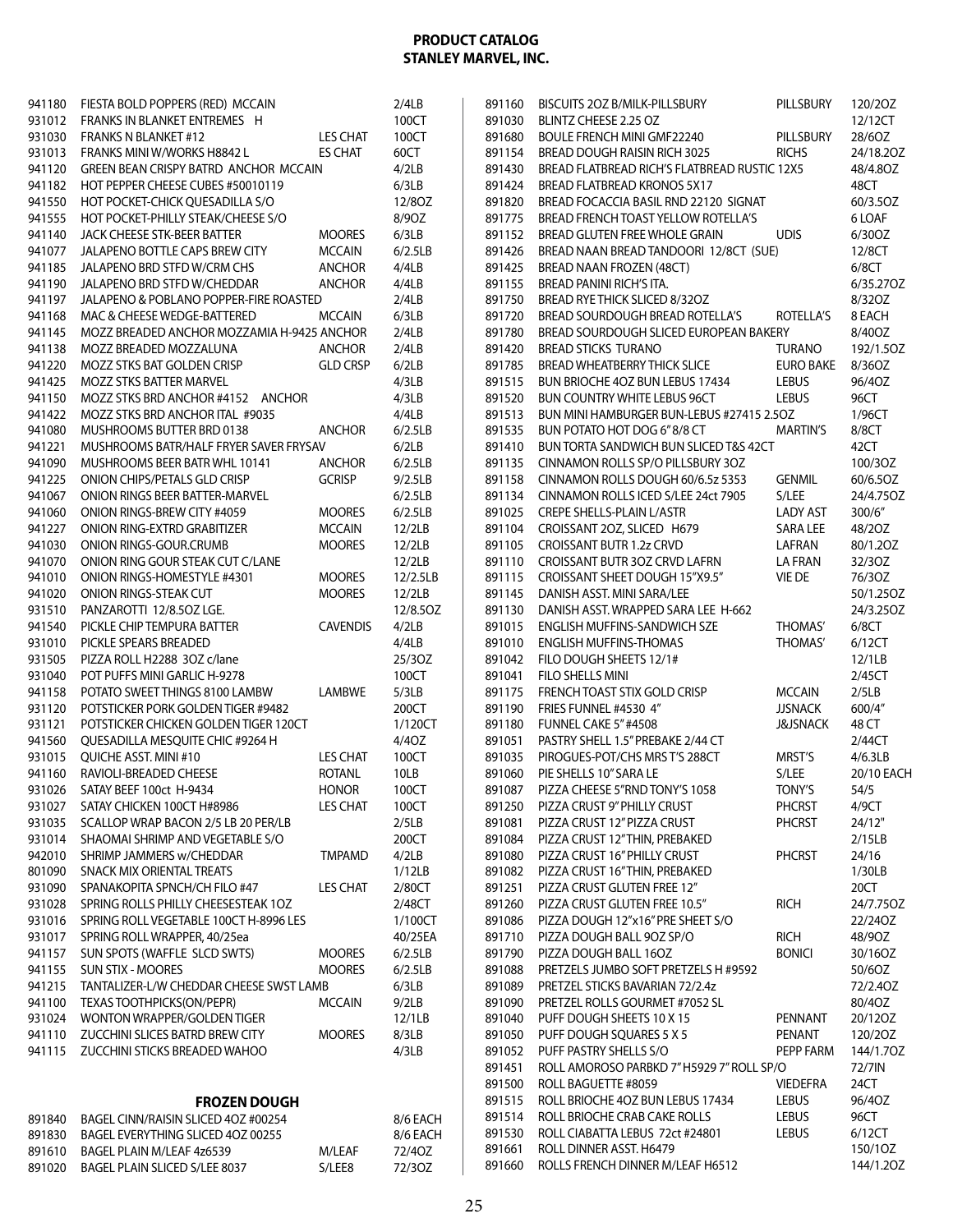# PRODUCT CATALOG
## STANLEY MARVEL, INC.

| Code | Description | Brand | Pack |
|---|---|---|---|
| 941180 | FIESTA BOLD POPPERS (RED) MCCAIN | | 2/4LB |
| 931012 | FRANKS IN BLANKET ENTREMES H | | 100CT |
| 931030 | FRANKS N BLANKET #12 | LES CHAT | 100CT |
| 931013 | FRANKS MINI W/WORKS H8842 L | ES CHAT | 60CT |
| 941120 | GREEN BEAN CRISPY BATRD ANCHOR MCCAIN | | 4/2LB |
| 941182 | HOT PEPPER CHEESE CUBES #50010119 | | 6/3LB |
| 941550 | HOT POCKET-CHICK QUESADILLA S/O | | 12/8OZ |
| 941555 | HOT POCKET-PHILLY STEAK/CHEESE S/O | | 8/9OZ |
| 941140 | JACK CHEESE STK-BEER BATTER | MOORES | 6/3LB |
| 941077 | JALAPENO BOTTLE CAPS BREW CITY | MCCAIN | 6/2.5LB |
| 941185 | JALAPENO BRD STFD W/CRM CHS | ANCHOR | 4/4LB |
| 941190 | JALAPENO BRD STFD W/CHEDDAR | ANCHOR | 4/4LB |
| 941197 | JALAPENO & POBLANO POPPER-FIRE ROASTED | | 2/4LB |
| 941168 | MAC & CHEESE WEDGE-BATTERED | MCCAIN | 6/3LB |
| 941145 | MOZZ BREADED ANCHOR MOZZAMIA H-9425 ANCHOR | | 2/4LB |
| 941138 | MOZZ BREADED MOZZALUNA | ANCHOR | 2/4LB |
| 941220 | MOZZ STKS BAT GOLDEN CRISP | GLD CRSP | 6/2LB |
| 941425 | MOZZ STKS BATTER MARVEL | | 4/3LB |
| 941150 | MOZZ STKS BRD ANCHOR #4152 ANCHOR | | 4/3LB |
| 941422 | MOZZ STKS BRD ANCHOR ITAL #9035 | | 4/4LB |
| 941080 | MUSHROOMS BUTTER BRD 0138 | ANCHOR | 6/2.5LB |
| 941221 | MUSHROOMS BATR/HALF FRYER SAVER FRYSAV | | 6/2LB |
| 941090 | MUSHROOMS BEER BATR WHL 10141 | ANCHOR | 6/2.5LB |
| 941225 | ONION CHIPS/PETALS GLD CRISP | GCRISP | 9/2.5LB |
| 941067 | ONION RINGS BEER BATTER-MARVEL | | 6/2.5LB |
| 941060 | ONION RINGS-BREW CITY #4059 | MOORES | 6/2.5LB |
| 941227 | ONION RING-EXTRD GRABITIZER | MCCAIN | 12/2LB |
| 941030 | ONION RINGS-GOUR.CRUMB | MOORES | 12/2LB |
| 941070 | ONION RING GOUR STEAK CUT C/LANE | | 12/2LB |
| 941010 | ONION RINGS-HOMESTYLE #4301 | MOORES | 12/2.5LB |
| 941020 | ONION RINGS-STEAK CUT | MOORES | 12/2LB |
| 931510 | PANZAROTTI 12/8.5OZ LGE. | | 12/8.5OZ |
| 941540 | PICKLE CHIP TEMPURA BATTER | CAVENDIS | 4/2LB |
| 931010 | PICKLE SPEARS BREADED | | 4/4LB |
| 931505 | PIZZA ROLL H2288 3OZ c/lane | | 25/3OZ |
| 931040 | POT PUFFS MINI GARLIC H-9278 | | 100CT |
| 941158 | POTATO SWEET THINGS 8100 LAMBW | LAMBWE | 5/3LB |
| 931120 | POTSTICKER PORK GOLDEN TIGER #9482 | | 200CT |
| 931121 | POTSTICKER CHICKEN GOLDEN TIGER 120CT | | 1/120CT |
| 941560 | QUESADILLA MESQUITE CHIC #9264 H | | 4/4OZ |
| 931015 | QUICHE ASST. MINI #10 | LES CHAT | 100CT |
| 941160 | RAVIOLI-BREADED CHEESE | ROTANL | 10LB |
| 931026 | SATAY BEEF 100ct H-9434 | HONOR | 100CT |
| 931027 | SATAY CHICKEN 100CT H#8986 | LES CHAT | 100CT |
| 931035 | SCALLOP WRAP BACON 2/5 LB 20 PER/LB | | 2/5LB |
| 931014 | SHAOMAI SHRIMP AND VEGETABLE S/O | | 200CT |
| 942010 | SHRIMP JAMMERS w/CHEDDAR | TMPAMD | 4/2LB |
| 801090 | SNACK MIX ORIENTAL TREATS | | 1/12LB |
| 931090 | SPANAKOPITA SPNCH/CH FILO #47 | LES CHAT | 2/80CT |
| 931028 | SPRING ROLLS PHILLY CHEESESTEAK 1OZ | | 2/48CT |
| 931016 | SPRING ROLL VEGETABLE 100CT H-8996 LES | | 1/100CT |
| 931017 | SPRING ROLL WRAPPER, 40/25ea | | 40/25EA |
| 941157 | SUN SPOTS (WAFFLE SLCD SWTS) | MOORES | 6/2.5LB |
| 941155 | SUN STIX - MOORES | MOORES | 6/2.5LB |
| 941215 | TANTALIZER-L/W CHEDDAR CHEESE SWST LAMB | | 6/3LB |
| 941100 | TEXAS TOOTHPICKS(ON/PEPR) | MCCAIN | 9/2LB |
| 931024 | WONTON WRAPPER/GOLDEN TIGER | | 12/1LB |
| 941110 | ZUCCHINI SLICES BATRD BREW CITY | MOORES | 8/3LB |
| 941115 | ZUCCHINI STICKS BREADED WAHOO | | 4/3LB |

### FROZEN DOUGH

| Code | Description | Brand | Pack |
|---|---|---|---|
| 891840 | BAGEL CINN/RAISIN SLICED 4OZ #00254 | | 8/6 EACH |
| 891830 | BAGEL EVERYTHING SLICED 4OZ 00255 | | 8/6 EACH |
| 891610 | BAGEL PLAIN M/LEAF 4z6539 | M/LEAF | 72/4OZ |
| 891020 | BAGEL PLAIN SLICED S/LEE 8037 | S/LEE8 | 72/3OZ |
| 891160 | BISCUITS 2OZ B/MILK-PILLSBURY | PILLSBURY | 120/2OZ |
| 891030 | BLINTZ CHEESE 2.25 OZ | | 12/12CT |
| 891680 | BOULE FRENCH MINI GMF22240 | PILLSBURY | 28/6OZ |
| 891154 | BREAD DOUGH RAISIN RICH 3025 | RICHS | 24/18.2OZ |
| 891430 | BREAD FLATBREAD RICH'S FLATBREAD RUSTIC 12X5 | | 48/4.8OZ |
| 891424 | BREAD FLATBREAD KRONOS 5X17 | | 48CT |
| 891820 | BREAD FOCACCIA BASIL RND 22120 SIGNAT | | 60/3.5OZ |
| 891775 | BREAD FRENCH TOAST YELLOW ROTELLA'S | | 6 LOAF |
| 891152 | BREAD GLUTEN FREE WHOLE GRAIN | UDIS | 6/30OZ |
| 891426 | BREAD NAAN BREAD TANDOORI 12/8CT (SUE) | | 12/8CT |
| 891425 | BREAD NAAN FROZEN (48CT) | | 6/8CT |
| 891155 | BREAD PANINI RICH'S ITA. | | 6/35.27OZ |
| 891750 | BREAD RYE THICK SLICED 8/32OZ | | 8/32OZ |
| 891720 | BREAD SOURDOUGH BREAD ROTELLA'S | ROTELLA'S | 8 EACH |
| 891780 | BREAD SOURDOUGH SLICED EUROPEAN BAKERY | | 8/40OZ |
| 891420 | BREAD STICKS TURANO | TURANO | 192/1.5OZ |
| 891785 | BREAD WHEATBERRY THICK SLICE | EURO BAKE | 8/36OZ |
| 891515 | BUN BRIOCHE 4OZ BUN LEBUS 17434 | LEBUS | 96/4OZ |
| 891520 | BUN COUNTRY WHITE LEBUS 96CT | LEBUS | 96CT |
| 891513 | BUN MINI HAMBURGER BUN-LEBUS #27415 2.5OZ | | 1/96CT |
| 891535 | BUN POTATO HOT DOG 6" 8/8 CT | MARTIN'S | 8/8CT |
| 891410 | BUN TORTA SANDWICH BUN SLICED T&S 42CT | | 42CT |
| 891135 | CINNAMON ROLLS SP/O PILLSBURY 3OZ | | 100/3OZ |
| 891158 | CINNAMON ROLLS DOUGH 60/6.5z 5353 | GENMIL | 60/6.5OZ |
| 891134 | CINNAMON ROLLS ICED S/LEE 24ct 7905 | S/LEE | 24/4.75OZ |
| 891025 | CREPE SHELLS-PLAIN L/ASTR | LADY AST | 300/6" |
| 891104 | CROISSANT 2OZ, SLICED H679 | SARA LEE | 48/2OZ |
| 891105 | CROISSANT BUTR 1.2z CRVD | LAFRAN | 80/1.2OZ |
| 891110 | CROISSANT BUTR 3OZ CRVD LAFRN | LA FRAN | 32/3OZ |
| 891115 | CROISSANT SHEET DOUGH 15"X9.5" | VIE DE | 76/3OZ |
| 891145 | DANISH ASST. MINI SARA/LEE | | 50/1.25OZ |
| 891130 | DANISH ASST. WRAPPED SARA LEE H-662 | | 24/3.25OZ |
| 891015 | ENGLISH MUFFINS-SANDWICH SZE | THOMAS' | 6/8CT |
| 891010 | ENGLISH MUFFINS-THOMAS | THOMAS' | 6/12CT |
| 891042 | FILO DOUGH SHEETS 12/1# | | 12/1LB |
| 891041 | FILO SHELLS MINI | | 2/45CT |
| 891175 | FRENCH TOAST STIX GOLD CRISP | MCCAIN | 2/5LB |
| 891190 | FRIES FUNNEL #4530 4" | JJSNACK | 600/4" |
| 891180 | FUNNEL CAKE 5" #4508 | J&JSNACK | 48 CT |
| 891051 | PASTRY SHELL 1.5" PREBAKE 2/44 CT | | 2/44CT |
| 891035 | PIROGUES-POT/CHS MRS T'S 288CT | MRST'S | 4/6.3LB |
| 891060 | PIE SHELLS 10" SARA LE | S/LEE | 20/10 EACH |
| 891087 | PIZZA CHEESE 5"RND TONY'S 1058 | TONY'S | 54/5 |
| 891250 | PIZZA CRUST 9" PHILLY CRUST | PHCRST | 4/9CT |
| 891081 | PIZZA CRUST 12" PIZZA CRUST | PHCRST | 24/12" |
| 891084 | PIZZA CRUST 12" THIN, PREBAKED | | 2/15LB |
| 891080 | PIZZA CRUST 16" PHILLY CRUST | PHCRST | 24/16 |
| 891082 | PIZZA CRUST 16" THIN, PREBAKED | | 1/30LB |
| 891251 | PIZZA CRUST GLUTEN FREE 12" | | 20CT |
| 891260 | PIZZA CRUST GLUTEN FREE 10.5" | RICH | 24/7.75OZ |
| 891086 | PIZZA DOUGH 12"x16" PRE SHEET S/O | | 22/24OZ |
| 891710 | PIZZA DOUGH BALL 9OZ SP/O | RICH | 48/9OZ |
| 891790 | PIZZA DOUGH BALL 16OZ | BONICI | 30/16OZ |
| 891088 | PRETZELS JUMBO SOFT PRETZELS H #9592 | | 50/6OZ |
| 891089 | PRETZEL STICKS BAVARIAN 72/2.4z | | 72/2.4OZ |
| 891090 | PRETZEL ROLLS GOURMET #7052 SL | | 80/4OZ |
| 891040 | PUFF DOUGH SHEETS 10 X 15 | PENNANT | 20/12OZ |
| 891050 | PUFF DOUGH SQUARES 5 X 5 | PENANT | 120/2OZ |
| 891052 | PUFF PASTRY SHELLS S/O | PEPP FARM | 144/1.7OZ |
| 891451 | ROLL AMOROSO PARBKD 7" H5929 7" ROLL SP/O | | 72/7IN |
| 891500 | ROLL BAGUETTE #8059 | VIEDEFRA | 24CT |
| 891515 | ROLL BRIOCHE 4OZ BUN LEBUS 17434 | LEBUS | 96/4OZ |
| 891514 | ROLL BRIOCHE CRAB CAKE ROLLS | LEBUS | 96CT |
| 891530 | ROLL CIABATTA LEBUS 72ct #24801 | LEBUS | 6/12CT |
| 891661 | ROLL DINNER ASST. H6479 | | 150/1OZ |
| 891660 | ROLLS FRENCH DINNER M/LEAF H6512 | | 144/1.2OZ |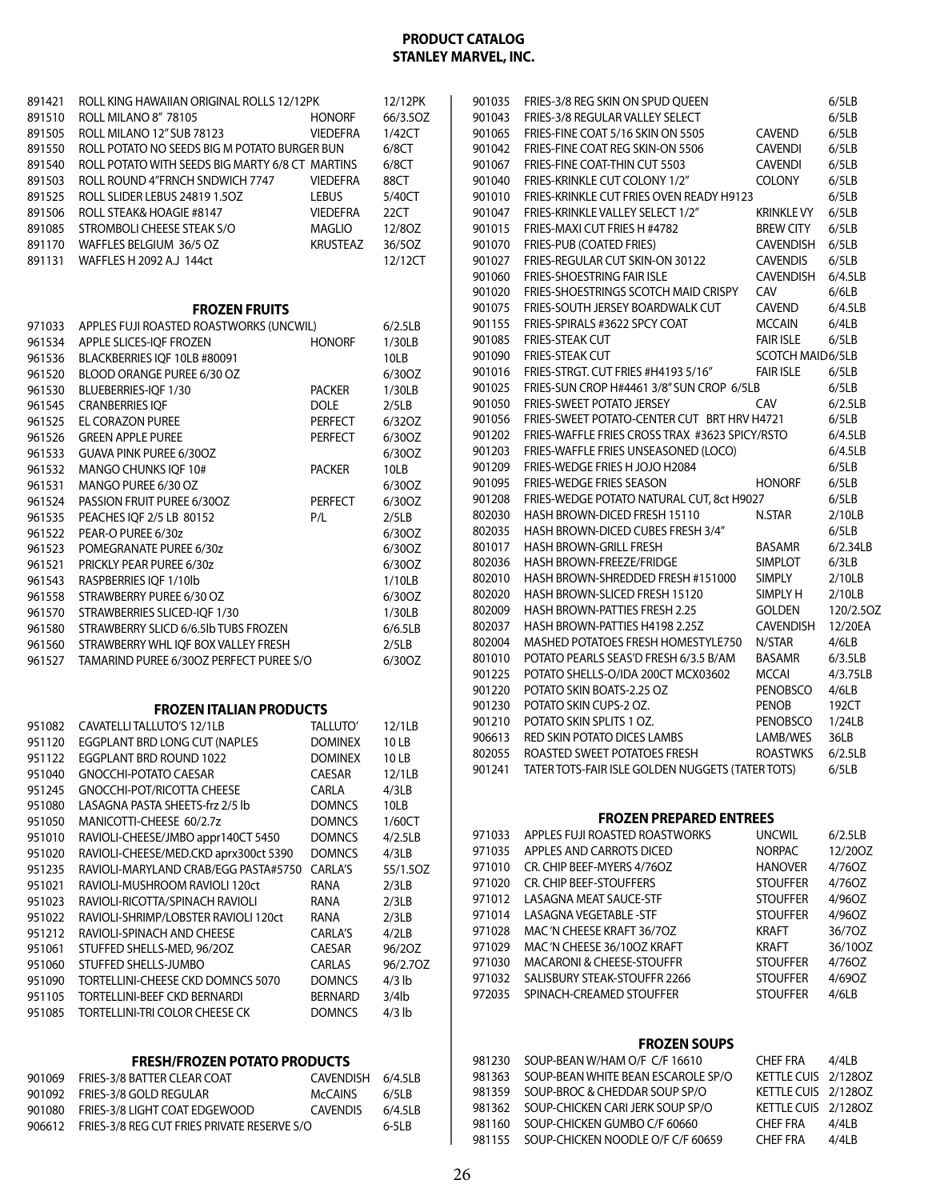# PRODUCT CATALOG
## STANLEY MARVEL, INC.

| Code | Description | Brand | Pack |
|---|---|---|---|
| 891421 | ROLL KING HAWAIIAN ORIGINAL ROLLS 12/12PK | | 12/12PK |
| 891510 | ROLL MILANO 8" 78105 | HONORF | 66/3.5OZ |
| 891505 | ROLL MILANO 12" SUB 78123 | VIEDEFRA | 1/42CT |
| 891550 | ROLL POTATO NO SEEDS BIG M POTATO BURGER BUN | | 6/8CT |
| 891540 | ROLL POTATO WITH SEEDS BIG MARTY 6/8 CT | MARTINS | 6/8CT |
| 891503 | ROLL ROUND 4"FRNCH SNDWICH 7747 | VIEDEFRA | 88CT |
| 891525 | ROLL SLIDER LEBUS 24819 1.5OZ | LEBUS | 5/40CT |
| 891506 | ROLL STEAK& HOAGIE #8147 | VIEDEFRA | 22CT |
| 891085 | STROMBOLI CHEESE STEAK S/O | MAGLIO | 12/8OZ |
| 891170 | WAFFLES BELGIUM 36/5 OZ | KRUSTEAZ | 36/5OZ |
| 891131 | WAFFLES H 2092 A.J 144ct | | 12/12CT |

### FROZEN FRUITS

| Code | Description | Brand | Pack |
|---|---|---|---|
| 971033 | APPLES FUJI ROASTED ROASTWORKS (UNCWIL) | | 6/2.5LB |
| 961534 | APPLE SLICES-IQF FROZEN | HONORF | 1/30LB |
| 961536 | BLACKBERRIES IQF 10LB #80091 | | 10LB |
| 961520 | BLOOD ORANGE PUREE 6/30 OZ | | 6/30OZ |
| 961530 | BLUEBERRIES-IQF 1/30 | PACKER | 1/30LB |
| 961545 | CRANBERRIES IQF | DOLE | 2/5LB |
| 961525 | EL CORAZON PUREE | PERFECT | 6/32OZ |
| 961526 | GREEN APPLE PUREE | PERFECT | 6/30OZ |
| 961533 | GUAVA PINK PUREE 6/30OZ | | 6/30OZ |
| 961532 | MANGO CHUNKS IQF 10# | PACKER | 10LB |
| 961531 | MANGO PUREE 6/30 OZ | | 6/30OZ |
| 961524 | PASSION FRUIT PUREE 6/30OZ | PERFECT | 6/30OZ |
| 961535 | PEACHES IQF 2/5 LB 80152 | P/L | 2/5LB |
| 961522 | PEAR-O PUREE 6/30z | | 6/30OZ |
| 961523 | POMEGRANATE PUREE 6/30z | | 6/30OZ |
| 961521 | PRICKLY PEAR PUREE 6/30z | | 6/30OZ |
| 961543 | RASPBERRIES IQF 1/10lb | | 1/10LB |
| 961558 | STRAWBERRY PUREE 6/30 OZ | | 6/30OZ |
| 961570 | STRAWBERRIES SLICED-IQF 1/30 | | 1/30LB |
| 961580 | STRAWBERRY SLICD 6/6.5lb TUBS FROZEN | | 6/6.5LB |
| 961560 | STRAWBERRY WHL IQF BOX VALLEY FRESH | | 2/5LB |
| 961527 | TAMARIND PUREE 6/30OZ PERFECT PUREE S/O | | 6/30OZ |

### FROZEN ITALIAN PRODUCTS

| Code | Description | Brand | Pack |
|---|---|---|---|
| 951082 | CAVATELLI TALLUTO'S 12/1LB | TALLUTO' | 12/1LB |
| 951120 | EGGPLANT BRD LONG CUT (NAPLES | DOMINEX | 10 LB |
| 951122 | EGGPLANT BRD ROUND 1022 | DOMINEX | 10 LB |
| 951040 | GNOCCHI-POTATO CAESAR | CAESAR | 12/1LB |
| 951245 | GNOCCHI-POT/RICOTTA CHEESE | CARLA | 4/3LB |
| 951080 | LASAGNA PASTA SHEETS-frz 2/5 lb | DOMNCS | 10LB |
| 951050 | MANICOTTI-CHEESE 60/2.7z | DOMNCS | 1/60CT |
| 951010 | RAVIOLI-CHEESE/JMBO appr140CT 5450 | DOMNCS | 4/2.5LB |
| 951020 | RAVIOLI-CHEESE/MED.CKD aprx300ct 5390 | DOMNCS | 4/3LB |
| 951235 | RAVIOLI-MARYLAND CRAB/EGG PASTA#5750 | CARLA'S | 55/1.5OZ |
| 951021 | RAVIOLI-MUSHROOM RAVIOLI 120ct | RANA | 2/3LB |
| 951023 | RAVIOLI-RICOTTA/SPINACH RAVIOLI | RANA | 2/3LB |
| 951022 | RAVIOLI-SHRIMP/LOBSTER RAVIOLI 120ct | RANA | 2/3LB |
| 951212 | RAVIOLI-SPINACH AND CHEESE | CARLA'S | 4/2LB |
| 951061 | STUFFED SHELLS-MED, 96/2OZ | CAESAR | 96/2OZ |
| 951060 | STUFFED SHELLS-JUMBO | CARLAS | 96/2.7OZ |
| 951090 | TORTELLINI-CHEESE CKD DOMNCS 5070 | DOMNCS | 4/3 lb |
| 951105 | TORTELLINI-BEEF CKD BERNARDI | BERNARD | 3/4lb |
| 951085 | TORTELLINI-TRI COLOR CHEESE CK | DOMNCS | 4/3 lb |

### FRESH/FROZEN POTATO PRODUCTS

| Code | Description | Brand | Pack |
|---|---|---|---|
| 901069 | FRIES-3/8 BATTER CLEAR COAT | CAVENDISH | 6/4.5LB |
| 901092 | FRIES-3/8 GOLD REGULAR | McCAINS | 6/5LB |
| 901080 | FRIES-3/8 LIGHT COAT EDGEWOOD | CAVENDIS | 6/4.5LB |
| 906612 | FRIES-3/8 REG CUT FRIES PRIVATE RESERVE S/O | | 6-5LB |
| 901035 | FRIES-3/8 REG SKIN ON SPUD QUEEN | | 6/5LB |
| 901043 | FRIES-3/8 REGULAR VALLEY SELECT | | 6/5LB |
| 901065 | FRIES-FINE COAT 5/16 SKIN ON 5505 | CAVEND | 6/5LB |
| 901042 | FRIES-FINE COAT REG SKIN-ON 5506 | CAVENDI | 6/5LB |
| 901067 | FRIES-FINE COAT-THIN CUT 5503 | CAVENDI | 6/5LB |
| 901040 | FRIES-KRINKLE CUT COLONY 1/2" | COLONY | 6/5LB |
| 901010 | FRIES-KRINKLE CUT FRIES OVEN READY H9123 | | 6/5LB |
| 901047 | FRIES-KRINKLE VALLEY SELECT 1/2" | KRINKLE VY | 6/5LB |
| 901015 | FRIES-MAXI CUT FRIES H #4782 | BREW CITY | 6/5LB |
| 901070 | FRIES-PUB (COATED FRIES) | CAVENDISH | 6/5LB |
| 901027 | FRIES-REGULAR CUT SKIN-ON 30122 | CAVENDIS | 6/5LB |
| 901060 | FRIES-SHOESTRING FAIR ISLE | CAVENDISH | 6/4.5LB |
| 901020 | FRIES-SHOESTRINGS SCOTCH MAID CRISPY | CAV | 6/6LB |
| 901075 | FRIES-SOUTH JERSEY BOARDWALK CUT | CAVEND | 6/4.5LB |
| 901155 | FRIES-SPIRALS #3622 SPCY COAT | MCCAIN | 6/4LB |
| 901085 | FRIES-STEAK CUT | FAIR ISLE | 6/5LB |
| 901090 | FRIES-STEAK CUT | SCOTCH MAID | 6/5LB |
| 901016 | FRIES-STRGT. CUT FRIES #H4193 5/16" | FAIR ISLE | 6/5LB |
| 901025 | FRIES-SUN CROP H#4461 3/8" SUN CROP 6/5LB | | 6/5LB |
| 901050 | FRIES-SWEET POTATO JERSEY | CAV | 6/2.5LB |
| 901056 | FRIES-SWEET POTATO-CENTER CUT BRT HRV H4721 | | 6/5LB |
| 901202 | FRIES-WAFFLE FRIES CROSS TRAX #3623 SPICY/RSTO | | 6/4.5LB |
| 901203 | FRIES-WAFFLE FRIES UNSEASONED (LOCO) | | 6/4.5LB |
| 901209 | FRIES-WEDGE FRIES H JOJO H2084 | | 6/5LB |
| 901095 | FRIES-WEDGE FRIES SEASON | HONORF | 6/5LB |
| 901208 | FRIES-WEDGE POTATO NATURAL CUT, 8ct H9027 | | 6/5LB |
| 802030 | HASH BROWN-DICED FRESH 15110 | N.STAR | 2/10LB |
| 802035 | HASH BROWN-DICED CUBES FRESH 3/4" | | 6/5LB |
| 801017 | HASH BROWN-GRILL FRESH | BASAMR | 6/2.34LB |
| 802036 | HASH BROWN-FREEZE/FRIDGE | SIMPLOT | 6/3LB |
| 802010 | HASH BROWN-SHREDDED FRESH #151000 | SIMPLY | 2/10LB |
| 802020 | HASH BROWN-SLICED FRESH 15120 | SIMPLY H | 2/10LB |
| 802009 | HASH BROWN-PATTIES FRESH 2.25 | GOLDEN | 120/2.5OZ |
| 802037 | HASH BROWN-PATTIES H4198 2.25Z | CAVENDISH | 12/20EA |
| 802004 | MASHED POTATOES FRESH HOMESTYLE750 | N/STAR | 4/6LB |
| 801010 | POTATO PEARLS SEAS'D FRESH 6/3.5 B/AM | BASAMR | 6/3.5LB |
| 901225 | POTATO SHELLS-O/IDA 200CT MCX03602 | MCCAI | 4/3.75LB |
| 901220 | POTATO SKIN BOATS-2.25 OZ | PENOBSCO | 4/6LB |
| 901230 | POTATO SKIN CUPS-2 OZ. | PENOB | 192CT |
| 901210 | POTATO SKIN SPLITS 1 OZ. | PENOBSCO | 1/24LB |
| 906613 | RED SKIN POTATO DICES LAMBS | LAMB/WES | 36LB |
| 802055 | ROASTED SWEET POTATOES FRESH | ROASTWKS | 6/2.5LB |
| 901241 | TATER TOTS-FAIR ISLE GOLDEN NUGGETS (TATER TOTS) | | 6/5LB |

### FROZEN PREPARED ENTREES

| Code | Description | Brand | Pack |
|---|---|---|---|
| 971033 | APPLES FUJI ROASTED ROASTWORKS | UNCWIL | 6/2.5LB |
| 971035 | APPLES AND CARROTS DICED | NORPAC | 12/20OZ |
| 971010 | CR. CHIP BEEF-MYERS 4/76OZ | HANOVER | 4/76OZ |
| 971020 | CR. CHIP BEEF-STOUFFERS | STOUFFER | 4/76OZ |
| 971012 | LASAGNA MEAT SAUCE-STF | STOUFFER | 4/96OZ |
| 971014 | LASAGNA VEGETABLE -STF | STOUFFER | 4/96OZ |
| 971028 | MAC 'N CHEESE KRAFT 36/7OZ | KRAFT | 36/7OZ |
| 971029 | MAC 'N CHEESE 36/10OZ KRAFT | KRAFT | 36/10OZ |
| 971030 | MACARONI & CHEESE-STOUFFR | STOUFFER | 4/76OZ |
| 971032 | SALISBURY STEAK-STOUFFR 2266 | STOUFFER | 4/69OZ |
| 972035 | SPINACH-CREAMED STOUFFER | STOUFFER | 4/6LB |

### FROZEN SOUPS

| Code | Description | Brand | Pack |
|---|---|---|---|
| 981230 | SOUP-BEAN W/HAM O/F C/F 16610 | CHEF FRA | 4/4LB |
| 981363 | SOUP-BEAN WHITE BEAN ESCAROLE SP/O | KETTLE CUIS | 2/128OZ |
| 981359 | SOUP-BROC & CHEDDAR SOUP SP/O | KETTLE CUIS | 2/128OZ |
| 981362 | SOUP-CHICKEN CARI JERK SOUP SP/O | KETTLE CUIS | 2/128OZ |
| 981160 | SOUP-CHICKEN GUMBO C/F 60660 | CHEF FRA | 4/4LB |
| 981155 | SOUP-CHICKEN NOODLE O/F C/F 60659 | CHEF FRA | 4/4LB |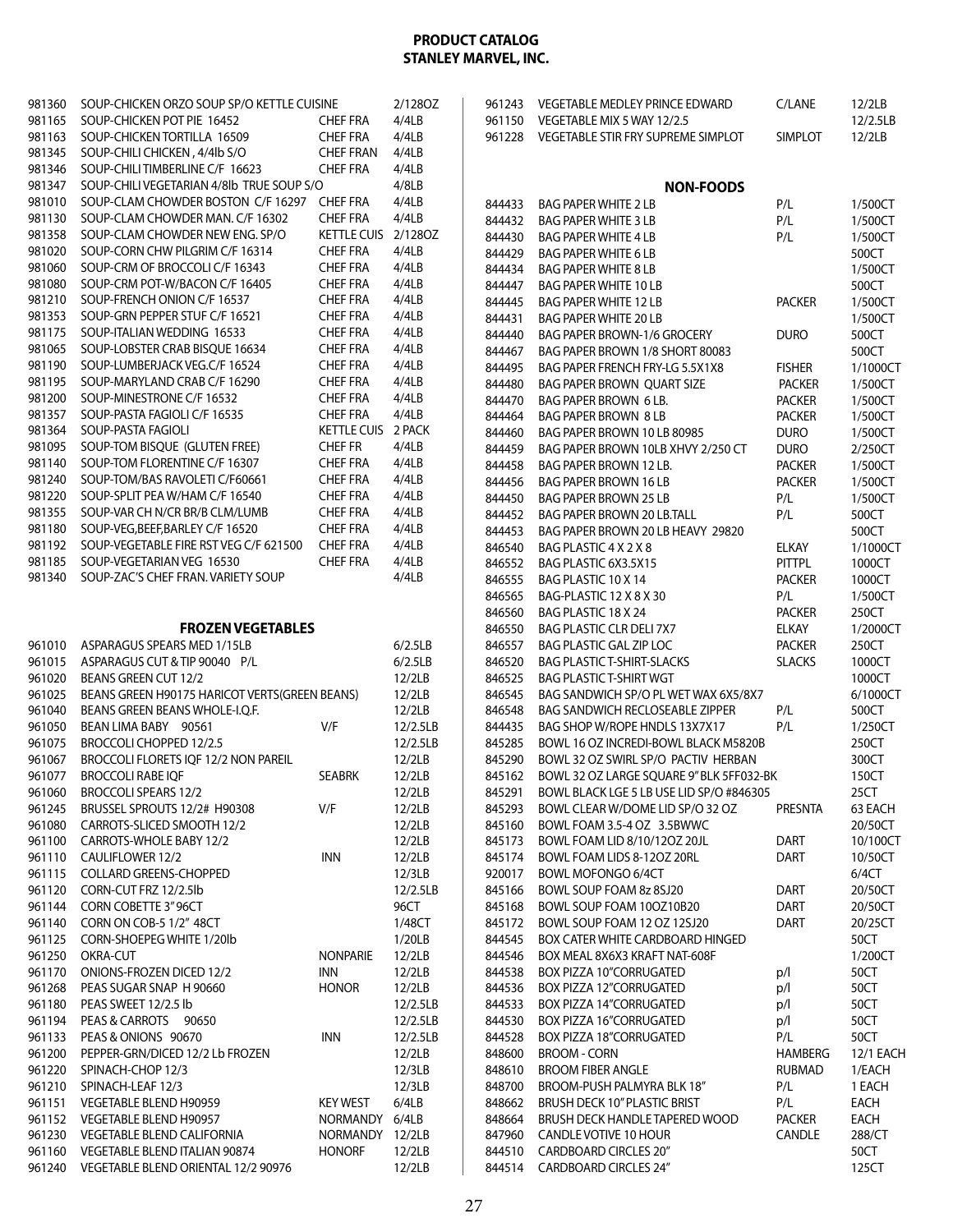# PRODUCT CATALOG
## STANLEY MARVEL, INC.

| | | | |
|---|---|---|---|
| 981360 | SOUP-CHICKEN ORZO SOUP SP/O KETTLE CUISINE | | 2/128OZ |
| 981165 | SOUP-CHICKEN POT PIE 16452 | CHEF FRA | 4/4LB |
| 981163 | SOUP-CHICKEN TORTILLA 16509 | CHEF FRA | 4/4LB |
| 981345 | SOUP-CHILI CHICKEN , 4/4lb S/O | CHEF FRAN | 4/4LB |
| 981346 | SOUP-CHILI TIMBERLINE C/F 16623 | CHEF FRA | 4/4LB |
| 981347 | SOUP-CHILI VEGETARIAN 4/8lb TRUE SOUP S/O | | 4/8LB |
| 981010 | SOUP-CLAM CHOWDER BOSTON C/F 16297 | CHEF FRA | 4/4LB |
| 981130 | SOUP-CLAM CHOWDER MAN. C/F 16302 | CHEF FRA | 4/4LB |
| 981358 | SOUP-CLAM CHOWDER NEW ENG. SP/O | KETTLE CUIS | 2/128OZ |
| 981020 | SOUP-CORN CHW PILGRIM C/F 16314 | CHEF FRA | 4/4LB |
| 981060 | SOUP-CRM OF BROCCOLI C/F 16343 | CHEF FRA | 4/4LB |
| 981080 | SOUP-CRM POT-W/BACON C/F 16405 | CHEF FRA | 4/4LB |
| 981210 | SOUP-FRENCH ONION C/F 16537 | CHEF FRA | 4/4LB |
| 981353 | SOUP-GRN PEPPER STUF C/F 16521 | CHEF FRA | 4/4LB |
| 981175 | SOUP-ITALIAN WEDDING 16533 | CHEF FRA | 4/4LB |
| 981065 | SOUP-LOBSTER CRAB BISQUE 16634 | CHEF FRA | 4/4LB |
| 981190 | SOUP-LUMBERJACK VEG.C/F 16524 | CHEF FRA | 4/4LB |
| 981195 | SOUP-MARYLAND CRAB C/F 16290 | CHEF FRA | 4/4LB |
| 981200 | SOUP-MINESTRONE C/F 16532 | CHEF FRA | 4/4LB |
| 981357 | SOUP-PASTA FAGIOLI C/F 16535 | CHEF FRA | 4/4LB |
| 981364 | SOUP-PASTA FAGIOLI | KETTLE CUIS | 2 PACK |
| 981095 | SOUP-TOM BISQUE (GLUTEN FREE) | CHEF FR | 4/4LB |
| 981140 | SOUP-TOM FLORENTINE C/F 16307 | CHEF FRA | 4/4LB |
| 981240 | SOUP-TOM/BAS RAVOLETI C/F60661 | CHEF FRA | 4/4LB |
| 981220 | SOUP-SPLIT PEA W/HAM C/F 16540 | CHEF FRA | 4/4LB |
| 981355 | SOUP-VAR CH N/CR BR/B CLM/LUMB | CHEF FRA | 4/4LB |
| 981180 | SOUP-VEG,BEEF,BARLEY C/F 16520 | CHEF FRA | 4/4LB |
| 981192 | SOUP-VEGETABLE FIRE RST VEG C/F 621500 | CHEF FRA | 4/4LB |
| 981185 | SOUP-VEGETARIAN VEG 16530 | CHEF FRA | 4/4LB |
| 981340 | SOUP-ZAC'S CHEF FRAN. VARIETY SOUP | | 4/4LB |

### FROZEN VEGETABLES

| | | | |
|---|---|---|---|
| 961010 | ASPARAGUS SPEARS MED 1/15LB | | 6/2.5LB |
| 961015 | ASPARAGUS CUT & TIP 90040 P/L | | 6/2.5LB |
| 961020 | BEANS GREEN CUT 12/2 | | 12/2LB |
| 961025 | BEANS GREEN H90175 HARICOT VERTS(GREEN BEANS) | | 12/2LB |
| 961040 | BEANS GREEN BEANS WHOLE-I.Q.F. | | 12/2LB |
| 961050 | BEAN LIMA BABY 90561 | V/F | 12/2.5LB |
| 961075 | BROCCOLI CHOPPED 12/2.5 | | 12/2.5LB |
| 961067 | BROCCOLI FLORETS IQF 12/2 NON PAREIL | | 12/2LB |
| 961077 | BROCCOLI RABE IQF | SEABRK | 12/2LB |
| 961060 | BROCCOLI SPEARS 12/2 | | 12/2LB |
| 961245 | BRUSSEL SPROUTS 12/2# H90308 | V/F | 12/2LB |
| 961080 | CARROTS-SLICED SMOOTH 12/2 | | 12/2LB |
| 961100 | CARROTS-WHOLE BABY 12/2 | | 12/2LB |
| 961110 | CAULIFLOWER 12/2 | INN | 12/2LB |
| 961115 | COLLARD GREENS-CHOPPED | | 12/3LB |
| 961120 | CORN-CUT FRZ 12/2.5lb | | 12/2.5LB |
| 961144 | CORN COBETTE 3" 96CT | | 96CT |
| 961140 | CORN ON COB-5 1/2" 48CT | | 1/48CT |
| 961125 | CORN-SHOEPEG WHITE 1/20lb | | 1/20LB |
| 961250 | OKRA-CUT | NONPARIE | 12/2LB |
| 961170 | ONIONS-FROZEN DICED 12/2 | INN | 12/2LB |
| 961268 | PEAS SUGAR SNAP H 90660 | HONOR | 12/2LB |
| 961180 | PEAS SWEET 12/2.5 lb | | 12/2.5LB |
| 961194 | PEAS & CARROTS 90650 | | 12/2.5LB |
| 961133 | PEAS & ONIONS 90670 | INN | 12/2.5LB |
| 961200 | PEPPER-GRN/DICED 12/2 Lb FROZEN | | 12/2LB |
| 961220 | SPINACH-CHOP 12/3 | | 12/3LB |
| 961210 | SPINACH-LEAF 12/3 | | 12/3LB |
| 961151 | VEGETABLE BLEND H90959 | KEY WEST | 6/4LB |
| 961152 | VEGETABLE BLEND H90957 | NORMANDY | 6/4LB |
| 961230 | VEGETABLE BLEND CALIFORNIA | NORMANDY | 12/2LB |
| 961160 | VEGETABLE BLEND ITALIAN 90874 | HONORF | 12/2LB |
| 961240 | VEGETABLE BLEND ORIENTAL 12/2 90976 | | 12/2LB |
| 961243 | VEGETABLE MEDLEY PRINCE EDWARD | C/LANE | 12/2LB |
| 961150 | VEGETABLE MIX 5 WAY 12/2.5 | | 12/2.5LB |
| 961228 | VEGETABLE STIR FRY SUPREME SIMPLOT | SIMPLOT | 12/2LB |

### NON-FOODS

| | | | |
|---|---|---|---|
| 844433 | BAG PAPER WHITE 2 LB | P/L | 1/500CT |
| 844432 | BAG PAPER WHITE 3 LB | P/L | 1/500CT |
| 844430 | BAG PAPER WHITE 4 LB | P/L | 1/500CT |
| 844429 | BAG PAPER WHITE 6 LB | | 500CT |
| 844434 | BAG PAPER WHITE 8 LB | | 1/500CT |
| 844447 | BAG PAPER WHITE 10 LB | | 500CT |
| 844445 | BAG PAPER WHITE 12 LB | PACKER | 1/500CT |
| 844431 | BAG PAPER WHITE 20 LB | | 1/500CT |
| 844440 | BAG PAPER BROWN-1/6 GROCERY | DURO | 500CT |
| 844467 | BAG PAPER BROWN 1/8 SHORT 80083 | | 500CT |
| 844495 | BAG PAPER FRENCH FRY-LG 5.5X1X8 | FISHER | 1/1000CT |
| 844480 | BAG PAPER BROWN QUART SIZE | PACKER | 1/500CT |
| 844470 | BAG PAPER BROWN 6 LB. | PACKER | 1/500CT |
| 844464 | BAG PAPER BROWN 8 LB | PACKER | 1/500CT |
| 844460 | BAG PAPER BROWN 10 LB 80985 | DURO | 1/500CT |
| 844459 | BAG PAPER BROWN 10LB XHVY 2/250 CT | DURO | 2/250CT |
| 844458 | BAG PAPER BROWN 12 LB. | PACKER | 1/500CT |
| 844456 | BAG PAPER BROWN 16 LB | PACKER | 1/500CT |
| 844450 | BAG PAPER BROWN 25 LB | P/L | 1/500CT |
| 844452 | BAG PAPER BROWN 20 LB.TALL | P/L | 500CT |
| 844453 | BAG PAPER BROWN 20 LB HEAVY 29820 | | 500CT |
| 846540 | BAG PLASTIC 4 X 2 X 8 | ELKAY | 1/1000CT |
| 846552 | BAG PLASTIC 6X3.5X15 | PITTPL | 1000CT |
| 846555 | BAG PLASTIC 10 X 14 | PACKER | 1000CT |
| 846565 | BAG-PLASTIC 12 X 8 X 30 | P/L | 1/500CT |
| 846560 | BAG PLASTIC 18 X 24 | PACKER | 250CT |
| 846550 | BAG PLASTIC CLR DELI 7X7 | ELKAY | 1/2000CT |
| 846557 | BAG PLASTIC GAL ZIP LOC | PACKER | 250CT |
| 846520 | BAG PLASTIC T-SHIRT-SLACKS | SLACKS | 1000CT |
| 846525 | BAG PLASTIC T-SHIRT WGT | | 1000CT |
| 846545 | BAG SANDWICH SP/O PL WET WAX 6X5/8X7 | | 6/1000CT |
| 846548 | BAG SANDWICH RECLOSEABLE ZIPPER | P/L | 500CT |
| 844435 | BAG SHOP W/ROPE HNDLS 13X7X17 | P/L | 1/250CT |
| 845285 | BOWL 16 OZ INCREDI-BOWL BLACK M5820B | | 250CT |
| 845290 | BOWL 32 OZ SWIRL SP/O PACTIV HERBAN | | 300CT |
| 845162 | BOWL 32 OZ LARGE SQUARE 9" BLK 5FF032-BK | | 150CT |
| 845291 | BOWL BLACK LGE 5 LB USE LID SP/O #846305 | | 25CT |
| 845293 | BOWL CLEAR W/DOME LID SP/O 32 OZ | PRESNTA | 63 EACH |
| 845160 | BOWL FOAM 3.5-4 OZ 3.5BWWC | | 20/50CT |
| 845173 | BOWL FOAM LID 8/10/12OZ 20JL | DART | 10/100CT |
| 845174 | BOWL FOAM LIDS 8-12OZ 20RL | DART | 10/50CT |
| 920017 | BOWL MOFONGO 6/4CT | | 6/4CT |
| 845166 | BOWL SOUP FOAM 8z 8SJ20 | DART | 20/50CT |
| 845168 | BOWL SOUP FOAM 10OZ10B20 | DART | 20/50CT |
| 845172 | BOWL SOUP FOAM 12 OZ 12SJ20 | DART | 20/25CT |
| 844545 | BOX CATER WHITE CARDBOARD HINGED | | 50CT |
| 844546 | BOX MEAL 8X6X3 KRAFT NAT-608F | | 1/200CT |
| 844538 | BOX PIZZA 10"CORRUGATED | p/l | 50CT |
| 844536 | BOX PIZZA 12"CORRUGATED | p/l | 50CT |
| 844533 | BOX PIZZA 14"CORRUGATED | p/l | 50CT |
| 844530 | BOX PIZZA 16"CORRUGATED | p/l | 50CT |
| 844528 | BOX PIZZA 18"CORRUGATED | P/L | 50CT |
| 848600 | BROOM - CORN | HAMBERG | 12/1 EACH |
| 848610 | BROOM FIBER ANGLE | RUBMAD | 1/EACH |
| 848700 | BROOM-PUSH PALMYRA BLK 18" | P/L | 1 EACH |
| 848662 | BRUSH DECK 10" PLASTIC BRIST | P/L | EACH |
| 848664 | BRUSH DECK HANDLE TAPERED WOOD | PACKER | EACH |
| 847960 | CANDLE VOTIVE 10 HOUR | CANDLE | 288/CT |
| 844510 | CARDBOARD CIRCLES 20" | | 50CT |
| 844514 | CARDBOARD CIRCLES 24" | | 125CT |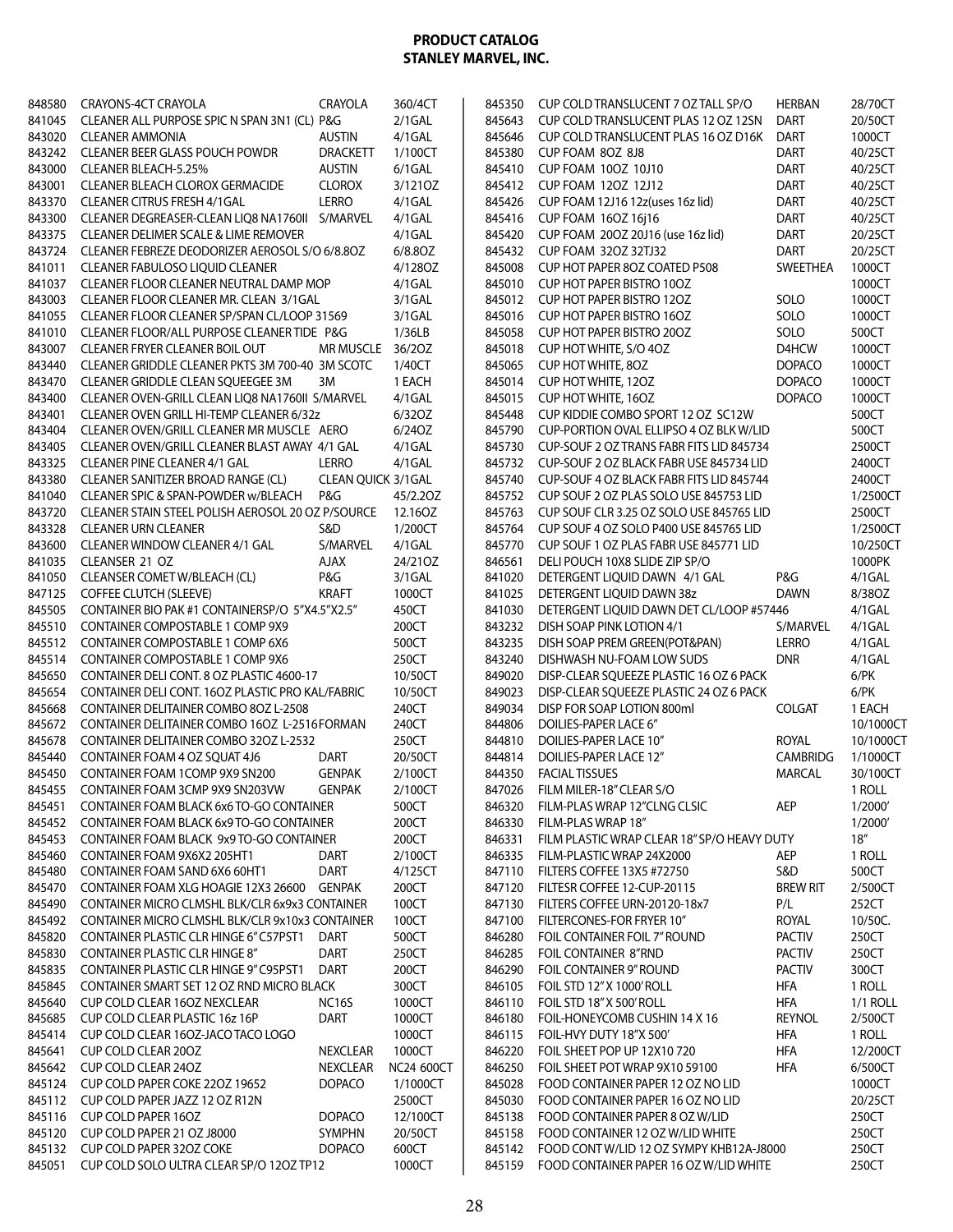# PRODUCT CATALOG
## STANLEY MARVEL, INC.

| Item # | Description | Brand | Pack |
|---|---|---|---|
| 848580 | CRAYONS-4CT CRAYOLA | CRAYOLA | 360/4CT |
| 841045 | CLEANER ALL PURPOSE SPIC N SPAN 3N1 (CL) P&G | | 2/1GAL |
| 843020 | CLEANER AMMONIA | AUSTIN | 4/1GAL |
| 843242 | CLEANER BEER GLASS POUCH POWDR | DRACKETT | 1/100CT |
| 843000 | CLEANER BLEACH-5.25% | AUSTIN | 6/1GAL |
| 843001 | CLEANER BLEACH CLOROX GERMACIDE | CLOROX | 3/121OZ |
| 843370 | CLEANER CITRUS FRESH 4/1GAL | LERRO | 4/1GAL |
| 843300 | CLEANER DEGREASER-CLEAN LIQ8 NA1760II | S/MARVEL | 4/1GAL |
| 843375 | CLEANER DELIMER SCALE & LIME REMOVER | | 4/1GAL |
| 843724 | CLEANER FEBREZE DEODORIZER AEROSOL S/O 6/8.8OZ | | 6/8.8OZ |
| 841011 | CLEANER FABULOSO LIQUID CLEANER | | 4/128OZ |
| 841037 | CLEANER FLOOR CLEANER NEUTRAL DAMP MOP | | 4/1GAL |
| 843003 | CLEANER FLOOR CLEANER MR. CLEAN 3/1GAL | | 3/1GAL |
| 841055 | CLEANER FLOOR CLEANER SP/SPAN CL/LOOP 31569 | | 3/1GAL |
| 841010 | CLEANER FLOOR/ALL PURPOSE CLEANER TIDE P&G | | 1/36LB |
| 843007 | CLEANER FRYER CLEANER BOIL OUT | MR MUSCLE | 36/2OZ |
| 843440 | CLEANER GRIDDLE CLEANER PKTS 3M 700-40 3M SCOTC | | 1/40CT |
| 843470 | CLEANER GRIDDLE CLEAN SQUEEGEE 3M | 3M | 1 EACH |
| 843400 | CLEANER OVEN-GRILL CLEAN LIQ8 NA1760II S/MARVEL | | 4/1GAL |
| 843401 | CLEANER OVEN GRILL HI-TEMP CLEANER 6/32z | | 6/32OZ |
| 843404 | CLEANER OVEN/GRILL CLEANER MR MUSCLE AERO | | 6/24OZ |
| 843405 | CLEANER OVEN/GRILL CLEANER BLAST AWAY 4/1 GAL | | 4/1GAL |
| 843325 | CLEANER PINE CLEANER 4/1 GAL | LERRO | 4/1GAL |
| 843380 | CLEANER SANITIZER BROAD RANGE (CL) | CLEAN QUICK | 3/1GAL |
| 841040 | CLEANER SPIC & SPAN-POWDER w/BLEACH | P&G | 45/2.2OZ |
| 843720 | CLEANER STAIN STEEL POLISH AEROSOL 20 OZ P/SOURCE | | 12.16OZ |
| 843328 | CLEANER URN CLEANER | S&D | 1/200CT |
| 843600 | CLEANER WINDOW CLEANER 4/1 GAL | S/MARVEL | 4/1GAL |
| 841035 | CLEANSER 21 OZ | AJAX | 24/21OZ |
| 841050 | CLEANSER COMET W/BLEACH (CL) | P&G | 3/1GAL |
| 847125 | COFFEE CLUTCH (SLEEVE) | KRAFT | 1000CT |
| 845505 | CONTAINER BIO PAK #1 CONTAINERSP/O 5"X4.5"X2.5" | | 450CT |
| 845510 | CONTAINER COMPOSTABLE 1 COMP 9X9 | | 200CT |
| 845512 | CONTAINER COMPOSTABLE 1 COMP 6X6 | | 500CT |
| 845514 | CONTAINER COMPOSTABLE 1 COMP 9X6 | | 250CT |
| 845650 | CONTAINER DELI CONT. 8 OZ PLASTIC 4600-17 | | 10/50CT |
| 845654 | CONTAINER DELI CONT. 16OZ PLASTIC PRO KAL/FABRIC | | 10/50CT |
| 845668 | CONTAINER DELITAINER COMBO 8OZ L-2508 | | 240CT |
| 845672 | CONTAINER DELITAINER COMBO 16OZ L-2516 FORMAN | | 240CT |
| 845678 | CONTAINER DELITAINER COMBO 32OZ L-2532 | | 250CT |
| 845440 | CONTAINER FOAM 4 OZ SQUAT 4J6 | DART | 20/50CT |
| 845450 | CONTAINER FOAM 1COMP 9X9 SN200 | GENPAK | 2/100CT |
| 845455 | CONTAINER FOAM 3CMP 9X9 SN203VW | GENPAK | 2/100CT |
| 845451 | CONTAINER FOAM BLACK 6x6 TO-GO CONTAINER | | 500CT |
| 845452 | CONTAINER FOAM BLACK 6x9 TO-GO CONTAINER | | 200CT |
| 845453 | CONTAINER FOAM BLACK 9x9 TO-GO CONTAINER | | 200CT |
| 845460 | CONTAINER FOAM 9X6X2 205HT1 | DART | 2/100CT |
| 845480 | CONTAINER FOAM SAND 6X6 60HT1 | DART | 4/125CT |
| 845470 | CONTAINER FOAM XLG HOAGIE 12X3 26600 | GENPAK | 200CT |
| 845490 | CONTAINER MICRO CLMSHL BLK/CLR 6x9x3 CONTAINER | | 100CT |
| 845492 | CONTAINER MICRO CLMSHL BLK/CLR 9x10x3 CONTAINER | | 100CT |
| 845820 | CONTAINER PLASTIC CLR HINGE 6" C57PST1 | DART | 500CT |
| 845830 | CONTAINER PLASTIC CLR HINGE 8" | DART | 250CT |
| 845835 | CONTAINER PLASTIC CLR HINGE 9" C95PST1 | DART | 200CT |
| 845845 | CONTAINER SMART SET 12 OZ RND MICRO BLACK | | 300CT |
| 845640 | CUP COLD CLEAR 16OZ NEXCLEAR | NC16S | 1000CT |
| 845685 | CUP COLD CLEAR PLASTIC 16z 16P | DART | 1000CT |
| 845414 | CUP COLD CLEAR 16OZ-JACO TACO LOGO | | 1000CT |
| 845641 | CUP COLD CLEAR 20OZ | NEXCLEAR | 1000CT |
| 845642 | CUP COLD CLEAR 24OZ | NEXCLEAR | NC24 600CT |
| 845124 | CUP COLD PAPER COKE 22OZ 19652 | DOPACO | 1/1000CT |
| 845112 | CUP COLD PAPER JAZZ 12 OZ R12N | | 2500CT |
| 845116 | CUP COLD PAPER 16OZ | DOPACO | 12/100CT |
| 845120 | CUP COLD PAPER 21 OZ J8000 | SYMPHN | 20/50CT |
| 845132 | CUP COLD PAPER 32OZ COKE | DOPACO | 600CT |
| 845051 | CUP COLD SOLO ULTRA CLEAR SP/O 12OZ TP12 | | 1000CT |
| 845350 | CUP COLD TRANSLUCENT 7 OZ TALL SP/O | HERBAN | 28/70CT |
| 845643 | CUP COLD TRANSLUCENT PLAS 12 OZ 12SN | DART | 20/50CT |
| 845646 | CUP COLD TRANSLUCENT PLAS 16 OZ D16K | DART | 1000CT |
| 845380 | CUP FOAM 8OZ 8J8 | DART | 40/25CT |
| 845410 | CUP FOAM 10OZ 10J10 | DART | 40/25CT |
| 845412 | CUP FOAM 12OZ 12J12 | DART | 40/25CT |
| 845426 | CUP FOAM 12J16 12z(uses 16z lid) | DART | 40/25CT |
| 845416 | CUP FOAM 16OZ 16j16 | DART | 40/25CT |
| 845420 | CUP FOAM 20OZ 20J16 (use 16z lid) | DART | 20/25CT |
| 845432 | CUP FOAM 32OZ 32TJ32 | DART | 20/25CT |
| 845008 | CUP HOT PAPER 8OZ COATED P508 | SWEETHEA | 1000CT |
| 845010 | CUP HOT PAPER BISTRO 10OZ | | 1000CT |
| 845012 | CUP HOT PAPER BISTRO 12OZ | SOLO | 1000CT |
| 845016 | CUP HOT PAPER BISTRO 16OZ | SOLO | 1000CT |
| 845058 | CUP HOT PAPER BISTRO 20OZ | SOLO | 500CT |
| 845018 | CUP HOT WHITE, S/O 4OZ | D4HCW | 1000CT |
| 845065 | CUP HOT WHITE, 8OZ | DOPACO | 1000CT |
| 845014 | CUP HOT WHITE, 12OZ | DOPACO | 1000CT |
| 845015 | CUP HOT WHITE, 16OZ | DOPACO | 1000CT |
| 845448 | CUP KIDDIE COMBO SPORT 12 OZ SC12W | | 500CT |
| 845790 | CUP-PORTION OVAL ELLIPSO 4 OZ BLK W/LID | | 500CT |
| 845730 | CUP-SOUF 2 OZ TRANS FABR FITS LID 845734 | | 2500CT |
| 845732 | CUP-SOUF 2 OZ BLACK FABR USE 845734 LID | | 2400CT |
| 845740 | CUP-SOUF 4 OZ BLACK FABR FITS LID 845744 | | 2400CT |
| 845752 | CUP SOUF 2 OZ PLAS SOLO USE 845753 LID | | 1/2500CT |
| 845763 | CUP SOUF CLR 3.25 OZ SOLO USE 845765 LID | | 2500CT |
| 845764 | CUP SOUF 4 OZ SOLO P400 USE 845765 LID | | 1/2500CT |
| 845770 | CUP SOUF 1 OZ PLAS FABR USE 845771 LID | | 10/250CT |
| 846561 | DELI POUCH 10X8 SLIDE ZIP SP/O | | 1000PK |
| 841020 | DETERGENT LIQUID DAWN 4/1 GAL | P&G | 4/1GAL |
| 841025 | DETERGENT LIQUID DAWN 38z | DAWN | 8/38OZ |
| 841030 | DETERGENT LIQUID DAWN DET CL/LOOP #57446 | | 4/1GAL |
| 843232 | DISH SOAP PINK LOTION 4/1 | S/MARVEL | 4/1GAL |
| 843235 | DISH SOAP PREM GREEN(POT&PAN) | LERRO | 4/1GAL |
| 843240 | DISHWASH NU-FOAM LOW SUDS | DNR | 4/1GAL |
| 849020 | DISP-CLEAR SQUEEZE PLASTIC 16 OZ 6 PACK | | 6/PK |
| 849023 | DISP-CLEAR SQUEEZE PLASTIC 24 OZ 6 PACK | | 6/PK |
| 849034 | DISP FOR SOAP LOTION 800ml | COLGAT | 1 EACH |
| 844806 | DOILIES-PAPER LACE 6" | | 10/1000CT |
| 844810 | DOILIES-PAPER LACE 10" | ROYAL | 10/1000CT |
| 844814 | DOILIES-PAPER LACE 12" | CAMBRIDG | 1/1000CT |
| 844350 | FACIAL TISSUES | MARCAL | 30/100CT |
| 847026 | FILM MILER-18" CLEAR S/O | | 1 ROLL |
| 846320 | FILM-PLAS WRAP 12"CLNG CLSIC | AEP | 1/2000' |
| 846330 | FILM-PLAS WRAP 18" | | 1/2000' |
| 846331 | FILM PLASTIC WRAP CLEAR 18" SP/O HEAVY DUTY | | 18" |
| 846335 | FILM-PLASTIC WRAP 24X2000 | AEP | 1 ROLL |
| 847110 | FILTERS COFFEE 13X5 #72750 | S&D | 500CT |
| 847120 | FILTESR COFFEE 12-CUP-20115 | BREW RIT | 2/500CT |
| 847130 | FILTERS COFFEE URN-20120-18x7 | P/L | 252CT |
| 847100 | FILTERCONES-FOR FRYER 10" | ROYAL | 10/50C. |
| 846280 | FOIL CONTAINER FOIL 7" ROUND | PACTIV | 250CT |
| 846285 | FOIL CONTAINER 8"RND | PACTIV | 250CT |
| 846290 | FOIL CONTAINER 9" ROUND | PACTIV | 300CT |
| 846105 | FOIL STD 12" X 1000' ROLL | HFA | 1 ROLL |
| 846110 | FOIL STD 18" X 500' ROLL | HFA | 1/1 ROLL |
| 846180 | FOIL-HONEYCOMB CUSHIN 14 X 16 | REYNOL | 2/500CT |
| 846115 | FOIL-HVY DUTY 18"X 500' | HFA | 1 ROLL |
| 846220 | FOIL SHEET POP UP 12X10 720 | HFA | 12/200CT |
| 846250 | FOIL SHEET POT WRAP 9X10 59100 | HFA | 6/500CT |
| 845028 | FOOD CONTAINER PAPER 12 OZ NO LID | | 1000CT |
| 845030 | FOOD CONTAINER PAPER 16 OZ NO LID | | 20/25CT |
| 845138 | FOOD CONTAINER PAPER 8 OZ W/LID | | 250CT |
| 845158 | FOOD CONTAINER 12 OZ W/LID WHITE | | 250CT |
| 845142 | FOOD CONT W/LID 12 OZ SYMPY KHB12A-J8000 | | 250CT |
| 845159 | FOOD CONTAINER PAPER 16 OZ W/LID WHITE | | 250CT |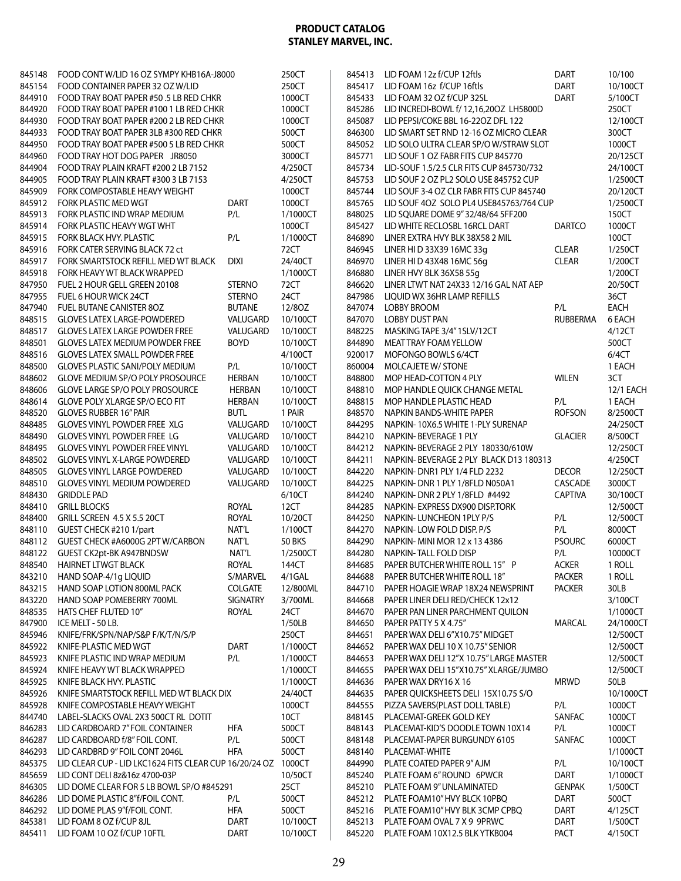**PRODUCT CATALOG**
**STANLEY MARVEL, INC.**

| Item # | Description | Brand | Pack |
|---|---|---|---|
| 845148 | FOOD CONT W/LID 16 OZ SYMPY KHB16A-J8000 | | 250CT |
| 845154 | FOOD CONTAINER PAPER 32 OZ W/LID | | 250CT |
| 844910 | FOOD TRAY BOAT PAPER #50 .5 LB RED CHKR | | 1000CT |
| 844920 | FOOD TRAY BOAT PAPER #100 1 LB RED CHKR | | 1000CT |
| 844930 | FOOD TRAY BOAT PAPER #200 2 LB RED CHKR | | 1000CT |
| 844933 | FOOD TRAY BOAT PAPER 3LB #300 RED CHKR | | 500CT |
| 844950 | FOOD TRAY BOAT PAPER #500 5 LB RED CHKR | | 500CT |
| 844960 | FOOD TRAY HOT DOG PAPER JR8050 | | 3000CT |
| 844904 | FOOD TRAY PLAIN KRAFT #200 2 LB 7152 | | 4/250CT |
| 844905 | FOOD TRAY PLAIN KRAFT #300 3 LB 7153 | | 4/250CT |
| 845909 | FORK COMPOSTABLE HEAVY WEIGHT | | 1000CT |
| 845912 | FORK PLASTIC MED WGT | DART | 1000CT |
| 845913 | FORK PLASTIC IND WRAP MEDIUM | P/L | 1/1000CT |
| 845914 | FORK PLASTIC HEAVY WGT WHT | | 1000CT |
| 845915 | FORK BLACK HVY. PLASTIC | P/L | 1/1000CT |
| 845916 | FORK CATER SERVING BLACK 72 ct | | 72CT |
| 845917 | FORK SMARTSTOCK REFILL MED WT BLACK | DIXI | 24/40CT |
| 845918 | FORK HEAVY WT BLACK WRAPPED | | 1/1000CT |
| 847950 | FUEL 2 HOUR GELL GREEN 20108 | STERNO | 72CT |
| 847955 | FUEL 6 HOUR WICK 24CT | STERNO | 24CT |
| 847940 | FUEL BUTANE CANISTER 8OZ | BUTANE | 12/8OZ |
| 848515 | GLOVES LATEX LARGE-POWDERED | VALUGARD | 10/100CT |
| 848517 | GLOVES LATEX LARGE POWDER FREE | VALUGARD | 10/100CT |
| 848501 | GLOVES LATEX MEDIUM POWDER FREE | BOYD | 10/100CT |
| 848516 | GLOVES LATEX SMALL POWDER FREE | | 4/100CT |
| 848500 | GLOVES PLASTIC SANI/POLY MEDIUM | P/L | 10/100CT |
| 848602 | GLOVE MEDIUM SP/O POLY PROSOURCE | HERBAN | 10/100CT |
| 848606 | GLOVE LARGE SP/O POLY PROSOURCE | HERBAN | 10/100CT |
| 848614 | GLOVE POLY XLARGE SP/O ECO FIT | HERBAN | 10/100CT |
| 848520 | GLOVES RUBBER 16" PAIR | BUTL | 1 PAIR |
| 848485 | GLOVES VINYL POWDER FREE XLG | VALUGARD | 10/100CT |
| 848490 | GLOVES VINYL POWDER FREE LG | VALUGARD | 10/100CT |
| 848495 | GLOVES VINYL POWDER FREE VINYL | VALUGARD | 10/100CT |
| 848502 | GLOVES VINYL X-LARGE POWDERED | VALUGARD | 10/100CT |
| 848505 | GLOVES VINYL LARGE POWDERED | VALUGARD | 10/100CT |
| 848510 | GLOVES VINYL MEDIUM POWDERED | VALUGARD | 10/100CT |
| 848430 | GRIDDLE PAD | | 6/10CT |
| 848410 | GRILL BLOCKS | ROYAL | 12CT |
| 848400 | GRILL SCREEN 4.5 X 5.5 20CT | ROYAL | 10/20CT |
| 848110 | GUEST CHECK #210 1/part | NAT'L | 1/100CT |
| 848112 | GUEST CHECK #A6000G 2PT W/CARBON | NAT'L | 50 BKS |
| 848122 | GUEST CK2pt-BK A947BNDSW | NAT'L | 1/2500CT |
| 848540 | HAIRNET LTWGT BLACK | ROYAL | 144CT |
| 843210 | HAND SOAP-4/1g LIQUID | S/MARVEL | 4/1GAL |
| 843215 | HAND SOAP LOTION 800ML PACK | COLGATE | 12/800ML |
| 843220 | HAND SOAP POMEBERRY 700ML | SIGNATRY | 3/700ML |
| 848535 | HATS CHEF FLUTED 10" | ROYAL | 24CT |
| 847900 | ICE MELT - 50 LB. | | 1/50LB |
| 845946 | KNIFE/FRK/SPN/NAP/S&P F/K/T/N/S/P | | 250CT |
| 845922 | KNIFE-PLASTIC MED WGT | DART | 1/1000CT |
| 845923 | KNIFE PLASTIC IND WRAP MEDIUM | P/L | 1/1000CT |
| 845924 | KNIFE HEAVY WT BLACK WRAPPED | | 1/1000CT |
| 845925 | KNIFE BLACK HVY. PLASTIC | | 1/1000CT |
| 845926 | KNIFE SMARTSTOCK REFILL MED WT BLACK DIX | | 24/40CT |
| 845928 | KNIFE COMPOSTABLE HEAVY WEIGHT | | 1000CT |
| 844740 | LABEL-SLACKS OVAL 2X3 500CT RL DOTIT | | 10CT |
| 846283 | LID CARDBOARD 7" FOIL CONTAINER | HFA | 500CT |
| 846287 | LID CARDBOARD f/8" FOIL CONT. | P/L | 500CT |
| 846293 | LID CARDBRD 9" FOIL CONT 2046L | HFA | 500CT |
| 845375 | LID CLEAR CUP - LID LKC1624 FITS CLEAR CUP 16/20/24 OZ | | 1000CT |
| 845659 | LID CONT DELI 8z&16z 4700-03P | | 10/50CT |
| 846305 | LID DOME CLEAR FOR 5 LB BOWL SP/O #845291 | | 25CT |
| 846286 | LID DOME PLASTIC 8"f/FOIL CONT. | P/L | 500CT |
| 846292 | LID DOME PLAS 9"f/FOIL CONT. | HFA | 500CT |
| 845381 | LID FOAM 8 OZ f/CUP 8JL | DART | 10/100CT |
| 845411 | LID FOAM 10 OZ f/CUP 10FTL | DART | 10/100CT |
| 845413 | LID FOAM 12z f/CUP 12ftls | DART | 10/100 |
| 845417 | LID FOAM 16z f/CUP 16ftls | DART | 10/100CT |
| 845433 | LID FOAM 32 OZ f/CUP 32SL | DART | 5/100CT |
| 845286 | LID INCREDI-BOWL f/ 12,16,20OZ LH5800D | | 250CT |
| 845087 | LID PEPSI/COKE BBL 16-22OZ DFL 122 | | 12/100CT |
| 846300 | LID SMART SET RND 12-16 OZ MICRO CLEAR | | 300CT |
| 845052 | LID SOLO ULTRA CLEAR SP/O W/STRAW SLOT | | 1000CT |
| 845771 | LID SOUF 1 OZ FABR FITS CUP 845770 | | 20/125CT |
| 845734 | LID-SOUF 1.5/2.5 CLR FITS CUP 845730/732 | | 24/100CT |
| 845753 | LID SOUF 2 OZ PL2 SOLO USE 845752 CUP | | 1/2500CT |
| 845744 | LID SOUF 3-4 OZ CLR FABR FITS CUP 845740 | | 20/120CT |
| 845765 | LID SOUF 4OZ SOLO PL4 USE845763/764 CUP | | 1/2500CT |
| 848025 | LID SQUARE DOME 9" 32/48/64 5FF200 | | 150CT |
| 845427 | LID WHITE RECLOSBL 16RCL DART | DARTCO | 1000CT |
| 846890 | LINER EXTRA HVY BLK 38X58 2 MIL | | 100CT |
| 846945 | LINER HI D 33X39 16MC 33g | CLEAR | 1/250CT |
| 846970 | LINER HI D 43X48 16MC 56g | CLEAR | 1/200CT |
| 846880 | LINER HVY BLK 36X58 55g | | 1/200CT |
| 846620 | LINER LTWT NAT 24X33 12/16 GAL NAT AEP | | 20/50CT |
| 847986 | LIQUID WX 36HR LAMP REFILLS | | 36CT |
| 847074 | LOBBY BROOM | P/L | EACH |
| 847070 | LOBBY DUST PAN | RUBBERMA | 6 EACH |
| 848225 | MASKING TAPE 3/4" 1SLV/12CT | | 4/12CT |
| 844890 | MEAT TRAY FOAM YELLOW | | 500CT |
| 920017 | MOFONGO BOWLS 6/4CT | | 6/4CT |
| 860004 | MOLCAJETE W/ STONE | | 1 EACH |
| 848800 | MOP HEAD-COTTON 4 PLY | WILEN | 3CT |
| 848810 | MOP HANDLE QUICK CHANGE METAL | | 12/1 EACH |
| 848815 | MOP HANDLE PLASTIC HEAD | P/L | 1 EACH |
| 848570 | NAPKIN BANDS-WHITE PAPER | ROFSON | 8/2500CT |
| 844295 | NAPKIN- 10X6.5 WHITE 1-PLY SURENAP | | 24/250CT |
| 844210 | NAPKIN- BEVERAGE 1 PLY | GLACIER | 8/500CT |
| 844212 | NAPKIN- BEVERAGE 2 PLY 180330/610W | | 12/250CT |
| 844211 | NAPKIN- BEVERAGE 2 PLY BLACK D13 180313 | | 4/250CT |
| 844220 | NAPKIN- DNR1 PLY 1/4 FLD 2232 | DECOR | 12/250CT |
| 844225 | NAPKIN- DNR 1 PLY 1/8FLD N050A1 | CASCADE | 3000CT |
| 844240 | NAPKIN- DNR 2 PLY 1/8FLD #4492 | CAPTIVA | 30/100CT |
| 844285 | NAPKIN- EXPRESS DX900 DISP.TORK | | 12/500CT |
| 844250 | NAPKIN- LUNCHEON 1PLY P/S | P/L | 12/500CT |
| 844270 | NAPKIN- LOW FOLD DISP. P/S | P/L | 8000CT |
| 844290 | NAPKIN- MINI MOR 12 x 13 4386 | PSOURC | 6000CT |
| 844280 | NAPKIN- TALL FOLD DISP | P/L | 10000CT |
| 844685 | PAPER BUTCHER WHITE ROLL 15" P | ACKER | 1 ROLL |
| 844688 | PAPER BUTCHER WHITE ROLL 18" | PACKER | 1 ROLL |
| 844710 | PAPER HOAGIE WRAP 18X24 NEWSPRINT | PACKER | 30LB |
| 844668 | PAPER LINER DELI RED/CHECK 12x12 | | 3/100CT |
| 844670 | PAPER PAN LINER PARCHMENT QUILON | | 1/1000CT |
| 844650 | PAPER PATTY 5 X 4.75" | MARCAL | 24/1000CT |
| 844651 | PAPER WAX DELI 6"X10.75" MIDGET | | 12/500CT |
| 844652 | PAPER WAX DELI 10 X 10.75" SENIOR | | 12/500CT |
| 844653 | PAPER WAX DELI 12"X 10.75" LARGE MASTER | | 12/500CT |
| 844655 | PAPER WAX DELI 15"X10.75" XLARGE/JUMBO | | 12/500CT |
| 844636 | PAPER WAX DRY16 X 16 | MRWD | 50LB |
| 844635 | PAPER QUICKSHEETS DELI 15X10.75 S/O | | 10/1000CT |
| 844555 | PIZZA SAVERS(PLAST DOLL TABLE) | P/L | 1000CT |
| 848145 | PLACEMAT-GREEK GOLD KEY | SANFAC | 1000CT |
| 848143 | PLACEMAT-KID'S DOODLE TOWN 10X14 | P/L | 1000CT |
| 848148 | PLACEMAT-PAPER BURGUNDY 6105 | SANFAC | 1000CT |
| 848140 | PLACEMAT-WHITE | | 1/1000CT |
| 844990 | PLATE COATED PAPER 9" AJM | P/L | 10/100CT |
| 845240 | PLATE FOAM 6" ROUND 6PWCR | DART | 1/1000CT |
| 845210 | PLATE FOAM 9" UNLAMINATED | GENPAK | 1/500CT |
| 845212 | PLATE FOAM10" HVY BLCK 10PBQ | DART | 500CT |
| 845216 | PLATE FOAM10" HVY BLK 3CMP CPBQ | DART | 4/125CT |
| 845213 | PLATE FOAM OVAL 7 X 9 9PRWC | DART | 1/500CT |
| 845220 | PLATE FOAM 10X12.5 BLK YTKB004 | PACT | 4/150CT |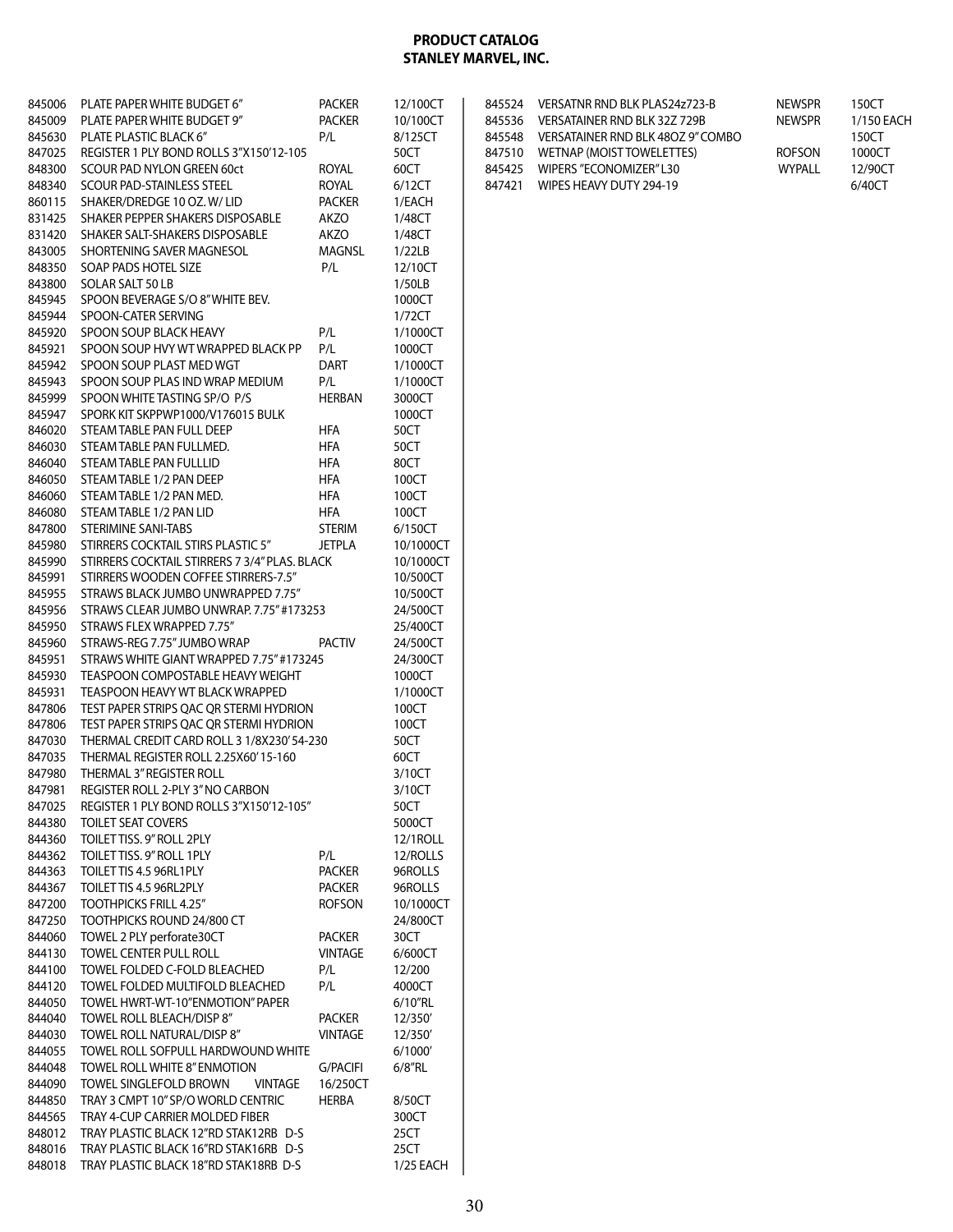# PRODUCT CATALOG
## STANLEY MARVEL, INC.

| | | | |
|---|---|---|---|
| 845006 | PLATE PAPER WHITE BUDGET 6" | PACKER | 12/100CT |
| 845009 | PLATE PAPER WHITE BUDGET 9" | PACKER | 10/100CT |
| 845630 | PLATE PLASTIC BLACK 6" | P/L | 8/125CT |
| 847025 | REGISTER 1 PLY BOND ROLLS 3"X150'12-105 | | 50CT |
| 848300 | SCOUR PAD NYLON GREEN 60ct | ROYAL | 60CT |
| 848340 | SCOUR PAD-STAINLESS STEEL | ROYAL | 6/12CT |
| 860115 | SHAKER/DREDGE 10 OZ. W/ LID | PACKER | 1/EACH |
| 831425 | SHAKER PEPPER SHAKERS DISPOSABLE | AKZO | 1/48CT |
| 831420 | SHAKER SALT-SHAKERS DISPOSABLE | AKZO | 1/48CT |
| 843005 | SHORTENING SAVER MAGNESOL | MAGNSL | 1/22LB |
| 848350 | SOAP PADS HOTEL SIZE | P/L | 12/10CT |
| 843800 | SOLAR SALT 50 LB | | 1/50LB |
| 845945 | SPOON BEVERAGE S/O 8" WHITE BEV. | | 1000CT |
| 845944 | SPOON-CATER SERVING | | 1/72CT |
| 845920 | SPOON SOUP BLACK HEAVY | P/L | 1/1000CT |
| 845921 | SPOON SOUP HVY WT WRAPPED BLACK PP | P/L | 1000CT |
| 845942 | SPOON SOUP PLAST MED WGT | DART | 1/1000CT |
| 845943 | SPOON SOUP PLAS IND WRAP MEDIUM | P/L | 1/1000CT |
| 845999 | SPOON WHITE TASTING SP/O P/S | HERBAN | 3000CT |
| 845947 | SPORK KIT SKPPWP1000/V176015 BULK | | 1000CT |
| 846020 | STEAM TABLE PAN FULL DEEP | HFA | 50CT |
| 846030 | STEAM TABLE PAN FULLMED. | HFA | 50CT |
| 846040 | STEAM TABLE PAN FULLLID | HFA | 80CT |
| 846050 | STEAM TABLE 1/2 PAN DEEP | HFA | 100CT |
| 846060 | STEAM TABLE 1/2 PAN MED. | HFA | 100CT |
| 846080 | STEAM TABLE 1/2 PAN LID | HFA | 100CT |
| 847800 | STERIMINE SANI-TABS | STERIM | 6/150CT |
| 845980 | STIRRERS COCKTAIL STIRS PLASTIC 5" | JETPLA | 10/1000CT |
| 845990 | STIRRERS COCKTAIL STIRRERS 7 3/4" PLAS. BLACK | | 10/1000CT |
| 845991 | STIRRERS WOODEN COFFEE STIRRERS-7.5" | | 10/500CT |
| 845955 | STRAWS BLACK JUMBO UNWRAPPED 7.75" | | 10/500CT |
| 845956 | STRAWS CLEAR JUMBO UNWRAP. 7.75" #173253 | | 24/500CT |
| 845950 | STRAWS FLEX WRAPPED 7.75" | | 25/400CT |
| 845960 | STRAWS-REG 7.75" JUMBO WRAP | PACTIV | 24/500CT |
| 845951 | STRAWS WHITE GIANT WRAPPED 7.75" #173245 | | 24/300CT |
| 845930 | TEASPOON COMPOSTABLE HEAVY WEIGHT | | 1000CT |
| 845931 | TEASPOON HEAVY WT BLACK WRAPPED | | 1/1000CT |
| 847806 | TEST PAPER STRIPS QAC QR STERMI HYDRION | | 100CT |
| 847806 | TEST PAPER STRIPS QAC QR STERMI HYDRION | | 100CT |
| 847030 | THERMAL CREDIT CARD ROLL 3 1/8X230' 54-230 | | 50CT |
| 847035 | THERMAL REGISTER ROLL 2.25X60' 15-160 | | 60CT |
| 847980 | THERMAL 3" REGISTER ROLL | | 3/10CT |
| 847981 | REGISTER ROLL 2-PLY 3" NO CARBON | | 3/10CT |
| 847025 | REGISTER 1 PLY BOND ROLLS 3"X150'12-105" | | 50CT |
| 844380 | TOILET SEAT COVERS | | 5000CT |
| 844360 | TOILET TISS. 9" ROLL 2PLY | | 12/1ROLL |
| 844362 | TOILET TISS. 9" ROLL 1PLY | P/L | 12/ROLLS |
| 844363 | TOILET TIS 4.5 96RL1PLY | PACKER | 96ROLLS |
| 844367 | TOILET TIS 4.5 96RL2PLY | PACKER | 96ROLLS |
| 847200 | TOOTHPICKS FRILL 4.25" | ROFSON | 10/1000CT |
| 847250 | TOOTHPICKS ROUND 24/800 CT | | 24/800CT |
| 844060 | TOWEL 2 PLY perforate30CT | PACKER | 30CT |
| 844130 | TOWEL CENTER PULL ROLL | VINTAGE | 6/600CT |
| 844100 | TOWEL FOLDED C-FOLD BLEACHED | P/L | 12/200 |
| 844120 | TOWEL FOLDED MULTIFOLD BLEACHED | P/L | 4000CT |
| 844050 | TOWEL HWRT-WT-10"ENMOTION" PAPER | | 6/10"RL |
| 844040 | TOWEL ROLL BLEACH/DISP 8" | PACKER | 12/350' |
| 844030 | TOWEL ROLL NATURAL/DISP 8" | VINTAGE | 12/350' |
| 844055 | TOWEL ROLL SOFPULL HARDWOUND WHITE | | 6/1000' |
| 844048 | TOWEL ROLL WHITE 8" ENMOTION | G/PACIFI | 6/8"RL |
| 844090 | TOWEL SINGLEFOLD BROWN VINTAGE | | 16/250CT |
| 844850 | TRAY 3 CMPT 10" SP/O WORLD CENTRIC | HERBA | 8/50CT |
| 844565 | TRAY 4-CUP CARRIER MOLDED FIBER | | 300CT |
| 848012 | TRAY PLASTIC BLACK 12"RD STAK12RB D-S | | 25CT |
| 848016 | TRAY PLASTIC BLACK 16"RD STAK16RB D-S | | 25CT |
| 848018 | TRAY PLASTIC BLACK 18"RD STAK18RB D-S | | 1/25 EACH |
| 845524 | VERSATNR RND BLK PLAS24z723-B | NEWSPR | 150CT |
| 845536 | VERSATAINER RND BLK 32Z 729B | NEWSPR | 1/150 EACH |
| 845548 | VERSATAINER RND BLK 48OZ 9" COMBO | | 150CT |
| 847510 | WETNAP (MOIST TOWELETTES) | ROFSON | 1000CT |
| 845425 | WIPERS "ECONOMIZER" L30 | WYPALL | 12/90CT |
| 847421 | WIPES HEAVY DUTY 294-19 | | 6/40CT |